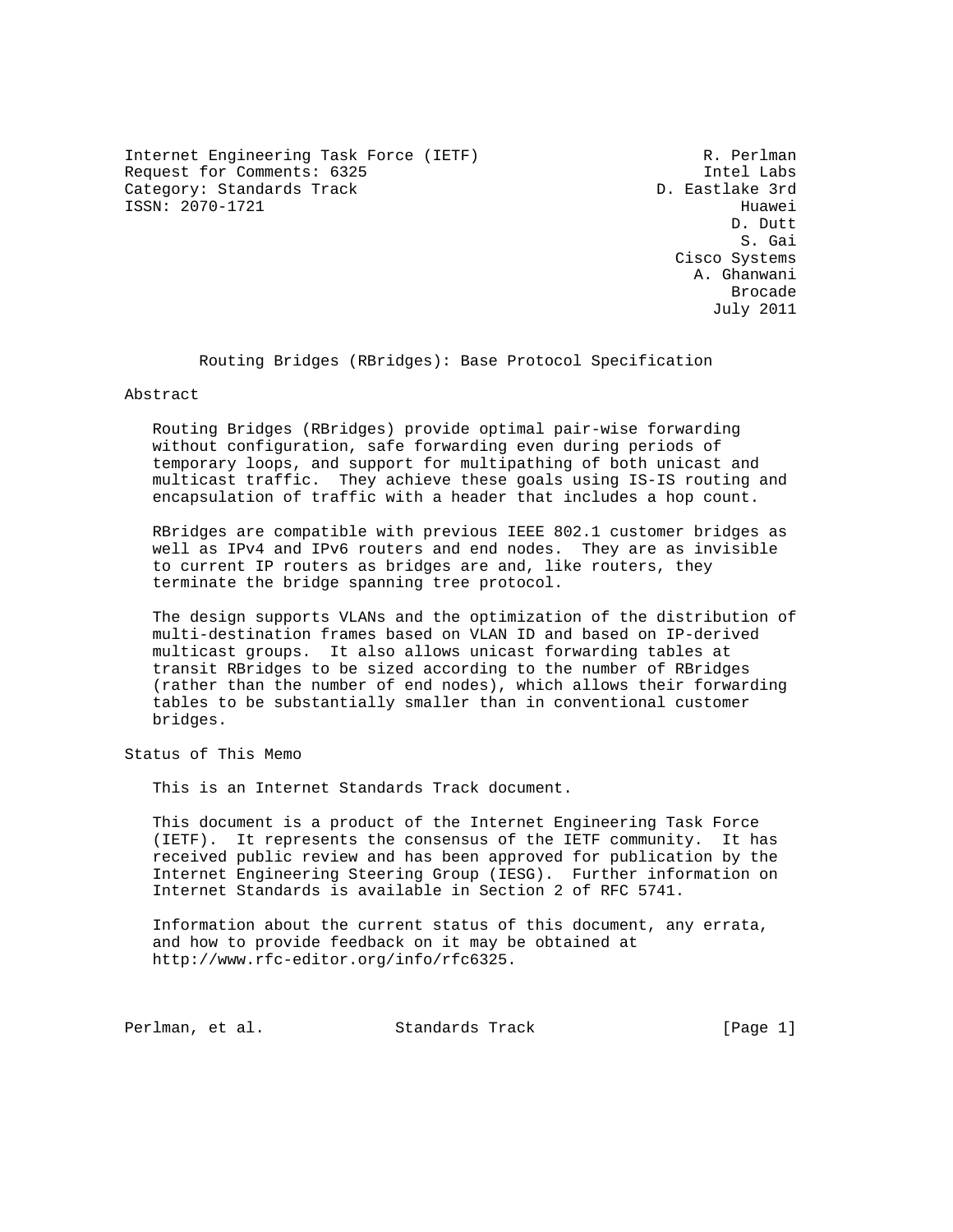Internet Engineering Task Force (IETF) R. Perlman
Request for Comments: 6325 Intel Labs
Category: Standards Track D. Eastlake 3rd
ISSN: 2070-1721 Huawei
D. Dutt
S. Gai
Cisco Systems
A. Ghanwani
Brocade
July 2011

# Routing Bridges (RBridges): Base Protocol Specification

## Abstract

Routing Bridges (RBridges) provide optimal pair-wise forwarding without configuration, safe forwarding even during periods of temporary loops, and support for multipathing of both unicast and multicast traffic. They achieve these goals using IS-IS routing and encapsulation of traffic with a header that includes a hop count.

RBridges are compatible with previous IEEE 802.1 customer bridges as well as IPv4 and IPv6 routers and end nodes. They are as invisible to current IP routers as bridges are and, like routers, they terminate the bridge spanning tree protocol.

The design supports VLANs and the optimization of the distribution of multi-destination frames based on VLAN ID and based on IP-derived multicast groups. It also allows unicast forwarding tables at transit RBridges to be sized according to the number of RBridges (rather than the number of end nodes), which allows their forwarding tables to be substantially smaller than in conventional customer bridges.

## Status of This Memo

This is an Internet Standards Track document.

This document is a product of the Internet Engineering Task Force (IETF). It represents the consensus of the IETF community. It has received public review and has been approved for publication by the Internet Engineering Steering Group (IESG). Further information on Internet Standards is available in Section 2 of RFC 5741.

Information about the current status of this document, any errata, and how to provide feedback on it may be obtained at http://www.rfc-editor.org/info/rfc6325.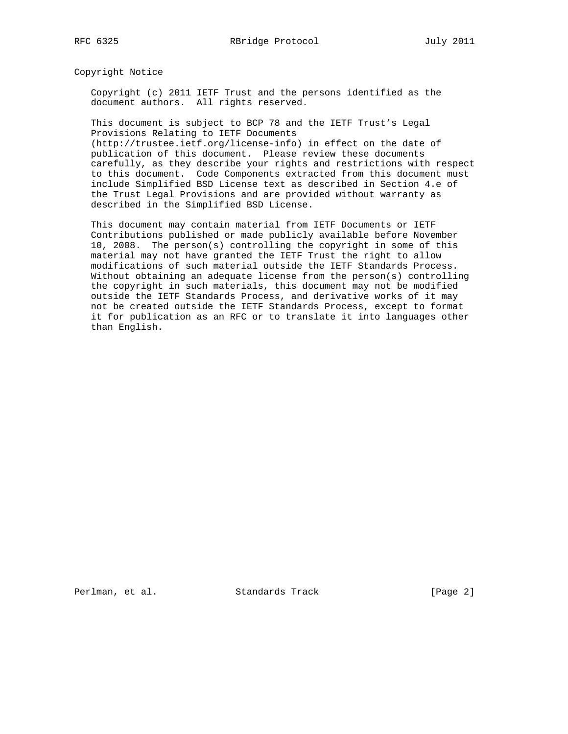## Copyright Notice

Copyright (c) 2011 IETF Trust and the persons identified as the document authors. All rights reserved.

This document is subject to BCP 78 and the IETF Trust's Legal Provisions Relating to IETF Documents (http://trustee.ietf.org/license-info) in effect on the date of publication of this document. Please review these documents carefully, as they describe your rights and restrictions with respect to this document. Code Components extracted from this document must include Simplified BSD License text as described in Section 4.e of the Trust Legal Provisions and are provided without warranty as described in the Simplified BSD License.

This document may contain material from IETF Documents or IETF Contributions published or made publicly available before November 10, 2008. The person(s) controlling the copyright in some of this material may not have granted the IETF Trust the right to allow modifications of such material outside the IETF Standards Process. Without obtaining an adequate license from the person(s) controlling the copyright in such materials, this document may not be modified outside the IETF Standards Process, and derivative works of it may not be created outside the IETF Standards Process, except to format it for publication as an RFC or to translate it into languages other than English.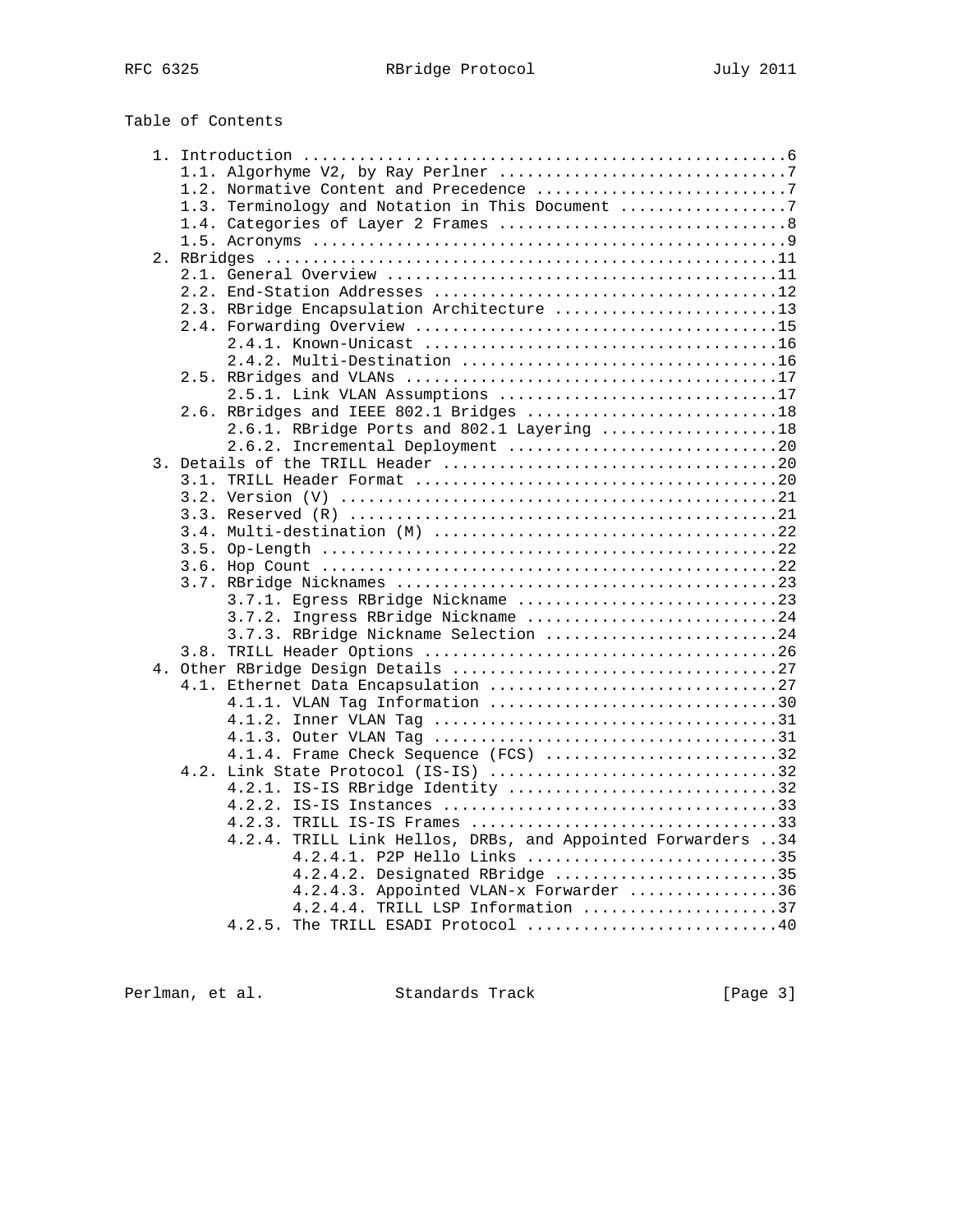Table of Contents

```
   1. Introduction ....................................................6
      1.1. Algorhyme V2, by Ray Perlner ...............................7
      1.2. Normative Content and Precedence ...........................7
      1.3. Terminology and Notation in This Document ..................7
      1.4. Categories of Layer 2 Frames ...............................8
      1.5. Acronyms ...................................................9
   2. RBridges .......................................................11
      2.1. General Overview ..........................................11
      2.2. End-Station Addresses .....................................12
      2.3. RBridge Encapsulation Architecture ........................13
      2.4. Forwarding Overview .......................................15
           2.4.1. Known-Unicast ......................................16
           2.4.2. Multi-Destination ..................................16
      2.5. RBridges and VLANs ........................................17
           2.5.1. Link VLAN Assumptions ..............................17
      2.6. RBridges and IEEE 802.1 Bridges ...........................18
           2.6.1. RBridge Ports and 802.1 Layering ...................18
           2.6.2. Incremental Deployment .............................20
   3. Details of the TRILL Header ....................................20
      3.1. TRILL Header Format .......................................20
      3.2. Version (V) ...............................................21
      3.3. Reserved (R) ..............................................21
      3.4. Multi-destination (M) .....................................22
      3.5. Op-Length .................................................22
      3.6. Hop Count .................................................22
      3.7. RBridge Nicknames .........................................23
           3.7.1. Egress RBridge Nickname ............................23
           3.7.2. Ingress RBridge Nickname ...........................24
           3.7.3. RBridge Nickname Selection .........................24
      3.8. TRILL Header Options ......................................26
   4. Other RBridge Design Details ...................................27
      4.1. Ethernet Data Encapsulation ...............................27
           4.1.1. VLAN Tag Information ...............................30
           4.1.2. Inner VLAN Tag .....................................31
           4.1.3. Outer VLAN Tag .....................................31
           4.1.4. Frame Check Sequence (FCS) .........................32
      4.2. Link State Protocol (IS-IS) ...............................32
           4.2.1. IS-IS RBridge Identity .............................32
           4.2.2. IS-IS Instances ....................................33
           4.2.3. TRILL IS-IS Frames .................................33
           4.2.4. TRILL Link Hellos, DRBs, and Appointed Forwarders ..34
                  4.2.4.1. P2P Hello Links ...........................35
                  4.2.4.2. Designated RBridge ........................35
                  4.2.4.3. Appointed VLAN-x Forwarder ................36
                  4.2.4.4. TRILL LSP Information .....................37
           4.2.5. The TRILL ESADI Protocol ...........................40
```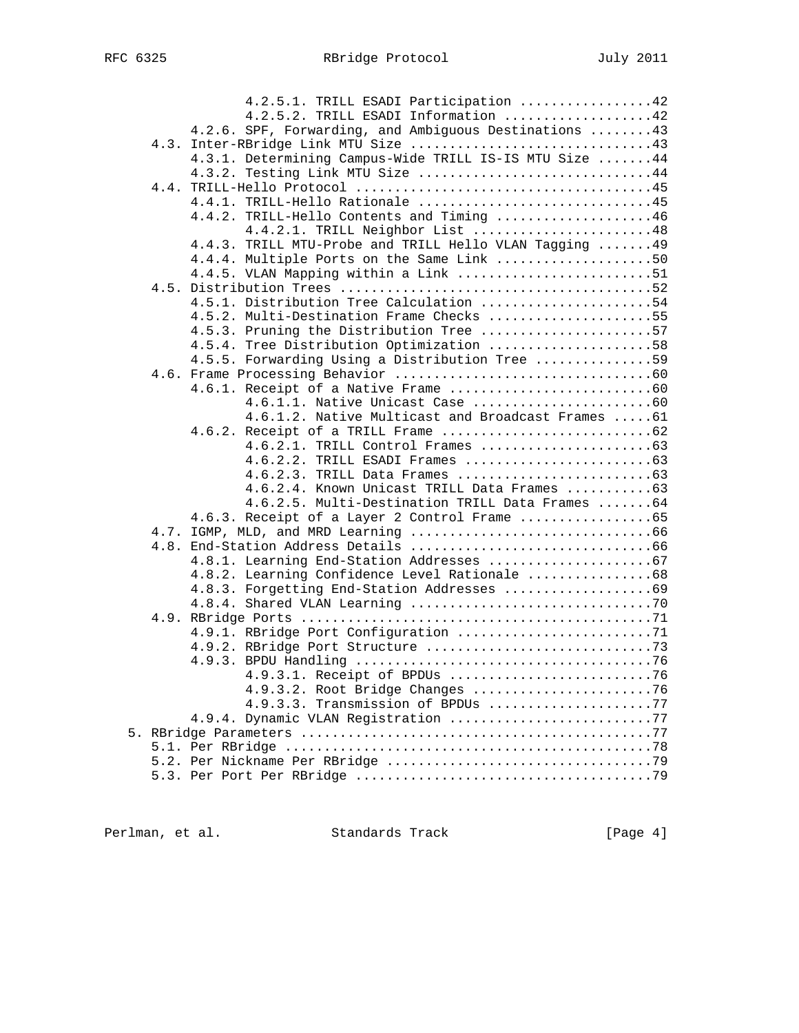```
               4.2.5.1. TRILL ESADI Participation .................42
               4.2.5.2. TRILL ESADI Information ...................42
          4.2.6. SPF, Forwarding, and Ambiguous Destinations ........43
     4.3. Inter-RBridge Link MTU Size ...............................43
          4.3.1. Determining Campus-Wide TRILL IS-IS MTU Size .......44
          4.3.2. Testing Link MTU Size ..............................44
     4.4. TRILL-Hello Protocol ......................................45
          4.4.1. TRILL-Hello Rationale ..............................45
          4.4.2. TRILL-Hello Contents and Timing ....................46
               4.4.2.1. TRILL Neighbor List .......................48
          4.4.3. TRILL MTU-Probe and TRILL Hello VLAN Tagging .......49
          4.4.4. Multiple Ports on the Same Link ....................50
          4.4.5. VLAN Mapping within a Link .........................51
     4.5. Distribution Trees ........................................52
          4.5.1. Distribution Tree Calculation ......................54
          4.5.2. Multi-Destination Frame Checks .....................55
          4.5.3. Pruning the Distribution Tree ......................57
          4.5.4. Tree Distribution Optimization .....................58
          4.5.5. Forwarding Using a Distribution Tree ...............59
     4.6. Frame Processing Behavior .................................60
          4.6.1. Receipt of a Native Frame ..........................60
               4.6.1.1. Native Unicast Case .......................60
               4.6.1.2. Native Multicast and Broadcast Frames .....61
          4.6.2. Receipt of a TRILL Frame ...........................62
               4.6.2.1. TRILL Control Frames ......................63
               4.6.2.2. TRILL ESADI Frames ........................63
               4.6.2.3. TRILL Data Frames .........................63
               4.6.2.4. Known Unicast TRILL Data Frames ...........63
               4.6.2.5. Multi-Destination TRILL Data Frames .......64
          4.6.3. Receipt of a Layer 2 Control Frame .................65
     4.7. IGMP, MLD, and MRD Learning ...............................66
     4.8. End-Station Address Details ...............................66
          4.8.1. Learning End-Station Addresses .....................67
          4.8.2. Learning Confidence Level Rationale ................68
          4.8.3. Forgetting End-Station Addresses ...................69
          4.8.4. Shared VLAN Learning ...............................70
     4.9. RBridge Ports .............................................71
          4.9.1. RBridge Port Configuration .........................71
          4.9.2. RBridge Port Structure .............................73
          4.9.3. BPDU Handling ......................................76
               4.9.3.1. Receipt of BPDUs ..........................76
               4.9.3.2. Root Bridge Changes .......................76
               4.9.3.3. Transmission of BPDUs .....................77
          4.9.4. Dynamic VLAN Registration ..........................77
   5. RBridge Parameters ............................................77
     5.1. Per RBridge ...............................................78
     5.2. Per Nickname Per RBridge ..................................79
     5.3. Per Port Per RBridge ......................................79
```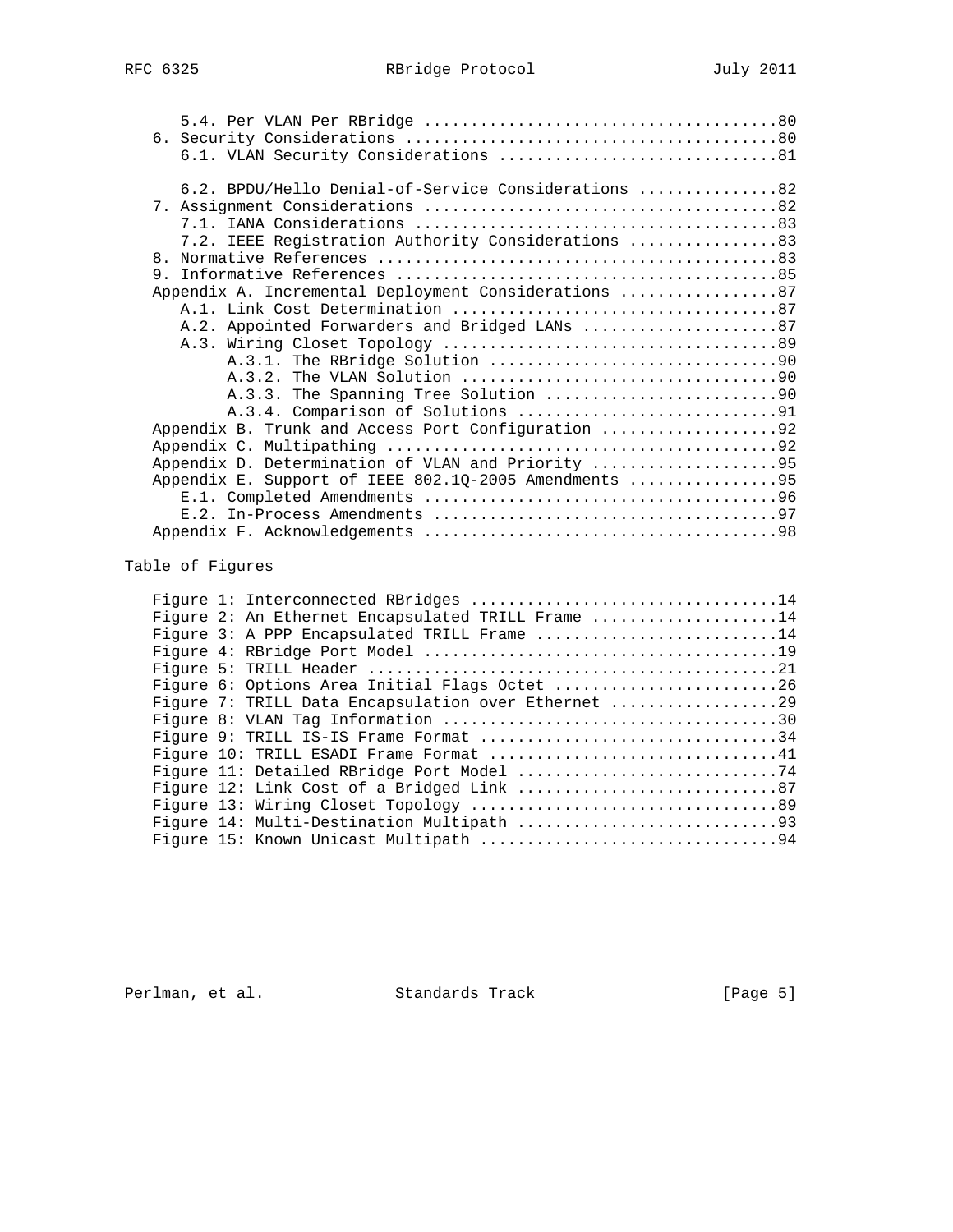```
      5.4. Per VLAN Per RBridge .....................................80
   6. Security Considerations .......................................80
      6.1. VLAN Security Considerations ..............................81

      6.2. BPDU/Hello Denial-of-Service Considerations ...............82
   7. Assignment Considerations .....................................82
      7.1. IANA Considerations .......................................83
      7.2. IEEE Registration Authority Considerations ................83
   8. Normative References ..........................................83
   9. Informative References ........................................85
   Appendix A. Incremental Deployment Considerations .................87
      A.1. Link Cost Determination ...................................87
      A.2. Appointed Forwarders and Bridged LANs .....................87
      A.3. Wiring Closet Topology ....................................89
           A.3.1. The RBridge Solution ...............................90
           A.3.2. The VLAN Solution ..................................90
           A.3.3. The Spanning Tree Solution .........................90
           A.3.4. Comparison of Solutions ............................91
   Appendix B. Trunk and Access Port Configuration ...................92
   Appendix C. Multipathing ..........................................92
   Appendix D. Determination of VLAN and Priority ....................95
   Appendix E. Support of IEEE 802.1Q-2005 Amendments ................95
      E.1. Completed Amendments ......................................96
      E.2. In-Process Amendments .....................................97
   Appendix F. Acknowledgements ......................................98
```

Table of Figures

```
   Figure 1: Interconnected RBridges .................................14
   Figure 2: An Ethernet Encapsulated TRILL Frame ....................14
   Figure 3: A PPP Encapsulated TRILL Frame ..........................14
   Figure 4: RBridge Port Model ......................................19
   Figure 5: TRILL Header ............................................21
   Figure 6: Options Area Initial Flags Octet ........................26
   Figure 7: TRILL Data Encapsulation over Ethernet ..................29
   Figure 8: VLAN Tag Information ....................................30
   Figure 9: TRILL IS-IS Frame Format ................................34
   Figure 10: TRILL ESADI Frame Format ...............................41
   Figure 11: Detailed RBridge Port Model ............................74
   Figure 12: Link Cost of a Bridged Link ............................87
   Figure 13: Wiring Closet Topology .................................89
   Figure 14: Multi-Destination Multipath ............................93
   Figure 15: Known Unicast Multipath ................................94
```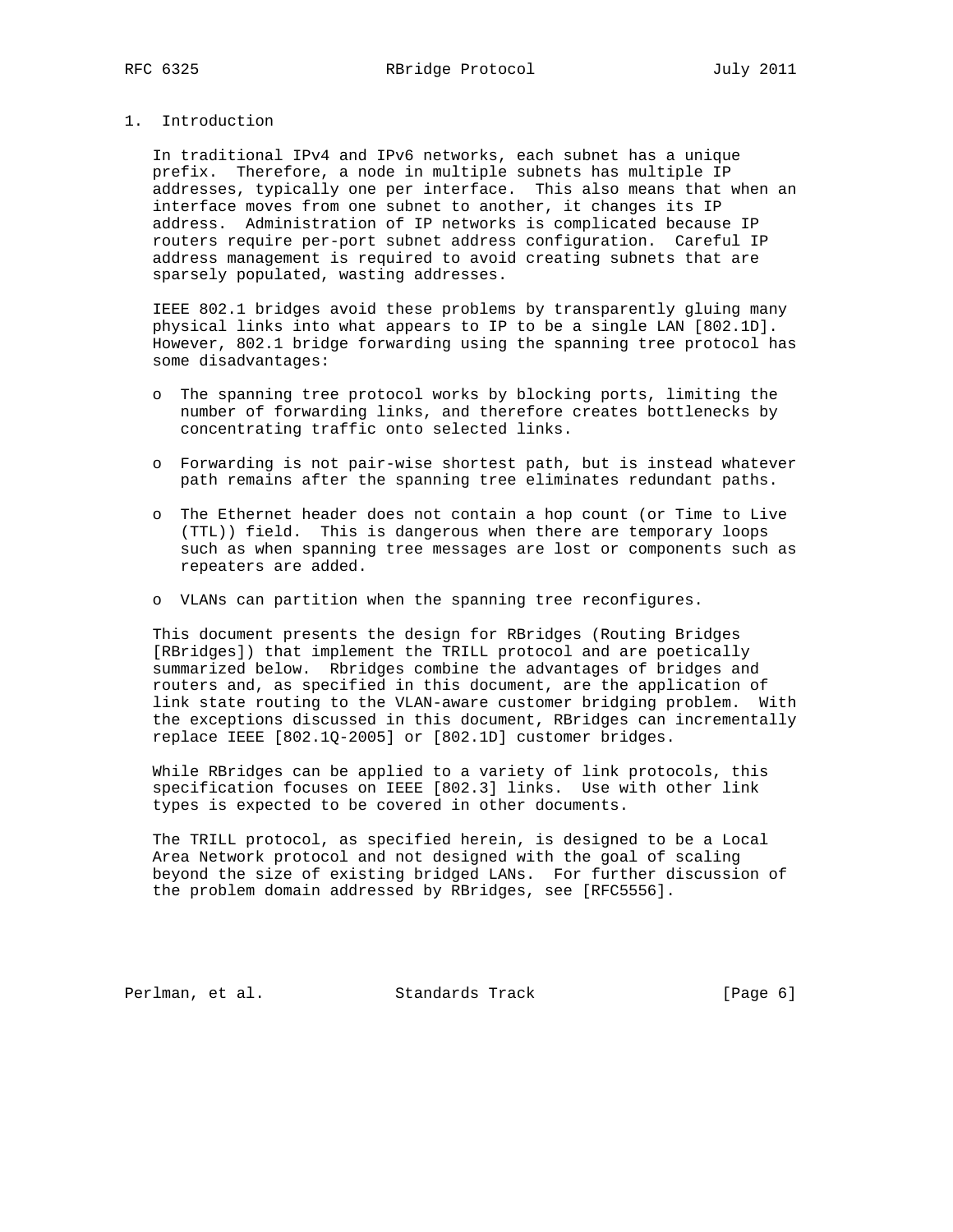# 1. Introduction

In traditional IPv4 and IPv6 networks, each subnet has a unique prefix. Therefore, a node in multiple subnets has multiple IP addresses, typically one per interface. This also means that when an interface moves from one subnet to another, it changes its IP address. Administration of IP networks is complicated because IP routers require per-port subnet address configuration. Careful IP address management is required to avoid creating subnets that are sparsely populated, wasting addresses.

IEEE 802.1 bridges avoid these problems by transparently gluing many physical links into what appears to IP to be a single LAN [802.1D]. However, 802.1 bridge forwarding using the spanning tree protocol has some disadvantages:

- The spanning tree protocol works by blocking ports, limiting the number of forwarding links, and therefore creates bottlenecks by concentrating traffic onto selected links.
- Forwarding is not pair-wise shortest path, but is instead whatever path remains after the spanning tree eliminates redundant paths.
- The Ethernet header does not contain a hop count (or Time to Live (TTL)) field. This is dangerous when there are temporary loops such as when spanning tree messages are lost or components such as repeaters are added.
- VLANs can partition when the spanning tree reconfigures.

This document presents the design for RBridges (Routing Bridges [RBridges]) that implement the TRILL protocol and are poetically summarized below. Rbridges combine the advantages of bridges and routers and, as specified in this document, are the application of link state routing to the VLAN-aware customer bridging problem. With the exceptions discussed in this document, RBridges can incrementally replace IEEE [802.1Q-2005] or [802.1D] customer bridges.

While RBridges can be applied to a variety of link protocols, this specification focuses on IEEE [802.3] links. Use with other link types is expected to be covered in other documents.

The TRILL protocol, as specified herein, is designed to be a Local Area Network protocol and not designed with the goal of scaling beyond the size of existing bridged LANs. For further discussion of the problem domain addressed by RBridges, see [RFC5556].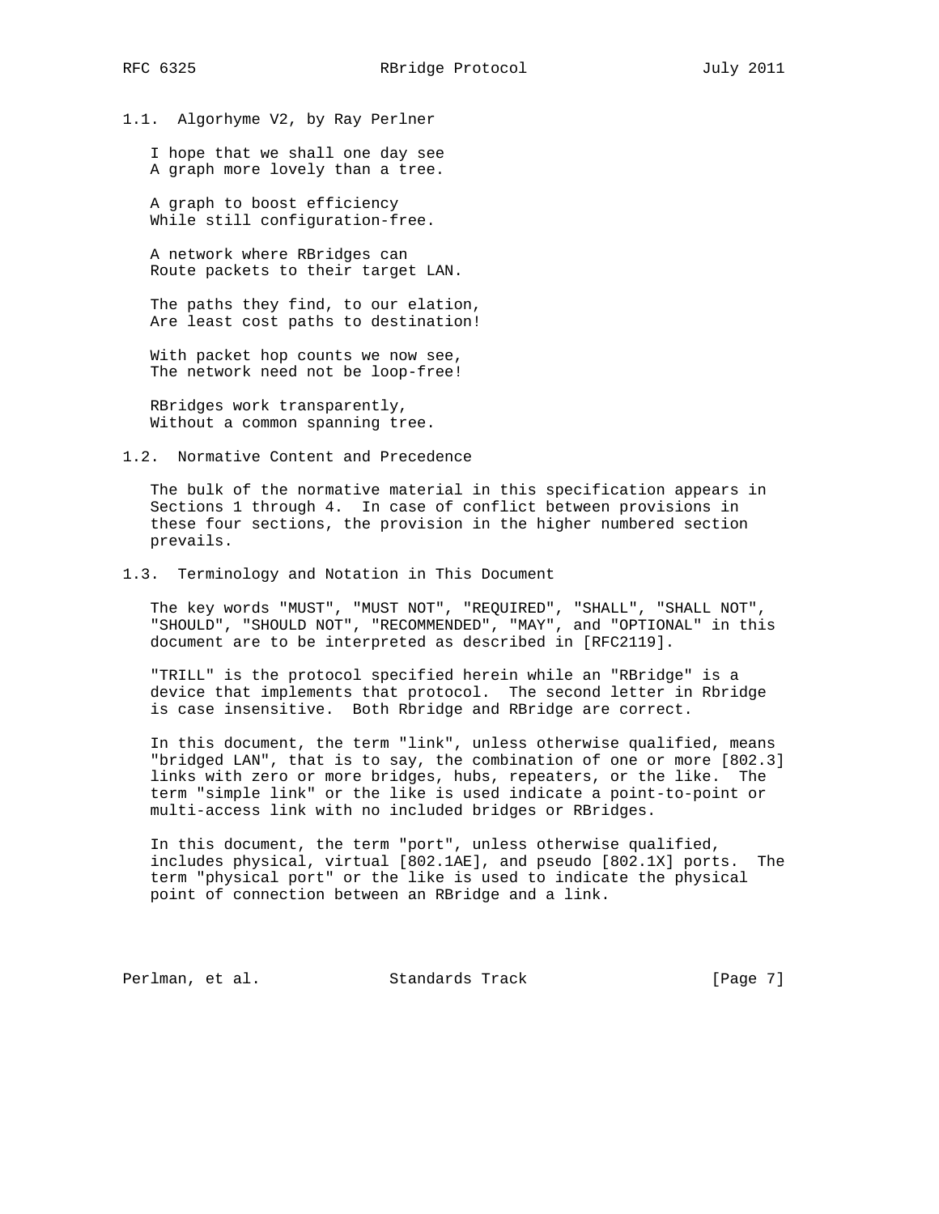### 1.1. Algorhyme V2, by Ray Perlner

I hope that we shall one day see
A graph more lovely than a tree.

A graph to boost efficiency
While still configuration-free.

A network where RBridges can
Route packets to their target LAN.

The paths they find, to our elation,
Are least cost paths to destination!

With packet hop counts we now see,
The network need not be loop-free!

RBridges work transparently,
Without a common spanning tree.

### 1.2. Normative Content and Precedence

The bulk of the normative material in this specification appears in Sections 1 through 4. In case of conflict between provisions in these four sections, the provision in the higher numbered section prevails.

### 1.3. Terminology and Notation in This Document

The key words "MUST", "MUST NOT", "REQUIRED", "SHALL", "SHALL NOT", "SHOULD", "SHOULD NOT", "RECOMMENDED", "MAY", and "OPTIONAL" in this document are to be interpreted as described in [RFC2119].

"TRILL" is the protocol specified herein while an "RBridge" is a device that implements that protocol. The second letter in Rbridge is case insensitive. Both Rbridge and RBridge are correct.

In this document, the term "link", unless otherwise qualified, means "bridged LAN", that is to say, the combination of one or more [802.3] links with zero or more bridges, hubs, repeaters, or the like. The term "simple link" or the like is used indicate a point-to-point or multi-access link with no included bridges or RBridges.

In this document, the term "port", unless otherwise qualified, includes physical, virtual [802.1AE], and pseudo [802.1X] ports. The term "physical port" or the like is used to indicate the physical point of connection between an RBridge and a link.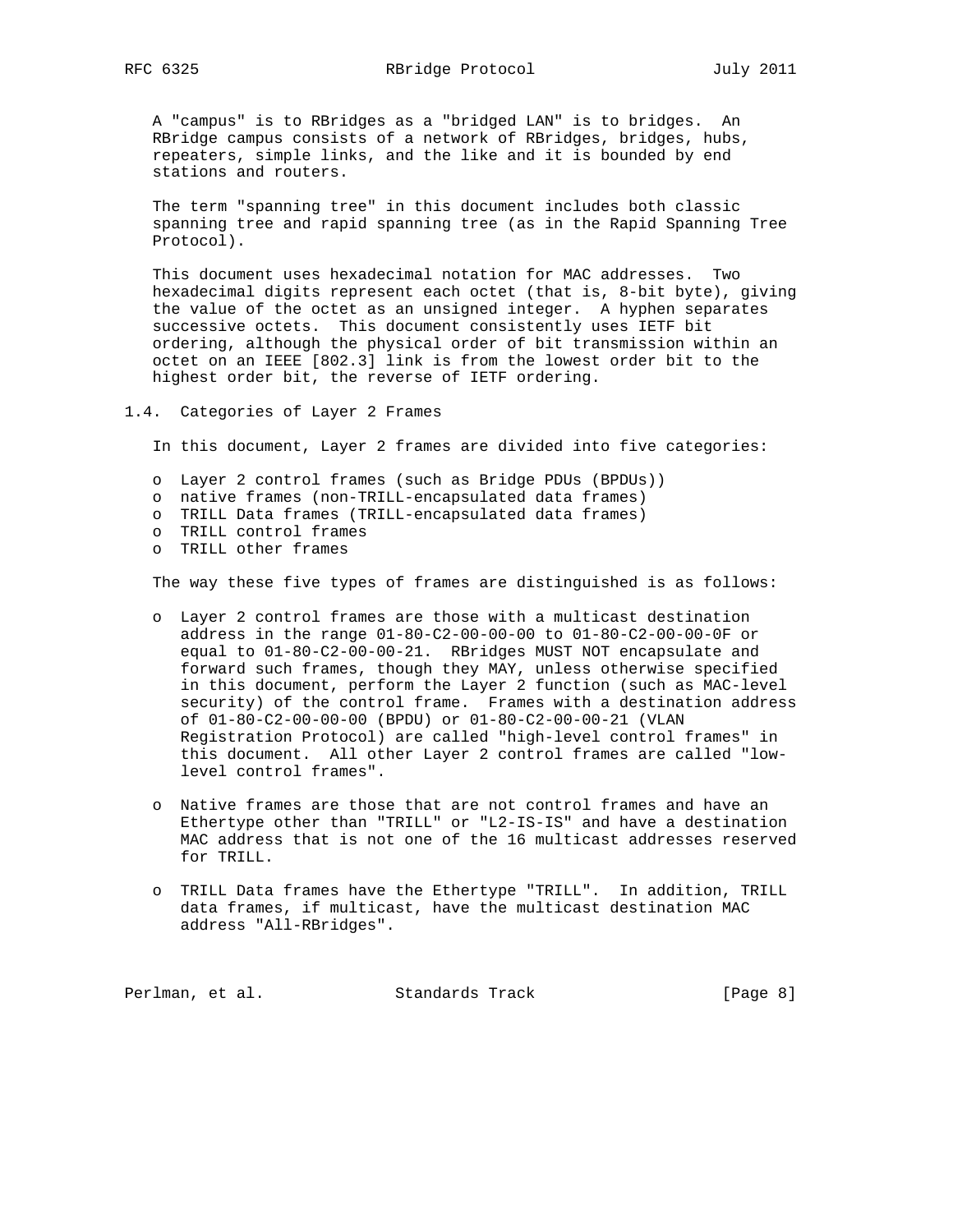A "campus" is to RBridges as a "bridged LAN" is to bridges. An RBridge campus consists of a network of RBridges, bridges, hubs, repeaters, simple links, and the like and it is bounded by end stations and routers.

The term "spanning tree" in this document includes both classic spanning tree and rapid spanning tree (as in the Rapid Spanning Tree Protocol).

This document uses hexadecimal notation for MAC addresses. Two hexadecimal digits represent each octet (that is, 8-bit byte), giving the value of the octet as an unsigned integer. A hyphen separates successive octets. This document consistently uses IETF bit ordering, although the physical order of bit transmission within an octet on an IEEE [802.3] link is from the lowest order bit to the highest order bit, the reverse of IETF ordering.

### 1.4. Categories of Layer 2 Frames

In this document, Layer 2 frames are divided into five categories:

- Layer 2 control frames (such as Bridge PDUs (BPDUs))
- native frames (non-TRILL-encapsulated data frames)
- TRILL Data frames (TRILL-encapsulated data frames)
- TRILL control frames
- TRILL other frames

The way these five types of frames are distinguished is as follows:

- Layer 2 control frames are those with a multicast destination address in the range 01-80-C2-00-00-00 to 01-80-C2-00-00-0F or equal to 01-80-C2-00-00-21. RBridges MUST NOT encapsulate and forward such frames, though they MAY, unless otherwise specified in this document, perform the Layer 2 function (such as MAC-level security) of the control frame. Frames with a destination address of 01-80-C2-00-00-00 (BPDU) or 01-80-C2-00-00-21 (VLAN Registration Protocol) are called "high-level control frames" in this document. All other Layer 2 control frames are called "low-level control frames".

- Native frames are those that are not control frames and have an Ethertype other than "TRILL" or "L2-IS-IS" and have a destination MAC address that is not one of the 16 multicast addresses reserved for TRILL.

- TRILL Data frames have the Ethertype "TRILL". In addition, TRILL data frames, if multicast, have the multicast destination MAC address "All-RBridges".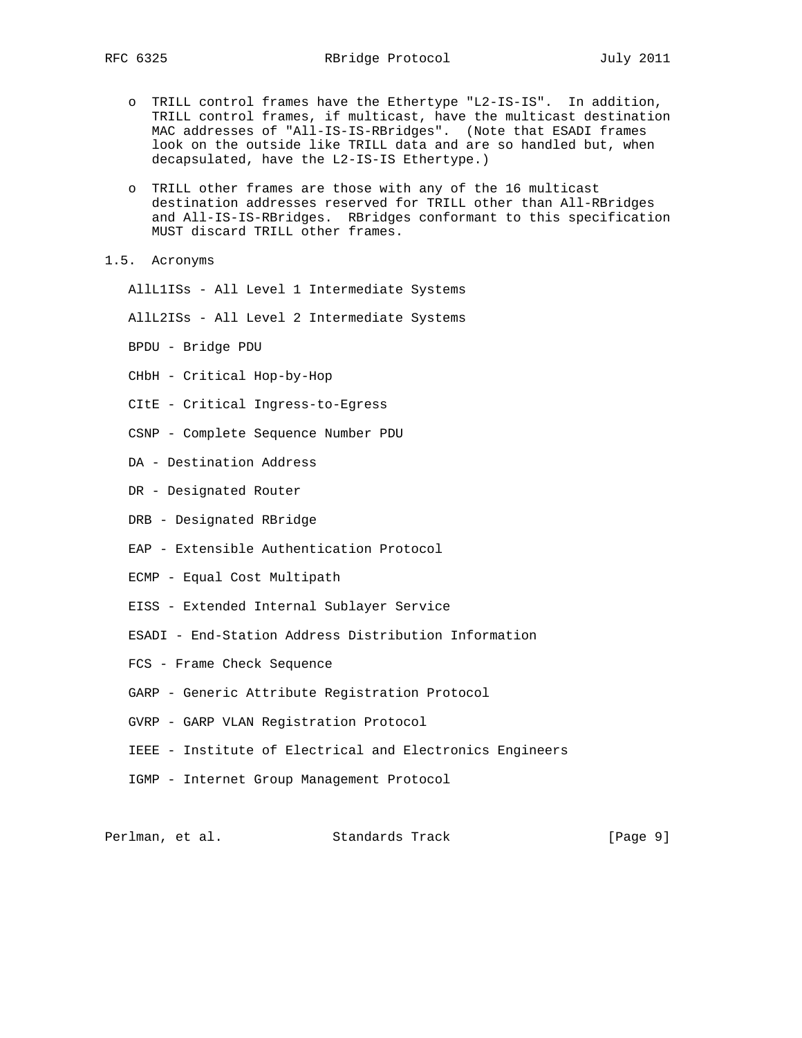- TRILL control frames have the Ethertype "L2-IS-IS". In addition, TRILL control frames, if multicast, have the multicast destination MAC addresses of "All-IS-IS-RBridges". (Note that ESADI frames look on the outside like TRILL data and are so handled but, when decapsulated, have the L2-IS-IS Ethertype.)

- TRILL other frames are those with any of the 16 multicast destination addresses reserved for TRILL other than All-RBridges and All-IS-IS-RBridges. RBridges conformant to this specification MUST discard TRILL other frames.

### 1.5. Acronyms

AllL1ISs - All Level 1 Intermediate Systems

AllL2ISs - All Level 2 Intermediate Systems

BPDU - Bridge PDU

CHbH - Critical Hop-by-Hop

CItE - Critical Ingress-to-Egress

CSNP - Complete Sequence Number PDU

DA - Destination Address

DR - Designated Router

DRB - Designated RBridge

EAP - Extensible Authentication Protocol

ECMP - Equal Cost Multipath

EISS - Extended Internal Sublayer Service

ESADI - End-Station Address Distribution Information

FCS - Frame Check Sequence

GARP - Generic Attribute Registration Protocol

GVRP - GARP VLAN Registration Protocol

IEEE - Institute of Electrical and Electronics Engineers

IGMP - Internet Group Management Protocol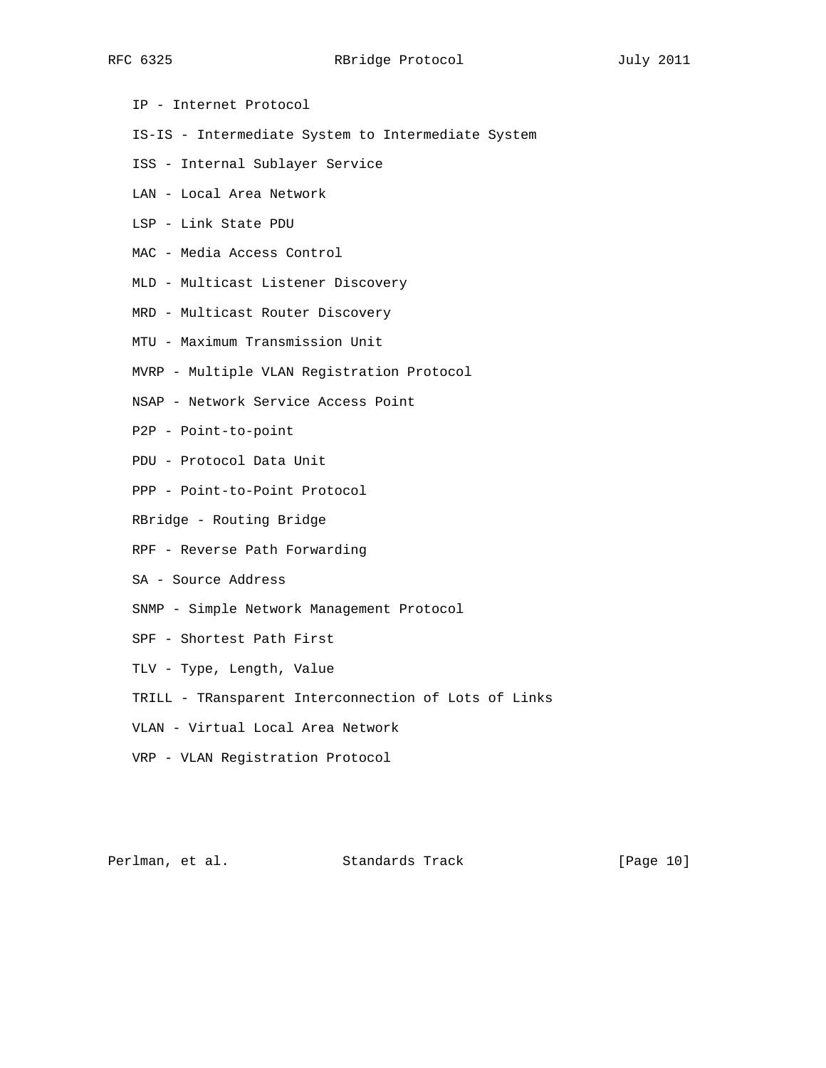IP - Internet Protocol

IS-IS - Intermediate System to Intermediate System

ISS - Internal Sublayer Service

LAN - Local Area Network

LSP - Link State PDU

MAC - Media Access Control

MLD - Multicast Listener Discovery

MRD - Multicast Router Discovery

MTU - Maximum Transmission Unit

MVRP - Multiple VLAN Registration Protocol

NSAP - Network Service Access Point

P2P - Point-to-point

PDU - Protocol Data Unit

PPP - Point-to-Point Protocol

RBridge - Routing Bridge

RPF - Reverse Path Forwarding

SA - Source Address

SNMP - Simple Network Management Protocol

SPF - Shortest Path First

TLV - Type, Length, Value

TRILL - TRansparent Interconnection of Lots of Links

VLAN - Virtual Local Area Network

VRP - VLAN Registration Protocol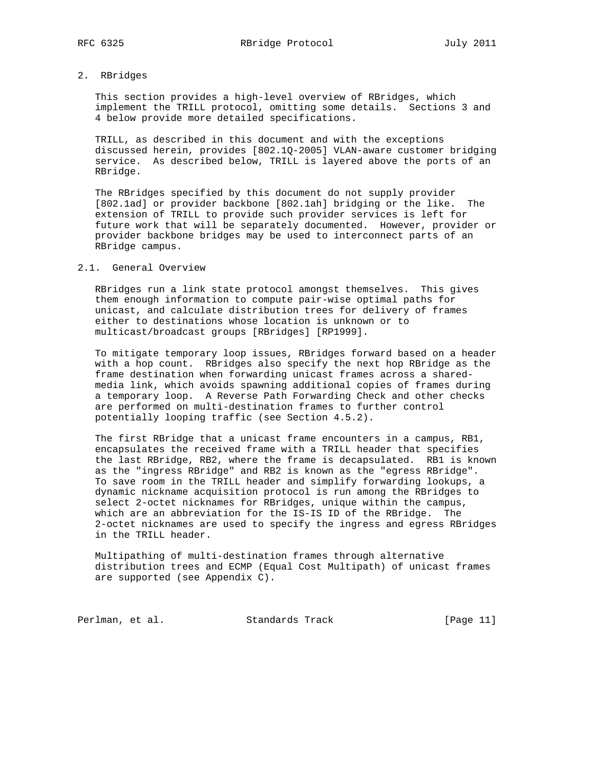## 2. RBridges

This section provides a high-level overview of RBridges, which implement the TRILL protocol, omitting some details. Sections 3 and 4 below provide more detailed specifications.

TRILL, as described in this document and with the exceptions discussed herein, provides [802.1Q-2005] VLAN-aware customer bridging service. As described below, TRILL is layered above the ports of an RBridge.

The RBridges specified by this document do not supply provider [802.1ad] or provider backbone [802.1ah] bridging or the like. The extension of TRILL to provide such provider services is left for future work that will be separately documented. However, provider or provider backbone bridges may be used to interconnect parts of an RBridge campus.

### 2.1. General Overview

RBridges run a link state protocol amongst themselves. This gives them enough information to compute pair-wise optimal paths for unicast, and calculate distribution trees for delivery of frames either to destinations whose location is unknown or to multicast/broadcast groups [RBridges] [RP1999].

To mitigate temporary loop issues, RBridges forward based on a header with a hop count. RBridges also specify the next hop RBridge as the frame destination when forwarding unicast frames across a shared-media link, which avoids spawning additional copies of frames during a temporary loop. A Reverse Path Forwarding Check and other checks are performed on multi-destination frames to further control potentially looping traffic (see Section 4.5.2).

The first RBridge that a unicast frame encounters in a campus, RB1, encapsulates the received frame with a TRILL header that specifies the last RBridge, RB2, where the frame is decapsulated. RB1 is known as the "ingress RBridge" and RB2 is known as the "egress RBridge". To save room in the TRILL header and simplify forwarding lookups, a dynamic nickname acquisition protocol is run among the RBridges to select 2-octet nicknames for RBridges, unique within the campus, which are an abbreviation for the IS-IS ID of the RBridge. The 2-octet nicknames are used to specify the ingress and egress RBridges in the TRILL header.

Multipathing of multi-destination frames through alternative distribution trees and ECMP (Equal Cost Multipath) of unicast frames are supported (see Appendix C).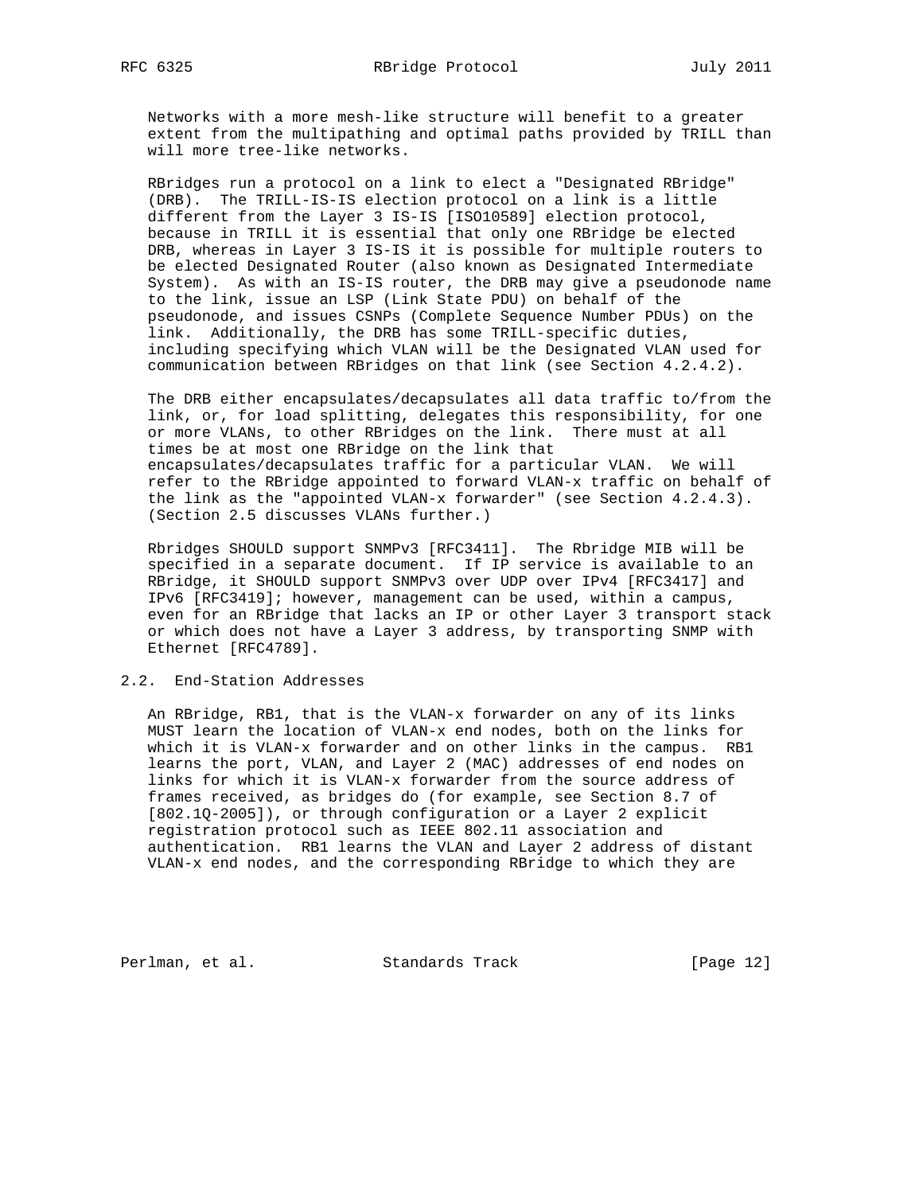Networks with a more mesh-like structure will benefit to a greater extent from the multipathing and optimal paths provided by TRILL than will more tree-like networks.

RBridges run a protocol on a link to elect a "Designated RBridge" (DRB). The TRILL-IS-IS election protocol on a link is a little different from the Layer 3 IS-IS [ISO10589] election protocol, because in TRILL it is essential that only one RBridge be elected DRB, whereas in Layer 3 IS-IS it is possible for multiple routers to be elected Designated Router (also known as Designated Intermediate System). As with an IS-IS router, the DRB may give a pseudonode name to the link, issue an LSP (Link State PDU) on behalf of the pseudonode, and issues CSNPs (Complete Sequence Number PDUs) on the link. Additionally, the DRB has some TRILL-specific duties, including specifying which VLAN will be the Designated VLAN used for communication between RBridges on that link (see Section 4.2.4.2).

The DRB either encapsulates/decapsulates all data traffic to/from the link, or, for load splitting, delegates this responsibility, for one or more VLANs, to other RBridges on the link. There must at all times be at most one RBridge on the link that encapsulates/decapsulates traffic for a particular VLAN. We will refer to the RBridge appointed to forward VLAN-x traffic on behalf of the link as the "appointed VLAN-x forwarder" (see Section 4.2.4.3). (Section 2.5 discusses VLANs further.)

Rbridges SHOULD support SNMPv3 [RFC3411]. The Rbridge MIB will be specified in a separate document. If IP service is available to an RBridge, it SHOULD support SNMPv3 over UDP over IPv4 [RFC3417] and IPv6 [RFC3419]; however, management can be used, within a campus, even for an RBridge that lacks an IP or other Layer 3 transport stack or which does not have a Layer 3 address, by transporting SNMP with Ethernet [RFC4789].

## 2.2. End-Station Addresses

An RBridge, RB1, that is the VLAN-x forwarder on any of its links MUST learn the location of VLAN-x end nodes, both on the links for which it is VLAN-x forwarder and on other links in the campus. RB1 learns the port, VLAN, and Layer 2 (MAC) addresses of end nodes on links for which it is VLAN-x forwarder from the source address of frames received, as bridges do (for example, see Section 8.7 of [802.1Q-2005]), or through configuration or a Layer 2 explicit registration protocol such as IEEE 802.11 association and authentication. RB1 learns the VLAN and Layer 2 address of distant VLAN-x end nodes, and the corresponding RBridge to which they are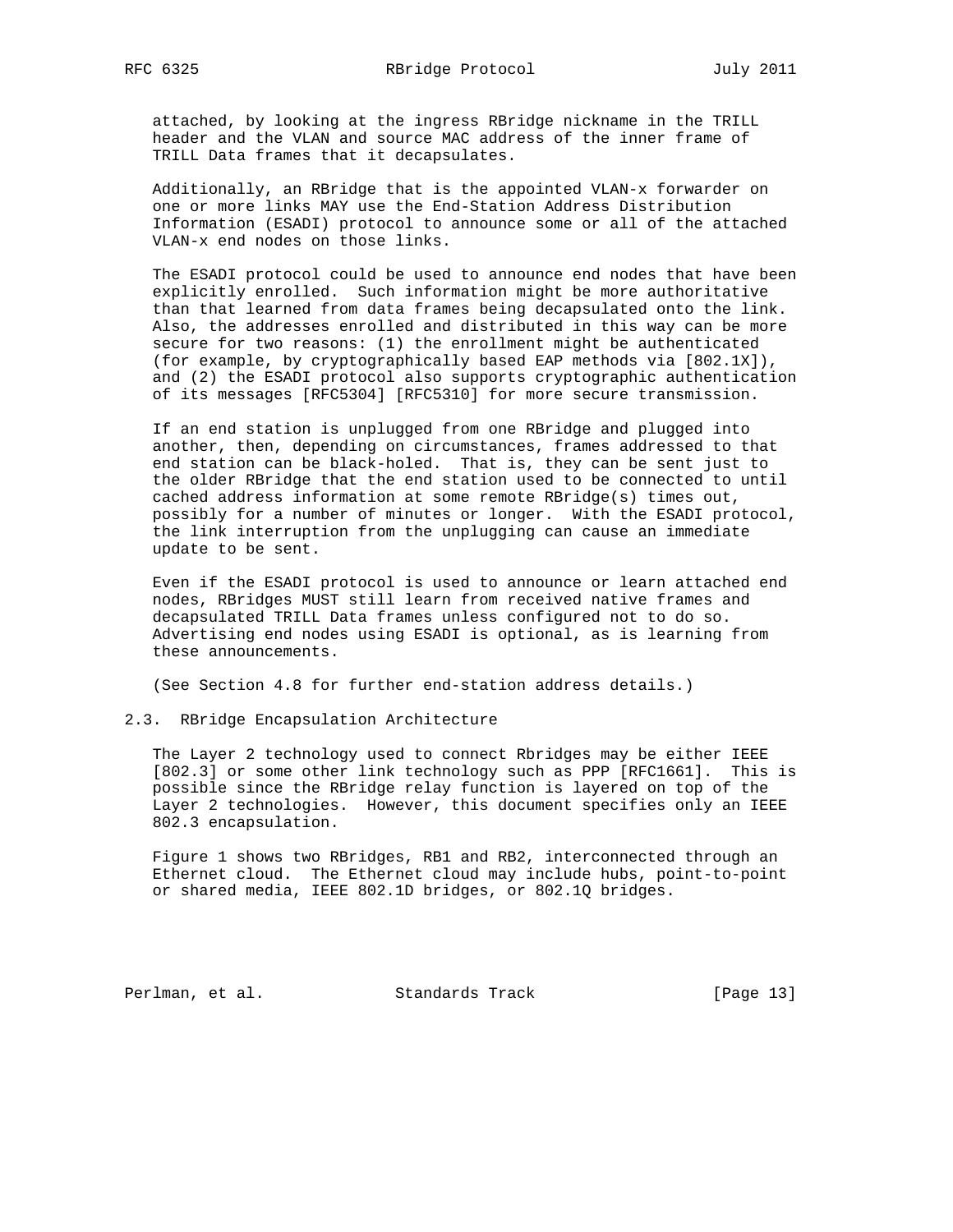attached, by looking at the ingress RBridge nickname in the TRILL header and the VLAN and source MAC address of the inner frame of TRILL Data frames that it decapsulates.

Additionally, an RBridge that is the appointed VLAN-x forwarder on one or more links MAY use the End-Station Address Distribution Information (ESADI) protocol to announce some or all of the attached VLAN-x end nodes on those links.

The ESADI protocol could be used to announce end nodes that have been explicitly enrolled. Such information might be more authoritative than that learned from data frames being decapsulated onto the link. Also, the addresses enrolled and distributed in this way can be more secure for two reasons: (1) the enrollment might be authenticated (for example, by cryptographically based EAP methods via [802.1X]), and (2) the ESADI protocol also supports cryptographic authentication of its messages [RFC5304] [RFC5310] for more secure transmission.

If an end station is unplugged from one RBridge and plugged into another, then, depending on circumstances, frames addressed to that end station can be black-holed. That is, they can be sent just to the older RBridge that the end station used to be connected to until cached address information at some remote RBridge(s) times out, possibly for a number of minutes or longer. With the ESADI protocol, the link interruption from the unplugging can cause an immediate update to be sent.

Even if the ESADI protocol is used to announce or learn attached end nodes, RBridges MUST still learn from received native frames and decapsulated TRILL Data frames unless configured not to do so. Advertising end nodes using ESADI is optional, as is learning from these announcements.

(See Section 4.8 for further end-station address details.)

## 2.3. RBridge Encapsulation Architecture

The Layer 2 technology used to connect Rbridges may be either IEEE [802.3] or some other link technology such as PPP [RFC1661]. This is possible since the RBridge relay function is layered on top of the Layer 2 technologies. However, this document specifies only an IEEE 802.3 encapsulation.

Figure 1 shows two RBridges, RB1 and RB2, interconnected through an Ethernet cloud. The Ethernet cloud may include hubs, point-to-point or shared media, IEEE 802.1D bridges, or 802.1Q bridges.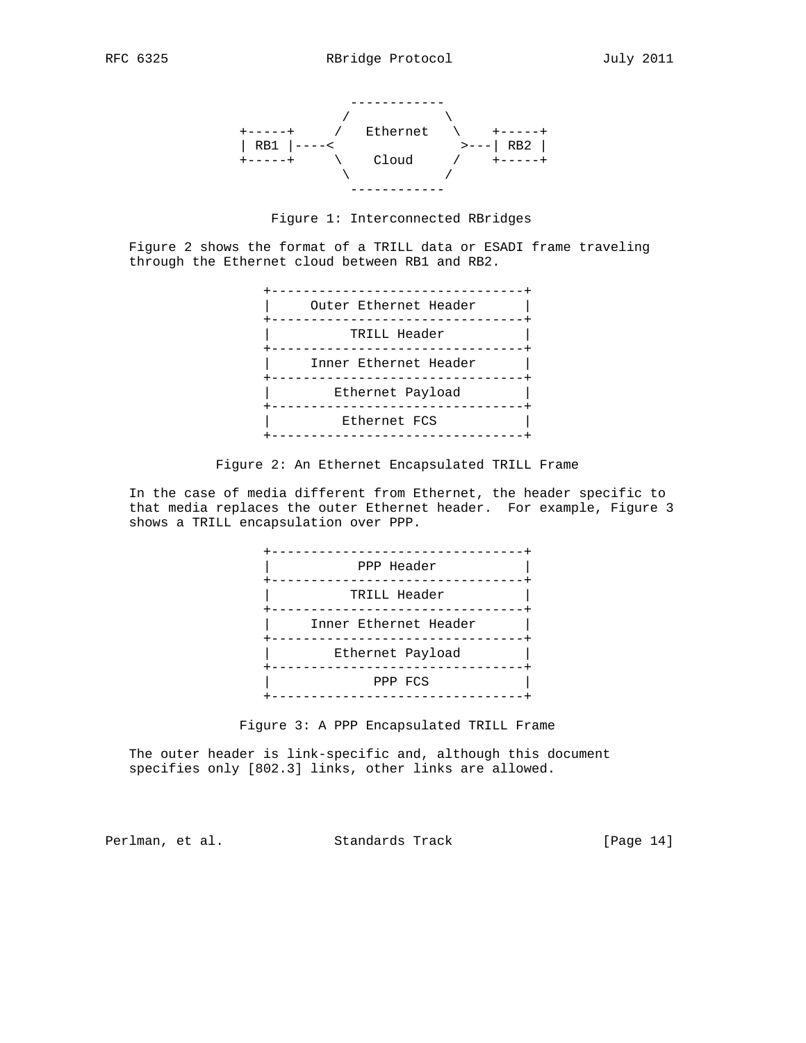```
                ------------
               /            \
    +-----+   /   Ethernet   \   +-----+
    | RB1 |----<              >---| RB2 |
    +-----+   \    Cloud     /   +-----+
               \            /
                ------------
```

Figure 1: Interconnected RBridges

Figure 2 shows the format of a TRILL data or ESADI frame traveling through the Ethernet cloud between RB1 and RB2.

```
+--------------------------------+
|     Outer Ethernet Header      |
+--------------------------------+
|          TRILL Header          |
+--------------------------------+
|     Inner Ethernet Header      |
+--------------------------------+
|        Ethernet Payload        |
+--------------------------------+
|          Ethernet FCS          |
+--------------------------------+
```

Figure 2: An Ethernet Encapsulated TRILL Frame

In the case of media different from Ethernet, the header specific to that media replaces the outer Ethernet header. For example, Figure 3 shows a TRILL encapsulation over PPP.

```
+--------------------------------+
|           PPP Header           |
+--------------------------------+
|          TRILL Header          |
+--------------------------------+
|     Inner Ethernet Header      |
+--------------------------------+
|        Ethernet Payload        |
+--------------------------------+
|            PPP FCS             |
+--------------------------------+
```

Figure 3: A PPP Encapsulated TRILL Frame

The outer header is link-specific and, although this document specifies only [802.3] links, other links are allowed.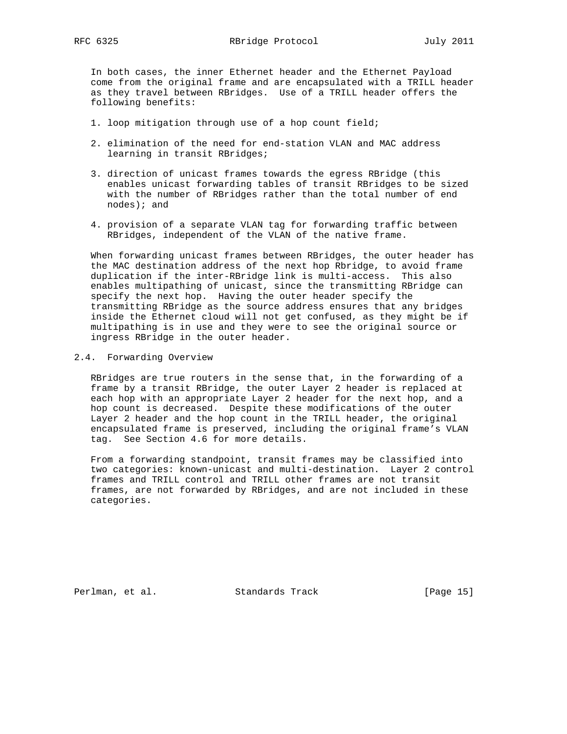In both cases, the inner Ethernet header and the Ethernet Payload come from the original frame and are encapsulated with a TRILL header as they travel between RBridges. Use of a TRILL header offers the following benefits:

1. loop mitigation through use of a hop count field;

2. elimination of the need for end-station VLAN and MAC address learning in transit RBridges;

3. direction of unicast frames towards the egress RBridge (this enables unicast forwarding tables of transit RBridges to be sized with the number of RBridges rather than the total number of end nodes); and

4. provision of a separate VLAN tag for forwarding traffic between RBridges, independent of the VLAN of the native frame.

When forwarding unicast frames between RBridges, the outer header has the MAC destination address of the next hop Rbridge, to avoid frame duplication if the inter-RBridge link is multi-access. This also enables multipathing of unicast, since the transmitting RBridge can specify the next hop. Having the outer header specify the transmitting RBridge as the source address ensures that any bridges inside the Ethernet cloud will not get confused, as they might be if multipathing is in use and they were to see the original source or ingress RBridge in the outer header.

## 2.4. Forwarding Overview

RBridges are true routers in the sense that, in the forwarding of a frame by a transit RBridge, the outer Layer 2 header is replaced at each hop with an appropriate Layer 2 header for the next hop, and a hop count is decreased. Despite these modifications of the outer Layer 2 header and the hop count in the TRILL header, the original encapsulated frame is preserved, including the original frame's VLAN tag. See Section 4.6 for more details.

From a forwarding standpoint, transit frames may be classified into two categories: known-unicast and multi-destination. Layer 2 control frames and TRILL control and TRILL other frames are not transit frames, are not forwarded by RBridges, and are not included in these categories.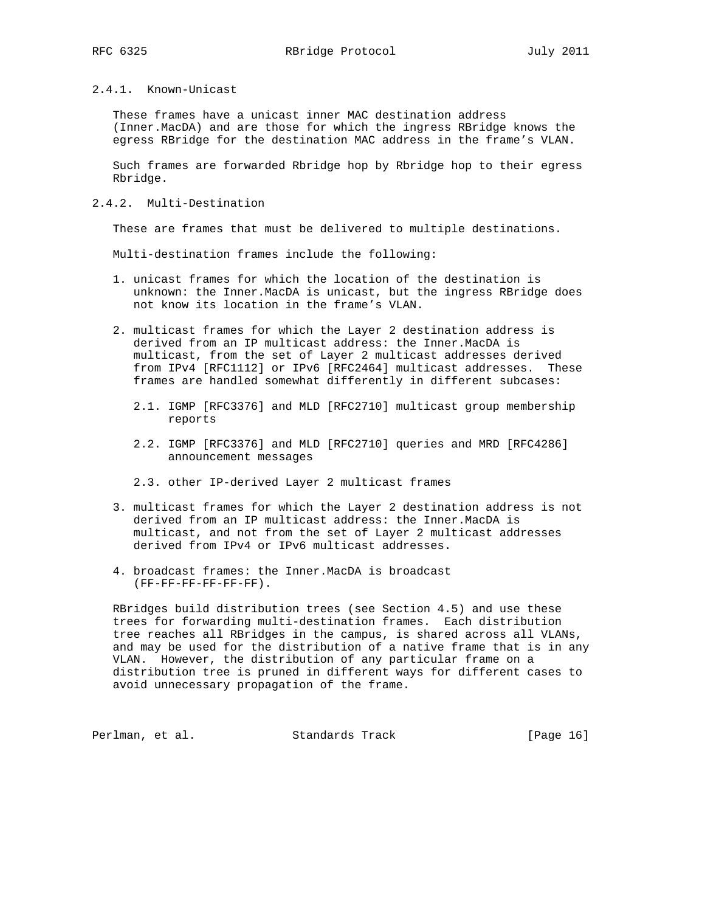#### 2.4.1. Known-Unicast

These frames have a unicast inner MAC destination address (Inner.MacDA) and are those for which the ingress RBridge knows the egress RBridge for the destination MAC address in the frame's VLAN.

Such frames are forwarded Rbridge hop by Rbridge hop to their egress Rbridge.

#### 2.4.2. Multi-Destination

These are frames that must be delivered to multiple destinations.

Multi-destination frames include the following:

1. unicast frames for which the location of the destination is unknown: the Inner.MacDA is unicast, but the ingress RBridge does not know its location in the frame's VLAN.

2. multicast frames for which the Layer 2 destination address is derived from an IP multicast address: the Inner.MacDA is multicast, from the set of Layer 2 multicast addresses derived from IPv4 [RFC1112] or IPv6 [RFC2464] multicast addresses. These frames are handled somewhat differently in different subcases:

   2.1. IGMP [RFC3376] and MLD [RFC2710] multicast group membership reports

   2.2. IGMP [RFC3376] and MLD [RFC2710] queries and MRD [RFC4286] announcement messages

   2.3. other IP-derived Layer 2 multicast frames

3. multicast frames for which the Layer 2 destination address is not derived from an IP multicast address: the Inner.MacDA is multicast, and not from the set of Layer 2 multicast addresses derived from IPv4 or IPv6 multicast addresses.

4. broadcast frames: the Inner.MacDA is broadcast (FF-FF-FF-FF-FF-FF).

RBridges build distribution trees (see Section 4.5) and use these trees for forwarding multi-destination frames. Each distribution tree reaches all RBridges in the campus, is shared across all VLANs, and may be used for the distribution of a native frame that is in any VLAN. However, the distribution of any particular frame on a distribution tree is pruned in different ways for different cases to avoid unnecessary propagation of the frame.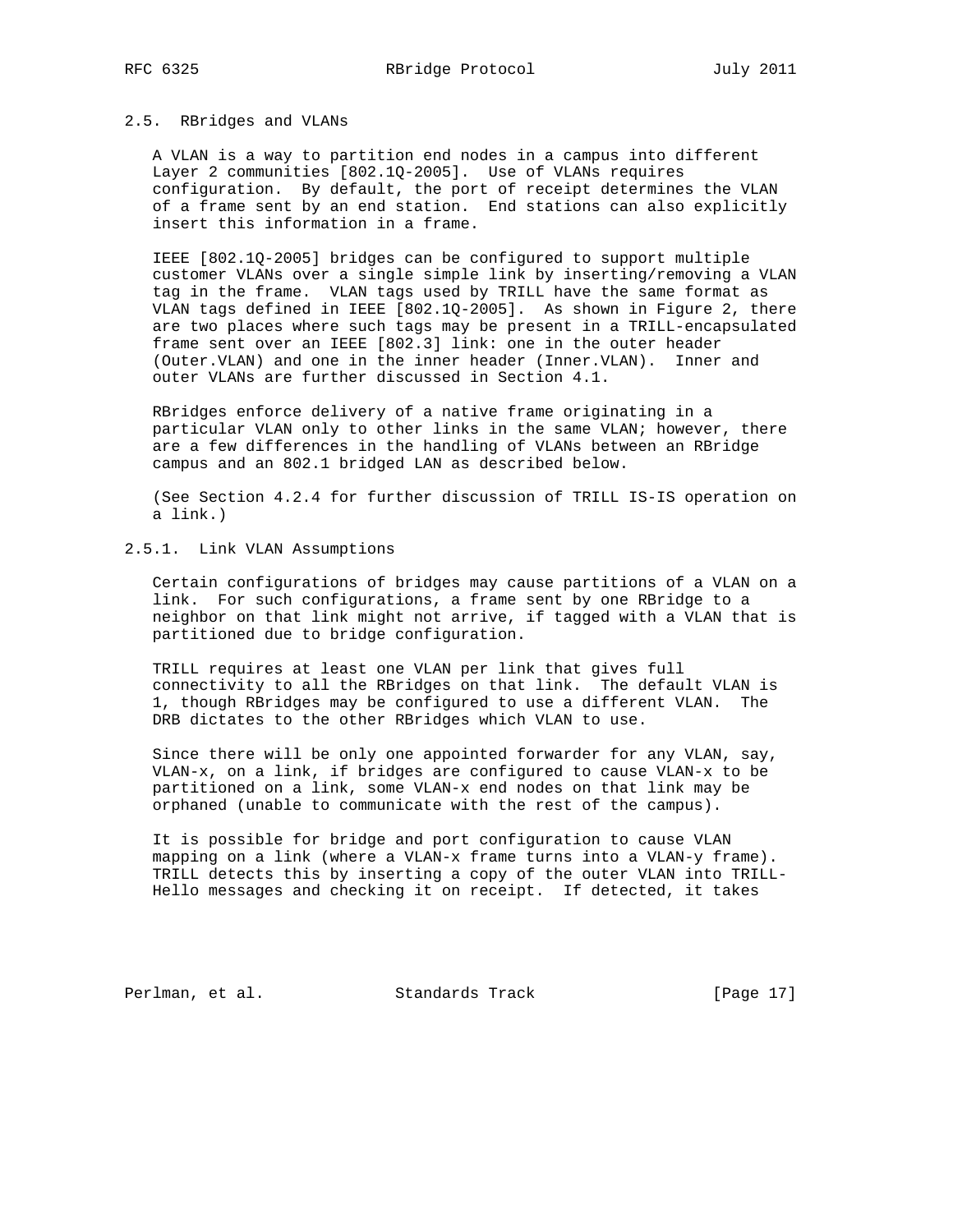### 2.5. RBridges and VLANs

A VLAN is a way to partition end nodes in a campus into different Layer 2 communities [802.1Q-2005]. Use of VLANs requires configuration. By default, the port of receipt determines the VLAN of a frame sent by an end station. End stations can also explicitly insert this information in a frame.

IEEE [802.1Q-2005] bridges can be configured to support multiple customer VLANs over a single simple link by inserting/removing a VLAN tag in the frame. VLAN tags used by TRILL have the same format as VLAN tags defined in IEEE [802.1Q-2005]. As shown in Figure 2, there are two places where such tags may be present in a TRILL-encapsulated frame sent over an IEEE [802.3] link: one in the outer header (Outer.VLAN) and one in the inner header (Inner.VLAN). Inner and outer VLANs are further discussed in Section 4.1.

RBridges enforce delivery of a native frame originating in a particular VLAN only to other links in the same VLAN; however, there are a few differences in the handling of VLANs between an RBridge campus and an 802.1 bridged LAN as described below.

(See Section 4.2.4 for further discussion of TRILL IS-IS operation on a link.)

#### 2.5.1. Link VLAN Assumptions

Certain configurations of bridges may cause partitions of a VLAN on a link. For such configurations, a frame sent by one RBridge to a neighbor on that link might not arrive, if tagged with a VLAN that is partitioned due to bridge configuration.

TRILL requires at least one VLAN per link that gives full connectivity to all the RBridges on that link. The default VLAN is 1, though RBridges may be configured to use a different VLAN. The DRB dictates to the other RBridges which VLAN to use.

Since there will be only one appointed forwarder for any VLAN, say, VLAN-x, on a link, if bridges are configured to cause VLAN-x to be partitioned on a link, some VLAN-x end nodes on that link may be orphaned (unable to communicate with the rest of the campus).

It is possible for bridge and port configuration to cause VLAN mapping on a link (where a VLAN-x frame turns into a VLAN-y frame). TRILL detects this by inserting a copy of the outer VLAN into TRILL-Hello messages and checking it on receipt. If detected, it takes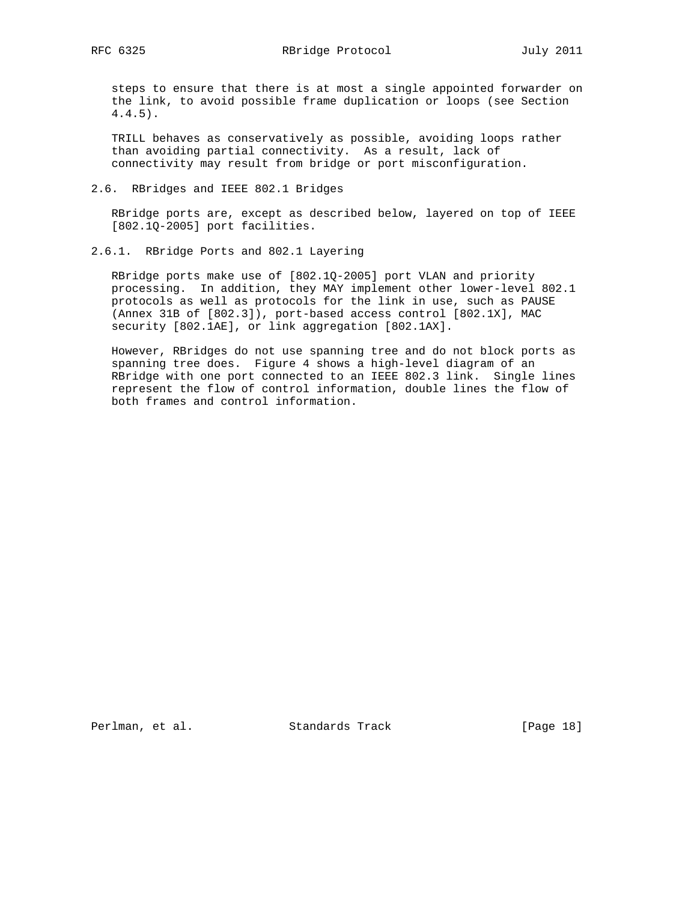steps to ensure that there is at most a single appointed forwarder on the link, to avoid possible frame duplication or loops (see Section 4.4.5).

TRILL behaves as conservatively as possible, avoiding loops rather than avoiding partial connectivity. As a result, lack of connectivity may result from bridge or port misconfiguration.

## 2.6. RBridges and IEEE 802.1 Bridges

RBridge ports are, except as described below, layered on top of IEEE [802.1Q-2005] port facilities.

### 2.6.1. RBridge Ports and 802.1 Layering

RBridge ports make use of [802.1Q-2005] port VLAN and priority processing. In addition, they MAY implement other lower-level 802.1 protocols as well as protocols for the link in use, such as PAUSE (Annex 31B of [802.3]), port-based access control [802.1X], MAC security [802.1AE], or link aggregation [802.1AX].

However, RBridges do not use spanning tree and do not block ports as spanning tree does. Figure 4 shows a high-level diagram of an RBridge with one port connected to an IEEE 802.3 link. Single lines represent the flow of control information, double lines the flow of both frames and control information.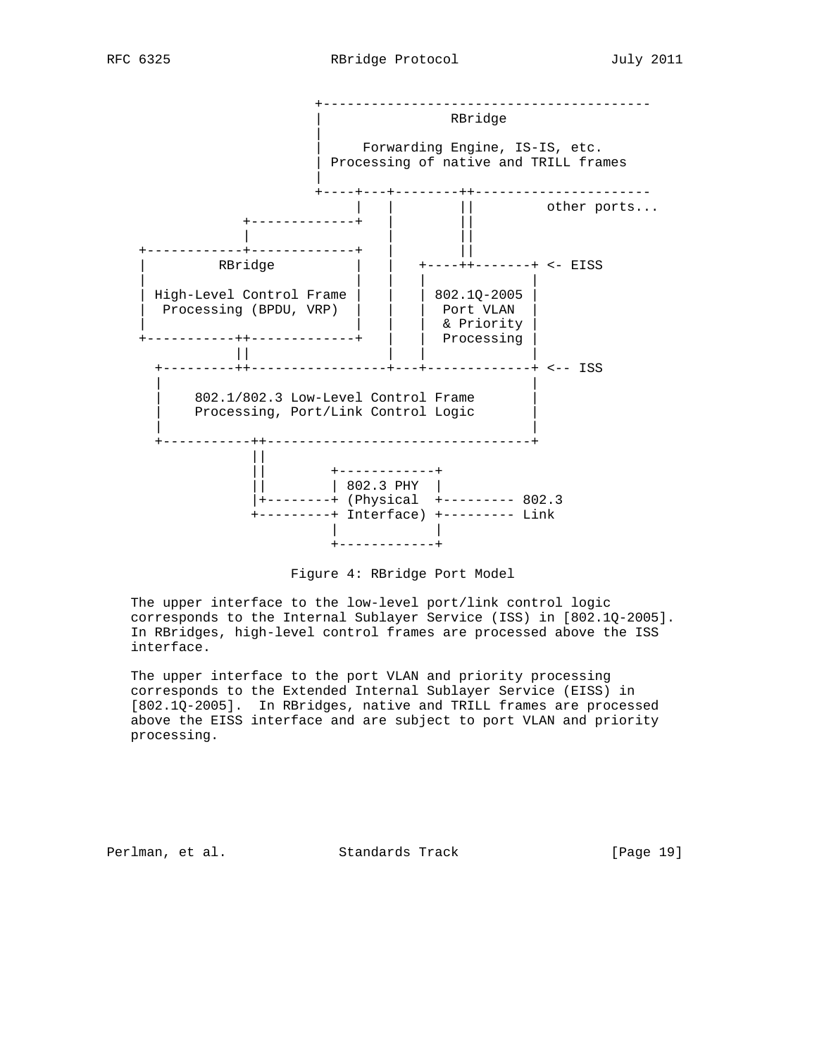```
                         +----------------------------------------
                         |                RBridge
                         |
                         |      Forwarding Engine, IS-IS, etc.
                         | Processing of native and TRILL frames
                         |
                         +----+---+--------++----------------------
                              |   |        ||         other ports...
                +-------------+   |        ||
                |                 |        ||
   +------------+-------------+   |        ||
   |         RBridge          |   |   +----++-------+ <- EISS
   |                          |   |   |             |
   | High-Level Control Frame |   |   | 802.1Q-2005 |
   |  Processing (BPDU, VRP)  |   |   |  Port VLAN  |
   |                          |   |   |  & Priority |
   +-----------++-------------+   |   |  Processing |
               ||                 |   |             |
     +---------++-----------------+---+-------------+ <-- ISS
     |                                              |
     |    802.1/802.3 Low-Level Control Frame       |
     |    Processing, Port/Link Control Logic       |
     |                                              |
     +-----------++---------------------------------+
                 ||
                 ||        +------------+
                 ||        | 802.3 PHY  |
                 |+--------+ (Physical  +--------- 802.3
                 +---------+ Interface) +--------- Link
                           |            |
                           +------------+
```

Figure 4: RBridge Port Model

The upper interface to the low-level port/link control logic corresponds to the Internal Sublayer Service (ISS) in [802.1Q-2005]. In RBridges, high-level control frames are processed above the ISS interface.

The upper interface to the port VLAN and priority processing corresponds to the Extended Internal Sublayer Service (EISS) in [802.1Q-2005]. In RBridges, native and TRILL frames are processed above the EISS interface and are subject to port VLAN and priority processing.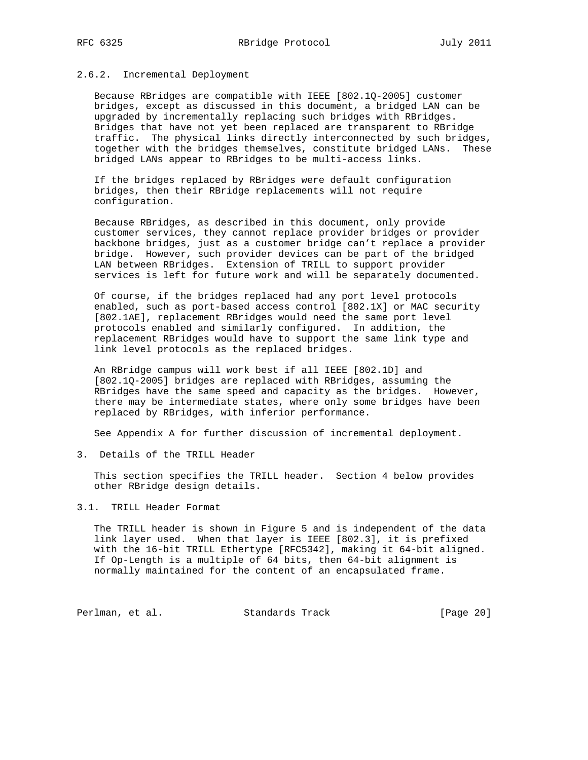### 2.6.2. Incremental Deployment

Because RBridges are compatible with IEEE [802.1Q-2005] customer bridges, except as discussed in this document, a bridged LAN can be upgraded by incrementally replacing such bridges with RBridges. Bridges that have not yet been replaced are transparent to RBridge traffic. The physical links directly interconnected by such bridges, together with the bridges themselves, constitute bridged LANs. These bridged LANs appear to RBridges to be multi-access links.

If the bridges replaced by RBridges were default configuration bridges, then their RBridge replacements will not require configuration.

Because RBridges, as described in this document, only provide customer services, they cannot replace provider bridges or provider backbone bridges, just as a customer bridge can't replace a provider bridge. However, such provider devices can be part of the bridged LAN between RBridges. Extension of TRILL to support provider services is left for future work and will be separately documented.

Of course, if the bridges replaced had any port level protocols enabled, such as port-based access control [802.1X] or MAC security [802.1AE], replacement RBridges would need the same port level protocols enabled and similarly configured. In addition, the replacement RBridges would have to support the same link type and link level protocols as the replaced bridges.

An RBridge campus will work best if all IEEE [802.1D] and [802.1Q-2005] bridges are replaced with RBridges, assuming the RBridges have the same speed and capacity as the bridges. However, there may be intermediate states, where only some bridges have been replaced by RBridges, with inferior performance.

See Appendix A for further discussion of incremental deployment.

## 3. Details of the TRILL Header

This section specifies the TRILL header. Section 4 below provides other RBridge design details.

### 3.1. TRILL Header Format

The TRILL header is shown in Figure 5 and is independent of the data link layer used. When that layer is IEEE [802.3], it is prefixed with the 16-bit TRILL Ethertype [RFC5342], making it 64-bit aligned. If Op-Length is a multiple of 64 bits, then 64-bit alignment is normally maintained for the content of an encapsulated frame.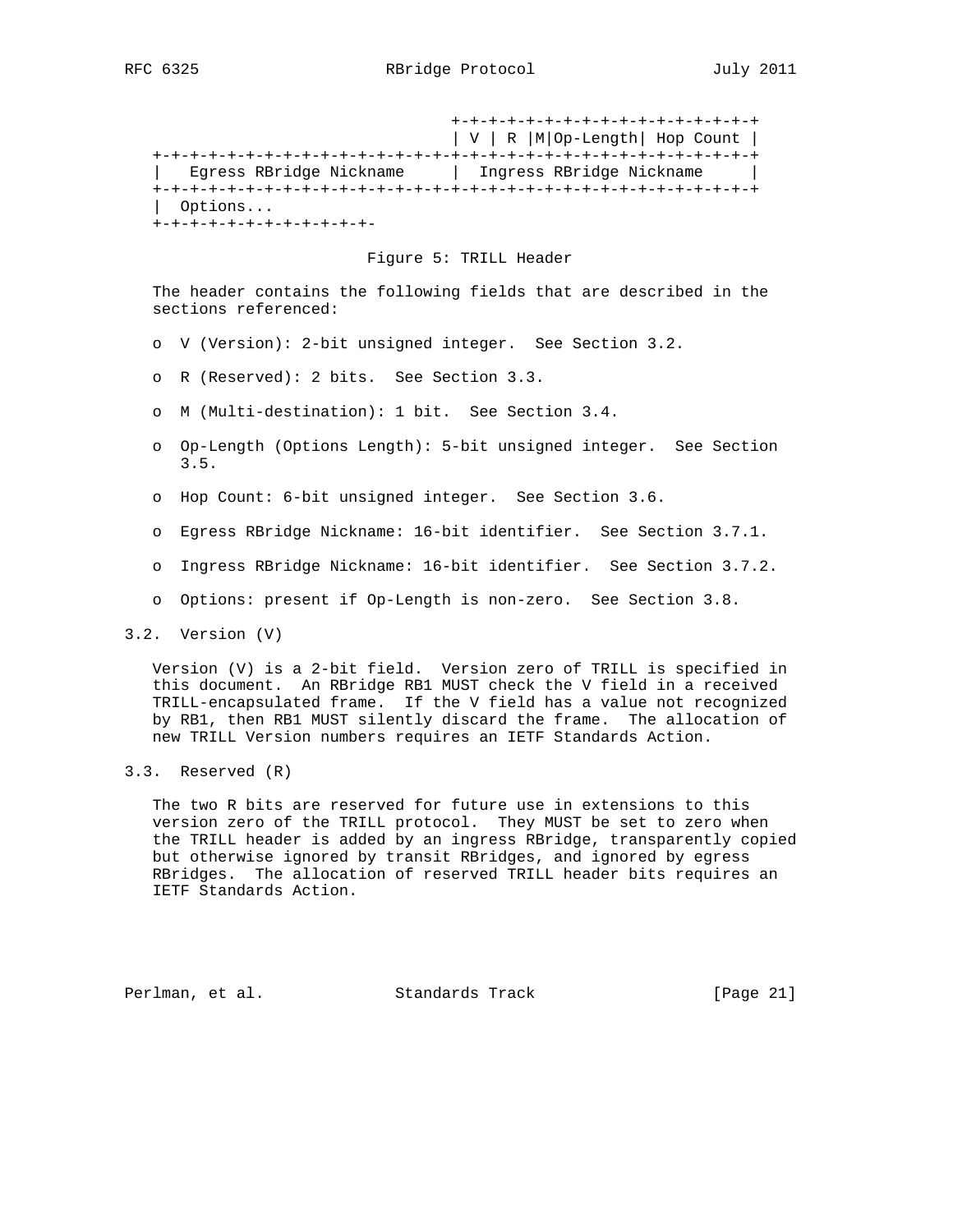```
                                +-+-+-+-+-+-+-+-+-+-+-+-+-+-+-+-+
                                | V | R |M|Op-Length| Hop Count |
+-+-+-+-+-+-+-+-+-+-+-+-+-+-+-+-+-+-+-+-+-+-+-+-+-+-+-+-+-+-+-+-+
|   Egress RBridge Nickname     |  Ingress RBridge Nickname     |
+-+-+-+-+-+-+-+-+-+-+-+-+-+-+-+-+-+-+-+-+-+-+-+-+-+-+-+-+-+-+-+-+
|  Options...
+-+-+-+-+-+-+-+-+-+-+-+-
```

Figure 5: TRILL Header

The header contains the following fields that are described in the sections referenced:

- V (Version): 2-bit unsigned integer. See Section 3.2.
- R (Reserved): 2 bits. See Section 3.3.
- M (Multi-destination): 1 bit. See Section 3.4.
- Op-Length (Options Length): 5-bit unsigned integer. See Section 3.5.
- Hop Count: 6-bit unsigned integer. See Section 3.6.
- Egress RBridge Nickname: 16-bit identifier. See Section 3.7.1.
- Ingress RBridge Nickname: 16-bit identifier. See Section 3.7.2.
- Options: present if Op-Length is non-zero. See Section 3.8.

## 3.2. Version (V)

Version (V) is a 2-bit field. Version zero of TRILL is specified in this document. An RBridge RB1 MUST check the V field in a received TRILL-encapsulated frame. If the V field has a value not recognized by RB1, then RB1 MUST silently discard the frame. The allocation of new TRILL Version numbers requires an IETF Standards Action.

## 3.3. Reserved (R)

The two R bits are reserved for future use in extensions to this version zero of the TRILL protocol. They MUST be set to zero when the TRILL header is added by an ingress RBridge, transparently copied but otherwise ignored by transit RBridges, and ignored by egress RBridges. The allocation of reserved TRILL header bits requires an IETF Standards Action.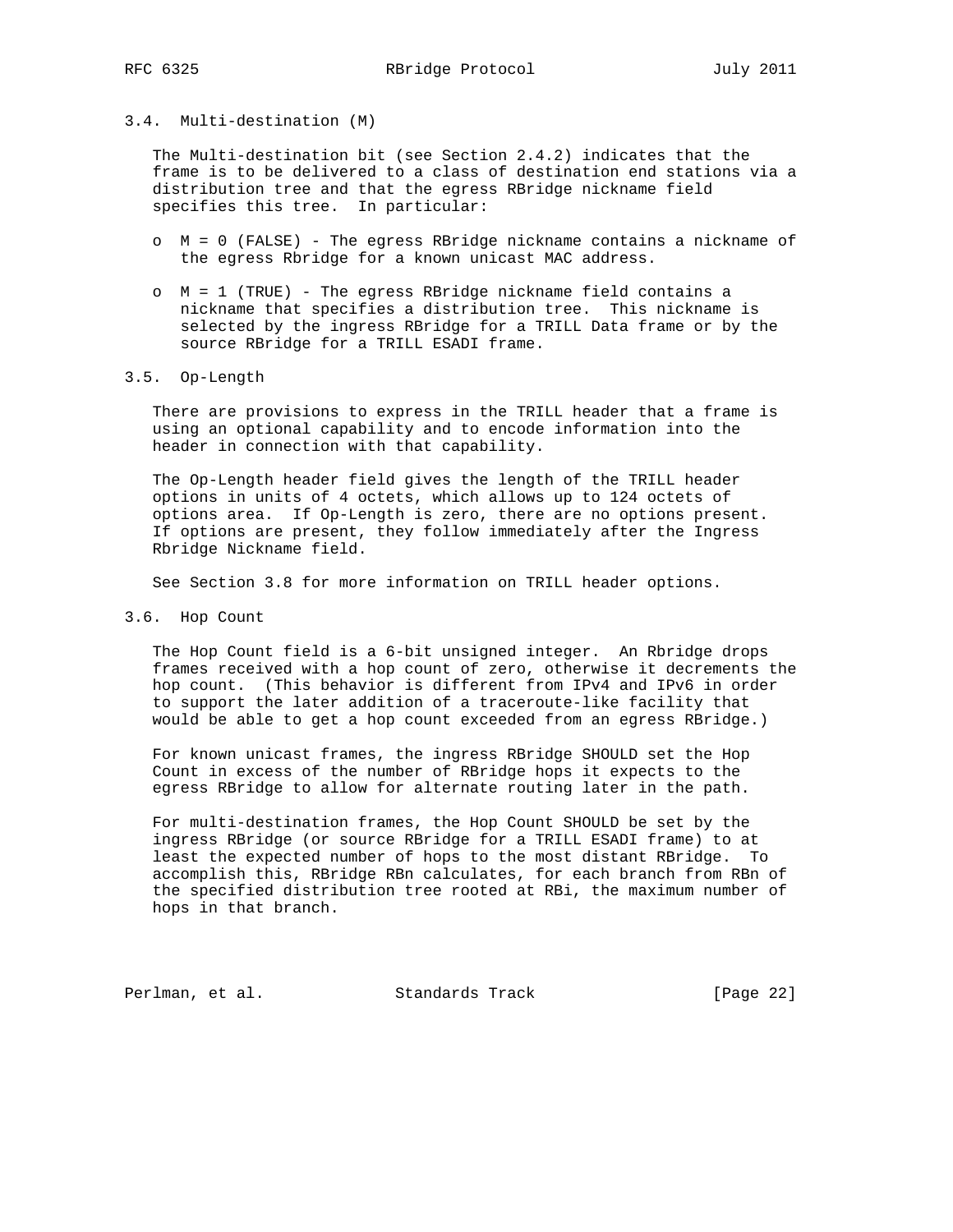### 3.4. Multi-destination (M)

The Multi-destination bit (see Section 2.4.2) indicates that the frame is to be delivered to a class of destination end stations via a distribution tree and that the egress RBridge nickname field specifies this tree. In particular:

- M = 0 (FALSE) - The egress RBridge nickname contains a nickname of the egress Rbridge for a known unicast MAC address.
- M = 1 (TRUE) - The egress RBridge nickname field contains a nickname that specifies a distribution tree. This nickname is selected by the ingress RBridge for a TRILL Data frame or by the source RBridge for a TRILL ESADI frame.

### 3.5. Op-Length

There are provisions to express in the TRILL header that a frame is using an optional capability and to encode information into the header in connection with that capability.

The Op-Length header field gives the length of the TRILL header options in units of 4 octets, which allows up to 124 octets of options area. If Op-Length is zero, there are no options present. If options are present, they follow immediately after the Ingress Rbridge Nickname field.

See Section 3.8 for more information on TRILL header options.

### 3.6. Hop Count

The Hop Count field is a 6-bit unsigned integer. An Rbridge drops frames received with a hop count of zero, otherwise it decrements the hop count. (This behavior is different from IPv4 and IPv6 in order to support the later addition of a traceroute-like facility that would be able to get a hop count exceeded from an egress RBridge.)

For known unicast frames, the ingress RBridge SHOULD set the Hop Count in excess of the number of RBridge hops it expects to the egress RBridge to allow for alternate routing later in the path.

For multi-destination frames, the Hop Count SHOULD be set by the ingress RBridge (or source RBridge for a TRILL ESADI frame) to at least the expected number of hops to the most distant RBridge. To accomplish this, RBridge RBn calculates, for each branch from RBn of the specified distribution tree rooted at RBi, the maximum number of hops in that branch.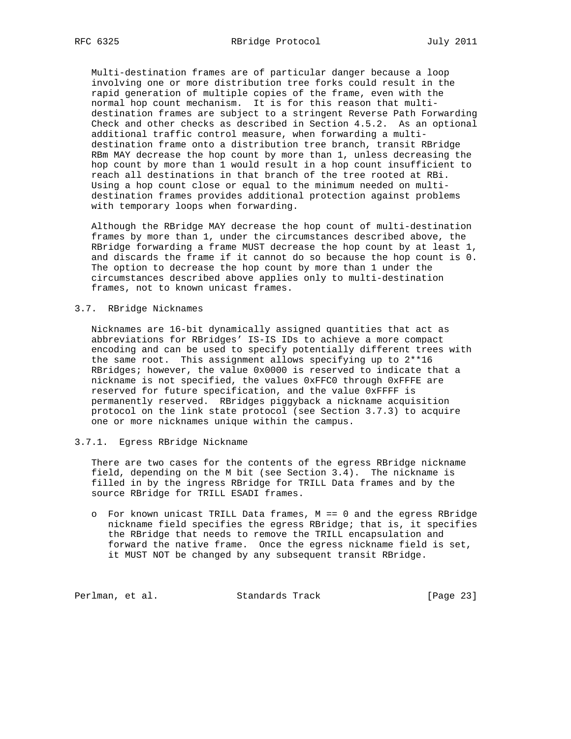Multi-destination frames are of particular danger because a loop involving one or more distribution tree forks could result in the rapid generation of multiple copies of the frame, even with the normal hop count mechanism. It is for this reason that multi-destination frames are subject to a stringent Reverse Path Forwarding Check and other checks as described in Section 4.5.2. As an optional additional traffic control measure, when forwarding a multi-destination frame onto a distribution tree branch, transit RBridge RBm MAY decrease the hop count by more than 1, unless decreasing the hop count by more than 1 would result in a hop count insufficient to reach all destinations in that branch of the tree rooted at RBi. Using a hop count close or equal to the minimum needed on multi-destination frames provides additional protection against problems with temporary loops when forwarding.

Although the RBridge MAY decrease the hop count of multi-destination frames by more than 1, under the circumstances described above, the RBridge forwarding a frame MUST decrease the hop count by at least 1, and discards the frame if it cannot do so because the hop count is 0. The option to decrease the hop count by more than 1 under the circumstances described above applies only to multi-destination frames, not to known unicast frames.

### 3.7. RBridge Nicknames

Nicknames are 16-bit dynamically assigned quantities that act as abbreviations for RBridges' IS-IS IDs to achieve a more compact encoding and can be used to specify potentially different trees with the same root. This assignment allows specifying up to 2**16 RBridges; however, the value 0x0000 is reserved to indicate that a nickname is not specified, the values 0xFFC0 through 0xFFFE are reserved for future specification, and the value 0xFFFF is permanently reserved. RBridges piggyback a nickname acquisition protocol on the link state protocol (see Section 3.7.3) to acquire one or more nicknames unique within the campus.

#### 3.7.1. Egress RBridge Nickname

There are two cases for the contents of the egress RBridge nickname field, depending on the M bit (see Section 3.4). The nickname is filled in by the ingress RBridge for TRILL Data frames and by the source RBridge for TRILL ESADI frames.

- For known unicast TRILL Data frames, M == 0 and the egress RBridge nickname field specifies the egress RBridge; that is, it specifies the RBridge that needs to remove the TRILL encapsulation and forward the native frame. Once the egress nickname field is set, it MUST NOT be changed by any subsequent transit RBridge.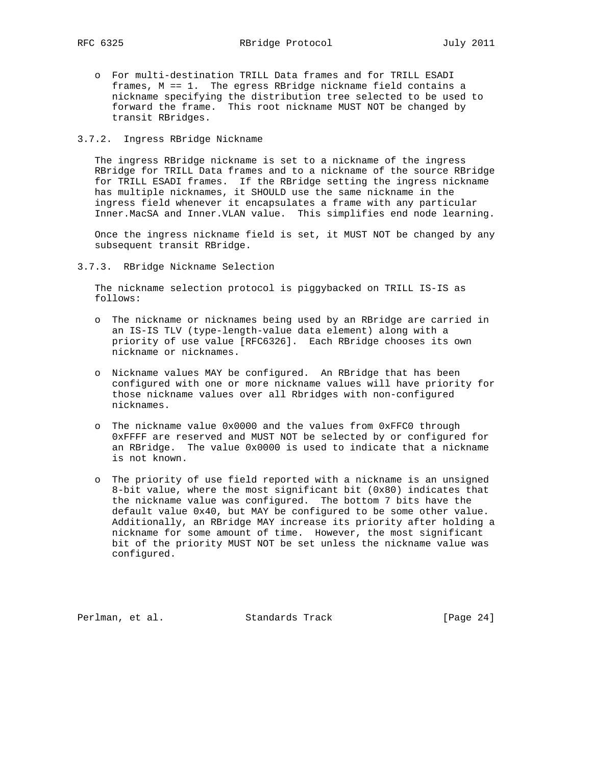- For multi-destination TRILL Data frames and for TRILL ESADI frames, M == 1. The egress RBridge nickname field contains a nickname specifying the distribution tree selected to be used to forward the frame. This root nickname MUST NOT be changed by transit RBridges.

### 3.7.2. Ingress RBridge Nickname

The ingress RBridge nickname is set to a nickname of the ingress RBridge for TRILL Data frames and to a nickname of the source RBridge for TRILL ESADI frames. If the RBridge setting the ingress nickname has multiple nicknames, it SHOULD use the same nickname in the ingress field whenever it encapsulates a frame with any particular Inner.MacSA and Inner.VLAN value. This simplifies end node learning.

Once the ingress nickname field is set, it MUST NOT be changed by any subsequent transit RBridge.

### 3.7.3. RBridge Nickname Selection

The nickname selection protocol is piggybacked on TRILL IS-IS as follows:

- The nickname or nicknames being used by an RBridge are carried in an IS-IS TLV (type-length-value data element) along with a priority of use value [RFC6326]. Each RBridge chooses its own nickname or nicknames.

- Nickname values MAY be configured. An RBridge that has been configured with one or more nickname values will have priority for those nickname values over all Rbridges with non-configured nicknames.

- The nickname value 0x0000 and the values from 0xFFC0 through 0xFFFF are reserved and MUST NOT be selected by or configured for an RBridge. The value 0x0000 is used to indicate that a nickname is not known.

- The priority of use field reported with a nickname is an unsigned 8-bit value, where the most significant bit (0x80) indicates that the nickname value was configured. The bottom 7 bits have the default value 0x40, but MAY be configured to be some other value. Additionally, an RBridge MAY increase its priority after holding a nickname for some amount of time. However, the most significant bit of the priority MUST NOT be set unless the nickname value was configured.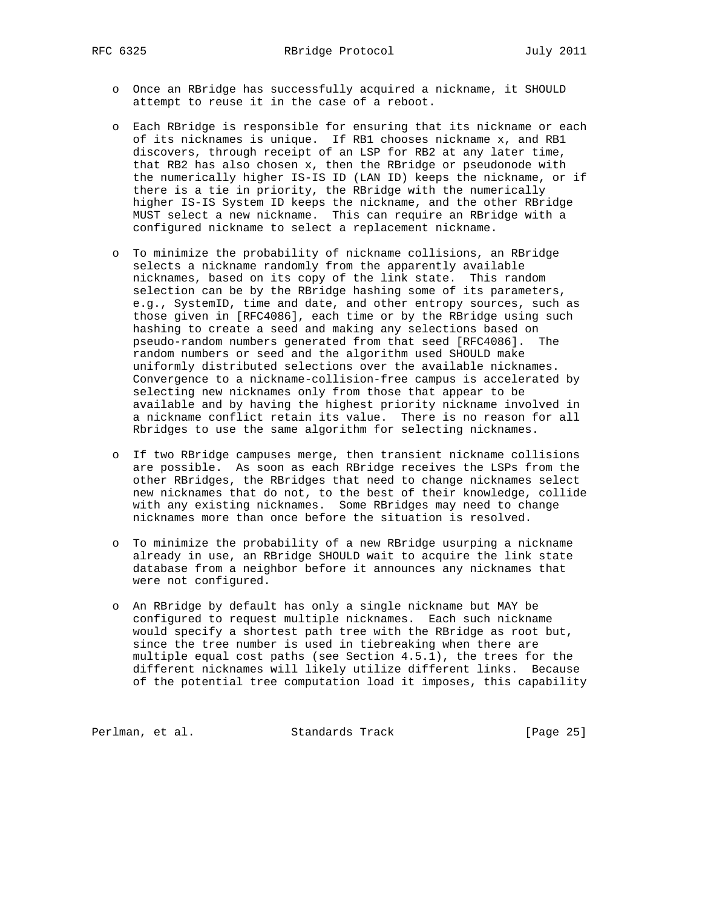- Once an RBridge has successfully acquired a nickname, it SHOULD attempt to reuse it in the case of a reboot.

- Each RBridge is responsible for ensuring that its nickname or each of its nicknames is unique. If RB1 chooses nickname x, and RB1 discovers, through receipt of an LSP for RB2 at any later time, that RB2 has also chosen x, then the RBridge or pseudonode with the numerically higher IS-IS ID (LAN ID) keeps the nickname, or if there is a tie in priority, the RBridge with the numerically higher IS-IS System ID keeps the nickname, and the other RBridge MUST select a new nickname. This can require an RBridge with a configured nickname to select a replacement nickname.

- To minimize the probability of nickname collisions, an RBridge selects a nickname randomly from the apparently available nicknames, based on its copy of the link state. This random selection can be by the RBridge hashing some of its parameters, e.g., SystemID, time and date, and other entropy sources, such as those given in [RFC4086], each time or by the RBridge using such hashing to create a seed and making any selections based on pseudo-random numbers generated from that seed [RFC4086]. The random numbers or seed and the algorithm used SHOULD make uniformly distributed selections over the available nicknames. Convergence to a nickname-collision-free campus is accelerated by selecting new nicknames only from those that appear to be available and by having the highest priority nickname involved in a nickname conflict retain its value. There is no reason for all Rbridges to use the same algorithm for selecting nicknames.

- If two RBridge campuses merge, then transient nickname collisions are possible. As soon as each RBridge receives the LSPs from the other RBridges, the RBridges that need to change nicknames select new nicknames that do not, to the best of their knowledge, collide with any existing nicknames. Some RBridges may need to change nicknames more than once before the situation is resolved.

- To minimize the probability of a new RBridge usurping a nickname already in use, an RBridge SHOULD wait to acquire the link state database from a neighbor before it announces any nicknames that were not configured.

- An RBridge by default has only a single nickname but MAY be configured to request multiple nicknames. Each such nickname would specify a shortest path tree with the RBridge as root but, since the tree number is used in tiebreaking when there are multiple equal cost paths (see Section 4.5.1), the trees for the different nicknames will likely utilize different links. Because of the potential tree computation load it imposes, this capability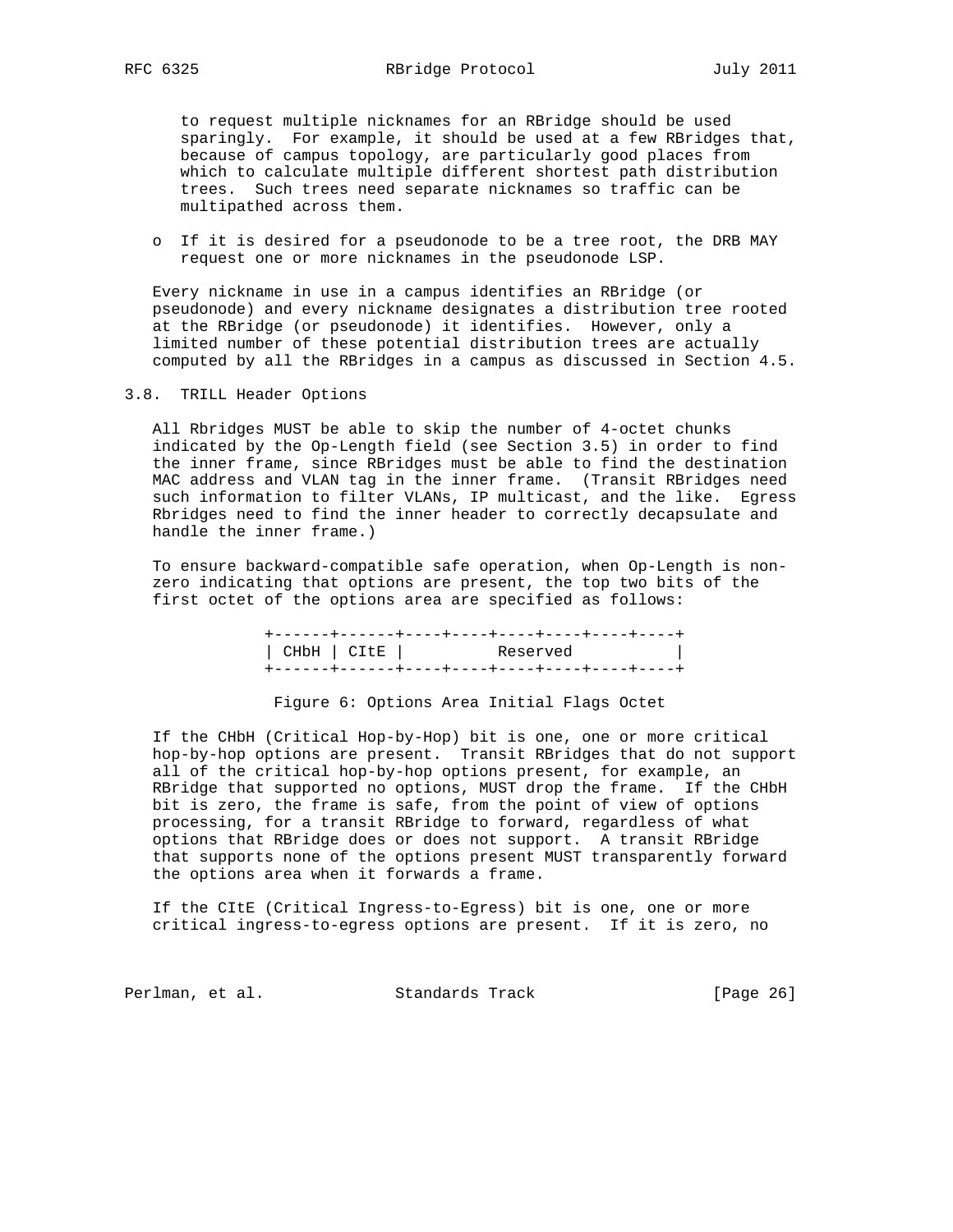to request multiple nicknames for an RBridge should be used sparingly. For example, it should be used at a few RBridges that, because of campus topology, are particularly good places from which to calculate multiple different shortest path distribution trees. Such trees need separate nicknames so traffic can be multipathed across them.

- If it is desired for a pseudonode to be a tree root, the DRB MAY request one or more nicknames in the pseudonode LSP.

Every nickname in use in a campus identifies an RBridge (or pseudonode) and every nickname designates a distribution tree rooted at the RBridge (or pseudonode) it identifies. However, only a limited number of these potential distribution trees are actually computed by all the RBridges in a campus as discussed in Section 4.5.

## 3.8. TRILL Header Options

All Rbridges MUST be able to skip the number of 4-octet chunks indicated by the Op-Length field (see Section 3.5) in order to find the inner frame, since RBridges must be able to find the destination MAC address and VLAN tag in the inner frame. (Transit RBridges need such information to filter VLANs, IP multicast, and the like. Egress Rbridges need to find the inner header to correctly decapsulate and handle the inner frame.)

To ensure backward-compatible safe operation, when Op-Length is non-zero indicating that options are present, the top two bits of the first octet of the options area are specified as follows:

```
+------+------+----+----+----+----+----+----+
| CHbH | CItE |          Reserved           |
+------+------+----+----+----+----+----+----+
```

Figure 6: Options Area Initial Flags Octet

If the CHbH (Critical Hop-by-Hop) bit is one, one or more critical hop-by-hop options are present. Transit RBridges that do not support all of the critical hop-by-hop options present, for example, an RBridge that supported no options, MUST drop the frame. If the CHbH bit is zero, the frame is safe, from the point of view of options processing, for a transit RBridge to forward, regardless of what options that RBridge does or does not support. A transit RBridge that supports none of the options present MUST transparently forward the options area when it forwards a frame.

If the CItE (Critical Ingress-to-Egress) bit is one, one or more critical ingress-to-egress options are present. If it is zero, no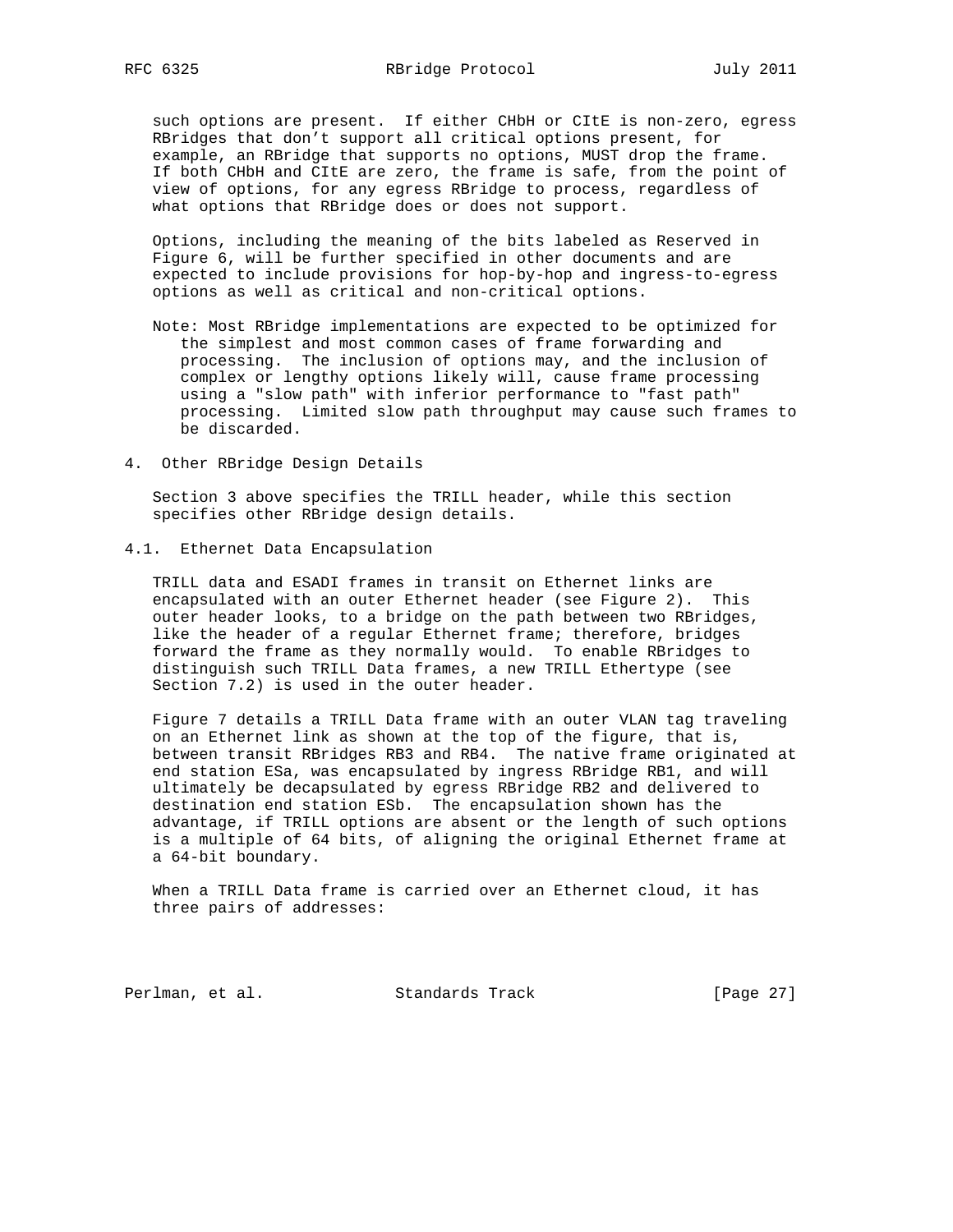such options are present. If either CHbH or CItE is non-zero, egress RBridges that don't support all critical options present, for example, an RBridge that supports no options, MUST drop the frame. If both CHbH and CItE are zero, the frame is safe, from the point of view of options, for any egress RBridge to process, regardless of what options that RBridge does or does not support.

Options, including the meaning of the bits labeled as Reserved in Figure 6, will be further specified in other documents and are expected to include provisions for hop-by-hop and ingress-to-egress options as well as critical and non-critical options.

Note: Most RBridge implementations are expected to be optimized for the simplest and most common cases of frame forwarding and processing. The inclusion of options may, and the inclusion of complex or lengthy options likely will, cause frame processing using a "slow path" with inferior performance to "fast path" processing. Limited slow path throughput may cause such frames to be discarded.

## 4. Other RBridge Design Details

Section 3 above specifies the TRILL header, while this section specifies other RBridge design details.

### 4.1. Ethernet Data Encapsulation

TRILL data and ESADI frames in transit on Ethernet links are encapsulated with an outer Ethernet header (see Figure 2). This outer header looks, to a bridge on the path between two RBridges, like the header of a regular Ethernet frame; therefore, bridges forward the frame as they normally would. To enable RBridges to distinguish such TRILL Data frames, a new TRILL Ethertype (see Section 7.2) is used in the outer header.

Figure 7 details a TRILL Data frame with an outer VLAN tag traveling on an Ethernet link as shown at the top of the figure, that is, between transit RBridges RB3 and RB4. The native frame originated at end station ESa, was encapsulated by ingress RBridge RB1, and will ultimately be decapsulated by egress RBridge RB2 and delivered to destination end station ESb. The encapsulation shown has the advantage, if TRILL options are absent or the length of such options is a multiple of 64 bits, of aligning the original Ethernet frame at a 64-bit boundary.

When a TRILL Data frame is carried over an Ethernet cloud, it has three pairs of addresses: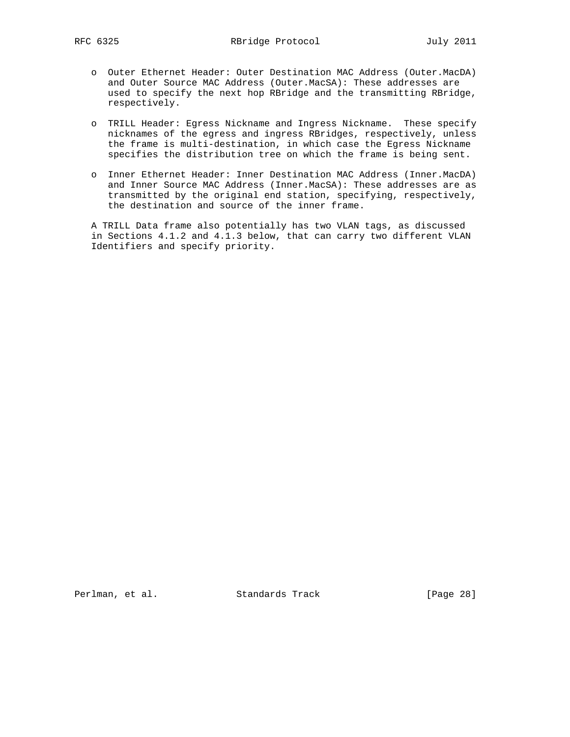- Outer Ethernet Header: Outer Destination MAC Address (Outer.MacDA) and Outer Source MAC Address (Outer.MacSA): These addresses are used to specify the next hop RBridge and the transmitting RBridge, respectively.

- TRILL Header: Egress Nickname and Ingress Nickname. These specify nicknames of the egress and ingress RBridges, respectively, unless the frame is multi-destination, in which case the Egress Nickname specifies the distribution tree on which the frame is being sent.

- Inner Ethernet Header: Inner Destination MAC Address (Inner.MacDA) and Inner Source MAC Address (Inner.MacSA): These addresses are as transmitted by the original end station, specifying, respectively, the destination and source of the inner frame.

A TRILL Data frame also potentially has two VLAN tags, as discussed in Sections 4.1.2 and 4.1.3 below, that can carry two different VLAN Identifiers and specify priority.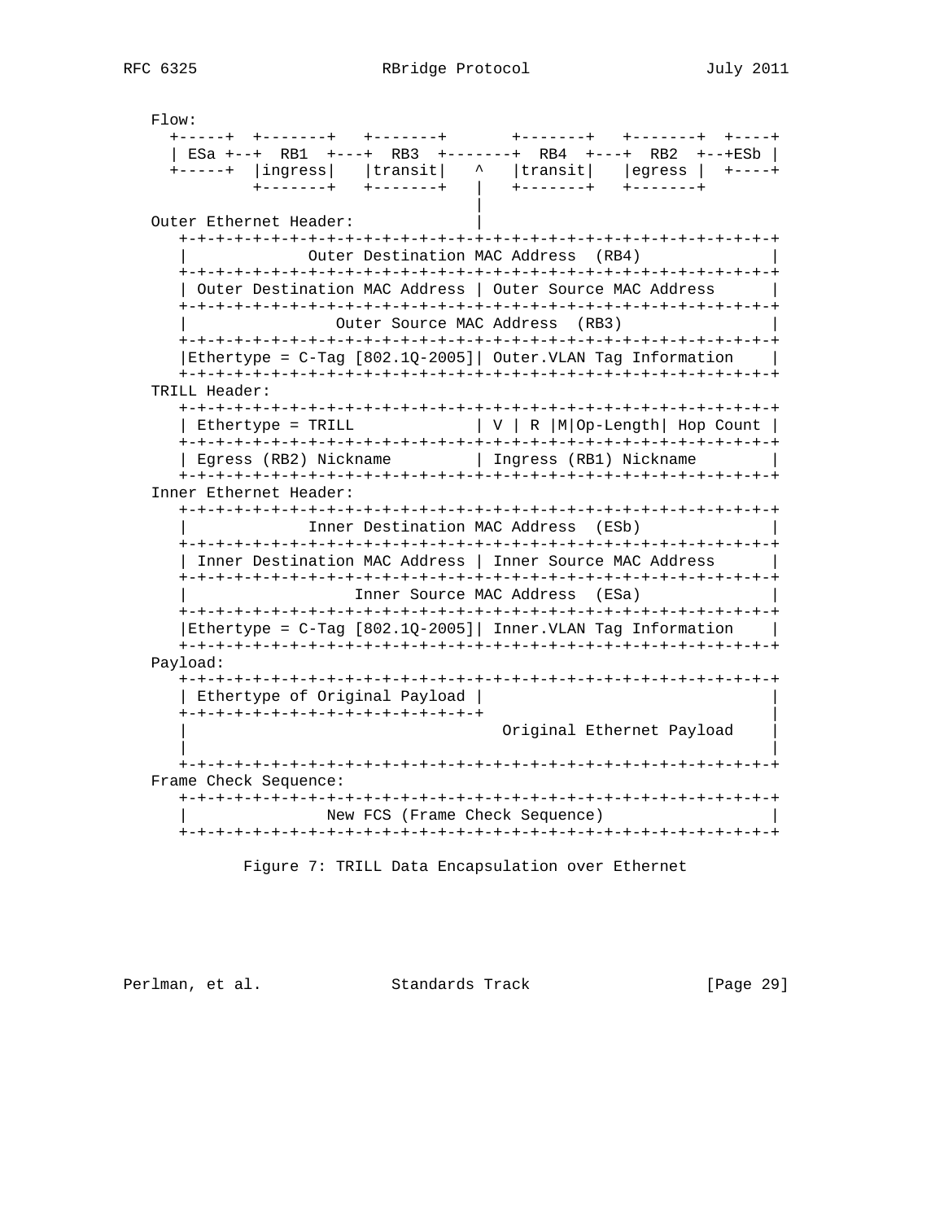```
   Flow:
     +-----+  +-------+   +-------+       +-------+   +-------+  +----+
     | ESa +--+  RB1  +---+  RB3  +-------+  RB4  +---+  RB2  +--+ESb |
     +-----+  |ingress|   |transit|   ^   |transit|   |egress |  +----+
              +-------+   +-------+   |   +-------+   +-------+
                                      |
   Outer Ethernet Header:             |
      +-+-+-+-+-+-+-+-+-+-+-+-+-+-+-+-+-+-+-+-+-+-+-+-+-+-+-+-+-+-+-+-+
      |             Outer Destination MAC Address  (RB4)              |
      +-+-+-+-+-+-+-+-+-+-+-+-+-+-+-+-+-+-+-+-+-+-+-+-+-+-+-+-+-+-+-+-+
      | Outer Destination MAC Address | Outer Source MAC Address      |
      +-+-+-+-+-+-+-+-+-+-+-+-+-+-+-+-+-+-+-+-+-+-+-+-+-+-+-+-+-+-+-+-+
      |                Outer Source MAC Address  (RB3)                |
      +-+-+-+-+-+-+-+-+-+-+-+-+-+-+-+-+-+-+-+-+-+-+-+-+-+-+-+-+-+-+-+-+
      |Ethertype = C-Tag [802.1Q-2005]| Outer.VLAN Tag Information    |
      +-+-+-+-+-+-+-+-+-+-+-+-+-+-+-+-+-+-+-+-+-+-+-+-+-+-+-+-+-+-+-+-+
   TRILL Header:
      +-+-+-+-+-+-+-+-+-+-+-+-+-+-+-+-+-+-+-+-+-+-+-+-+-+-+-+-+-+-+-+-+
      | Ethertype = TRILL             | V | R |M|Op-Length| Hop Count |
      +-+-+-+-+-+-+-+-+-+-+-+-+-+-+-+-+-+-+-+-+-+-+-+-+-+-+-+-+-+-+-+-+
      | Egress (RB2) Nickname         | Ingress (RB1) Nickname        |
      +-+-+-+-+-+-+-+-+-+-+-+-+-+-+-+-+-+-+-+-+-+-+-+-+-+-+-+-+-+-+-+-+
   Inner Ethernet Header:
      +-+-+-+-+-+-+-+-+-+-+-+-+-+-+-+-+-+-+-+-+-+-+-+-+-+-+-+-+-+-+-+-+
      |             Inner Destination MAC Address  (ESb)              |
      +-+-+-+-+-+-+-+-+-+-+-+-+-+-+-+-+-+-+-+-+-+-+-+-+-+-+-+-+-+-+-+-+
      | Inner Destination MAC Address | Inner Source MAC Address      |
      +-+-+-+-+-+-+-+-+-+-+-+-+-+-+-+-+-+-+-+-+-+-+-+-+-+-+-+-+-+-+-+-+
      |                  Inner Source MAC Address  (ESa)              |
      +-+-+-+-+-+-+-+-+-+-+-+-+-+-+-+-+-+-+-+-+-+-+-+-+-+-+-+-+-+-+-+-+
      |Ethertype = C-Tag [802.1Q-2005]| Inner.VLAN Tag Information    |
      +-+-+-+-+-+-+-+-+-+-+-+-+-+-+-+-+-+-+-+-+-+-+-+-+-+-+-+-+-+-+-+-+
   Payload:
      +-+-+-+-+-+-+-+-+-+-+-+-+-+-+-+-+-+-+-+-+-+-+-+-+-+-+-+-+-+-+-+-+
      | Ethertype of Original Payload |                               |
      +-+-+-+-+-+-+-+-+-+-+-+-+-+-+-+-+                               |
      |                                  Original Ethernet Payload    |
      |                                                               |
      +-+-+-+-+-+-+-+-+-+-+-+-+-+-+-+-+-+-+-+-+-+-+-+-+-+-+-+-+-+-+-+-+
   Frame Check Sequence:
      +-+-+-+-+-+-+-+-+-+-+-+-+-+-+-+-+-+-+-+-+-+-+-+-+-+-+-+-+-+-+-+-+
      |               New FCS (Frame Check Sequence)                  |
      +-+-+-+-+-+-+-+-+-+-+-+-+-+-+-+-+-+-+-+-+-+-+-+-+-+-+-+-+-+-+-+-+
```

Figure 7: TRILL Data Encapsulation over Ethernet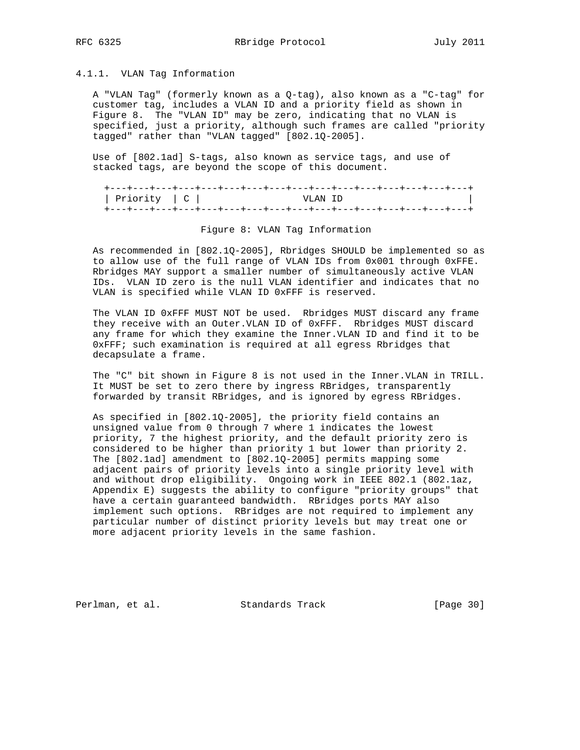### 4.1.1. VLAN Tag Information

A "VLAN Tag" (formerly known as a Q-tag), also known as a "C-tag" for customer tag, includes a VLAN ID and a priority field as shown in Figure 8. The "VLAN ID" may be zero, indicating that no VLAN is specified, just a priority, although such frames are called "priority tagged" rather than "VLAN tagged" [802.1Q-2005].

Use of [802.1ad] S-tags, also known as service tags, and use of stacked tags, are beyond the scope of this document.

```
+---+---+---+---+---+---+---+---+---+---+---+---+---+---+---+---+
| Priority  | C |                 VLAN ID                       |
+---+---+---+---+---+---+---+---+---+---+---+---+---+---+---+---+
```

Figure 8: VLAN Tag Information

As recommended in [802.1Q-2005], Rbridges SHOULD be implemented so as to allow use of the full range of VLAN IDs from 0x001 through 0xFFE. Rbridges MAY support a smaller number of simultaneously active VLAN IDs. VLAN ID zero is the null VLAN identifier and indicates that no VLAN is specified while VLAN ID 0xFFF is reserved.

The VLAN ID 0xFFF MUST NOT be used. Rbridges MUST discard any frame they receive with an Outer.VLAN ID of 0xFFF. Rbridges MUST discard any frame for which they examine the Inner.VLAN ID and find it to be 0xFFF; such examination is required at all egress Rbridges that decapsulate a frame.

The "C" bit shown in Figure 8 is not used in the Inner.VLAN in TRILL. It MUST be set to zero there by ingress RBridges, transparently forwarded by transit RBridges, and is ignored by egress RBridges.

As specified in [802.1Q-2005], the priority field contains an unsigned value from 0 through 7 where 1 indicates the lowest priority, 7 the highest priority, and the default priority zero is considered to be higher than priority 1 but lower than priority 2. The [802.1ad] amendment to [802.1Q-2005] permits mapping some adjacent pairs of priority levels into a single priority level with and without drop eligibility. Ongoing work in IEEE 802.1 (802.1az, Appendix E) suggests the ability to configure "priority groups" that have a certain guaranteed bandwidth. RBridges ports MAY also implement such options. RBridges are not required to implement any particular number of distinct priority levels but may treat one or more adjacent priority levels in the same fashion.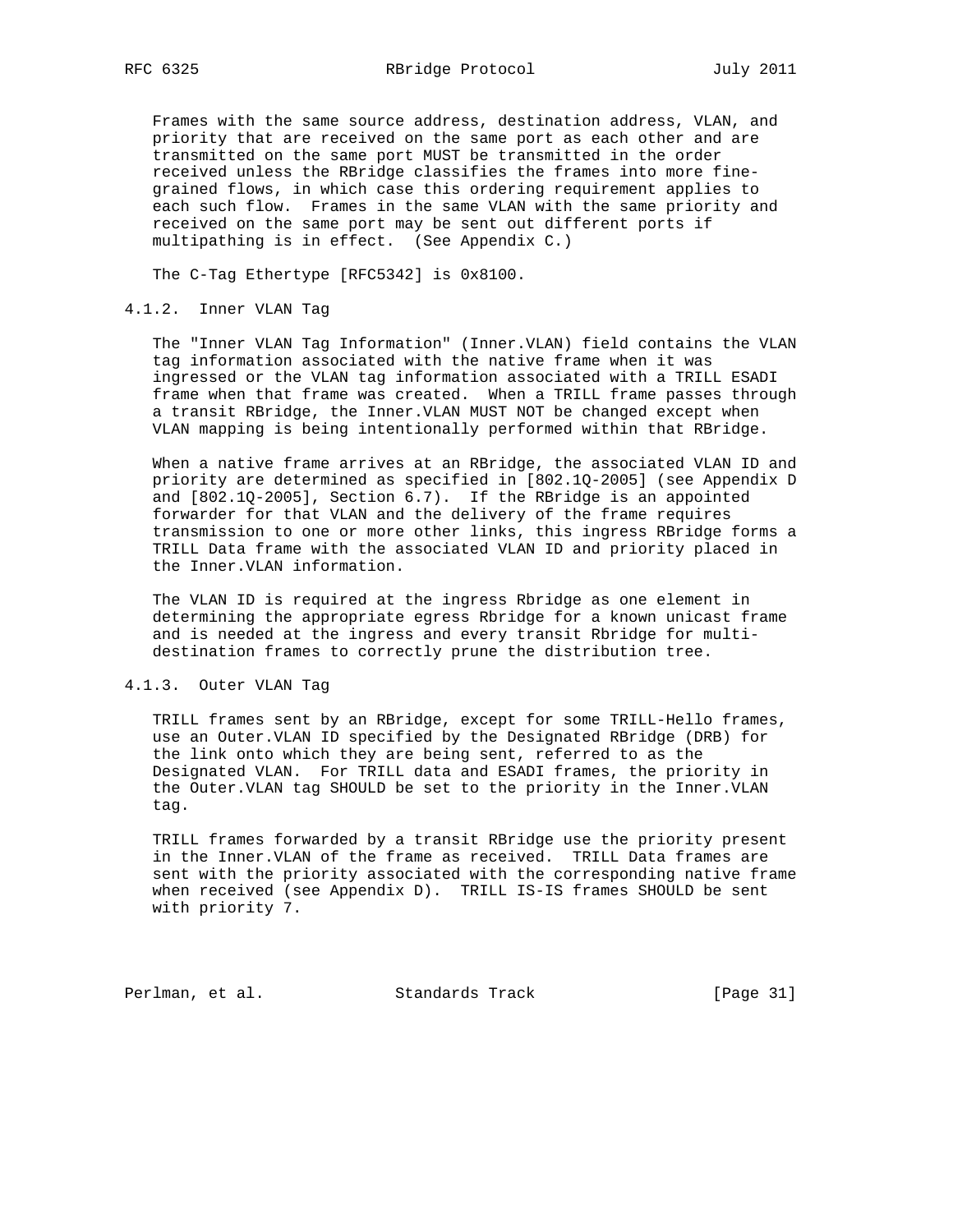Frames with the same source address, destination address, VLAN, and priority that are received on the same port as each other and are transmitted on the same port MUST be transmitted in the order received unless the RBridge classifies the frames into more fine-grained flows, in which case this ordering requirement applies to each such flow. Frames in the same VLAN with the same priority and received on the same port may be sent out different ports if multipathing is in effect. (See Appendix C.)

The C-Tag Ethertype [RFC5342] is 0x8100.

### 4.1.2. Inner VLAN Tag

The "Inner VLAN Tag Information" (Inner.VLAN) field contains the VLAN tag information associated with the native frame when it was ingressed or the VLAN tag information associated with a TRILL ESADI frame when that frame was created. When a TRILL frame passes through a transit RBridge, the Inner.VLAN MUST NOT be changed except when VLAN mapping is being intentionally performed within that RBridge.

When a native frame arrives at an RBridge, the associated VLAN ID and priority are determined as specified in [802.1Q-2005] (see Appendix D and [802.1Q-2005], Section 6.7). If the RBridge is an appointed forwarder for that VLAN and the delivery of the frame requires transmission to one or more other links, this ingress RBridge forms a TRILL Data frame with the associated VLAN ID and priority placed in the Inner.VLAN information.

The VLAN ID is required at the ingress Rbridge as one element in determining the appropriate egress Rbridge for a known unicast frame and is needed at the ingress and every transit Rbridge for multi-destination frames to correctly prune the distribution tree.

### 4.1.3. Outer VLAN Tag

TRILL frames sent by an RBridge, except for some TRILL-Hello frames, use an Outer.VLAN ID specified by the Designated RBridge (DRB) for the link onto which they are being sent, referred to as the Designated VLAN. For TRILL data and ESADI frames, the priority in the Outer.VLAN tag SHOULD be set to the priority in the Inner.VLAN tag.

TRILL frames forwarded by a transit RBridge use the priority present in the Inner.VLAN of the frame as received. TRILL Data frames are sent with the priority associated with the corresponding native frame when received (see Appendix D). TRILL IS-IS frames SHOULD be sent with priority 7.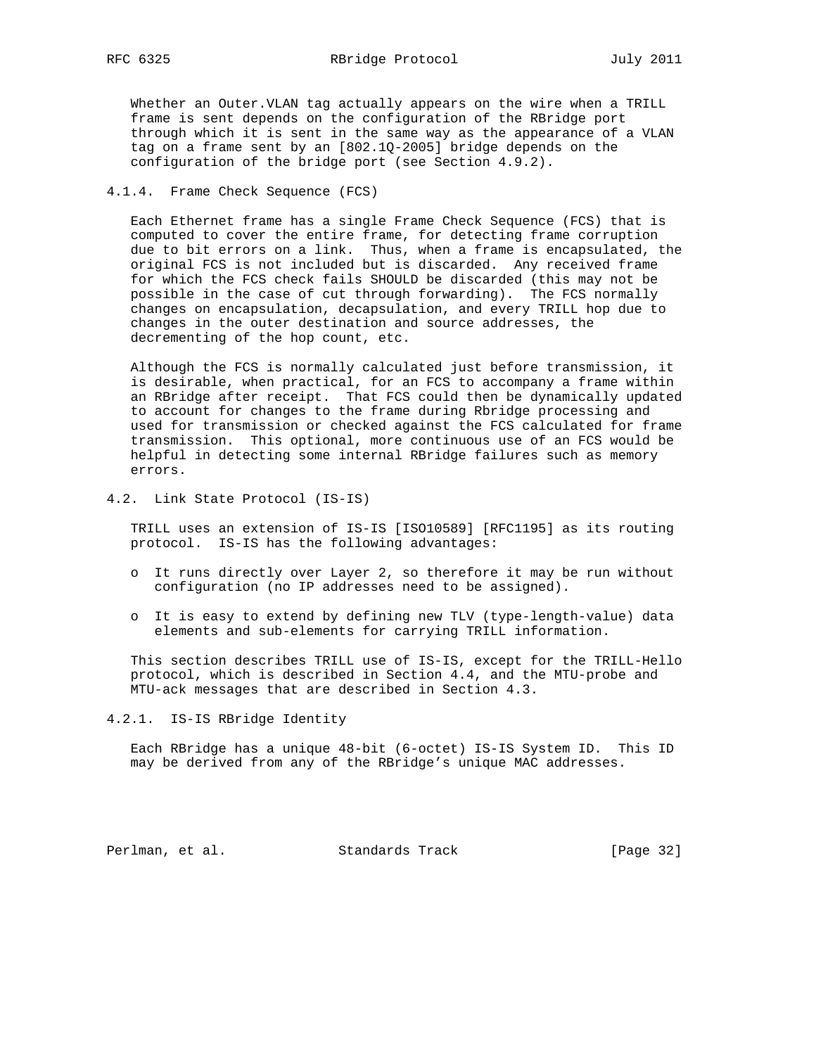Whether an Outer.VLAN tag actually appears on the wire when a TRILL frame is sent depends on the configuration of the RBridge port through which it is sent in the same way as the appearance of a VLAN tag on a frame sent by an [802.1Q-2005] bridge depends on the configuration of the bridge port (see Section 4.9.2).

#### 4.1.4. Frame Check Sequence (FCS)

Each Ethernet frame has a single Frame Check Sequence (FCS) that is computed to cover the entire frame, for detecting frame corruption due to bit errors on a link. Thus, when a frame is encapsulated, the original FCS is not included but is discarded. Any received frame for which the FCS check fails SHOULD be discarded (this may not be possible in the case of cut through forwarding). The FCS normally changes on encapsulation, decapsulation, and every TRILL hop due to changes in the outer destination and source addresses, the decrementing of the hop count, etc.

Although the FCS is normally calculated just before transmission, it is desirable, when practical, for an FCS to accompany a frame within an RBridge after receipt. That FCS could then be dynamically updated to account for changes to the frame during Rbridge processing and used for transmission or checked against the FCS calculated for frame transmission. This optional, more continuous use of an FCS would be helpful in detecting some internal RBridge failures such as memory errors.

### 4.2. Link State Protocol (IS-IS)

TRILL uses an extension of IS-IS [ISO10589] [RFC1195] as its routing protocol. IS-IS has the following advantages:

- It runs directly over Layer 2, so therefore it may be run without configuration (no IP addresses need to be assigned).

- It is easy to extend by defining new TLV (type-length-value) data elements and sub-elements for carrying TRILL information.

This section describes TRILL use of IS-IS, except for the TRILL-Hello protocol, which is described in Section 4.4, and the MTU-probe and MTU-ack messages that are described in Section 4.3.

#### 4.2.1. IS-IS RBridge Identity

Each RBridge has a unique 48-bit (6-octet) IS-IS System ID. This ID may be derived from any of the RBridge's unique MAC addresses.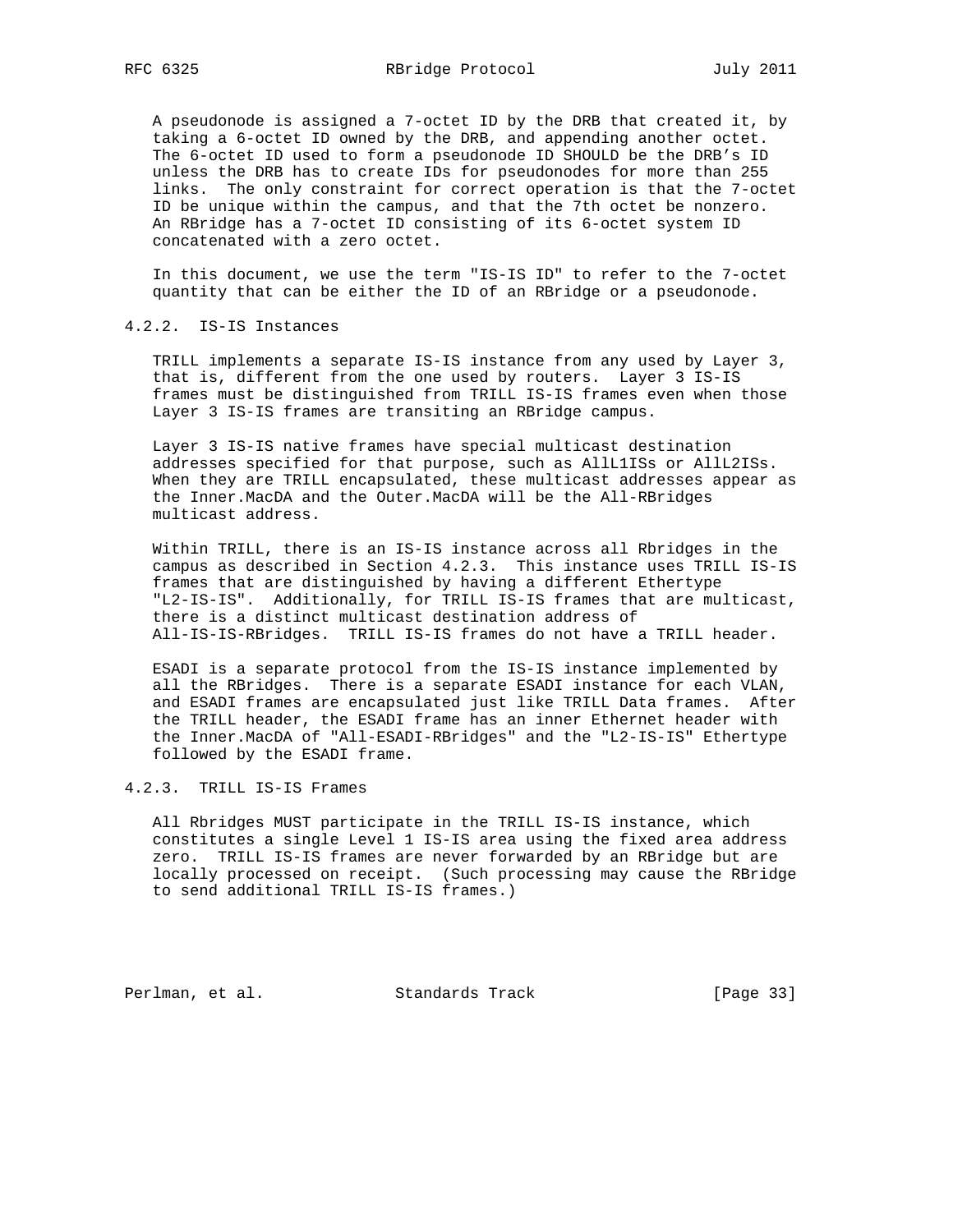A pseudonode is assigned a 7-octet ID by the DRB that created it, by taking a 6-octet ID owned by the DRB, and appending another octet. The 6-octet ID used to form a pseudonode ID SHOULD be the DRB's ID unless the DRB has to create IDs for pseudonodes for more than 255 links. The only constraint for correct operation is that the 7-octet ID be unique within the campus, and that the 7th octet be nonzero. An RBridge has a 7-octet ID consisting of its 6-octet system ID concatenated with a zero octet.

In this document, we use the term "IS-IS ID" to refer to the 7-octet quantity that can be either the ID of an RBridge or a pseudonode.

### 4.2.2. IS-IS Instances

TRILL implements a separate IS-IS instance from any used by Layer 3, that is, different from the one used by routers. Layer 3 IS-IS frames must be distinguished from TRILL IS-IS frames even when those Layer 3 IS-IS frames are transiting an RBridge campus.

Layer 3 IS-IS native frames have special multicast destination addresses specified for that purpose, such as AllL1ISs or AllL2ISs. When they are TRILL encapsulated, these multicast addresses appear as the Inner.MacDA and the Outer.MacDA will be the All-RBridges multicast address.

Within TRILL, there is an IS-IS instance across all Rbridges in the campus as described in Section 4.2.3. This instance uses TRILL IS-IS frames that are distinguished by having a different Ethertype "L2-IS-IS". Additionally, for TRILL IS-IS frames that are multicast, there is a distinct multicast destination address of All-IS-IS-RBridges. TRILL IS-IS frames do not have a TRILL header.

ESADI is a separate protocol from the IS-IS instance implemented by all the RBridges. There is a separate ESADI instance for each VLAN, and ESADI frames are encapsulated just like TRILL Data frames. After the TRILL header, the ESADI frame has an inner Ethernet header with the Inner.MacDA of "All-ESADI-RBridges" and the "L2-IS-IS" Ethertype followed by the ESADI frame.

### 4.2.3. TRILL IS-IS Frames

All Rbridges MUST participate in the TRILL IS-IS instance, which constitutes a single Level 1 IS-IS area using the fixed area address zero. TRILL IS-IS frames are never forwarded by an RBridge but are locally processed on receipt. (Such processing may cause the RBridge to send additional TRILL IS-IS frames.)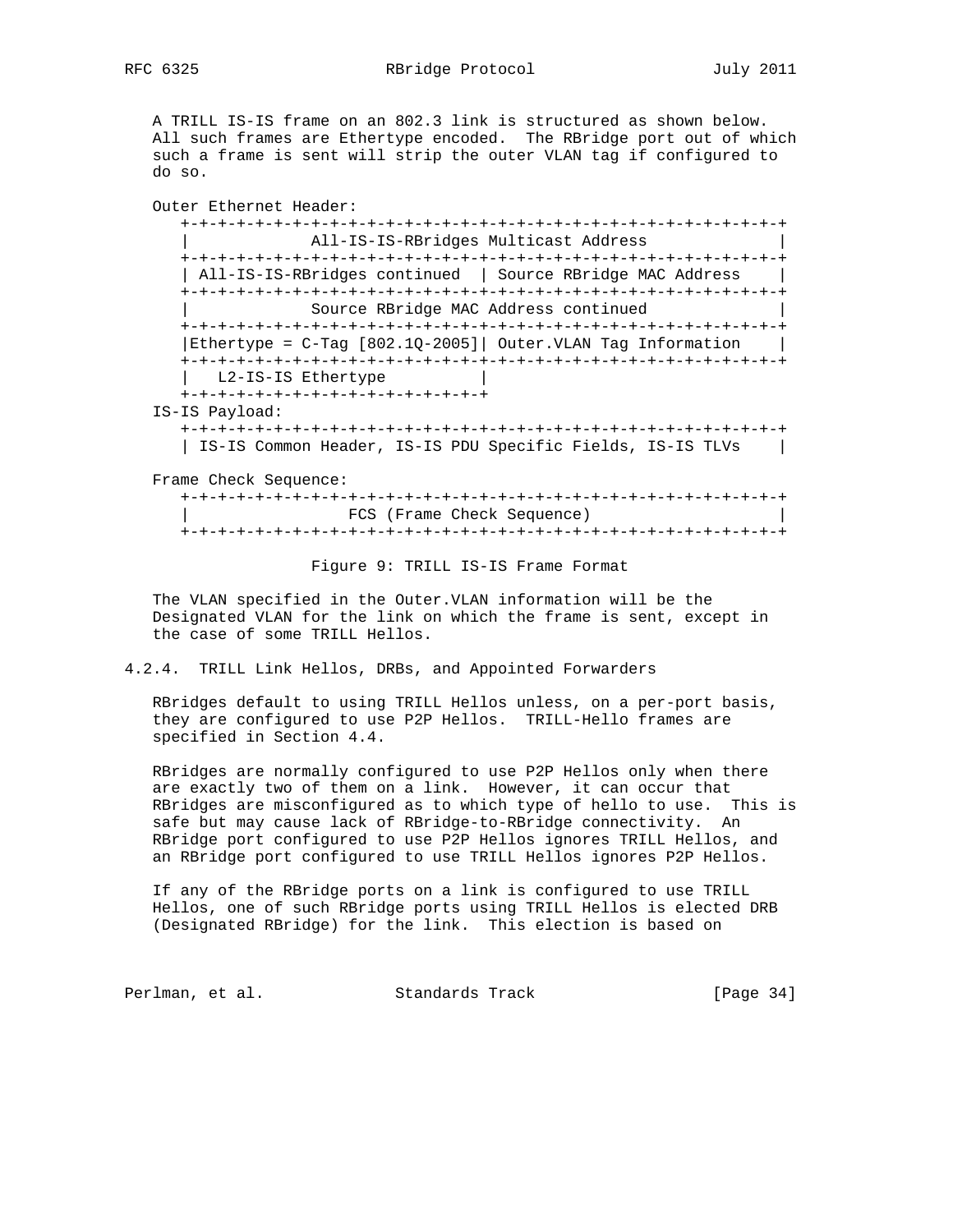A TRILL IS-IS frame on an 802.3 link is structured as shown below. All such frames are Ethertype encoded. The RBridge port out of which such a frame is sent will strip the outer VLAN tag if configured to do so.

```
Outer Ethernet Header:
   +-+-+-+-+-+-+-+-+-+-+-+-+-+-+-+-+-+-+-+-+-+-+-+-+-+-+-+-+-+-+-+-+
   |             All-IS-IS-RBridges Multicast Address              |
   +-+-+-+-+-+-+-+-+-+-+-+-+-+-+-+-+-+-+-+-+-+-+-+-+-+-+-+-+-+-+-+-+
   | All-IS-IS-RBridges continued  | Source RBridge MAC Address    |
   +-+-+-+-+-+-+-+-+-+-+-+-+-+-+-+-+-+-+-+-+-+-+-+-+-+-+-+-+-+-+-+-+
   |             Source RBridge MAC Address continued              |
   +-+-+-+-+-+-+-+-+-+-+-+-+-+-+-+-+-+-+-+-+-+-+-+-+-+-+-+-+-+-+-+-+
   |Ethertype = C-Tag [802.1Q-2005]| Outer.VLAN Tag Information    |
   +-+-+-+-+-+-+-+-+-+-+-+-+-+-+-+-+-+-+-+-+-+-+-+-+-+-+-+-+-+-+-+-+
   |   L2-IS-IS Ethertype          |
   +-+-+-+-+-+-+-+-+-+-+-+-+-+-+-+-+
IS-IS Payload:
   +-+-+-+-+-+-+-+-+-+-+-+-+-+-+-+-+-+-+-+-+-+-+-+-+-+-+-+-+-+-+-+-+
   | IS-IS Common Header, IS-IS PDU Specific Fields, IS-IS TLVs    |

Frame Check Sequence:
   +-+-+-+-+-+-+-+-+-+-+-+-+-+-+-+-+-+-+-+-+-+-+-+-+-+-+-+-+-+-+-+-+
   |                 FCS (Frame Check Sequence)                    |
   +-+-+-+-+-+-+-+-+-+-+-+-+-+-+-+-+-+-+-+-+-+-+-+-+-+-+-+-+-+-+-+-+
```

Figure 9: TRILL IS-IS Frame Format

The VLAN specified in the Outer.VLAN information will be the Designated VLAN for the link on which the frame is sent, except in the case of some TRILL Hellos.

#### 4.2.4. TRILL Link Hellos, DRBs, and Appointed Forwarders

RBridges default to using TRILL Hellos unless, on a per-port basis, they are configured to use P2P Hellos. TRILL-Hello frames are specified in Section 4.4.

RBridges are normally configured to use P2P Hellos only when there are exactly two of them on a link. However, it can occur that RBridges are misconfigured as to which type of hello to use. This is safe but may cause lack of RBridge-to-RBridge connectivity. An RBridge port configured to use P2P Hellos ignores TRILL Hellos, and an RBridge port configured to use TRILL Hellos ignores P2P Hellos.

If any of the RBridge ports on a link is configured to use TRILL Hellos, one of such RBridge ports using TRILL Hellos is elected DRB (Designated RBridge) for the link. This election is based on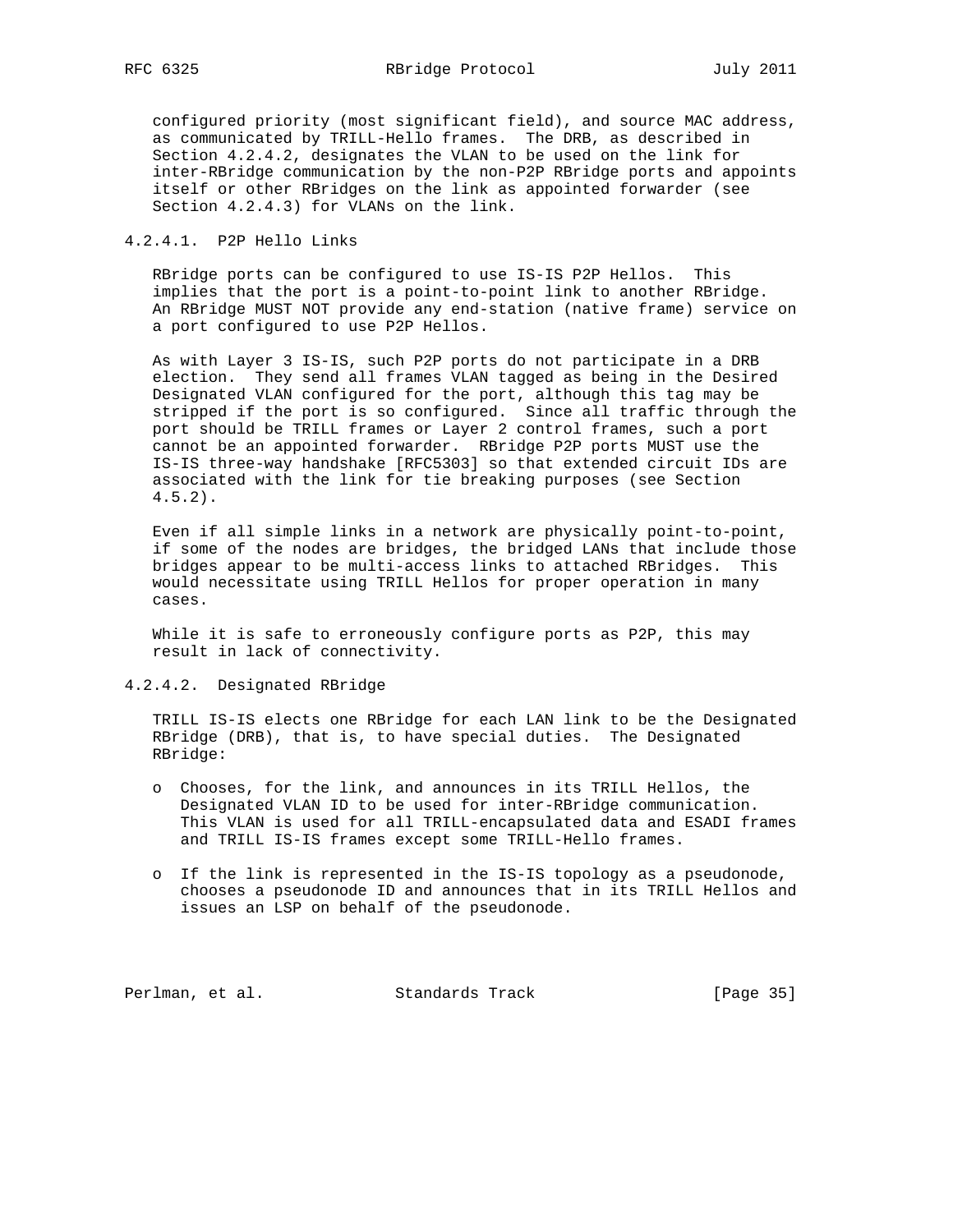configured priority (most significant field), and source MAC address, as communicated by TRILL-Hello frames. The DRB, as described in Section 4.2.4.2, designates the VLAN to be used on the link for inter-RBridge communication by the non-P2P RBridge ports and appoints itself or other RBridges on the link as appointed forwarder (see Section 4.2.4.3) for VLANs on the link.

#### 4.2.4.1. P2P Hello Links

RBridge ports can be configured to use IS-IS P2P Hellos. This implies that the port is a point-to-point link to another RBridge. An RBridge MUST NOT provide any end-station (native frame) service on a port configured to use P2P Hellos.

As with Layer 3 IS-IS, such P2P ports do not participate in a DRB election. They send all frames VLAN tagged as being in the Desired Designated VLAN configured for the port, although this tag may be stripped if the port is so configured. Since all traffic through the port should be TRILL frames or Layer 2 control frames, such a port cannot be an appointed forwarder. RBridge P2P ports MUST use the IS-IS three-way handshake [RFC5303] so that extended circuit IDs are associated with the link for tie breaking purposes (see Section 4.5.2).

Even if all simple links in a network are physically point-to-point, if some of the nodes are bridges, the bridged LANs that include those bridges appear to be multi-access links to attached RBridges. This would necessitate using TRILL Hellos for proper operation in many cases.

While it is safe to erroneously configure ports as P2P, this may result in lack of connectivity.

#### 4.2.4.2. Designated RBridge

TRILL IS-IS elects one RBridge for each LAN link to be the Designated RBridge (DRB), that is, to have special duties. The Designated RBridge:

- Chooses, for the link, and announces in its TRILL Hellos, the Designated VLAN ID to be used for inter-RBridge communication. This VLAN is used for all TRILL-encapsulated data and ESADI frames and TRILL IS-IS frames except some TRILL-Hello frames.

- If the link is represented in the IS-IS topology as a pseudonode, chooses a pseudonode ID and announces that in its TRILL Hellos and issues an LSP on behalf of the pseudonode.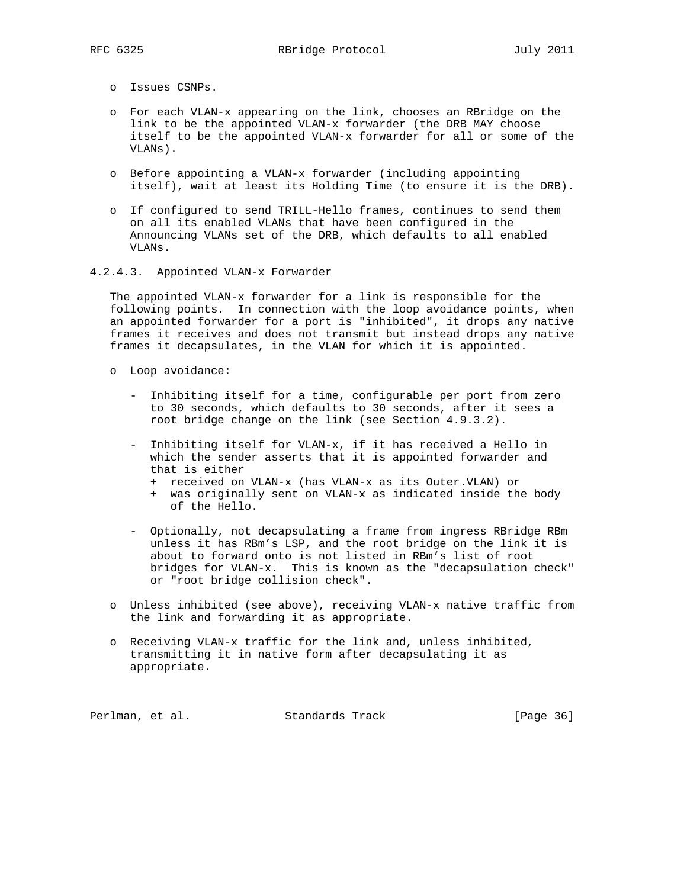- Issues CSNPs.

- For each VLAN-x appearing on the link, chooses an RBridge on the link to be the appointed VLAN-x forwarder (the DRB MAY choose itself to be the appointed VLAN-x forwarder for all or some of the VLANs).

- Before appointing a VLAN-x forwarder (including appointing itself), wait at least its Holding Time (to ensure it is the DRB).

- If configured to send TRILL-Hello frames, continues to send them on all its enabled VLANs that have been configured in the Announcing VLANs set of the DRB, which defaults to all enabled VLANs.

#### 4.2.4.3. Appointed VLAN-x Forwarder

The appointed VLAN-x forwarder for a link is responsible for the following points. In connection with the loop avoidance points, when an appointed forwarder for a port is "inhibited", it drops any native frames it receives and does not transmit but instead drops any native frames it decapsulates, in the VLAN for which it is appointed.

- Loop avoidance:

  - Inhibiting itself for a time, configurable per port from zero to 30 seconds, which defaults to 30 seconds, after it sees a root bridge change on the link (see Section 4.9.3.2).

  - Inhibiting itself for VLAN-x, if it has received a Hello in which the sender asserts that it is appointed forwarder and that is either
    - received on VLAN-x (has VLAN-x as its Outer.VLAN) or
    - was originally sent on VLAN-x as indicated inside the body of the Hello.

  - Optionally, not decapsulating a frame from ingress RBridge RBm unless it has RBm's LSP, and the root bridge on the link it is about to forward onto is not listed in RBm's list of root bridges for VLAN-x. This is known as the "decapsulation check" or "root bridge collision check".

- Unless inhibited (see above), receiving VLAN-x native traffic from the link and forwarding it as appropriate.

- Receiving VLAN-x traffic for the link and, unless inhibited, transmitting it in native form after decapsulating it as appropriate.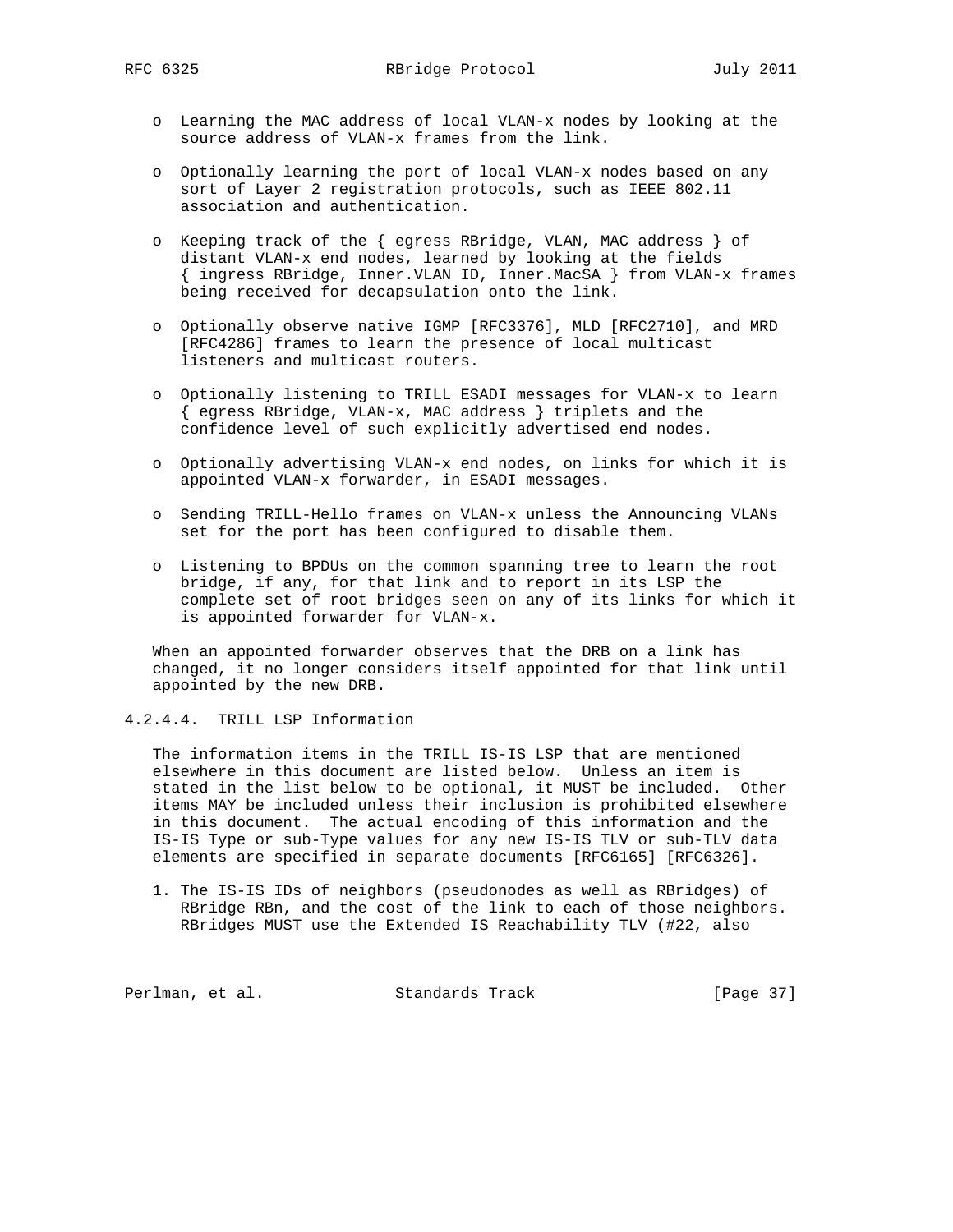- Learning the MAC address of local VLAN-x nodes by looking at the source address of VLAN-x frames from the link.

- Optionally learning the port of local VLAN-x nodes based on any sort of Layer 2 registration protocols, such as IEEE 802.11 association and authentication.

- Keeping track of the { egress RBridge, VLAN, MAC address } of distant VLAN-x end nodes, learned by looking at the fields { ingress RBridge, Inner.VLAN ID, Inner.MacSA } from VLAN-x frames being received for decapsulation onto the link.

- Optionally observe native IGMP [RFC3376], MLD [RFC2710], and MRD [RFC4286] frames to learn the presence of local multicast listeners and multicast routers.

- Optionally listening to TRILL ESADI messages for VLAN-x to learn { egress RBridge, VLAN-x, MAC address } triplets and the confidence level of such explicitly advertised end nodes.

- Optionally advertising VLAN-x end nodes, on links for which it is appointed VLAN-x forwarder, in ESADI messages.

- Sending TRILL-Hello frames on VLAN-x unless the Announcing VLANs set for the port has been configured to disable them.

- Listening to BPDUs on the common spanning tree to learn the root bridge, if any, for that link and to report in its LSP the complete set of root bridges seen on any of its links for which it is appointed forwarder for VLAN-x.

When an appointed forwarder observes that the DRB on a link has changed, it no longer considers itself appointed for that link until appointed by the new DRB.

#### 4.2.4.4. TRILL LSP Information

The information items in the TRILL IS-IS LSP that are mentioned elsewhere in this document are listed below. Unless an item is stated in the list below to be optional, it MUST be included. Other items MAY be included unless their inclusion is prohibited elsewhere in this document. The actual encoding of this information and the IS-IS Type or sub-Type values for any new IS-IS TLV or sub-TLV data elements are specified in separate documents [RFC6165] [RFC6326].

1. The IS-IS IDs of neighbors (pseudonodes as well as RBridges) of RBridge RBn, and the cost of the link to each of those neighbors. RBridges MUST use the Extended IS Reachability TLV (#22, also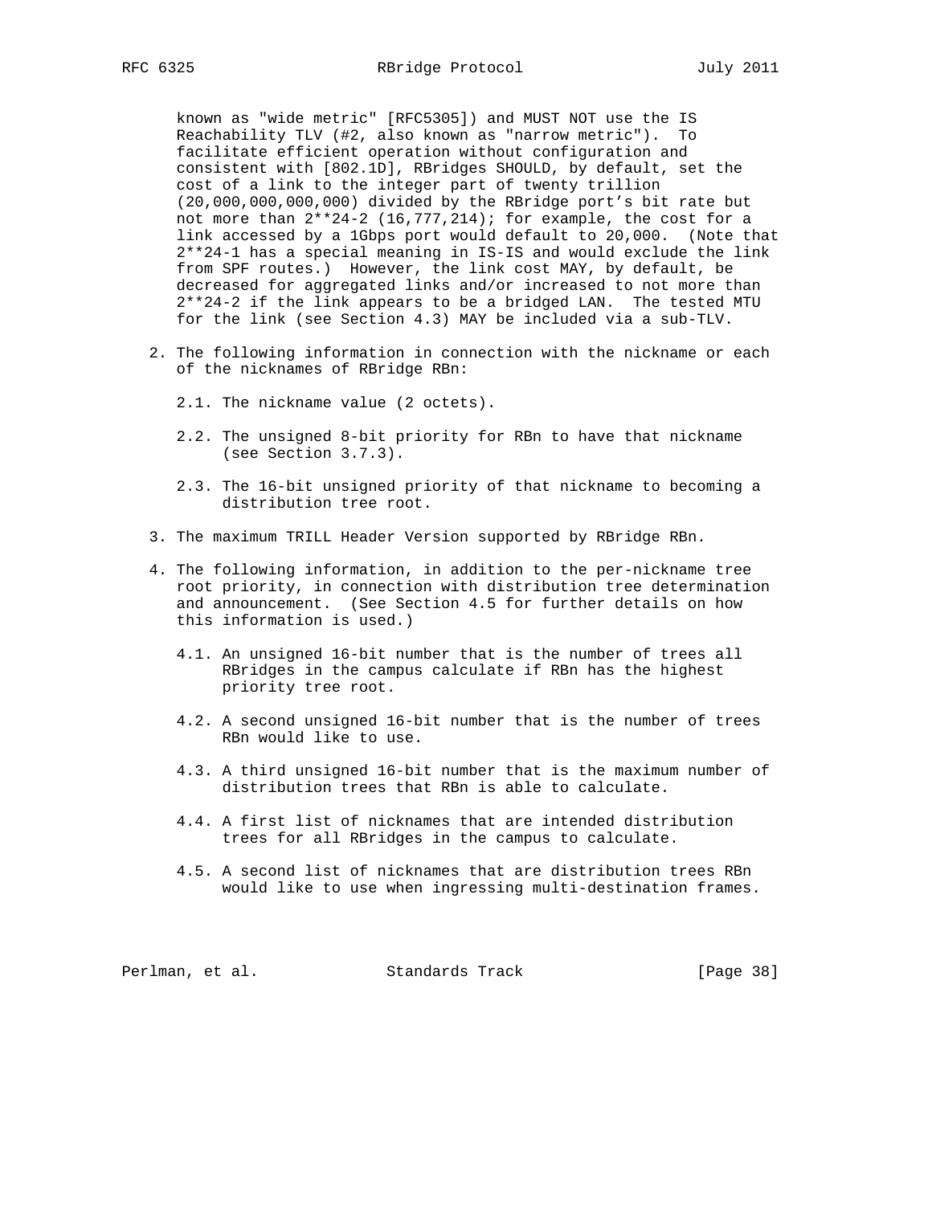known as "wide metric" [RFC5305]) and MUST NOT use the IS Reachability TLV (#2, also known as "narrow metric"). To facilitate efficient operation without configuration and consistent with [802.1D], RBridges SHOULD, by default, set the cost of a link to the integer part of twenty trillion (20,000,000,000,000) divided by the RBridge port's bit rate but not more than 2**24-2 (16,777,214); for example, the cost for a link accessed by a 1Gbps port would default to 20,000. (Note that 2**24-1 has a special meaning in IS-IS and would exclude the link from SPF routes.) However, the link cost MAY, by default, be decreased for aggregated links and/or increased to not more than 2**24-2 if the link appears to be a bridged LAN. The tested MTU for the link (see Section 4.3) MAY be included via a sub-TLV.

2. The following information in connection with the nickname or each of the nicknames of RBridge RBn:

   2.1. The nickname value (2 octets).

   2.2. The unsigned 8-bit priority for RBn to have that nickname (see Section 3.7.3).

   2.3. The 16-bit unsigned priority of that nickname to becoming a distribution tree root.

3. The maximum TRILL Header Version supported by RBridge RBn.

4. The following information, in addition to the per-nickname tree root priority, in connection with distribution tree determination and announcement. (See Section 4.5 for further details on how this information is used.)

   4.1. An unsigned 16-bit number that is the number of trees all RBridges in the campus calculate if RBn has the highest priority tree root.

   4.2. A second unsigned 16-bit number that is the number of trees RBn would like to use.

   4.3. A third unsigned 16-bit number that is the maximum number of distribution trees that RBn is able to calculate.

   4.4. A first list of nicknames that are intended distribution trees for all RBridges in the campus to calculate.

   4.5. A second list of nicknames that are distribution trees RBn would like to use when ingressing multi-destination frames.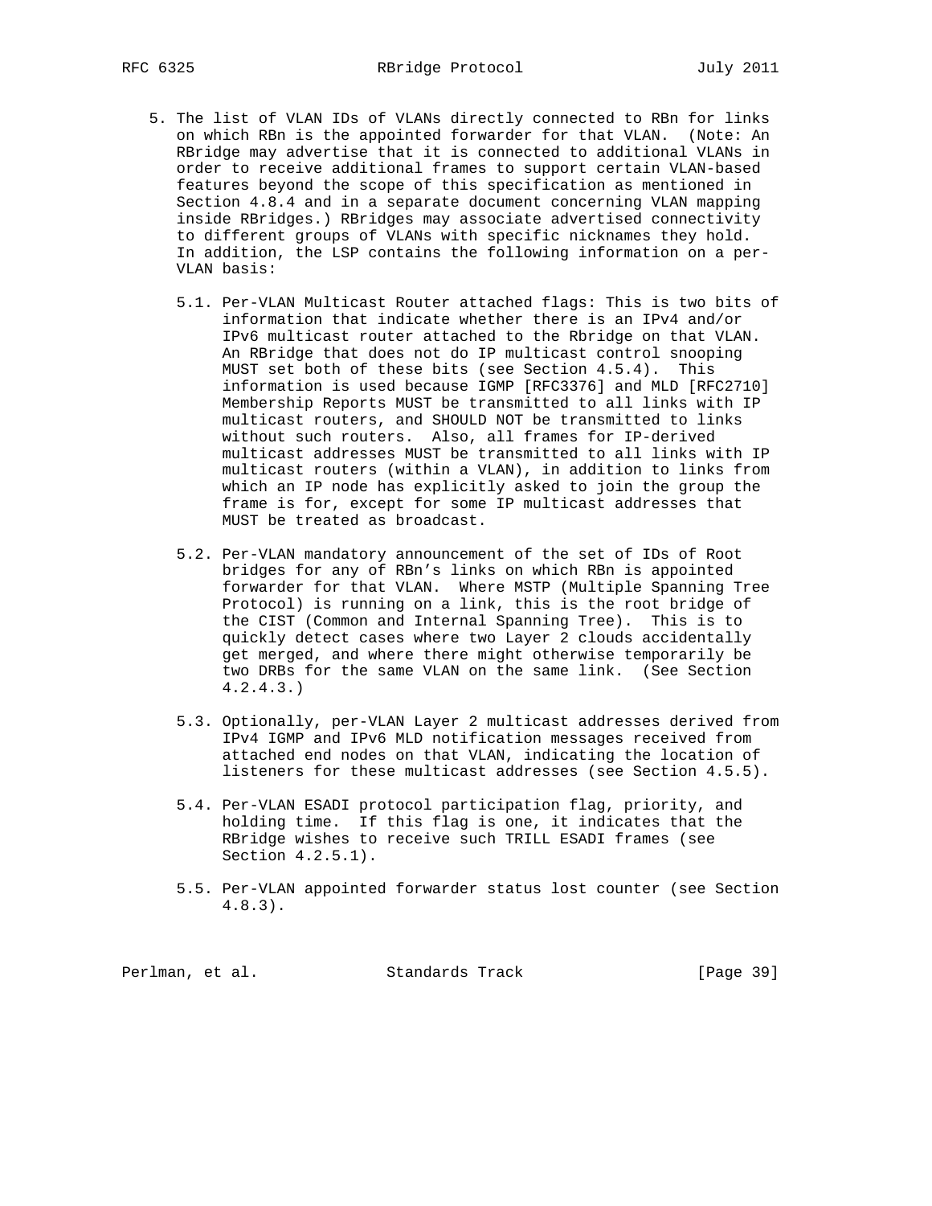5. The list of VLAN IDs of VLANs directly connected to RBn for links on which RBn is the appointed forwarder for that VLAN. (Note: An RBridge may advertise that it is connected to additional VLANs in order to receive additional frames to support certain VLAN-based features beyond the scope of this specification as mentioned in Section 4.8.4 and in a separate document concerning VLAN mapping inside RBridges.) RBridges may associate advertised connectivity to different groups of VLANs with specific nicknames they hold. In addition, the LSP contains the following information on a per-VLAN basis:

   5.1. Per-VLAN Multicast Router attached flags: This is two bits of information that indicate whether there is an IPv4 and/or IPv6 multicast router attached to the Rbridge on that VLAN. An RBridge that does not do IP multicast control snooping MUST set both of these bits (see Section 4.5.4). This information is used because IGMP [RFC3376] and MLD [RFC2710] Membership Reports MUST be transmitted to all links with IP multicast routers, and SHOULD NOT be transmitted to links without such routers. Also, all frames for IP-derived multicast addresses MUST be transmitted to all links with IP multicast routers (within a VLAN), in addition to links from which an IP node has explicitly asked to join the group the frame is for, except for some IP multicast addresses that MUST be treated as broadcast.

   5.2. Per-VLAN mandatory announcement of the set of IDs of Root bridges for any of RBn's links on which RBn is appointed forwarder for that VLAN. Where MSTP (Multiple Spanning Tree Protocol) is running on a link, this is the root bridge of the CIST (Common and Internal Spanning Tree). This is to quickly detect cases where two Layer 2 clouds accidentally get merged, and where there might otherwise temporarily be two DRBs for the same VLAN on the same link. (See Section 4.2.4.3.)

   5.3. Optionally, per-VLAN Layer 2 multicast addresses derived from IPv4 IGMP and IPv6 MLD notification messages received from attached end nodes on that VLAN, indicating the location of listeners for these multicast addresses (see Section 4.5.5).

   5.4. Per-VLAN ESADI protocol participation flag, priority, and holding time. If this flag is one, it indicates that the RBridge wishes to receive such TRILL ESADI frames (see Section 4.2.5.1).

   5.5. Per-VLAN appointed forwarder status lost counter (see Section 4.8.3).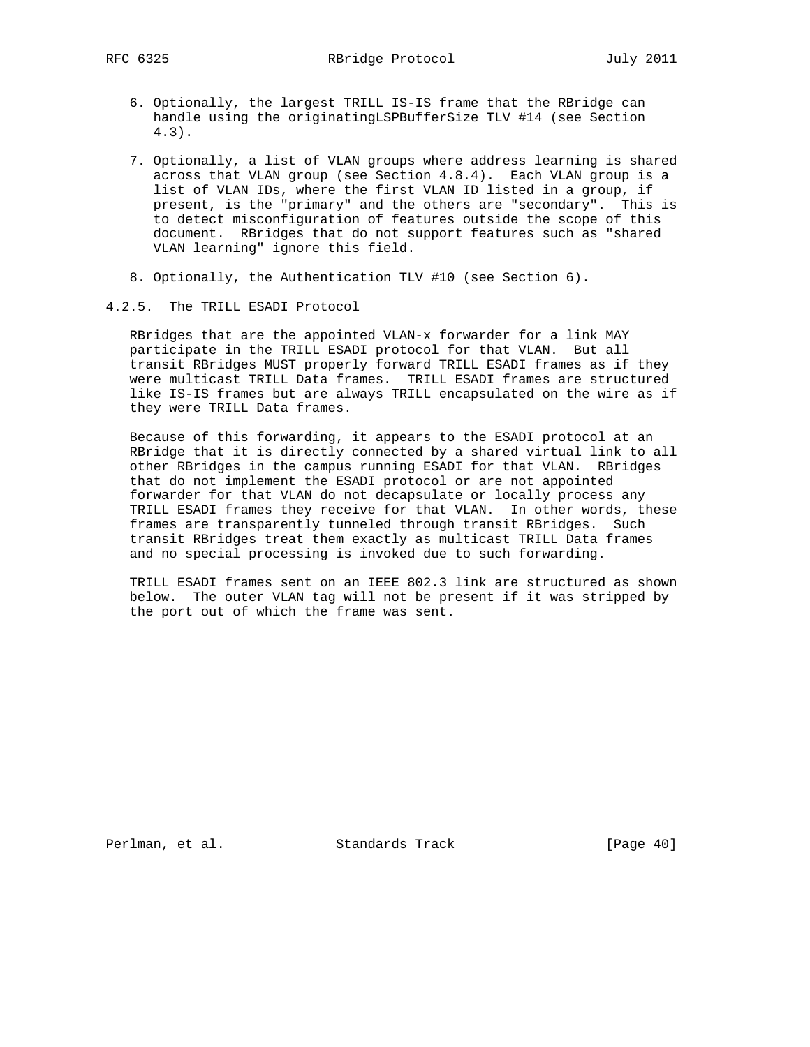6. Optionally, the largest TRILL IS-IS frame that the RBridge can handle using the originatingLSPBufferSize TLV #14 (see Section 4.3).

7. Optionally, a list of VLAN groups where address learning is shared across that VLAN group (see Section 4.8.4). Each VLAN group is a list of VLAN IDs, where the first VLAN ID listed in a group, if present, is the "primary" and the others are "secondary". This is to detect misconfiguration of features outside the scope of this document. RBridges that do not support features such as "shared VLAN learning" ignore this field.

8. Optionally, the Authentication TLV #10 (see Section 6).

#### 4.2.5. The TRILL ESADI Protocol

RBridges that are the appointed VLAN-x forwarder for a link MAY participate in the TRILL ESADI protocol for that VLAN. But all transit RBridges MUST properly forward TRILL ESADI frames as if they were multicast TRILL Data frames. TRILL ESADI frames are structured like IS-IS frames but are always TRILL encapsulated on the wire as if they were TRILL Data frames.

Because of this forwarding, it appears to the ESADI protocol at an RBridge that it is directly connected by a shared virtual link to all other RBridges in the campus running ESADI for that VLAN. RBridges that do not implement the ESADI protocol or are not appointed forwarder for that VLAN do not decapsulate or locally process any TRILL ESADI frames they receive for that VLAN. In other words, these frames are transparently tunneled through transit RBridges. Such transit RBridges treat them exactly as multicast TRILL Data frames and no special processing is invoked due to such forwarding.

TRILL ESADI frames sent on an IEEE 802.3 link are structured as shown below. The outer VLAN tag will not be present if it was stripped by the port out of which the frame was sent.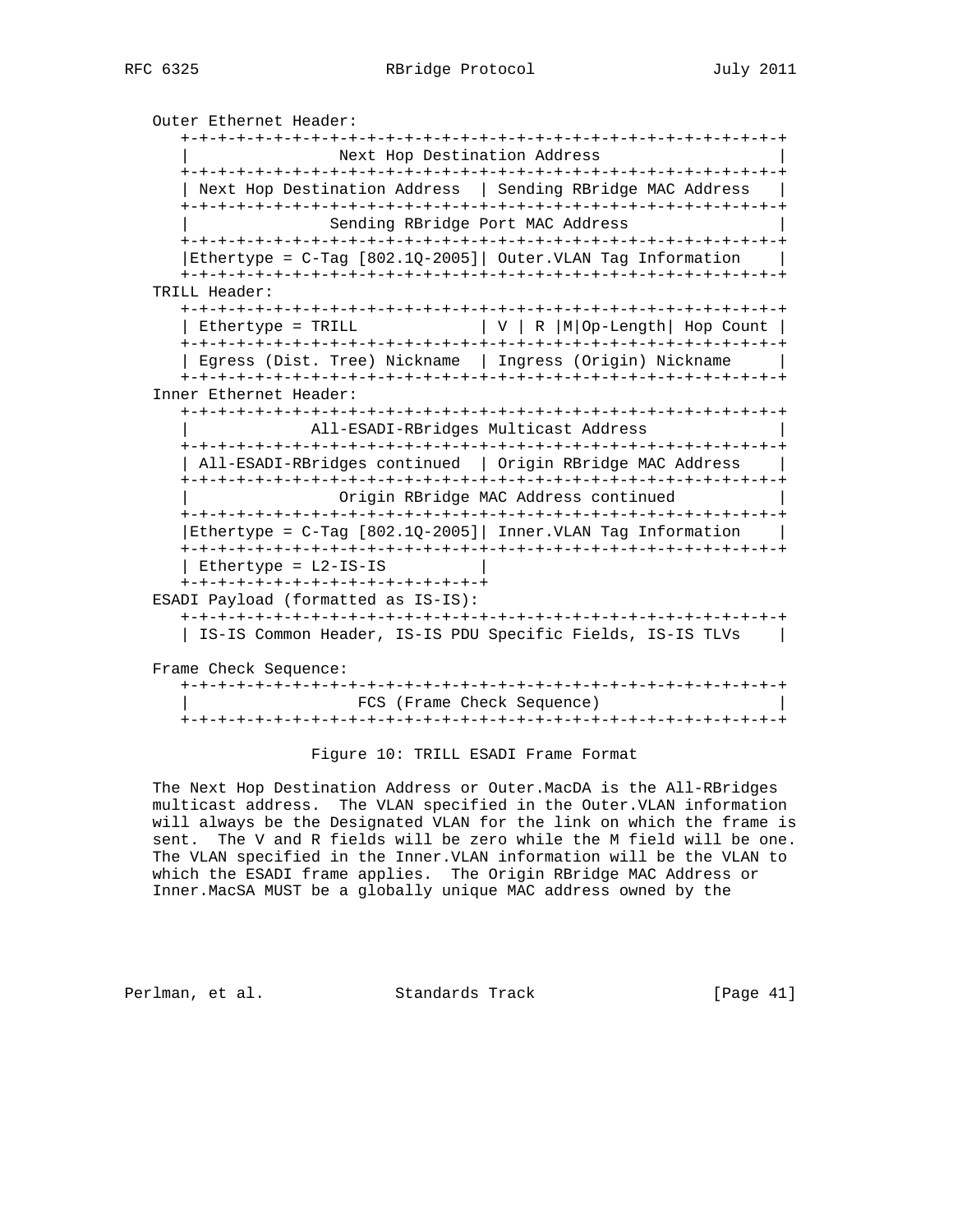```
   Outer Ethernet Header:
      +-+-+-+-+-+-+-+-+-+-+-+-+-+-+-+-+-+-+-+-+-+-+-+-+-+-+-+-+-+-+-+-+
      |                 Next Hop Destination Address                  |
      +-+-+-+-+-+-+-+-+-+-+-+-+-+-+-+-+-+-+-+-+-+-+-+-+-+-+-+-+-+-+-+-+
      | Next Hop Destination Address  | Sending RBridge MAC Address   |
      +-+-+-+-+-+-+-+-+-+-+-+-+-+-+-+-+-+-+-+-+-+-+-+-+-+-+-+-+-+-+-+-+
      |                Sending RBridge Port MAC Address               |
      +-+-+-+-+-+-+-+-+-+-+-+-+-+-+-+-+-+-+-+-+-+-+-+-+-+-+-+-+-+-+-+-+
      |Ethertype = C-Tag [802.1Q-2005]| Outer.VLAN Tag Information    |
      +-+-+-+-+-+-+-+-+-+-+-+-+-+-+-+-+-+-+-+-+-+-+-+-+-+-+-+-+-+-+-+-+
   TRILL Header:
      +-+-+-+-+-+-+-+-+-+-+-+-+-+-+-+-+-+-+-+-+-+-+-+-+-+-+-+-+-+-+-+-+
      | Ethertype = TRILL             | V | R |M|Op-Length| Hop Count |
      +-+-+-+-+-+-+-+-+-+-+-+-+-+-+-+-+-+-+-+-+-+-+-+-+-+-+-+-+-+-+-+-+
      | Egress (Dist. Tree) Nickname  | Ingress (Origin) Nickname     |
      +-+-+-+-+-+-+-+-+-+-+-+-+-+-+-+-+-+-+-+-+-+-+-+-+-+-+-+-+-+-+-+-+
   Inner Ethernet Header:
      +-+-+-+-+-+-+-+-+-+-+-+-+-+-+-+-+-+-+-+-+-+-+-+-+-+-+-+-+-+-+-+-+
      |             All-ESADI-RBridges Multicast Address              |
      +-+-+-+-+-+-+-+-+-+-+-+-+-+-+-+-+-+-+-+-+-+-+-+-+-+-+-+-+-+-+-+-+
      | All-ESADI-RBridges continued  | Origin RBridge MAC Address    |
      +-+-+-+-+-+-+-+-+-+-+-+-+-+-+-+-+-+-+-+-+-+-+-+-+-+-+-+-+-+-+-+-+
      |               Origin RBridge MAC Address continued            |
      +-+-+-+-+-+-+-+-+-+-+-+-+-+-+-+-+-+-+-+-+-+-+-+-+-+-+-+-+-+-+-+-+
      |Ethertype = C-Tag [802.1Q-2005]| Inner.VLAN Tag Information    |
      +-+-+-+-+-+-+-+-+-+-+-+-+-+-+-+-+-+-+-+-+-+-+-+-+-+-+-+-+-+-+-+-+
      | Ethertype = L2-IS-IS          |
      +-+-+-+-+-+-+-+-+-+-+-+-+-+-+-+-+
   ESADI Payload (formatted as IS-IS):
      +-+-+-+-+-+-+-+-+-+-+-+-+-+-+-+-+-+-+-+-+-+-+-+-+-+-+-+-+-+-+-+-+
      | IS-IS Common Header, IS-IS PDU Specific Fields, IS-IS TLVs    |

   Frame Check Sequence:
      +-+-+-+-+-+-+-+-+-+-+-+-+-+-+-+-+-+-+-+-+-+-+-+-+-+-+-+-+-+-+-+-+
      |                  FCS (Frame Check Sequence)                   |
      +-+-+-+-+-+-+-+-+-+-+-+-+-+-+-+-+-+-+-+-+-+-+-+-+-+-+-+-+-+-+-+-+
```

Figure 10: TRILL ESADI Frame Format

The Next Hop Destination Address or Outer.MacDA is the All-RBridges multicast address. The VLAN specified in the Outer.VLAN information will always be the Designated VLAN for the link on which the frame is sent. The V and R fields will be zero while the M field will be one. The VLAN specified in the Inner.VLAN information will be the VLAN to which the ESADI frame applies. The Origin RBridge MAC Address or Inner.MacSA MUST be a globally unique MAC address owned by the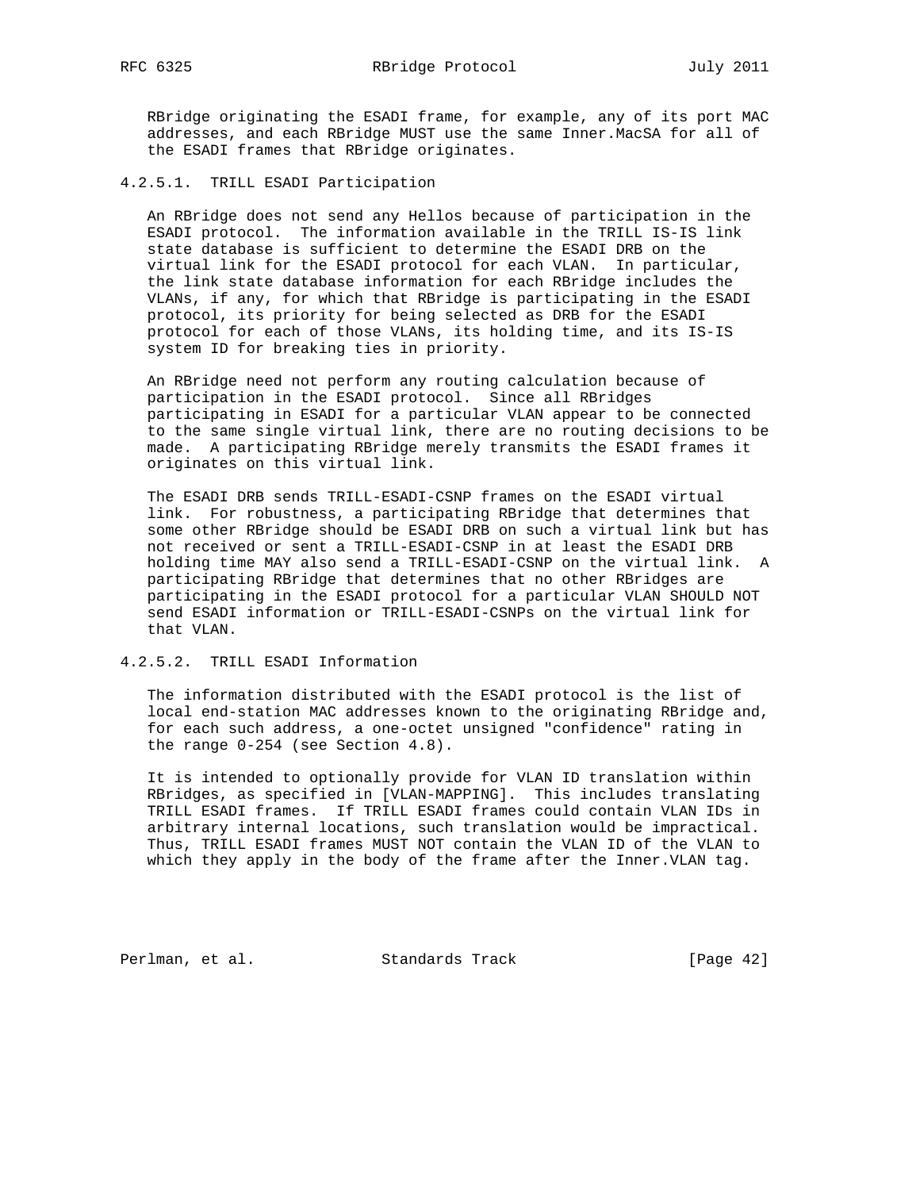RBridge originating the ESADI frame, for example, any of its port MAC addresses, and each RBridge MUST use the same Inner.MacSA for all of the ESADI frames that RBridge originates.

#### 4.2.5.1. TRILL ESADI Participation

An RBridge does not send any Hellos because of participation in the ESADI protocol. The information available in the TRILL IS-IS link state database is sufficient to determine the ESADI DRB on the virtual link for the ESADI protocol for each VLAN. In particular, the link state database information for each RBridge includes the VLANs, if any, for which that RBridge is participating in the ESADI protocol, its priority for being selected as DRB for the ESADI protocol for each of those VLANs, its holding time, and its IS-IS system ID for breaking ties in priority.

An RBridge need not perform any routing calculation because of participation in the ESADI protocol. Since all RBridges participating in ESADI for a particular VLAN appear to be connected to the same single virtual link, there are no routing decisions to be made. A participating RBridge merely transmits the ESADI frames it originates on this virtual link.

The ESADI DRB sends TRILL-ESADI-CSNP frames on the ESADI virtual link. For robustness, a participating RBridge that determines that some other RBridge should be ESADI DRB on such a virtual link but has not received or sent a TRILL-ESADI-CSNP in at least the ESADI DRB holding time MAY also send a TRILL-ESADI-CSNP on the virtual link. A participating RBridge that determines that no other RBridges are participating in the ESADI protocol for a particular VLAN SHOULD NOT send ESADI information or TRILL-ESADI-CSNPs on the virtual link for that VLAN.

#### 4.2.5.2. TRILL ESADI Information

The information distributed with the ESADI protocol is the list of local end-station MAC addresses known to the originating RBridge and, for each such address, a one-octet unsigned "confidence" rating in the range 0-254 (see Section 4.8).

It is intended to optionally provide for VLAN ID translation within RBridges, as specified in [VLAN-MAPPING]. This includes translating TRILL ESADI frames. If TRILL ESADI frames could contain VLAN IDs in arbitrary internal locations, such translation would be impractical. Thus, TRILL ESADI frames MUST NOT contain the VLAN ID of the VLAN to which they apply in the body of the frame after the Inner.VLAN tag.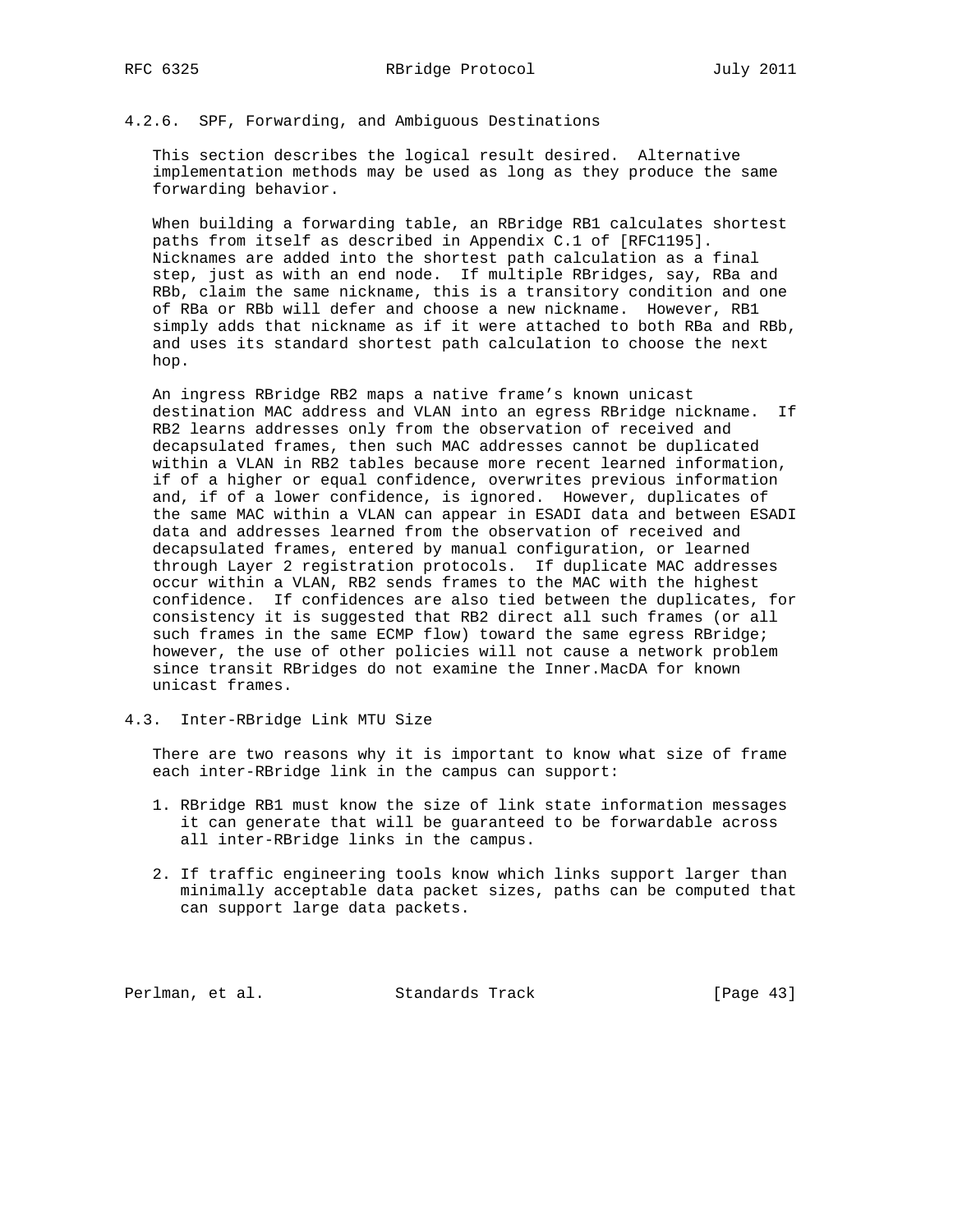#### 4.2.6. SPF, Forwarding, and Ambiguous Destinations

This section describes the logical result desired. Alternative implementation methods may be used as long as they produce the same forwarding behavior.

When building a forwarding table, an RBridge RB1 calculates shortest paths from itself as described in Appendix C.1 of [RFC1195]. Nicknames are added into the shortest path calculation as a final step, just as with an end node. If multiple RBridges, say, RBa and RBb, claim the same nickname, this is a transitory condition and one of RBa or RBb will defer and choose a new nickname. However, RB1 simply adds that nickname as if it were attached to both RBa and RBb, and uses its standard shortest path calculation to choose the next hop.

An ingress RBridge RB2 maps a native frame's known unicast destination MAC address and VLAN into an egress RBridge nickname. If RB2 learns addresses only from the observation of received and decapsulated frames, then such MAC addresses cannot be duplicated within a VLAN in RB2 tables because more recent learned information, if of a higher or equal confidence, overwrites previous information and, if of a lower confidence, is ignored. However, duplicates of the same MAC within a VLAN can appear in ESADI data and between ESADI data and addresses learned from the observation of received and decapsulated frames, entered by manual configuration, or learned through Layer 2 registration protocols. If duplicate MAC addresses occur within a VLAN, RB2 sends frames to the MAC with the highest confidence. If confidences are also tied between the duplicates, for consistency it is suggested that RB2 direct all such frames (or all such frames in the same ECMP flow) toward the same egress RBridge; however, the use of other policies will not cause a network problem since transit RBridges do not examine the Inner.MacDA for known unicast frames.

### 4.3. Inter-RBridge Link MTU Size

There are two reasons why it is important to know what size of frame each inter-RBridge link in the campus can support:

1. RBridge RB1 must know the size of link state information messages it can generate that will be guaranteed to be forwardable across all inter-RBridge links in the campus.

2. If traffic engineering tools know which links support larger than minimally acceptable data packet sizes, paths can be computed that can support large data packets.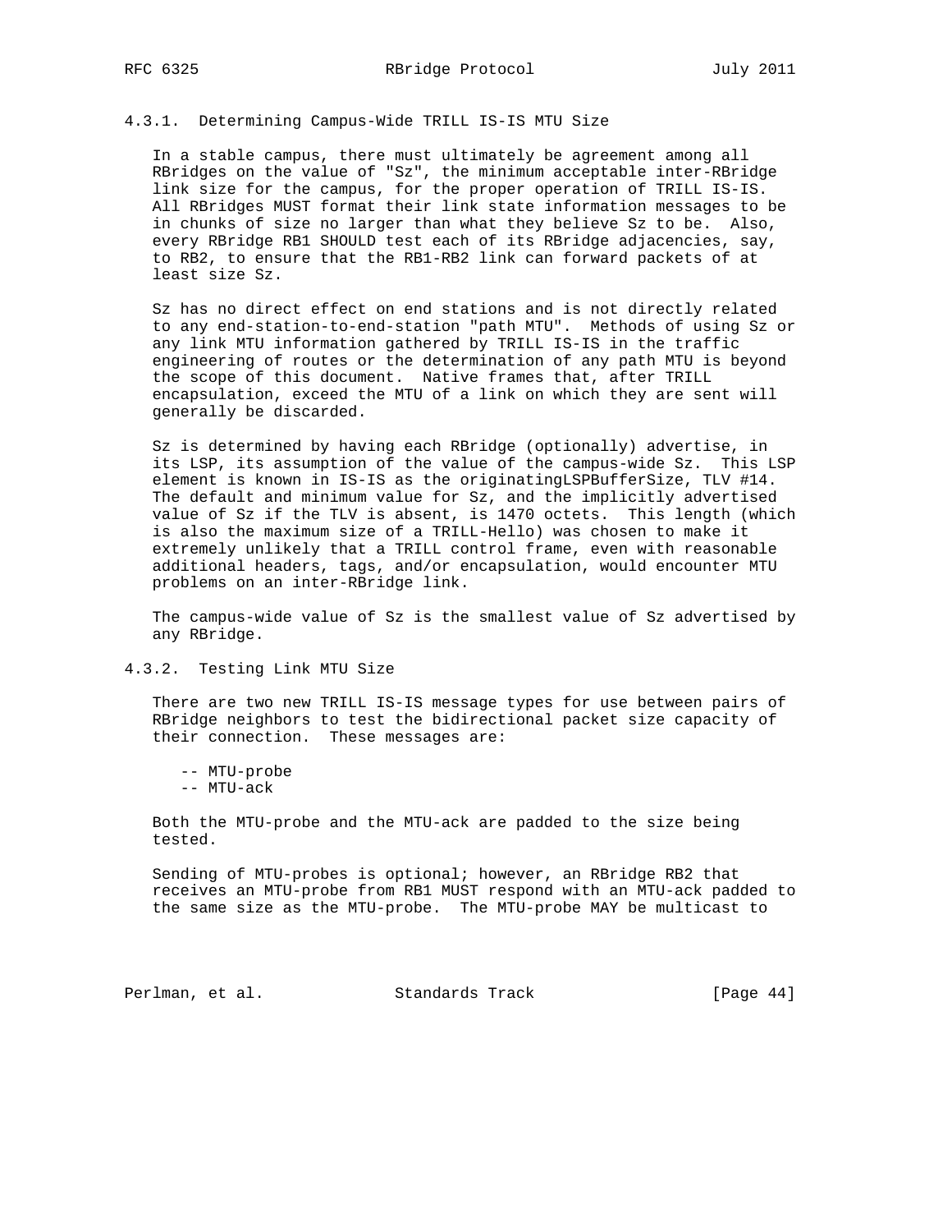#### 4.3.1. Determining Campus-Wide TRILL IS-IS MTU Size

In a stable campus, there must ultimately be agreement among all RBridges on the value of "Sz", the minimum acceptable inter-RBridge link size for the campus, for the proper operation of TRILL IS-IS. All RBridges MUST format their link state information messages to be in chunks of size no larger than what they believe Sz to be. Also, every RBridge RB1 SHOULD test each of its RBridge adjacencies, say, to RB2, to ensure that the RB1-RB2 link can forward packets of at least size Sz.

Sz has no direct effect on end stations and is not directly related to any end-station-to-end-station "path MTU". Methods of using Sz or any link MTU information gathered by TRILL IS-IS in the traffic engineering of routes or the determination of any path MTU is beyond the scope of this document. Native frames that, after TRILL encapsulation, exceed the MTU of a link on which they are sent will generally be discarded.

Sz is determined by having each RBridge (optionally) advertise, in its LSP, its assumption of the value of the campus-wide Sz. This LSP element is known in IS-IS as the originatingLSPBufferSize, TLV #14. The default and minimum value for Sz, and the implicitly advertised value of Sz if the TLV is absent, is 1470 octets. This length (which is also the maximum size of a TRILL-Hello) was chosen to make it extremely unlikely that a TRILL control frame, even with reasonable additional headers, tags, and/or encapsulation, would encounter MTU problems on an inter-RBridge link.

The campus-wide value of Sz is the smallest value of Sz advertised by any RBridge.

#### 4.3.2. Testing Link MTU Size

There are two new TRILL IS-IS message types for use between pairs of RBridge neighbors to test the bidirectional packet size capacity of their connection. These messages are:

- -- MTU-probe
- -- MTU-ack

Both the MTU-probe and the MTU-ack are padded to the size being tested.

Sending of MTU-probes is optional; however, an RBridge RB2 that receives an MTU-probe from RB1 MUST respond with an MTU-ack padded to the same size as the MTU-probe. The MTU-probe MAY be multicast to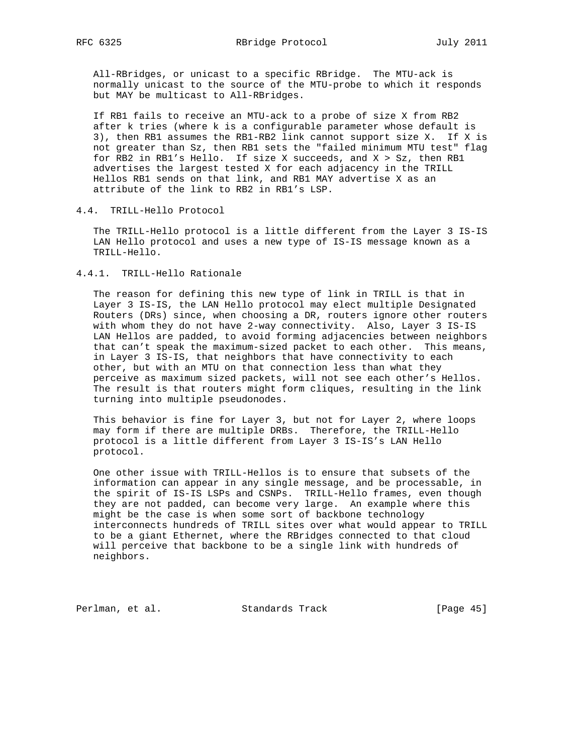All-RBridges, or unicast to a specific RBridge. The MTU-ack is normally unicast to the source of the MTU-probe to which it responds but MAY be multicast to All-RBridges.

If RB1 fails to receive an MTU-ack to a probe of size X from RB2 after k tries (where k is a configurable parameter whose default is 3), then RB1 assumes the RB1-RB2 link cannot support size X. If X is not greater than Sz, then RB1 sets the "failed minimum MTU test" flag for RB2 in RB1's Hello. If size X succeeds, and X > Sz, then RB1 advertises the largest tested X for each adjacency in the TRILL Hellos RB1 sends on that link, and RB1 MAY advertise X as an attribute of the link to RB2 in RB1's LSP.

### 4.4. TRILL-Hello Protocol

The TRILL-Hello protocol is a little different from the Layer 3 IS-IS LAN Hello protocol and uses a new type of IS-IS message known as a TRILL-Hello.

#### 4.4.1. TRILL-Hello Rationale

The reason for defining this new type of link in TRILL is that in Layer 3 IS-IS, the LAN Hello protocol may elect multiple Designated Routers (DRs) since, when choosing a DR, routers ignore other routers with whom they do not have 2-way connectivity. Also, Layer 3 IS-IS LAN Hellos are padded, to avoid forming adjacencies between neighbors that can't speak the maximum-sized packet to each other. This means, in Layer 3 IS-IS, that neighbors that have connectivity to each other, but with an MTU on that connection less than what they perceive as maximum sized packets, will not see each other's Hellos. The result is that routers might form cliques, resulting in the link turning into multiple pseudonodes.

This behavior is fine for Layer 3, but not for Layer 2, where loops may form if there are multiple DRBs. Therefore, the TRILL-Hello protocol is a little different from Layer 3 IS-IS's LAN Hello protocol.

One other issue with TRILL-Hellos is to ensure that subsets of the information can appear in any single message, and be processable, in the spirit of IS-IS LSPs and CSNPs. TRILL-Hello frames, even though they are not padded, can become very large. An example where this might be the case is when some sort of backbone technology interconnects hundreds of TRILL sites over what would appear to TRILL to be a giant Ethernet, where the RBridges connected to that cloud will perceive that backbone to be a single link with hundreds of neighbors.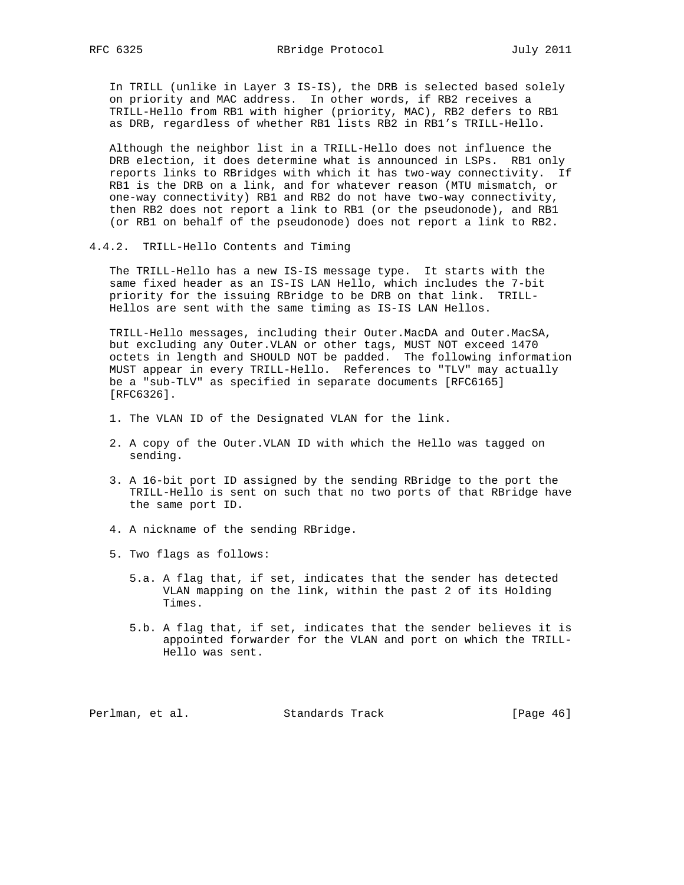In TRILL (unlike in Layer 3 IS-IS), the DRB is selected based solely on priority and MAC address. In other words, if RB2 receives a TRILL-Hello from RB1 with higher (priority, MAC), RB2 defers to RB1 as DRB, regardless of whether RB1 lists RB2 in RB1's TRILL-Hello.

Although the neighbor list in a TRILL-Hello does not influence the DRB election, it does determine what is announced in LSPs. RB1 only reports links to RBridges with which it has two-way connectivity. If RB1 is the DRB on a link, and for whatever reason (MTU mismatch, or one-way connectivity) RB1 and RB2 do not have two-way connectivity, then RB2 does not report a link to RB1 (or the pseudonode), and RB1 (or RB1 on behalf of the pseudonode) does not report a link to RB2.

### 4.4.2. TRILL-Hello Contents and Timing

The TRILL-Hello has a new IS-IS message type. It starts with the same fixed header as an IS-IS LAN Hello, which includes the 7-bit priority for the issuing RBridge to be DRB on that link. TRILL-Hellos are sent with the same timing as IS-IS LAN Hellos.

TRILL-Hello messages, including their Outer.MacDA and Outer.MacSA, but excluding any Outer.VLAN or other tags, MUST NOT exceed 1470 octets in length and SHOULD NOT be padded. The following information MUST appear in every TRILL-Hello. References to "TLV" may actually be a "sub-TLV" as specified in separate documents [RFC6165] [RFC6326].

1. The VLAN ID of the Designated VLAN for the link.

2. A copy of the Outer.VLAN ID with which the Hello was tagged on sending.

3. A 16-bit port ID assigned by the sending RBridge to the port the TRILL-Hello is sent on such that no two ports of that RBridge have the same port ID.

4. A nickname of the sending RBridge.

5. Two flags as follows:

   5.a. A flag that, if set, indicates that the sender has detected VLAN mapping on the link, within the past 2 of its Holding Times.

   5.b. A flag that, if set, indicates that the sender believes it is appointed forwarder for the VLAN and port on which the TRILL-Hello was sent.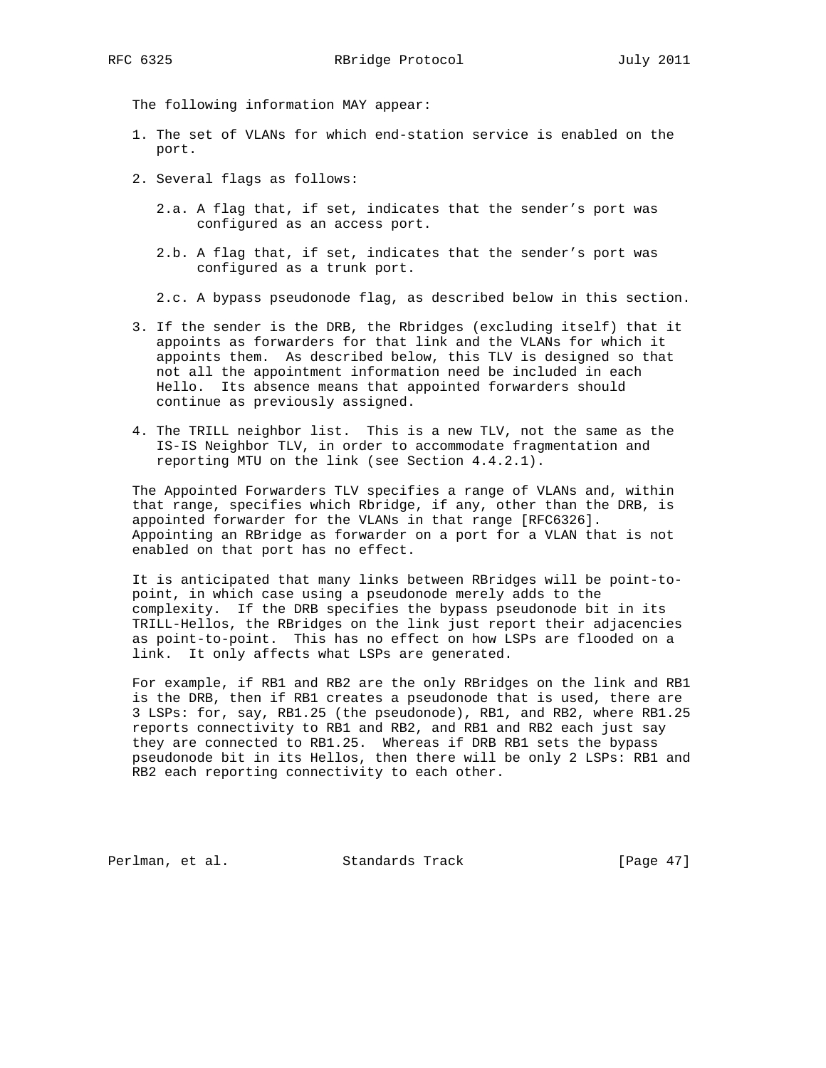The following information MAY appear:

1. The set of VLANs for which end-station service is enabled on the port.

2. Several flags as follows:

   2.a. A flag that, if set, indicates that the sender's port was configured as an access port.

   2.b. A flag that, if set, indicates that the sender's port was configured as a trunk port.

   2.c. A bypass pseudonode flag, as described below in this section.

3. If the sender is the DRB, the Rbridges (excluding itself) that it appoints as forwarders for that link and the VLANs for which it appoints them. As described below, this TLV is designed so that not all the appointment information need be included in each Hello. Its absence means that appointed forwarders should continue as previously assigned.

4. The TRILL neighbor list. This is a new TLV, not the same as the IS-IS Neighbor TLV, in order to accommodate fragmentation and reporting MTU on the link (see Section 4.4.2.1).

The Appointed Forwarders TLV specifies a range of VLANs and, within that range, specifies which Rbridge, if any, other than the DRB, is appointed forwarder for the VLANs in that range [RFC6326]. Appointing an RBridge as forwarder on a port for a VLAN that is not enabled on that port has no effect.

It is anticipated that many links between RBridges will be point-to-point, in which case using a pseudonode merely adds to the complexity. If the DRB specifies the bypass pseudonode bit in its TRILL-Hellos, the RBridges on the link just report their adjacencies as point-to-point. This has no effect on how LSPs are flooded on a link. It only affects what LSPs are generated.

For example, if RB1 and RB2 are the only RBridges on the link and RB1 is the DRB, then if RB1 creates a pseudonode that is used, there are 3 LSPs: for, say, RB1.25 (the pseudonode), RB1, and RB2, where RB1.25 reports connectivity to RB1 and RB2, and RB1 and RB2 each just say they are connected to RB1.25. Whereas if DRB RB1 sets the bypass pseudonode bit in its Hellos, then there will be only 2 LSPs: RB1 and RB2 each reporting connectivity to each other.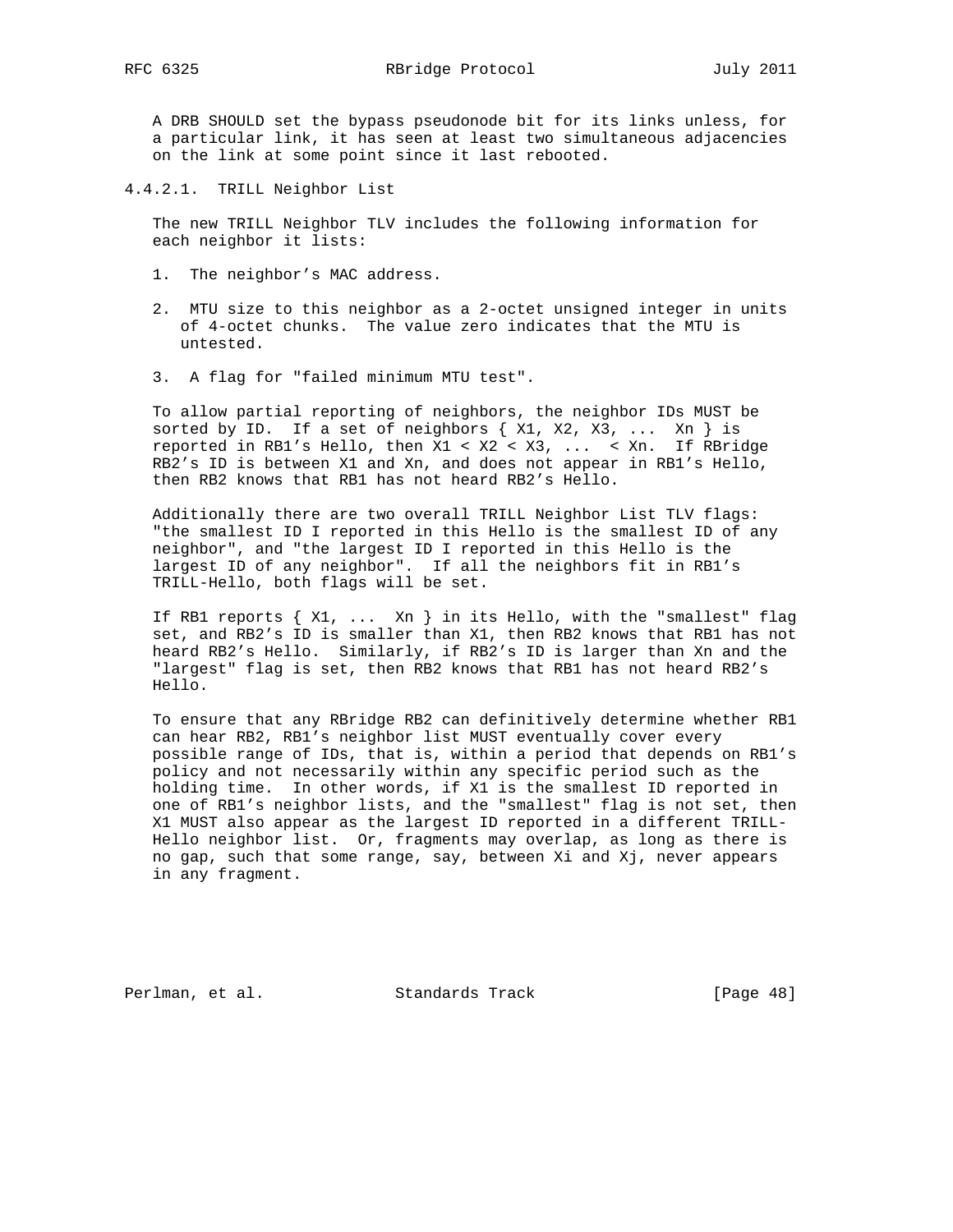A DRB SHOULD set the bypass pseudonode bit for its links unless, for a particular link, it has seen at least two simultaneous adjacencies on the link at some point since it last rebooted.

#### 4.4.2.1. TRILL Neighbor List

The new TRILL Neighbor TLV includes the following information for each neighbor it lists:

1. The neighbor's MAC address.

2. MTU size to this neighbor as a 2-octet unsigned integer in units of 4-octet chunks. The value zero indicates that the MTU is untested.

3. A flag for "failed minimum MTU test".

To allow partial reporting of neighbors, the neighbor IDs MUST be sorted by ID. If a set of neighbors { X1, X2, X3, ... Xn } is reported in RB1's Hello, then X1 < X2 < X3, ... < Xn. If RBridge RB2's ID is between X1 and Xn, and does not appear in RB1's Hello, then RB2 knows that RB1 has not heard RB2's Hello.

Additionally there are two overall TRILL Neighbor List TLV flags: "the smallest ID I reported in this Hello is the smallest ID of any neighbor", and "the largest ID I reported in this Hello is the largest ID of any neighbor". If all the neighbors fit in RB1's TRILL-Hello, both flags will be set.

If RB1 reports { X1, ... Xn } in its Hello, with the "smallest" flag set, and RB2's ID is smaller than X1, then RB2 knows that RB1 has not heard RB2's Hello. Similarly, if RB2's ID is larger than Xn and the "largest" flag is set, then RB2 knows that RB1 has not heard RB2's Hello.

To ensure that any RBridge RB2 can definitively determine whether RB1 can hear RB2, RB1's neighbor list MUST eventually cover every possible range of IDs, that is, within a period that depends on RB1's policy and not necessarily within any specific period such as the holding time. In other words, if X1 is the smallest ID reported in one of RB1's neighbor lists, and the "smallest" flag is not set, then X1 MUST also appear as the largest ID reported in a different TRILL-Hello neighbor list. Or, fragments may overlap, as long as there is no gap, such that some range, say, between Xi and Xj, never appears in any fragment.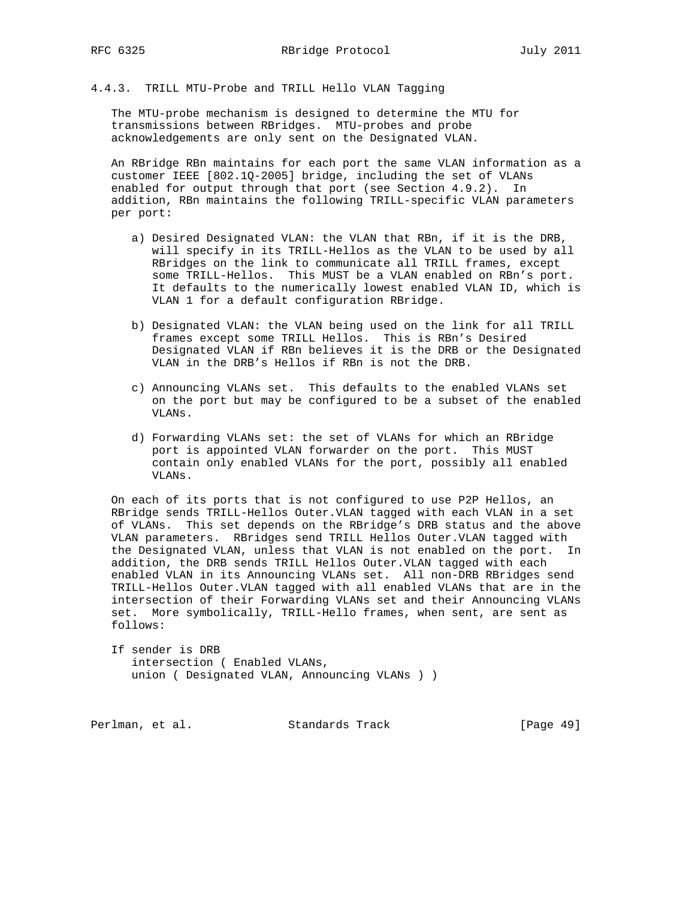### 4.4.3. TRILL MTU-Probe and TRILL Hello VLAN Tagging

The MTU-probe mechanism is designed to determine the MTU for transmissions between RBridges. MTU-probes and probe acknowledgements are only sent on the Designated VLAN.

An RBridge RBn maintains for each port the same VLAN information as a customer IEEE [802.1Q-2005] bridge, including the set of VLANs enabled for output through that port (see Section 4.9.2). In addition, RBn maintains the following TRILL-specific VLAN parameters per port:

a) Desired Designated VLAN: the VLAN that RBn, if it is the DRB, will specify in its TRILL-Hellos as the VLAN to be used by all RBridges on the link to communicate all TRILL frames, except some TRILL-Hellos. This MUST be a VLAN enabled on RBn's port. It defaults to the numerically lowest enabled VLAN ID, which is VLAN 1 for a default configuration RBridge.

b) Designated VLAN: the VLAN being used on the link for all TRILL frames except some TRILL Hellos. This is RBn's Desired Designated VLAN if RBn believes it is the DRB or the Designated VLAN in the DRB's Hellos if RBn is not the DRB.

c) Announcing VLANs set. This defaults to the enabled VLANs set on the port but may be configured to be a subset of the enabled VLANs.

d) Forwarding VLANs set: the set of VLANs for which an RBridge port is appointed VLAN forwarder on the port. This MUST contain only enabled VLANs for the port, possibly all enabled VLANs.

On each of its ports that is not configured to use P2P Hellos, an RBridge sends TRILL-Hellos Outer.VLAN tagged with each VLAN in a set of VLANs. This set depends on the RBridge's DRB status and the above VLAN parameters. RBridges send TRILL Hellos Outer.VLAN tagged with the Designated VLAN, unless that VLAN is not enabled on the port. In addition, the DRB sends TRILL Hellos Outer.VLAN tagged with each enabled VLAN in its Announcing VLANs set. All non-DRB RBridges send TRILL-Hellos Outer.VLAN tagged with all enabled VLANs that are in the intersection of their Forwarding VLANs set and their Announcing VLANs set. More symbolically, TRILL-Hello frames, when sent, are sent as follows:

```
If sender is DRB
   intersection ( Enabled VLANs,
   union ( Designated VLAN, Announcing VLANs ) )
```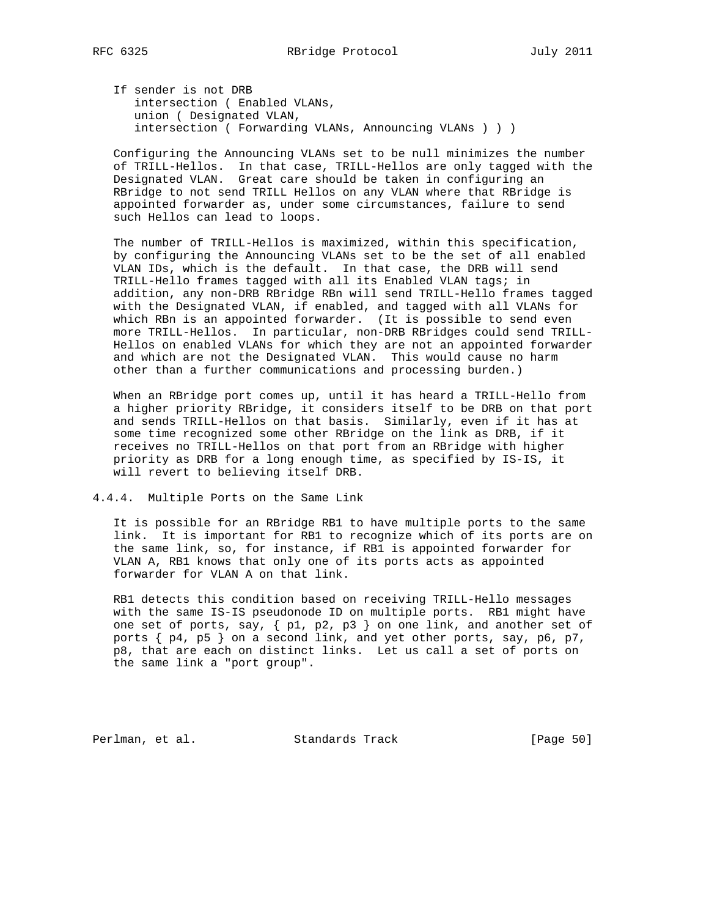```
If sender is not DRB
   intersection ( Enabled VLANs,
   union ( Designated VLAN,
   intersection ( Forwarding VLANs, Announcing VLANs ) ) )
```

Configuring the Announcing VLANs set to be null minimizes the number of TRILL-Hellos. In that case, TRILL-Hellos are only tagged with the Designated VLAN. Great care should be taken in configuring an RBridge to not send TRILL Hellos on any VLAN where that RBridge is appointed forwarder as, under some circumstances, failure to send such Hellos can lead to loops.

The number of TRILL-Hellos is maximized, within this specification, by configuring the Announcing VLANs set to be the set of all enabled VLAN IDs, which is the default. In that case, the DRB will send TRILL-Hello frames tagged with all its Enabled VLAN tags; in addition, any non-DRB RBridge RBn will send TRILL-Hello frames tagged with the Designated VLAN, if enabled, and tagged with all VLANs for which RBn is an appointed forwarder. (It is possible to send even more TRILL-Hellos. In particular, non-DRB RBridges could send TRILL-Hellos on enabled VLANs for which they are not an appointed forwarder and which are not the Designated VLAN. This would cause no harm other than a further communications and processing burden.)

When an RBridge port comes up, until it has heard a TRILL-Hello from a higher priority RBridge, it considers itself to be DRB on that port and sends TRILL-Hellos on that basis. Similarly, even if it has at some time recognized some other RBridge on the link as DRB, if it receives no TRILL-Hellos on that port from an RBridge with higher priority as DRB for a long enough time, as specified by IS-IS, it will revert to believing itself DRB.

### 4.4.4. Multiple Ports on the Same Link

It is possible for an RBridge RB1 to have multiple ports to the same link. It is important for RB1 to recognize which of its ports are on the same link, so, for instance, if RB1 is appointed forwarder for VLAN A, RB1 knows that only one of its ports acts as appointed forwarder for VLAN A on that link.

RB1 detects this condition based on receiving TRILL-Hello messages with the same IS-IS pseudonode ID on multiple ports. RB1 might have one set of ports, say, { p1, p2, p3 } on one link, and another set of ports { p4, p5 } on a second link, and yet other ports, say, p6, p7, p8, that are each on distinct links. Let us call a set of ports on the same link a "port group".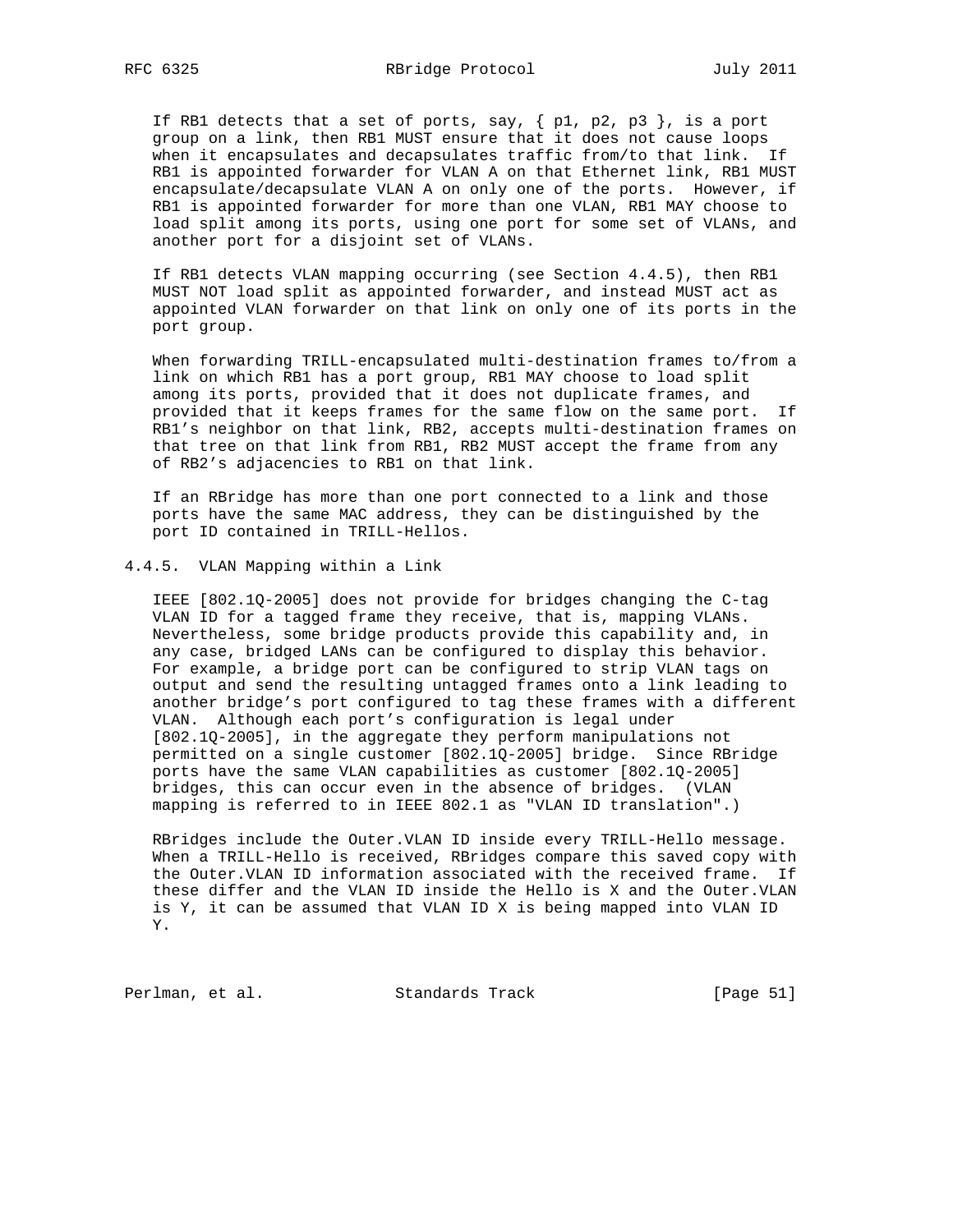If RB1 detects that a set of ports, say, { p1, p2, p3 }, is a port group on a link, then RB1 MUST ensure that it does not cause loops when it encapsulates and decapsulates traffic from/to that link. If RB1 is appointed forwarder for VLAN A on that Ethernet link, RB1 MUST encapsulate/decapsulate VLAN A on only one of the ports. However, if RB1 is appointed forwarder for more than one VLAN, RB1 MAY choose to load split among its ports, using one port for some set of VLANs, and another port for a disjoint set of VLANs.

If RB1 detects VLAN mapping occurring (see Section 4.4.5), then RB1 MUST NOT load split as appointed forwarder, and instead MUST act as appointed VLAN forwarder on that link on only one of its ports in the port group.

When forwarding TRILL-encapsulated multi-destination frames to/from a link on which RB1 has a port group, RB1 MAY choose to load split among its ports, provided that it does not duplicate frames, and provided that it keeps frames for the same flow on the same port. If RB1's neighbor on that link, RB2, accepts multi-destination frames on that tree on that link from RB1, RB2 MUST accept the frame from any of RB2's adjacencies to RB1 on that link.

If an RBridge has more than one port connected to a link and those ports have the same MAC address, they can be distinguished by the port ID contained in TRILL-Hellos.

### 4.4.5. VLAN Mapping within a Link

IEEE [802.1Q-2005] does not provide for bridges changing the C-tag VLAN ID for a tagged frame they receive, that is, mapping VLANs. Nevertheless, some bridge products provide this capability and, in any case, bridged LANs can be configured to display this behavior. For example, a bridge port can be configured to strip VLAN tags on output and send the resulting untagged frames onto a link leading to another bridge's port configured to tag these frames with a different VLAN. Although each port's configuration is legal under [802.1Q-2005], in the aggregate they perform manipulations not permitted on a single customer [802.1Q-2005] bridge. Since RBridge ports have the same VLAN capabilities as customer [802.1Q-2005] bridges, this can occur even in the absence of bridges. (VLAN mapping is referred to in IEEE 802.1 as "VLAN ID translation".)

RBridges include the Outer.VLAN ID inside every TRILL-Hello message. When a TRILL-Hello is received, RBridges compare this saved copy with the Outer.VLAN ID information associated with the received frame. If these differ and the VLAN ID inside the Hello is X and the Outer.VLAN is Y, it can be assumed that VLAN ID X is being mapped into VLAN ID Y.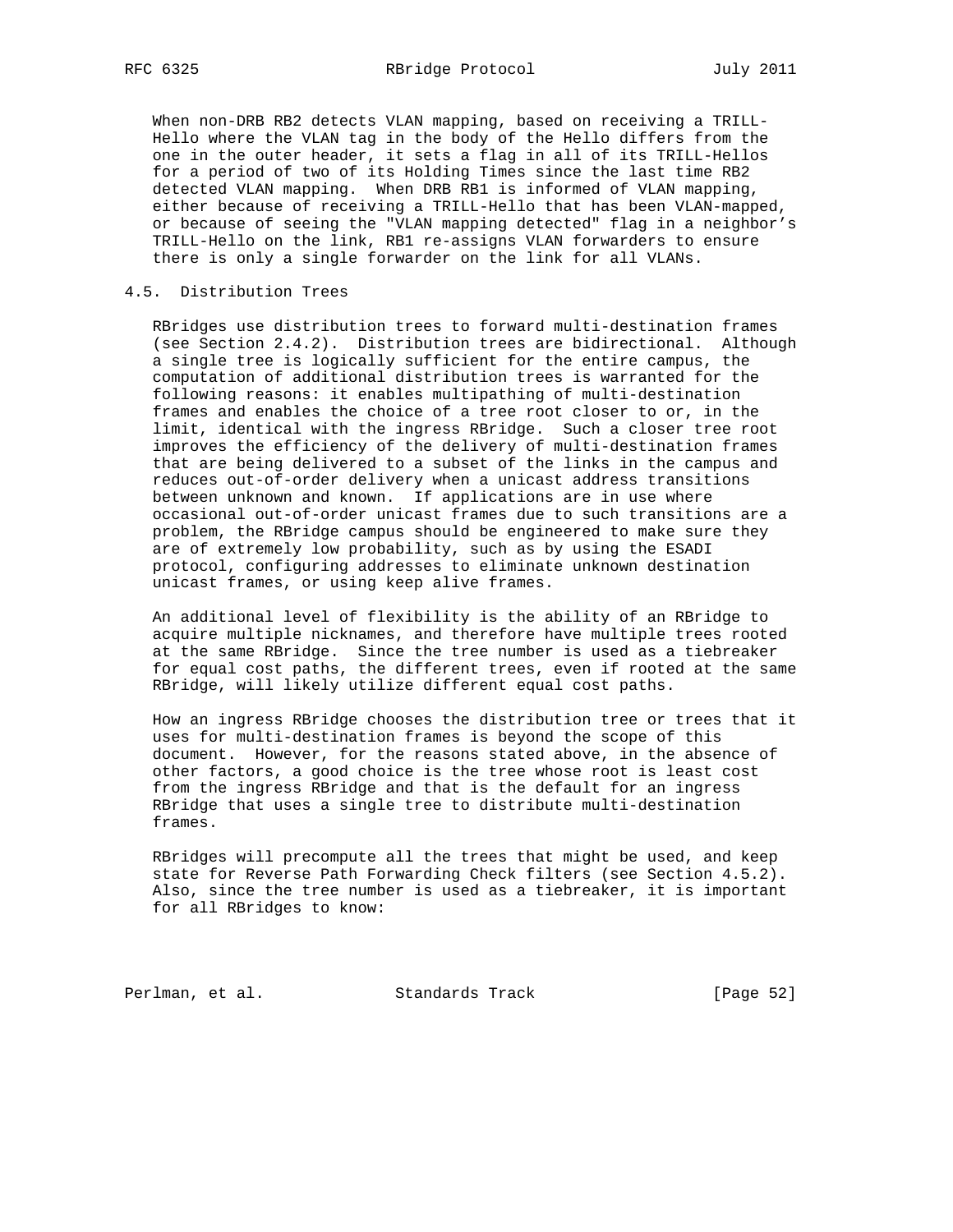When non-DRB RB2 detects VLAN mapping, based on receiving a TRILL-Hello where the VLAN tag in the body of the Hello differs from the one in the outer header, it sets a flag in all of its TRILL-Hellos for a period of two of its Holding Times since the last time RB2 detected VLAN mapping. When DRB RB1 is informed of VLAN mapping, either because of receiving a TRILL-Hello that has been VLAN-mapped, or because of seeing the "VLAN mapping detected" flag in a neighbor's TRILL-Hello on the link, RB1 re-assigns VLAN forwarders to ensure there is only a single forwarder on the link for all VLANs.

## 4.5. Distribution Trees

RBridges use distribution trees to forward multi-destination frames (see Section 2.4.2). Distribution trees are bidirectional. Although a single tree is logically sufficient for the entire campus, the computation of additional distribution trees is warranted for the following reasons: it enables multipathing of multi-destination frames and enables the choice of a tree root closer to or, in the limit, identical with the ingress RBridge. Such a closer tree root improves the efficiency of the delivery of multi-destination frames that are being delivered to a subset of the links in the campus and reduces out-of-order delivery when a unicast address transitions between unknown and known. If applications are in use where occasional out-of-order unicast frames due to such transitions are a problem, the RBridge campus should be engineered to make sure they are of extremely low probability, such as by using the ESADI protocol, configuring addresses to eliminate unknown destination unicast frames, or using keep alive frames.

An additional level of flexibility is the ability of an RBridge to acquire multiple nicknames, and therefore have multiple trees rooted at the same RBridge. Since the tree number is used as a tiebreaker for equal cost paths, the different trees, even if rooted at the same RBridge, will likely utilize different equal cost paths.

How an ingress RBridge chooses the distribution tree or trees that it uses for multi-destination frames is beyond the scope of this document. However, for the reasons stated above, in the absence of other factors, a good choice is the tree whose root is least cost from the ingress RBridge and that is the default for an ingress RBridge that uses a single tree to distribute multi-destination frames.

RBridges will precompute all the trees that might be used, and keep state for Reverse Path Forwarding Check filters (see Section 4.5.2). Also, since the tree number is used as a tiebreaker, it is important for all RBridges to know: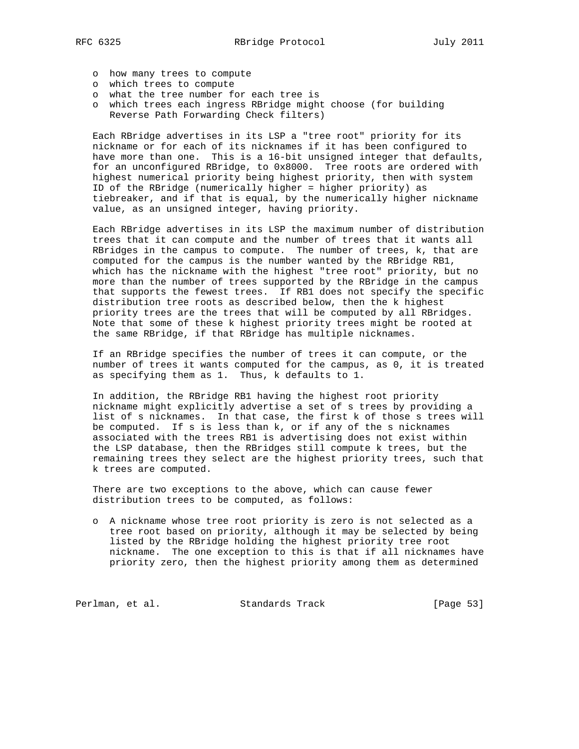- how many trees to compute
- which trees to compute
- what the tree number for each tree is
- which trees each ingress RBridge might choose (for building Reverse Path Forwarding Check filters)

Each RBridge advertises in its LSP a "tree root" priority for its nickname or for each of its nicknames if it has been configured to have more than one. This is a 16-bit unsigned integer that defaults, for an unconfigured RBridge, to 0x8000. Tree roots are ordered with highest numerical priority being highest priority, then with system ID of the RBridge (numerically higher = higher priority) as tiebreaker, and if that is equal, by the numerically higher nickname value, as an unsigned integer, having priority.

Each RBridge advertises in its LSP the maximum number of distribution trees that it can compute and the number of trees that it wants all RBridges in the campus to compute. The number of trees, k, that are computed for the campus is the number wanted by the RBridge RB1, which has the nickname with the highest "tree root" priority, but no more than the number of trees supported by the RBridge in the campus that supports the fewest trees. If RB1 does not specify the specific distribution tree roots as described below, then the k highest priority trees are the trees that will be computed by all RBridges. Note that some of these k highest priority trees might be rooted at the same RBridge, if that RBridge has multiple nicknames.

If an RBridge specifies the number of trees it can compute, or the number of trees it wants computed for the campus, as 0, it is treated as specifying them as 1. Thus, k defaults to 1.

In addition, the RBridge RB1 having the highest root priority nickname might explicitly advertise a set of s trees by providing a list of s nicknames. In that case, the first k of those s trees will be computed. If s is less than k, or if any of the s nicknames associated with the trees RB1 is advertising does not exist within the LSP database, then the RBridges still compute k trees, but the remaining trees they select are the highest priority trees, such that k trees are computed.

There are two exceptions to the above, which can cause fewer distribution trees to be computed, as follows:

- A nickname whose tree root priority is zero is not selected as a tree root based on priority, although it may be selected by being listed by the RBridge holding the highest priority tree root nickname. The one exception to this is that if all nicknames have priority zero, then the highest priority among them as determined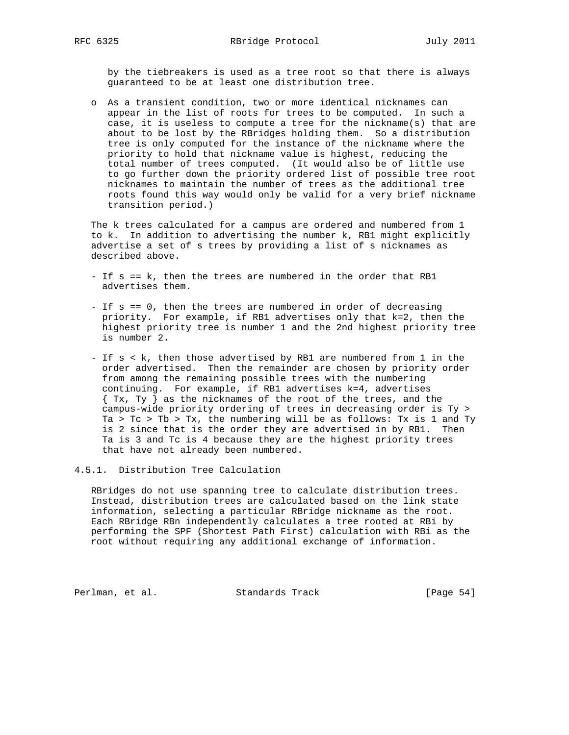by the tiebreakers is used as a tree root so that there is always guaranteed to be at least one distribution tree.

- As a transient condition, two or more identical nicknames can appear in the list of roots for trees to be computed. In such a case, it is useless to compute a tree for the nickname(s) that are about to be lost by the RBridges holding them. So a distribution tree is only computed for the instance of the nickname where the priority to hold that nickname value is highest, reducing the total number of trees computed. (It would also be of little use to go further down the priority ordered list of possible tree root nicknames to maintain the number of trees as the additional tree roots found this way would only be valid for a very brief nickname transition period.)

The k trees calculated for a campus are ordered and numbered from 1 to k. In addition to advertising the number k, RB1 might explicitly advertise a set of s trees by providing a list of s nicknames as described above.

- If s == k, then the trees are numbered in the order that RB1 advertises them.

- If s == 0, then the trees are numbered in order of decreasing priority. For example, if RB1 advertises only that k=2, then the highest priority tree is number 1 and the 2nd highest priority tree is number 2.

- If s < k, then those advertised by RB1 are numbered from 1 in the order advertised. Then the remainder are chosen by priority order from among the remaining possible trees with the numbering continuing. For example, if RB1 advertises k=4, advertises { Tx, Ty } as the nicknames of the root of the trees, and the campus-wide priority ordering of trees in decreasing order is Ty > Ta > Tc > Tb > Tx, the numbering will be as follows: Tx is 1 and Ty is 2 since that is the order they are advertised in by RB1. Then Ta is 3 and Tc is 4 because they are the highest priority trees that have not already been numbered.

### 4.5.1. Distribution Tree Calculation

RBridges do not use spanning tree to calculate distribution trees. Instead, distribution trees are calculated based on the link state information, selecting a particular RBridge nickname as the root. Each RBridge RBn independently calculates a tree rooted at RBi by performing the SPF (Shortest Path First) calculation with RBi as the root without requiring any additional exchange of information.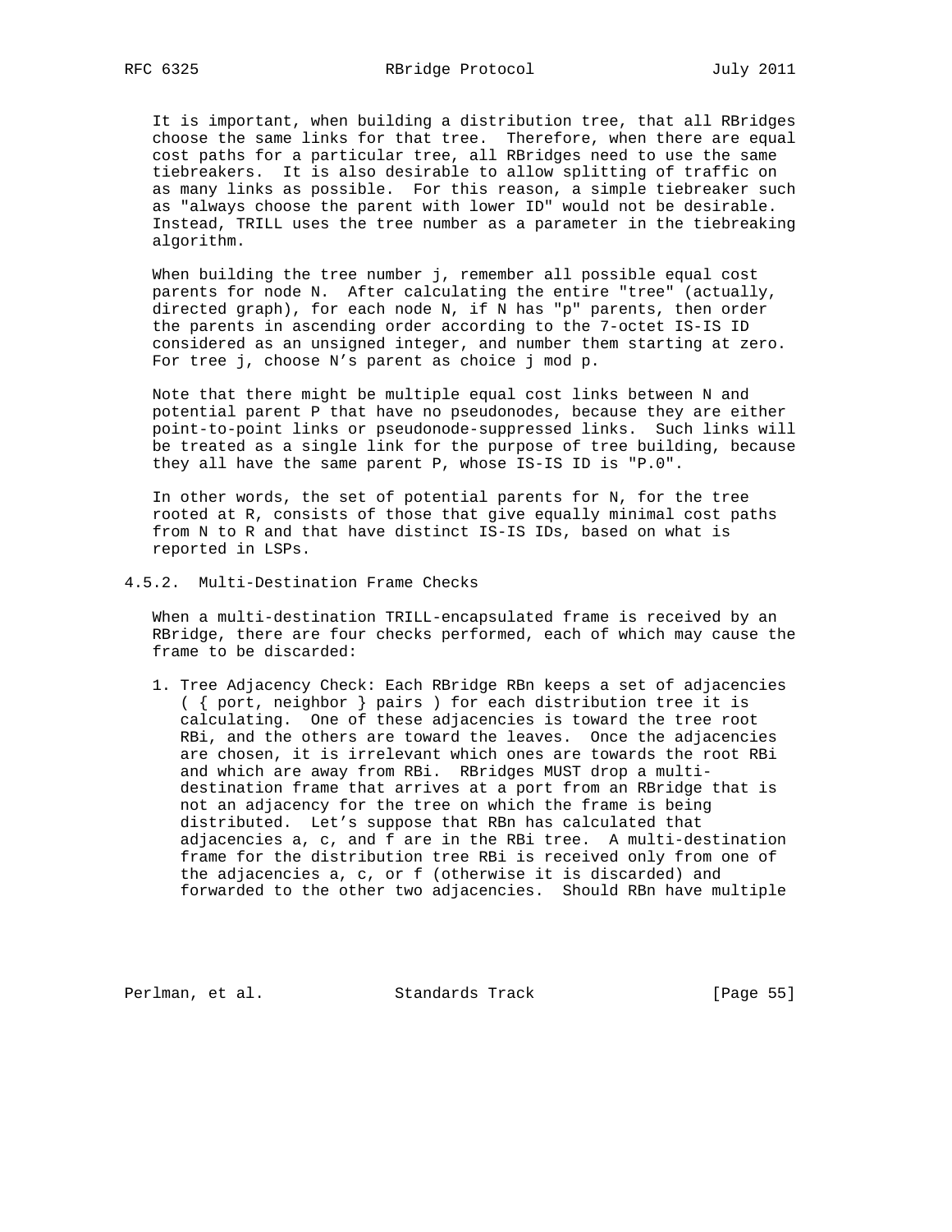It is important, when building a distribution tree, that all RBridges choose the same links for that tree. Therefore, when there are equal cost paths for a particular tree, all RBridges need to use the same tiebreakers. It is also desirable to allow splitting of traffic on as many links as possible. For this reason, a simple tiebreaker such as "always choose the parent with lower ID" would not be desirable. Instead, TRILL uses the tree number as a parameter in the tiebreaking algorithm.

When building the tree number j, remember all possible equal cost parents for node N. After calculating the entire "tree" (actually, directed graph), for each node N, if N has "p" parents, then order the parents in ascending order according to the 7-octet IS-IS ID considered as an unsigned integer, and number them starting at zero. For tree j, choose N's parent as choice j mod p.

Note that there might be multiple equal cost links between N and potential parent P that have no pseudonodes, because they are either point-to-point links or pseudonode-suppressed links. Such links will be treated as a single link for the purpose of tree building, because they all have the same parent P, whose IS-IS ID is "P.0".

In other words, the set of potential parents for N, for the tree rooted at R, consists of those that give equally minimal cost paths from N to R and that have distinct IS-IS IDs, based on what is reported in LSPs.

### 4.5.2. Multi-Destination Frame Checks

When a multi-destination TRILL-encapsulated frame is received by an RBridge, there are four checks performed, each of which may cause the frame to be discarded:

1. Tree Adjacency Check: Each RBridge RBn keeps a set of adjacencies ( { port, neighbor } pairs ) for each distribution tree it is calculating. One of these adjacencies is toward the tree root RBi, and the others are toward the leaves. Once the adjacencies are chosen, it is irrelevant which ones are towards the root RBi and which are away from RBi. RBridges MUST drop a multi-destination frame that arrives at a port from an RBridge that is not an adjacency for the tree on which the frame is being distributed. Let's suppose that RBn has calculated that adjacencies a, c, and f are in the RBi tree. A multi-destination frame for the distribution tree RBi is received only from one of the adjacencies a, c, or f (otherwise it is discarded) and forwarded to the other two adjacencies. Should RBn have multiple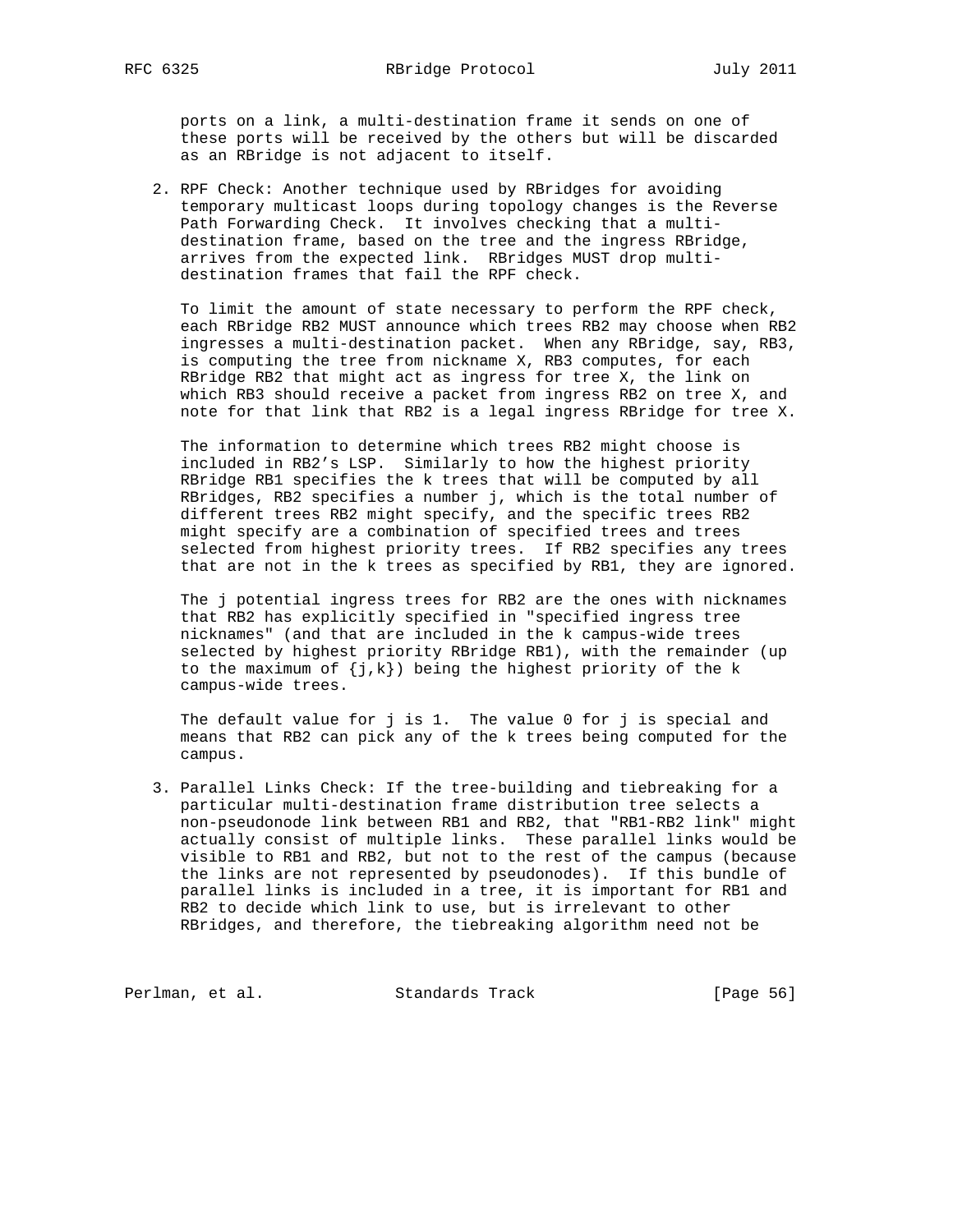ports on a link, a multi-destination frame it sends on one of these ports will be received by the others but will be discarded as an RBridge is not adjacent to itself.

2. RPF Check: Another technique used by RBridges for avoiding temporary multicast loops during topology changes is the Reverse Path Forwarding Check. It involves checking that a multi-destination frame, based on the tree and the ingress RBridge, arrives from the expected link. RBridges MUST drop multi-destination frames that fail the RPF check.

   To limit the amount of state necessary to perform the RPF check, each RBridge RB2 MUST announce which trees RB2 may choose when RB2 ingresses a multi-destination packet. When any RBridge, say, RB3, is computing the tree from nickname X, RB3 computes, for each RBridge RB2 that might act as ingress for tree X, the link on which RB3 should receive a packet from ingress RB2 on tree X, and note for that link that RB2 is a legal ingress RBridge for tree X.

   The information to determine which trees RB2 might choose is included in RB2's LSP. Similarly to how the highest priority RBridge RB1 specifies the k trees that will be computed by all RBridges, RB2 specifies a number j, which is the total number of different trees RB2 might specify, and the specific trees RB2 might specify are a combination of specified trees and trees selected from highest priority trees. If RB2 specifies any trees that are not in the k trees as specified by RB1, they are ignored.

   The j potential ingress trees for RB2 are the ones with nicknames that RB2 has explicitly specified in "specified ingress tree nicknames" (and that are included in the k campus-wide trees selected by highest priority RBridge RB1), with the remainder (up to the maximum of {j,k}) being the highest priority of the k campus-wide trees.

   The default value for j is 1. The value 0 for j is special and means that RB2 can pick any of the k trees being computed for the campus.

3. Parallel Links Check: If the tree-building and tiebreaking for a particular multi-destination frame distribution tree selects a non-pseudonode link between RB1 and RB2, that "RB1-RB2 link" might actually consist of multiple links. These parallel links would be visible to RB1 and RB2, but not to the rest of the campus (because the links are not represented by pseudonodes). If this bundle of parallel links is included in a tree, it is important for RB1 and RB2 to decide which link to use, but is irrelevant to other RBridges, and therefore, the tiebreaking algorithm need not be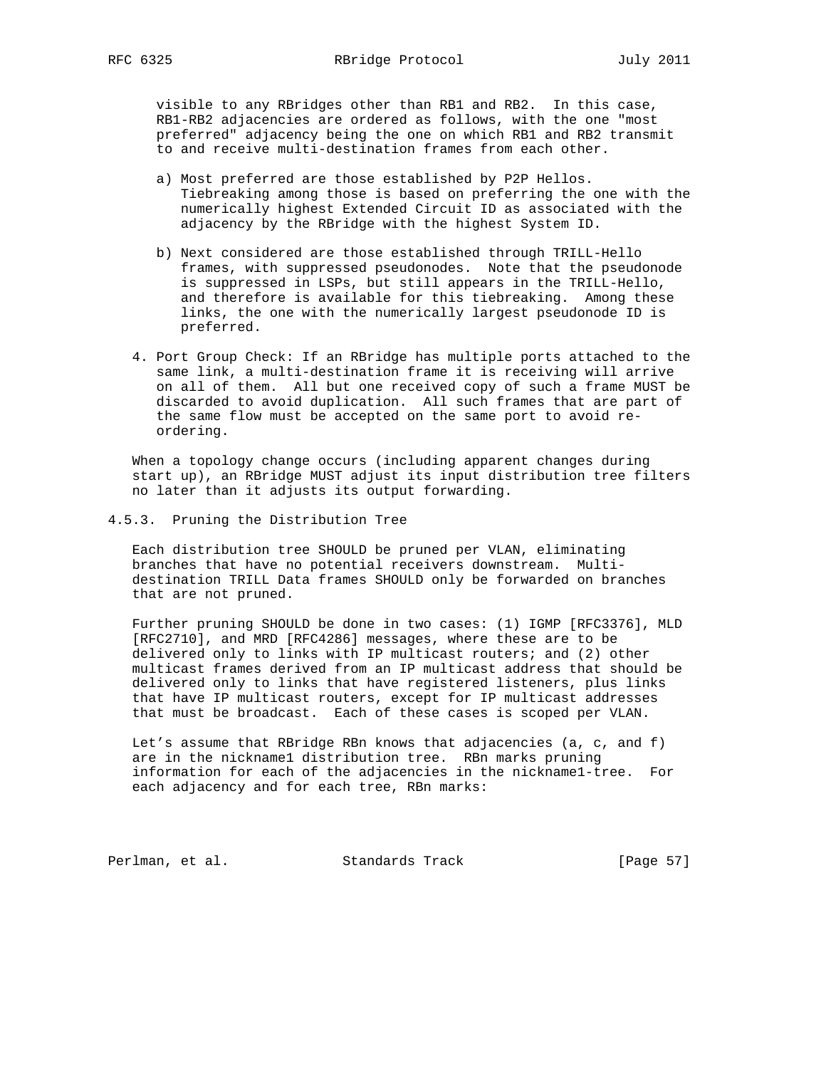visible to any RBridges other than RB1 and RB2. In this case, RB1-RB2 adjacencies are ordered as follows, with the one "most preferred" adjacency being the one on which RB1 and RB2 transmit to and receive multi-destination frames from each other.

a) Most preferred are those established by P2P Hellos. Tiebreaking among those is based on preferring the one with the numerically highest Extended Circuit ID as associated with the adjacency by the RBridge with the highest System ID.

b) Next considered are those established through TRILL-Hello frames, with suppressed pseudonodes. Note that the pseudonode is suppressed in LSPs, but still appears in the TRILL-Hello, and therefore is available for this tiebreaking. Among these links, the one with the numerically largest pseudonode ID is preferred.

4. Port Group Check: If an RBridge has multiple ports attached to the same link, a multi-destination frame it is receiving will arrive on all of them. All but one received copy of such a frame MUST be discarded to avoid duplication. All such frames that are part of the same flow must be accepted on the same port to avoid re-ordering.

When a topology change occurs (including apparent changes during start up), an RBridge MUST adjust its input distribution tree filters no later than it adjusts its output forwarding.

### 4.5.3. Pruning the Distribution Tree

Each distribution tree SHOULD be pruned per VLAN, eliminating branches that have no potential receivers downstream. Multi-destination TRILL Data frames SHOULD only be forwarded on branches that are not pruned.

Further pruning SHOULD be done in two cases: (1) IGMP [RFC3376], MLD [RFC2710], and MRD [RFC4286] messages, where these are to be delivered only to links with IP multicast routers; and (2) other multicast frames derived from an IP multicast address that should be delivered only to links that have registered listeners, plus links that have IP multicast routers, except for IP multicast addresses that must be broadcast. Each of these cases is scoped per VLAN.

Let's assume that RBridge RBn knows that adjacencies (a, c, and f) are in the nickname1 distribution tree. RBn marks pruning information for each of the adjacencies in the nickname1-tree. For each adjacency and for each tree, RBn marks: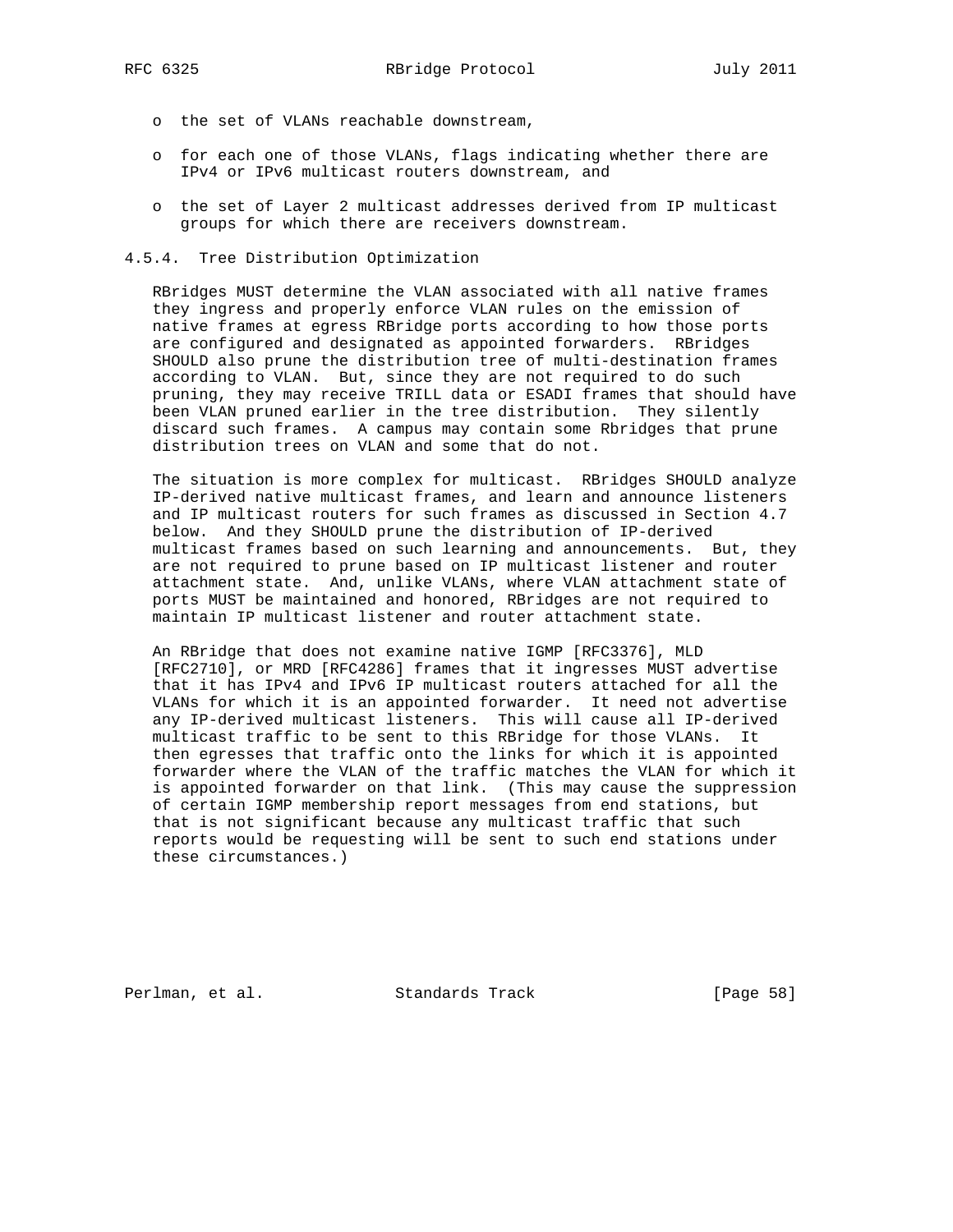- the set of VLANs reachable downstream,
- for each one of those VLANs, flags indicating whether there are IPv4 or IPv6 multicast routers downstream, and
- the set of Layer 2 multicast addresses derived from IP multicast groups for which there are receivers downstream.

#### 4.5.4. Tree Distribution Optimization

RBridges MUST determine the VLAN associated with all native frames they ingress and properly enforce VLAN rules on the emission of native frames at egress RBridge ports according to how those ports are configured and designated as appointed forwarders. RBridges SHOULD also prune the distribution tree of multi-destination frames according to VLAN. But, since they are not required to do such pruning, they may receive TRILL data or ESADI frames that should have been VLAN pruned earlier in the tree distribution. They silently discard such frames. A campus may contain some Rbridges that prune distribution trees on VLAN and some that do not.

The situation is more complex for multicast. RBridges SHOULD analyze IP-derived native multicast frames, and learn and announce listeners and IP multicast routers for such frames as discussed in Section 4.7 below. And they SHOULD prune the distribution of IP-derived multicast frames based on such learning and announcements. But, they are not required to prune based on IP multicast listener and router attachment state. And, unlike VLANs, where VLAN attachment state of ports MUST be maintained and honored, RBridges are not required to maintain IP multicast listener and router attachment state.

An RBridge that does not examine native IGMP [RFC3376], MLD [RFC2710], or MRD [RFC4286] frames that it ingresses MUST advertise that it has IPv4 and IPv6 IP multicast routers attached for all the VLANs for which it is an appointed forwarder. It need not advertise any IP-derived multicast listeners. This will cause all IP-derived multicast traffic to be sent to this RBridge for those VLANs. It then egresses that traffic onto the links for which it is appointed forwarder where the VLAN of the traffic matches the VLAN for which it is appointed forwarder on that link. (This may cause the suppression of certain IGMP membership report messages from end stations, but that is not significant because any multicast traffic that such reports would be requesting will be sent to such end stations under these circumstances.)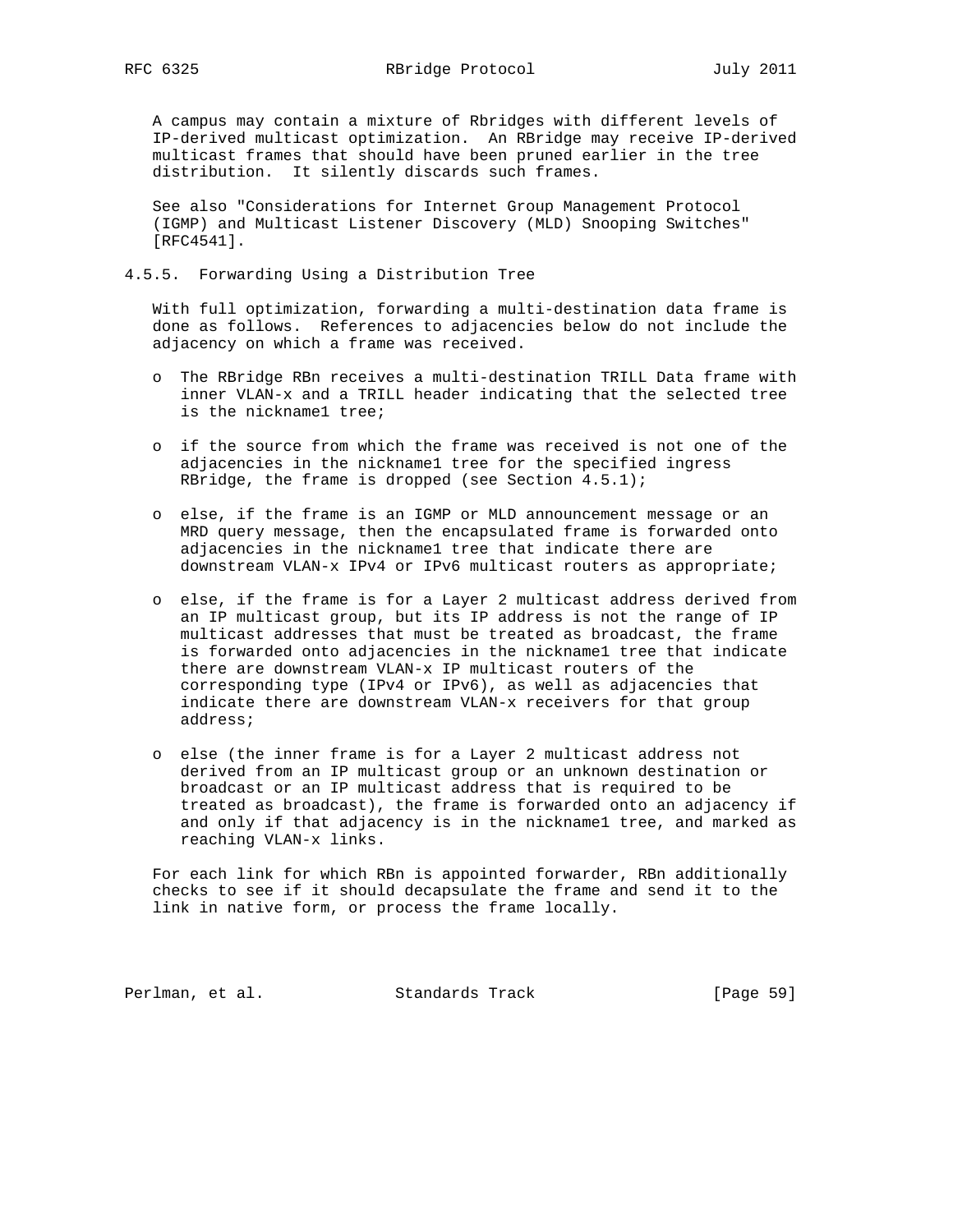A campus may contain a mixture of Rbridges with different levels of IP-derived multicast optimization. An RBridge may receive IP-derived multicast frames that should have been pruned earlier in the tree distribution. It silently discards such frames.

See also "Considerations for Internet Group Management Protocol (IGMP) and Multicast Listener Discovery (MLD) Snooping Switches" [RFC4541].

#### 4.5.5. Forwarding Using a Distribution Tree

With full optimization, forwarding a multi-destination data frame is done as follows. References to adjacencies below do not include the adjacency on which a frame was received.

- The RBridge RBn receives a multi-destination TRILL Data frame with inner VLAN-x and a TRILL header indicating that the selected tree is the nickname1 tree;
- if the source from which the frame was received is not one of the adjacencies in the nickname1 tree for the specified ingress RBridge, the frame is dropped (see Section 4.5.1);
- else, if the frame is an IGMP or MLD announcement message or an MRD query message, then the encapsulated frame is forwarded onto adjacencies in the nickname1 tree that indicate there are downstream VLAN-x IPv4 or IPv6 multicast routers as appropriate;
- else, if the frame is for a Layer 2 multicast address derived from an IP multicast group, but its IP address is not the range of IP multicast addresses that must be treated as broadcast, the frame is forwarded onto adjacencies in the nickname1 tree that indicate there are downstream VLAN-x IP multicast routers of the corresponding type (IPv4 or IPv6), as well as adjacencies that indicate there are downstream VLAN-x receivers for that group address;
- else (the inner frame is for a Layer 2 multicast address not derived from an IP multicast group or an unknown destination or broadcast or an IP multicast address that is required to be treated as broadcast), the frame is forwarded onto an adjacency if and only if that adjacency is in the nickname1 tree, and marked as reaching VLAN-x links.

For each link for which RBn is appointed forwarder, RBn additionally checks to see if it should decapsulate the frame and send it to the link in native form, or process the frame locally.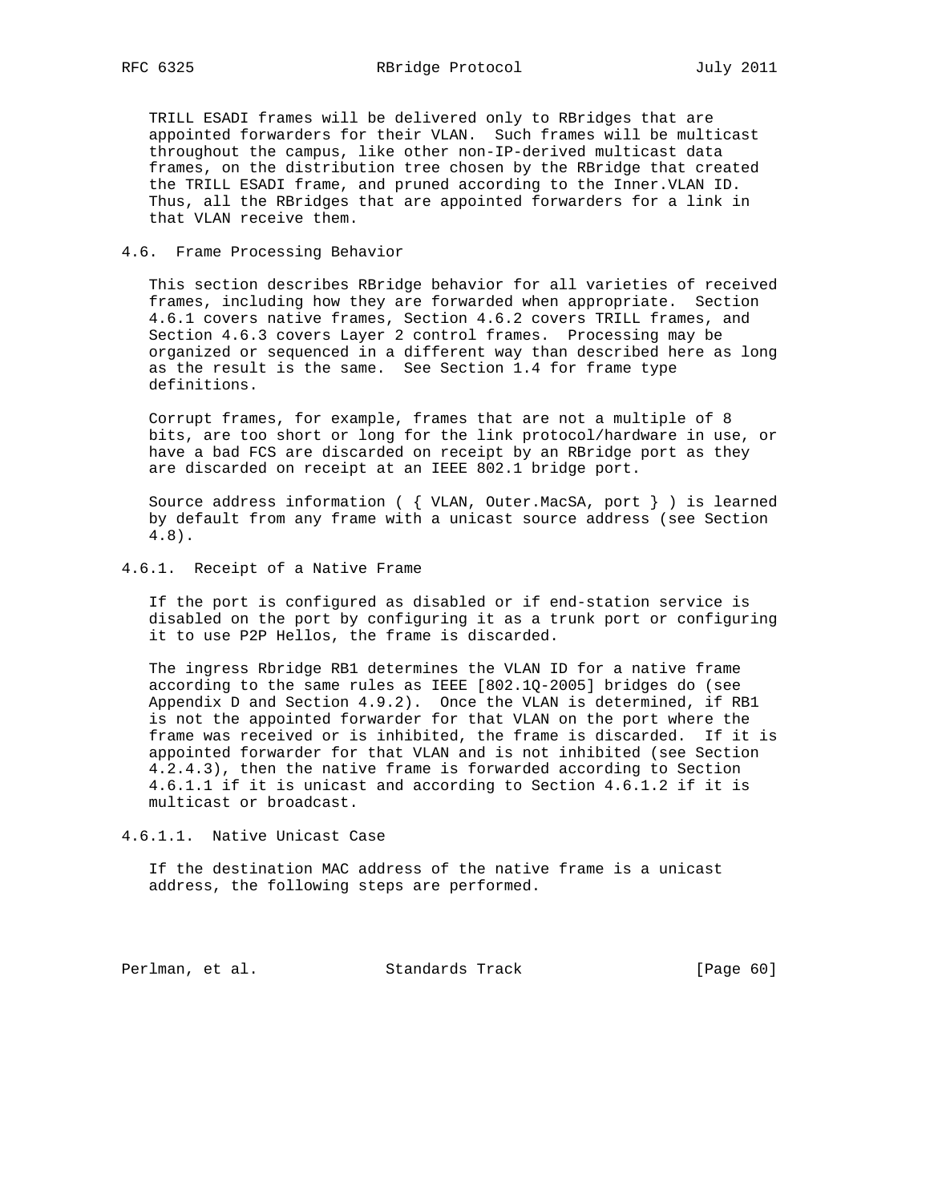TRILL ESADI frames will be delivered only to RBridges that are appointed forwarders for their VLAN. Such frames will be multicast throughout the campus, like other non-IP-derived multicast data frames, on the distribution tree chosen by the RBridge that created the TRILL ESADI frame, and pruned according to the Inner.VLAN ID. Thus, all the RBridges that are appointed forwarders for a link in that VLAN receive them.

## 4.6. Frame Processing Behavior

This section describes RBridge behavior for all varieties of received frames, including how they are forwarded when appropriate. Section 4.6.1 covers native frames, Section 4.6.2 covers TRILL frames, and Section 4.6.3 covers Layer 2 control frames. Processing may be organized or sequenced in a different way than described here as long as the result is the same. See Section 1.4 for frame type definitions.

Corrupt frames, for example, frames that are not a multiple of 8 bits, are too short or long for the link protocol/hardware in use, or have a bad FCS are discarded on receipt by an RBridge port as they are discarded on receipt at an IEEE 802.1 bridge port.

Source address information ( { VLAN, Outer.MacSA, port } ) is learned by default from any frame with a unicast source address (see Section 4.8).

### 4.6.1. Receipt of a Native Frame

If the port is configured as disabled or if end-station service is disabled on the port by configuring it as a trunk port or configuring it to use P2P Hellos, the frame is discarded.

The ingress Rbridge RB1 determines the VLAN ID for a native frame according to the same rules as IEEE [802.1Q-2005] bridges do (see Appendix D and Section 4.9.2). Once the VLAN is determined, if RB1 is not the appointed forwarder for that VLAN on the port where the frame was received or is inhibited, the frame is discarded. If it is appointed forwarder for that VLAN and is not inhibited (see Section 4.2.4.3), then the native frame is forwarded according to Section 4.6.1.1 if it is unicast and according to Section 4.6.1.2 if it is multicast or broadcast.

#### 4.6.1.1. Native Unicast Case

If the destination MAC address of the native frame is a unicast address, the following steps are performed.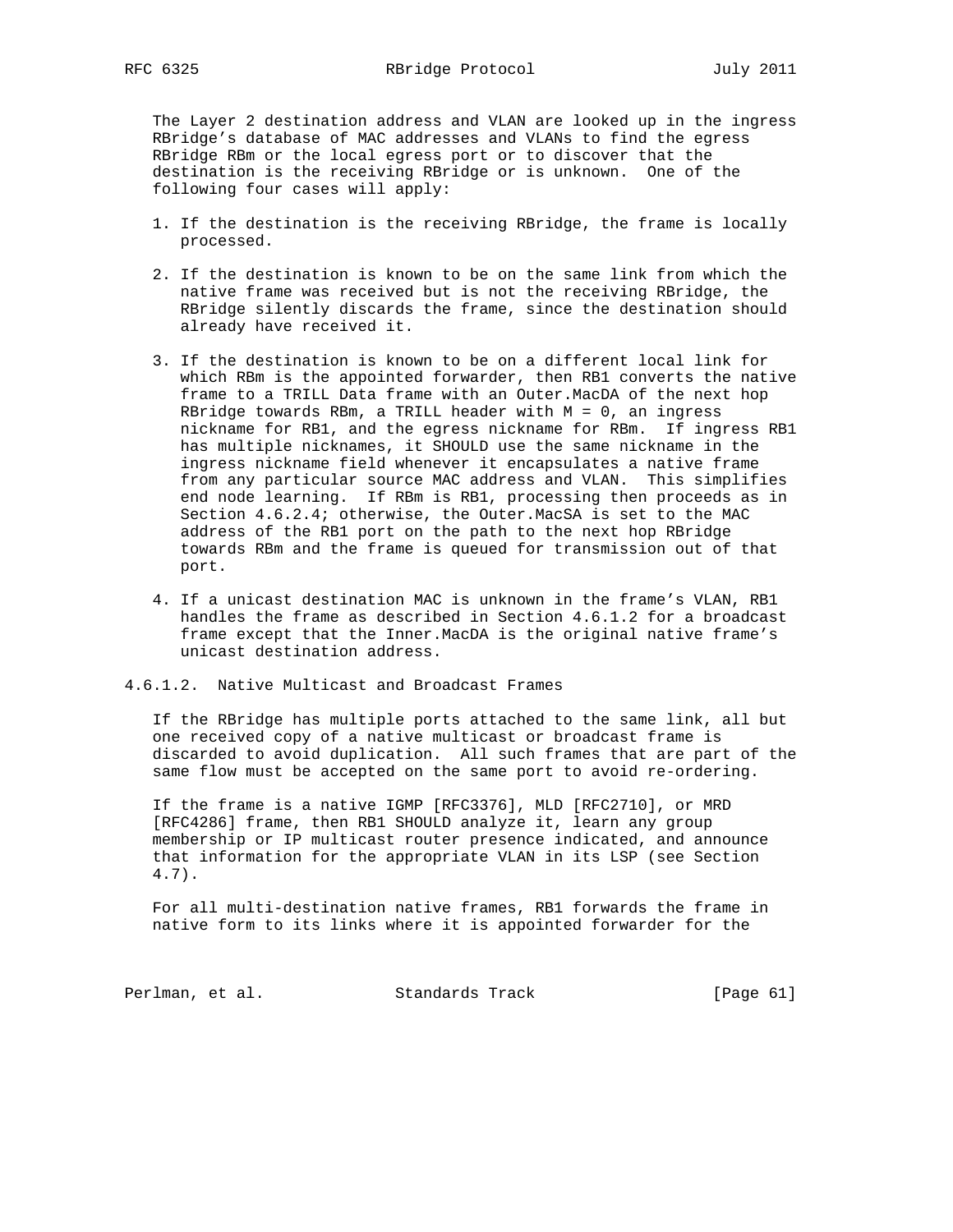The Layer 2 destination address and VLAN are looked up in the ingress RBridge's database of MAC addresses and VLANs to find the egress RBridge RBm or the local egress port or to discover that the destination is the receiving RBridge or is unknown. One of the following four cases will apply:

1. If the destination is the receiving RBridge, the frame is locally processed.

2. If the destination is known to be on the same link from which the native frame was received but is not the receiving RBridge, the RBridge silently discards the frame, since the destination should already have received it.

3. If the destination is known to be on a different local link for which RBm is the appointed forwarder, then RB1 converts the native frame to a TRILL Data frame with an Outer.MacDA of the next hop RBridge towards RBm, a TRILL header with M = 0, an ingress nickname for RB1, and the egress nickname for RBm. If ingress RB1 has multiple nicknames, it SHOULD use the same nickname in the ingress nickname field whenever it encapsulates a native frame from any particular source MAC address and VLAN. This simplifies end node learning. If RBm is RB1, processing then proceeds as in Section 4.6.2.4; otherwise, the Outer.MacSA is set to the MAC address of the RB1 port on the path to the next hop RBridge towards RBm and the frame is queued for transmission out of that port.

4. If a unicast destination MAC is unknown in the frame's VLAN, RB1 handles the frame as described in Section 4.6.1.2 for a broadcast frame except that the Inner.MacDA is the original native frame's unicast destination address.

#### 4.6.1.2. Native Multicast and Broadcast Frames

If the RBridge has multiple ports attached to the same link, all but one received copy of a native multicast or broadcast frame is discarded to avoid duplication. All such frames that are part of the same flow must be accepted on the same port to avoid re-ordering.

If the frame is a native IGMP [RFC3376], MLD [RFC2710], or MRD [RFC4286] frame, then RB1 SHOULD analyze it, learn any group membership or IP multicast router presence indicated, and announce that information for the appropriate VLAN in its LSP (see Section 4.7).

For all multi-destination native frames, RB1 forwards the frame in native form to its links where it is appointed forwarder for the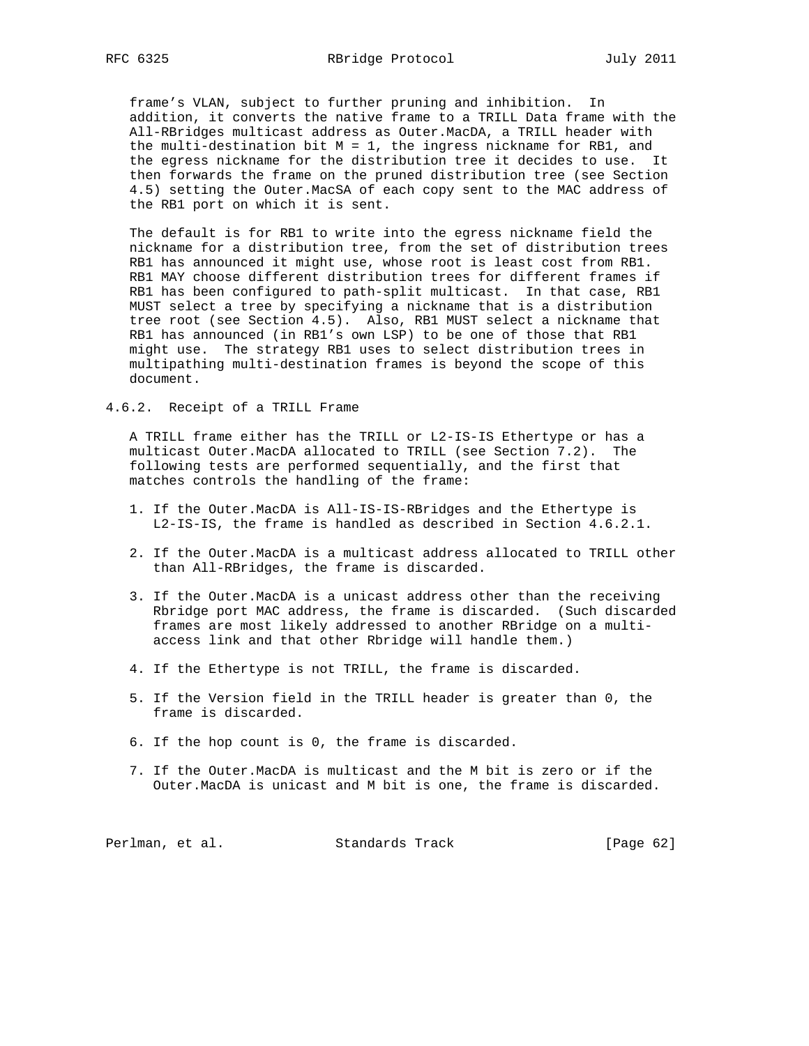frame's VLAN, subject to further pruning and inhibition. In addition, it converts the native frame to a TRILL Data frame with the All-RBridges multicast address as Outer.MacDA, a TRILL header with the multi-destination bit M = 1, the ingress nickname for RB1, and the egress nickname for the distribution tree it decides to use. It then forwards the frame on the pruned distribution tree (see Section 4.5) setting the Outer.MacSA of each copy sent to the MAC address of the RB1 port on which it is sent.

The default is for RB1 to write into the egress nickname field the nickname for a distribution tree, from the set of distribution trees RB1 has announced it might use, whose root is least cost from RB1. RB1 MAY choose different distribution trees for different frames if RB1 has been configured to path-split multicast. In that case, RB1 MUST select a tree by specifying a nickname that is a distribution tree root (see Section 4.5). Also, RB1 MUST select a nickname that RB1 has announced (in RB1's own LSP) to be one of those that RB1 might use. The strategy RB1 uses to select distribution trees in multipathing multi-destination frames is beyond the scope of this document.

#### 4.6.2. Receipt of a TRILL Frame

A TRILL frame either has the TRILL or L2-IS-IS Ethertype or has a multicast Outer.MacDA allocated to TRILL (see Section 7.2). The following tests are performed sequentially, and the first that matches controls the handling of the frame:

1. If the Outer.MacDA is All-IS-IS-RBridges and the Ethertype is L2-IS-IS, the frame is handled as described in Section 4.6.2.1.

2. If the Outer.MacDA is a multicast address allocated to TRILL other than All-RBridges, the frame is discarded.

3. If the Outer.MacDA is a unicast address other than the receiving Rbridge port MAC address, the frame is discarded. (Such discarded frames are most likely addressed to another RBridge on a multi-access link and that other Rbridge will handle them.)

4. If the Ethertype is not TRILL, the frame is discarded.

5. If the Version field in the TRILL header is greater than 0, the frame is discarded.

6. If the hop count is 0, the frame is discarded.

7. If the Outer.MacDA is multicast and the M bit is zero or if the Outer.MacDA is unicast and M bit is one, the frame is discarded.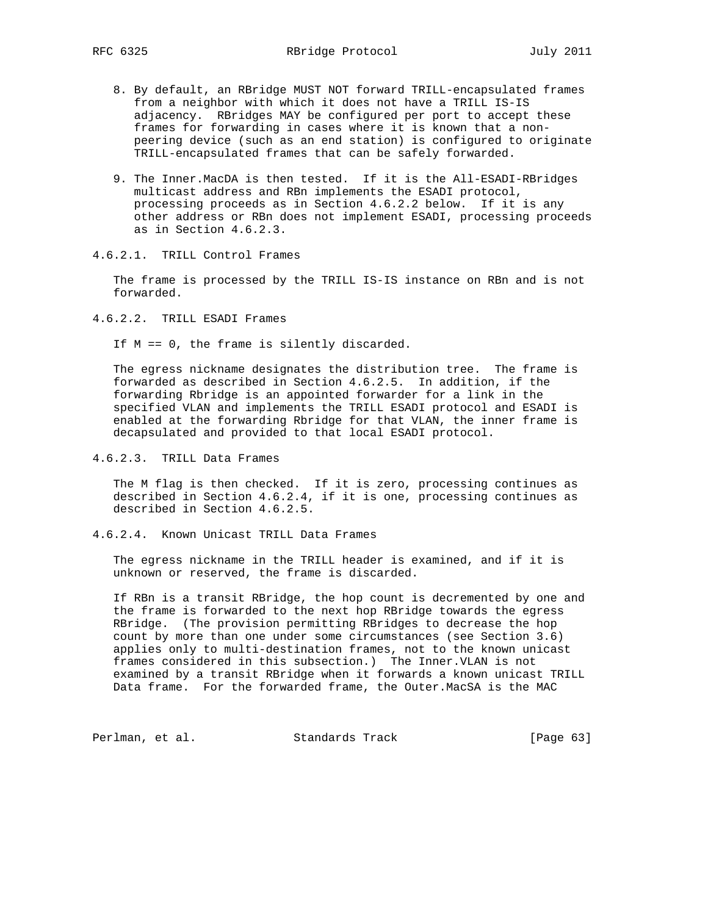8. By default, an RBridge MUST NOT forward TRILL-encapsulated frames from a neighbor with which it does not have a TRILL IS-IS adjacency. RBridges MAY be configured per port to accept these frames for forwarding in cases where it is known that a non-peering device (such as an end station) is configured to originate TRILL-encapsulated frames that can be safely forwarded.

9. The Inner.MacDA is then tested. If it is the All-ESADI-RBridges multicast address and RBn implements the ESADI protocol, processing proceeds as in Section 4.6.2.2 below. If it is any other address or RBn does not implement ESADI, processing proceeds as in Section 4.6.2.3.

#### 4.6.2.1. TRILL Control Frames

The frame is processed by the TRILL IS-IS instance on RBn and is not forwarded.

#### 4.6.2.2. TRILL ESADI Frames

If M == 0, the frame is silently discarded.

The egress nickname designates the distribution tree. The frame is forwarded as described in Section 4.6.2.5. In addition, if the forwarding Rbridge is an appointed forwarder for a link in the specified VLAN and implements the TRILL ESADI protocol and ESADI is enabled at the forwarding Rbridge for that VLAN, the inner frame is decapsulated and provided to that local ESADI protocol.

#### 4.6.2.3. TRILL Data Frames

The M flag is then checked. If it is zero, processing continues as described in Section 4.6.2.4, if it is one, processing continues as described in Section 4.6.2.5.

#### 4.6.2.4. Known Unicast TRILL Data Frames

The egress nickname in the TRILL header is examined, and if it is unknown or reserved, the frame is discarded.

If RBn is a transit RBridge, the hop count is decremented by one and the frame is forwarded to the next hop RBridge towards the egress RBridge. (The provision permitting RBridges to decrease the hop count by more than one under some circumstances (see Section 3.6) applies only to multi-destination frames, not to the known unicast frames considered in this subsection.) The Inner.VLAN is not examined by a transit RBridge when it forwards a known unicast TRILL Data frame. For the forwarded frame, the Outer.MacSA is the MAC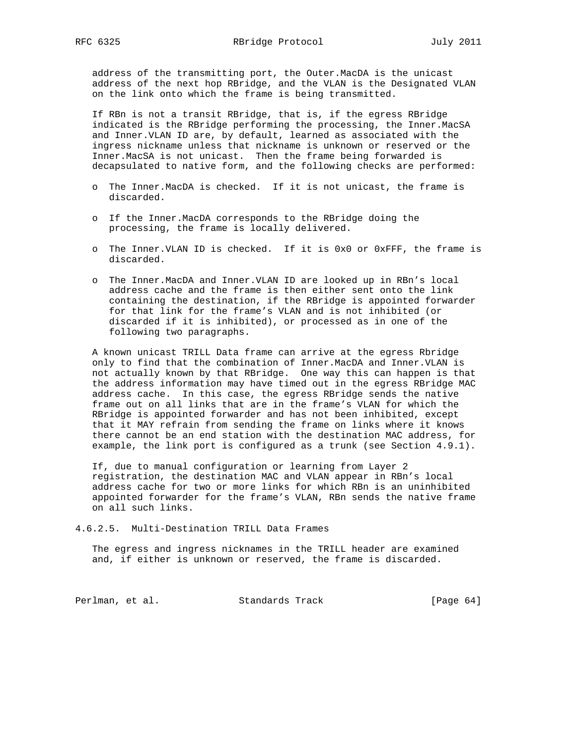address of the transmitting port, the Outer.MacDA is the unicast address of the next hop RBridge, and the VLAN is the Designated VLAN on the link onto which the frame is being transmitted.

If RBn is not a transit RBridge, that is, if the egress RBridge indicated is the RBridge performing the processing, the Inner.MacSA and Inner.VLAN ID are, by default, learned as associated with the ingress nickname unless that nickname is unknown or reserved or the Inner.MacSA is not unicast. Then the frame being forwarded is decapsulated to native form, and the following checks are performed:

- The Inner.MacDA is checked. If it is not unicast, the frame is discarded.
- If the Inner.MacDA corresponds to the RBridge doing the processing, the frame is locally delivered.
- The Inner.VLAN ID is checked. If it is 0x0 or 0xFFF, the frame is discarded.
- The Inner.MacDA and Inner.VLAN ID are looked up in RBn's local address cache and the frame is then either sent onto the link containing the destination, if the RBridge is appointed forwarder for that link for the frame's VLAN and is not inhibited (or discarded if it is inhibited), or processed as in one of the following two paragraphs.

A known unicast TRILL Data frame can arrive at the egress Rbridge only to find that the combination of Inner.MacDA and Inner.VLAN is not actually known by that RBridge. One way this can happen is that the address information may have timed out in the egress RBridge MAC address cache. In this case, the egress RBridge sends the native frame out on all links that are in the frame's VLAN for which the RBridge is appointed forwarder and has not been inhibited, except that it MAY refrain from sending the frame on links where it knows there cannot be an end station with the destination MAC address, for example, the link port is configured as a trunk (see Section 4.9.1).

If, due to manual configuration or learning from Layer 2 registration, the destination MAC and VLAN appear in RBn's local address cache for two or more links for which RBn is an uninhibited appointed forwarder for the frame's VLAN, RBn sends the native frame on all such links.

#### 4.6.2.5. Multi-Destination TRILL Data Frames

The egress and ingress nicknames in the TRILL header are examined and, if either is unknown or reserved, the frame is discarded.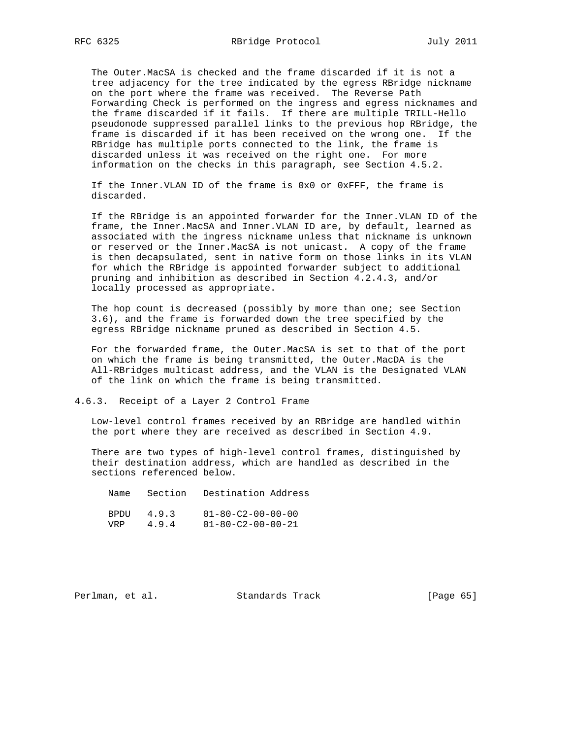The Outer.MacSA is checked and the frame discarded if it is not a tree adjacency for the tree indicated by the egress RBridge nickname on the port where the frame was received. The Reverse Path Forwarding Check is performed on the ingress and egress nicknames and the frame discarded if it fails. If there are multiple TRILL-Hello pseudonode suppressed parallel links to the previous hop RBridge, the frame is discarded if it has been received on the wrong one. If the RBridge has multiple ports connected to the link, the frame is discarded unless it was received on the right one. For more information on the checks in this paragraph, see Section 4.5.2.

If the Inner.VLAN ID of the frame is 0x0 or 0xFFF, the frame is discarded.

If the RBridge is an appointed forwarder for the Inner.VLAN ID of the frame, the Inner.MacSA and Inner.VLAN ID are, by default, learned as associated with the ingress nickname unless that nickname is unknown or reserved or the Inner.MacSA is not unicast. A copy of the frame is then decapsulated, sent in native form on those links in its VLAN for which the RBridge is appointed forwarder subject to additional pruning and inhibition as described in Section 4.2.4.3, and/or locally processed as appropriate.

The hop count is decreased (possibly by more than one; see Section 3.6), and the frame is forwarded down the tree specified by the egress RBridge nickname pruned as described in Section 4.5.

For the forwarded frame, the Outer.MacSA is set to that of the port on which the frame is being transmitted, the Outer.MacDA is the All-RBridges multicast address, and the VLAN is the Designated VLAN of the link on which the frame is being transmitted.

### 4.6.3. Receipt of a Layer 2 Control Frame

Low-level control frames received by an RBridge are handled within the port where they are received as described in Section 4.9.

There are two types of high-level control frames, distinguished by their destination address, which are handled as described in the sections referenced below.

| Name | Section | Destination Address |
|---|---|---|
| BPDU | 4.9.3 | 01-80-C2-00-00-00 |
| VRP | 4.9.4 | 01-80-C2-00-00-21 |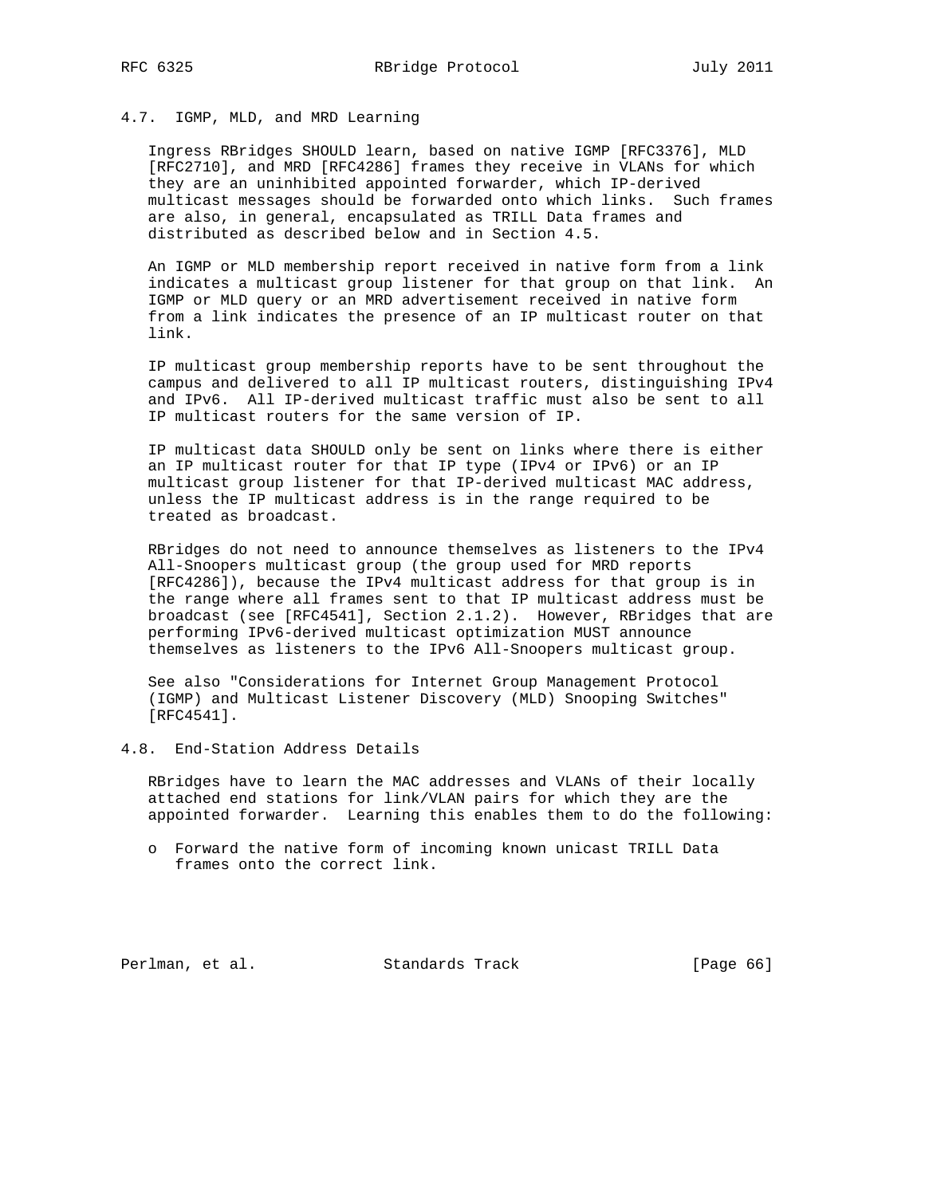## 4.7. IGMP, MLD, and MRD Learning

Ingress RBridges SHOULD learn, based on native IGMP [RFC3376], MLD [RFC2710], and MRD [RFC4286] frames they receive in VLANs for which they are an uninhibited appointed forwarder, which IP-derived multicast messages should be forwarded onto which links. Such frames are also, in general, encapsulated as TRILL Data frames and distributed as described below and in Section 4.5.

An IGMP or MLD membership report received in native form from a link indicates a multicast group listener for that group on that link. An IGMP or MLD query or an MRD advertisement received in native form from a link indicates the presence of an IP multicast router on that link.

IP multicast group membership reports have to be sent throughout the campus and delivered to all IP multicast routers, distinguishing IPv4 and IPv6. All IP-derived multicast traffic must also be sent to all IP multicast routers for the same version of IP.

IP multicast data SHOULD only be sent on links where there is either an IP multicast router for that IP type (IPv4 or IPv6) or an IP multicast group listener for that IP-derived multicast MAC address, unless the IP multicast address is in the range required to be treated as broadcast.

RBridges do not need to announce themselves as listeners to the IPv4 All-Snoopers multicast group (the group used for MRD reports [RFC4286]), because the IPv4 multicast address for that group is in the range where all frames sent to that IP multicast address must be broadcast (see [RFC4541], Section 2.1.2). However, RBridges that are performing IPv6-derived multicast optimization MUST announce themselves as listeners to the IPv6 All-Snoopers multicast group.

See also "Considerations for Internet Group Management Protocol (IGMP) and Multicast Listener Discovery (MLD) Snooping Switches" [RFC4541].

## 4.8. End-Station Address Details

RBridges have to learn the MAC addresses and VLANs of their locally attached end stations for link/VLAN pairs for which they are the appointed forwarder. Learning this enables them to do the following:

- Forward the native form of incoming known unicast TRILL Data frames onto the correct link.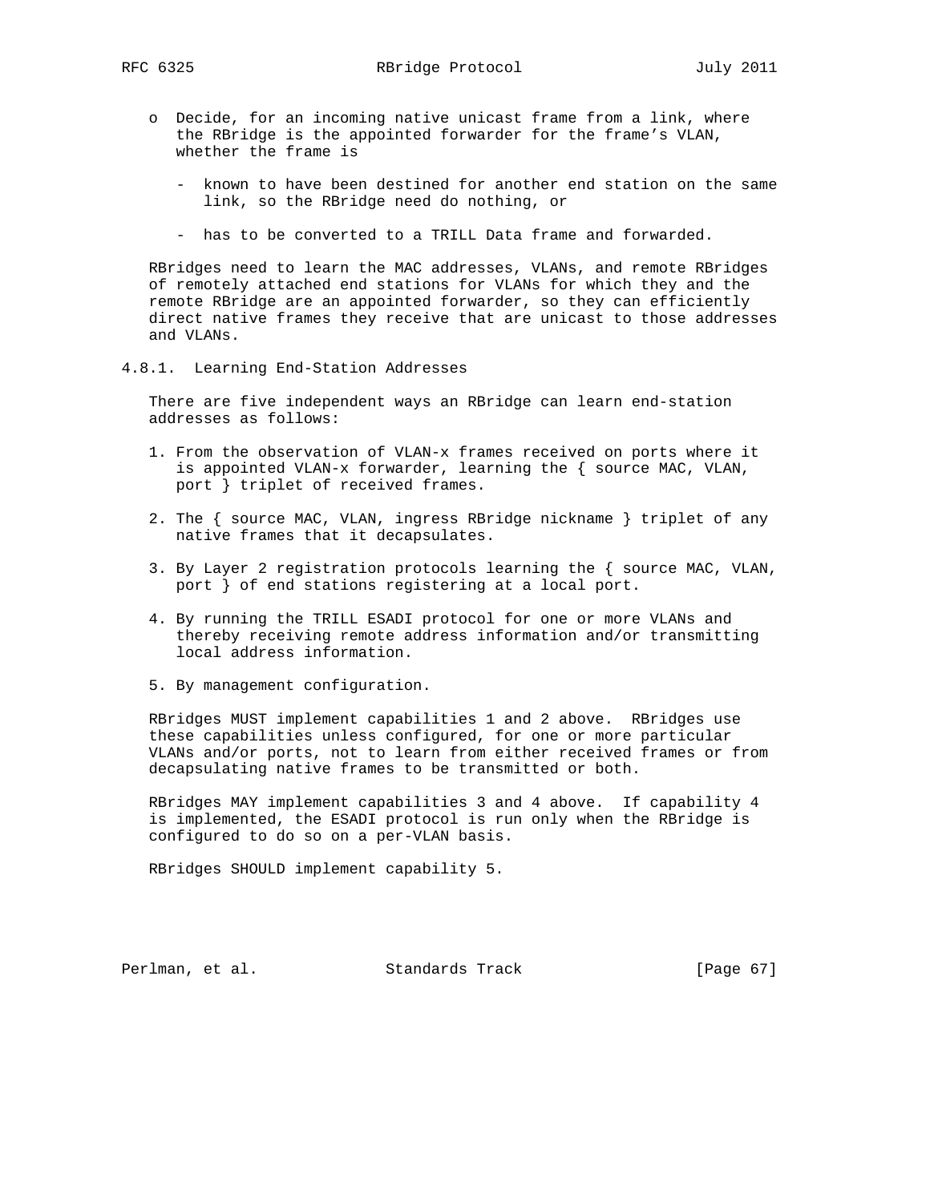- Decide, for an incoming native unicast frame from a link, where the RBridge is the appointed forwarder for the frame's VLAN, whether the frame is

  - known to have been destined for another end station on the same link, so the RBridge need do nothing, or

  - has to be converted to a TRILL Data frame and forwarded.

RBridges need to learn the MAC addresses, VLANs, and remote RBridges of remotely attached end stations for VLANs for which they and the remote RBridge are an appointed forwarder, so they can efficiently direct native frames they receive that are unicast to those addresses and VLANs.

### 4.8.1. Learning End-Station Addresses

There are five independent ways an RBridge can learn end-station addresses as follows:

1. From the observation of VLAN-x frames received on ports where it is appointed VLAN-x forwarder, learning the { source MAC, VLAN, port } triplet of received frames.

2. The { source MAC, VLAN, ingress RBridge nickname } triplet of any native frames that it decapsulates.

3. By Layer 2 registration protocols learning the { source MAC, VLAN, port } of end stations registering at a local port.

4. By running the TRILL ESADI protocol for one or more VLANs and thereby receiving remote address information and/or transmitting local address information.

5. By management configuration.

RBridges MUST implement capabilities 1 and 2 above. RBridges use these capabilities unless configured, for one or more particular VLANs and/or ports, not to learn from either received frames or from decapsulating native frames to be transmitted or both.

RBridges MAY implement capabilities 3 and 4 above. If capability 4 is implemented, the ESADI protocol is run only when the RBridge is configured to do so on a per-VLAN basis.

RBridges SHOULD implement capability 5.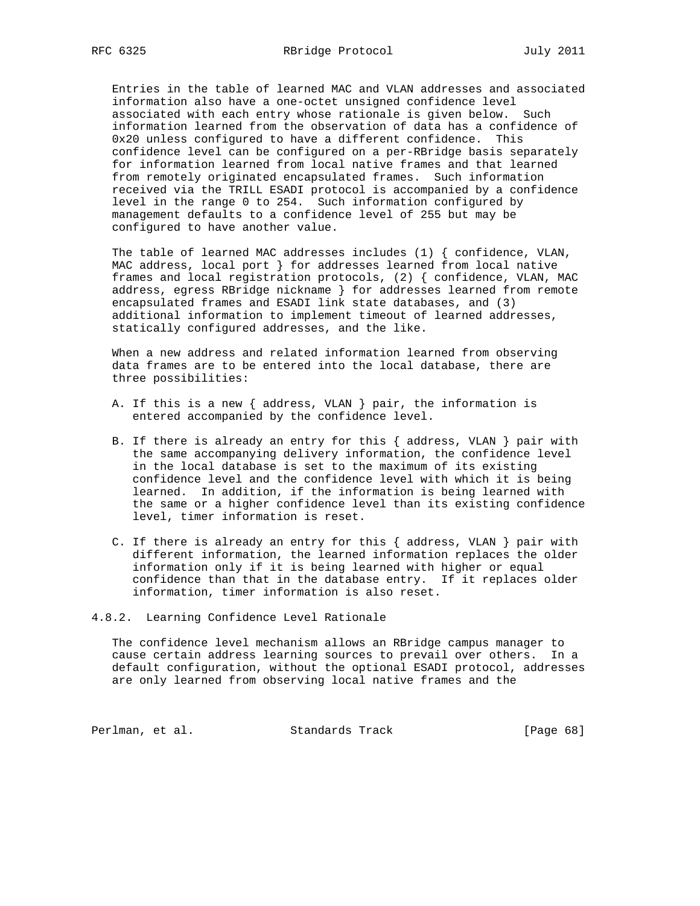Entries in the table of learned MAC and VLAN addresses and associated information also have a one-octet unsigned confidence level associated with each entry whose rationale is given below. Such information learned from the observation of data has a confidence of 0x20 unless configured to have a different confidence. This confidence level can be configured on a per-RBridge basis separately for information learned from local native frames and that learned from remotely originated encapsulated frames. Such information received via the TRILL ESADI protocol is accompanied by a confidence level in the range 0 to 254. Such information configured by management defaults to a confidence level of 255 but may be configured to have another value.

The table of learned MAC addresses includes (1) { confidence, VLAN, MAC address, local port } for addresses learned from local native frames and local registration protocols, (2) { confidence, VLAN, MAC address, egress RBridge nickname } for addresses learned from remote encapsulated frames and ESADI link state databases, and (3) additional information to implement timeout of learned addresses, statically configured addresses, and the like.

When a new address and related information learned from observing data frames are to be entered into the local database, there are three possibilities:

A. If this is a new { address, VLAN } pair, the information is entered accompanied by the confidence level.

B. If there is already an entry for this { address, VLAN } pair with the same accompanying delivery information, the confidence level in the local database is set to the maximum of its existing confidence level and the confidence level with which it is being learned. In addition, if the information is being learned with the same or a higher confidence level than its existing confidence level, timer information is reset.

C. If there is already an entry for this { address, VLAN } pair with different information, the learned information replaces the older information only if it is being learned with higher or equal confidence than that in the database entry. If it replaces older information, timer information is also reset.

### 4.8.2. Learning Confidence Level Rationale

The confidence level mechanism allows an RBridge campus manager to cause certain address learning sources to prevail over others. In a default configuration, without the optional ESADI protocol, addresses are only learned from observing local native frames and the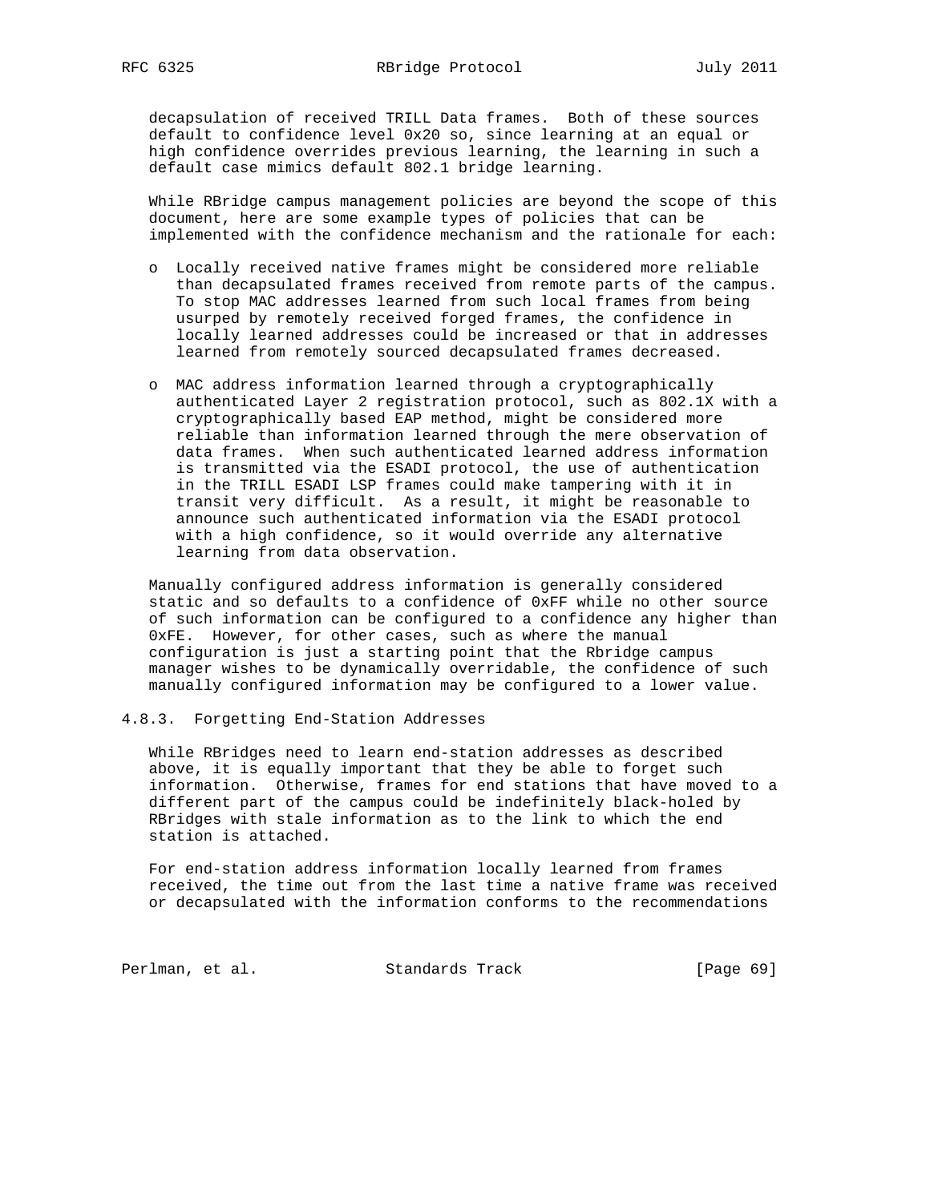decapsulation of received TRILL Data frames. Both of these sources default to confidence level 0x20 so, since learning at an equal or high confidence overrides previous learning, the learning in such a default case mimics default 802.1 bridge learning.

While RBridge campus management policies are beyond the scope of this document, here are some example types of policies that can be implemented with the confidence mechanism and the rationale for each:

- Locally received native frames might be considered more reliable than decapsulated frames received from remote parts of the campus. To stop MAC addresses learned from such local frames from being usurped by remotely received forged frames, the confidence in locally learned addresses could be increased or that in addresses learned from remotely sourced decapsulated frames decreased.

- MAC address information learned through a cryptographically authenticated Layer 2 registration protocol, such as 802.1X with a cryptographically based EAP method, might be considered more reliable than information learned through the mere observation of data frames. When such authenticated learned address information is transmitted via the ESADI protocol, the use of authentication in the TRILL ESADI LSP frames could make tampering with it in transit very difficult. As a result, it might be reasonable to announce such authenticated information via the ESADI protocol with a high confidence, so it would override any alternative learning from data observation.

Manually configured address information is generally considered static and so defaults to a confidence of 0xFF while no other source of such information can be configured to a confidence any higher than 0xFE. However, for other cases, such as where the manual configuration is just a starting point that the Rbridge campus manager wishes to be dynamically overridable, the confidence of such manually configured information may be configured to a lower value.

### 4.8.3. Forgetting End-Station Addresses

While RBridges need to learn end-station addresses as described above, it is equally important that they be able to forget such information. Otherwise, frames for end stations that have moved to a different part of the campus could be indefinitely black-holed by RBridges with stale information as to the link to which the end station is attached.

For end-station address information locally learned from frames received, the time out from the last time a native frame was received or decapsulated with the information conforms to the recommendations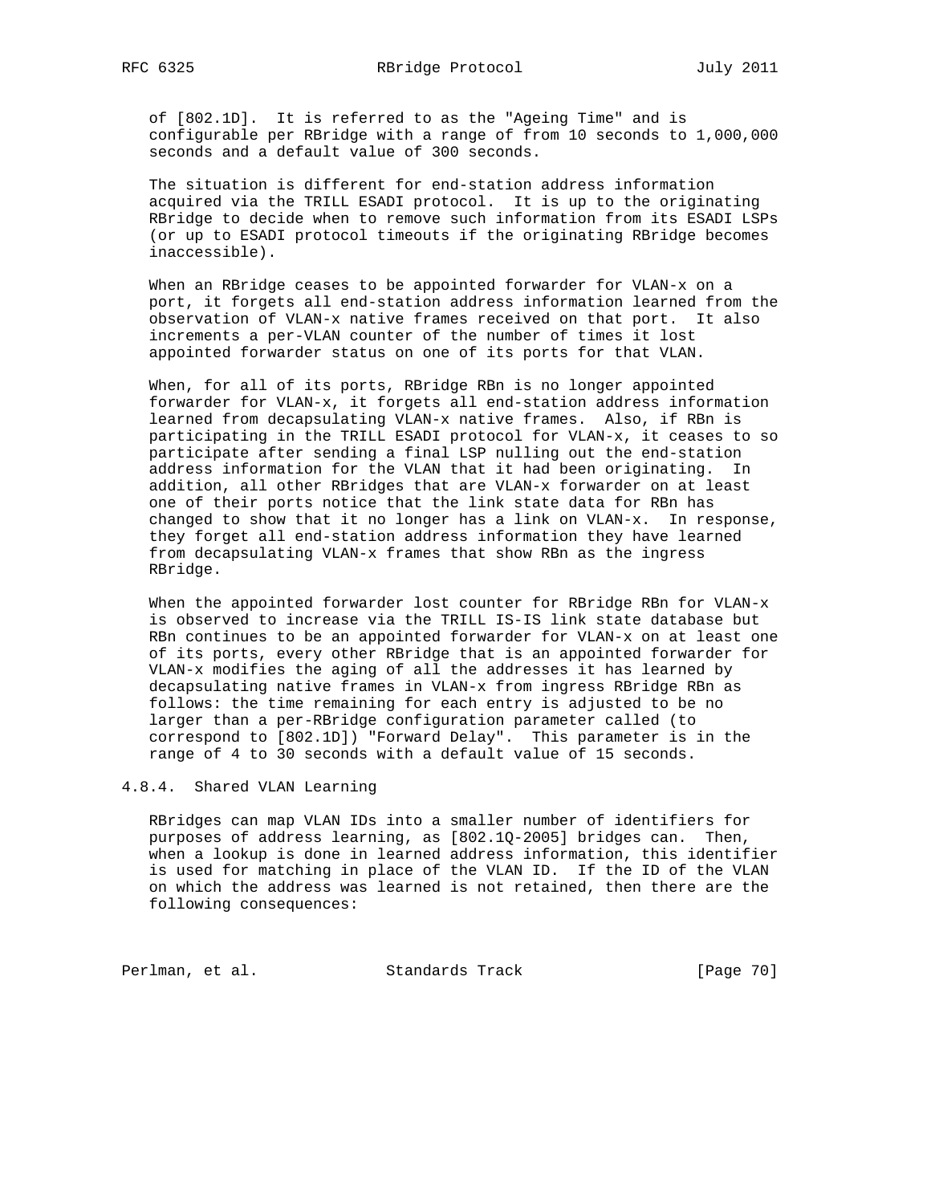of [802.1D]. It is referred to as the "Ageing Time" and is configurable per RBridge with a range of from 10 seconds to 1,000,000 seconds and a default value of 300 seconds.

The situation is different for end-station address information acquired via the TRILL ESADI protocol. It is up to the originating RBridge to decide when to remove such information from its ESADI LSPs (or up to ESADI protocol timeouts if the originating RBridge becomes inaccessible).

When an RBridge ceases to be appointed forwarder for VLAN-x on a port, it forgets all end-station address information learned from the observation of VLAN-x native frames received on that port. It also increments a per-VLAN counter of the number of times it lost appointed forwarder status on one of its ports for that VLAN.

When, for all of its ports, RBridge RBn is no longer appointed forwarder for VLAN-x, it forgets all end-station address information learned from decapsulating VLAN-x native frames. Also, if RBn is participating in the TRILL ESADI protocol for VLAN-x, it ceases to so participate after sending a final LSP nulling out the end-station address information for the VLAN that it had been originating. In addition, all other RBridges that are VLAN-x forwarder on at least one of their ports notice that the link state data for RBn has changed to show that it no longer has a link on VLAN-x. In response, they forget all end-station address information they have learned from decapsulating VLAN-x frames that show RBn as the ingress RBridge.

When the appointed forwarder lost counter for RBridge RBn for VLAN-x is observed to increase via the TRILL IS-IS link state database but RBn continues to be an appointed forwarder for VLAN-x on at least one of its ports, every other RBridge that is an appointed forwarder for VLAN-x modifies the aging of all the addresses it has learned by decapsulating native frames in VLAN-x from ingress RBridge RBn as follows: the time remaining for each entry is adjusted to be no larger than a per-RBridge configuration parameter called (to correspond to [802.1D]) "Forward Delay". This parameter is in the range of 4 to 30 seconds with a default value of 15 seconds.

### 4.8.4. Shared VLAN Learning

RBridges can map VLAN IDs into a smaller number of identifiers for purposes of address learning, as [802.1Q-2005] bridges can. Then, when a lookup is done in learned address information, this identifier is used for matching in place of the VLAN ID. If the ID of the VLAN on which the address was learned is not retained, then there are the following consequences: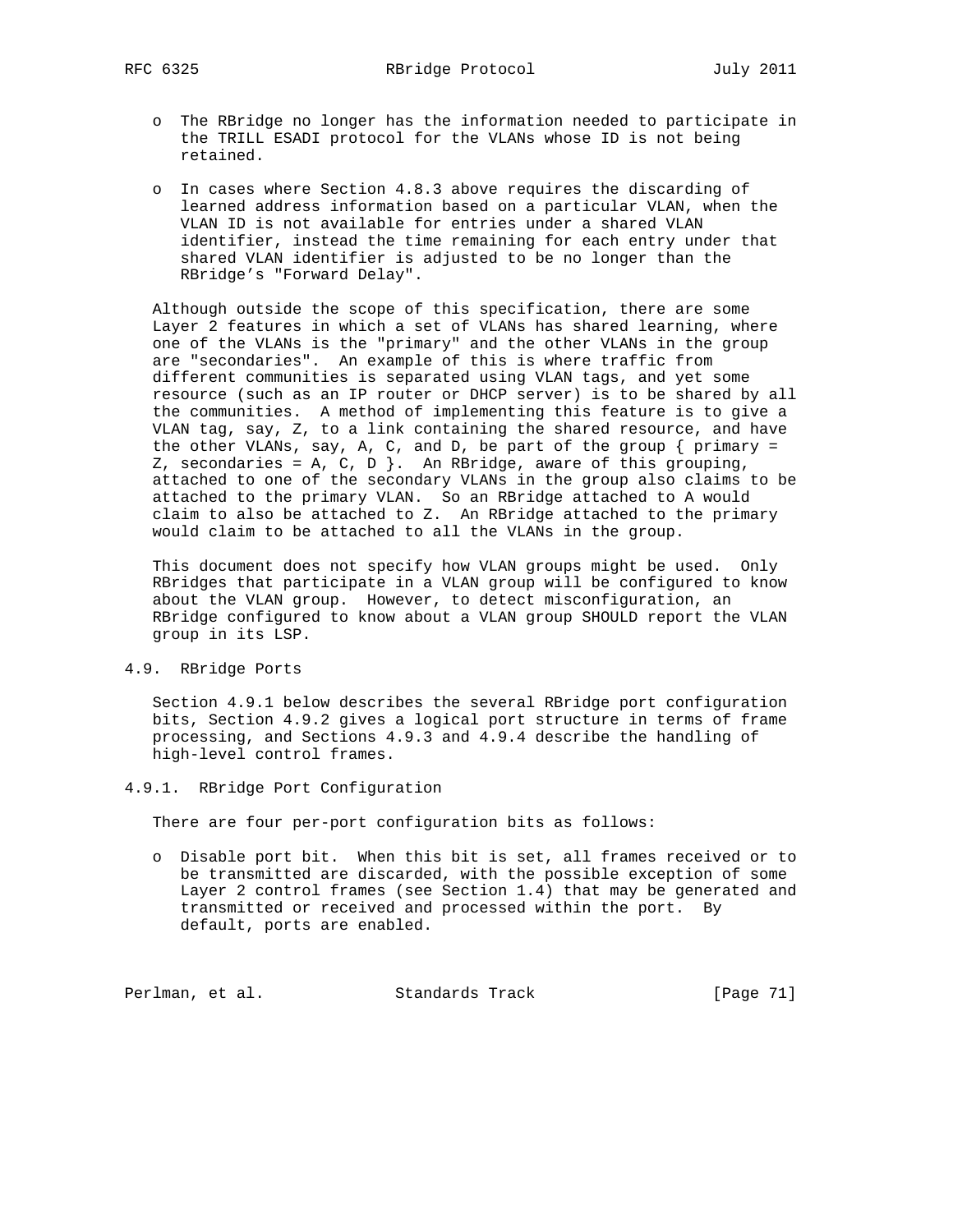- The RBridge no longer has the information needed to participate in the TRILL ESADI protocol for the VLANs whose ID is not being retained.

- In cases where Section 4.8.3 above requires the discarding of learned address information based on a particular VLAN, when the VLAN ID is not available for entries under a shared VLAN identifier, instead the time remaining for each entry under that shared VLAN identifier is adjusted to be no longer than the RBridge's "Forward Delay".

Although outside the scope of this specification, there are some Layer 2 features in which a set of VLANs has shared learning, where one of the VLANs is the "primary" and the other VLANs in the group are "secondaries". An example of this is where traffic from different communities is separated using VLAN tags, and yet some resource (such as an IP router or DHCP server) is to be shared by all the communities. A method of implementing this feature is to give a VLAN tag, say, Z, to a link containing the shared resource, and have the other VLANs, say, A, C, and D, be part of the group { primary = Z, secondaries = A, C, D }. An RBridge, aware of this grouping, attached to one of the secondary VLANs in the group also claims to be attached to the primary VLAN. So an RBridge attached to A would claim to also be attached to Z. An RBridge attached to the primary would claim to be attached to all the VLANs in the group.

This document does not specify how VLAN groups might be used. Only RBridges that participate in a VLAN group will be configured to know about the VLAN group. However, to detect misconfiguration, an RBridge configured to know about a VLAN group SHOULD report the VLAN group in its LSP.

## 4.9. RBridge Ports

Section 4.9.1 below describes the several RBridge port configuration bits, Section 4.9.2 gives a logical port structure in terms of frame processing, and Sections 4.9.3 and 4.9.4 describe the handling of high-level control frames.

### 4.9.1. RBridge Port Configuration

There are four per-port configuration bits as follows:

- Disable port bit. When this bit is set, all frames received or to be transmitted are discarded, with the possible exception of some Layer 2 control frames (see Section 1.4) that may be generated and transmitted or received and processed within the port. By default, ports are enabled.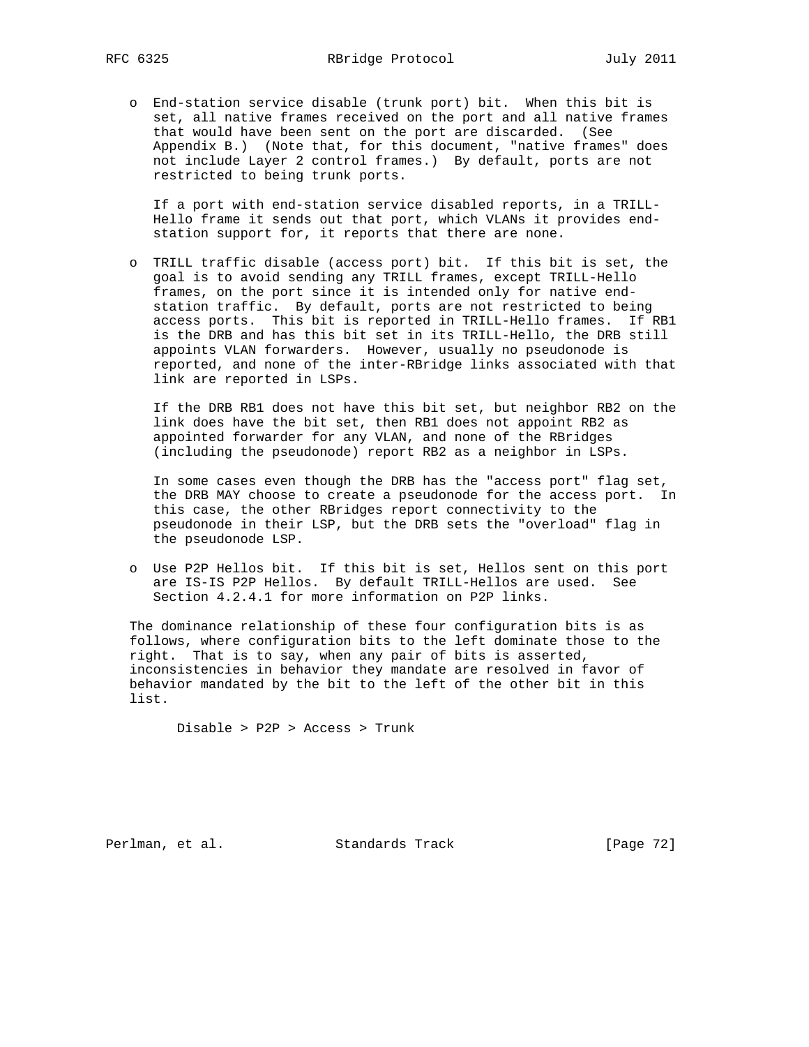- End-station service disable (trunk port) bit. When this bit is set, all native frames received on the port and all native frames that would have been sent on the port are discarded. (See Appendix B.) (Note that, for this document, "native frames" does not include Layer 2 control frames.) By default, ports are not restricted to being trunk ports.

  If a port with end-station service disabled reports, in a TRILL-Hello frame it sends out that port, which VLANs it provides end-station support for, it reports that there are none.

- TRILL traffic disable (access port) bit. If this bit is set, the goal is to avoid sending any TRILL frames, except TRILL-Hello frames, on the port since it is intended only for native end-station traffic. By default, ports are not restricted to being access ports. This bit is reported in TRILL-Hello frames. If RB1 is the DRB and has this bit set in its TRILL-Hello, the DRB still appoints VLAN forwarders. However, usually no pseudonode is reported, and none of the inter-RBridge links associated with that link are reported in LSPs.

  If the DRB RB1 does not have this bit set, but neighbor RB2 on the link does have the bit set, then RB1 does not appoint RB2 as appointed forwarder for any VLAN, and none of the RBridges (including the pseudonode) report RB2 as a neighbor in LSPs.

  In some cases even though the DRB has the "access port" flag set, the DRB MAY choose to create a pseudonode for the access port. In this case, the other RBridges report connectivity to the pseudonode in their LSP, but the DRB sets the "overload" flag in the pseudonode LSP.

- Use P2P Hellos bit. If this bit is set, Hellos sent on this port are IS-IS P2P Hellos. By default TRILL-Hellos are used. See Section 4.2.4.1 for more information on P2P links.

The dominance relationship of these four configuration bits is as follows, where configuration bits to the left dominate those to the right. That is to say, when any pair of bits is asserted, inconsistencies in behavior they mandate are resolved in favor of behavior mandated by the bit to the left of the other bit in this list.

```
Disable > P2P > Access > Trunk
```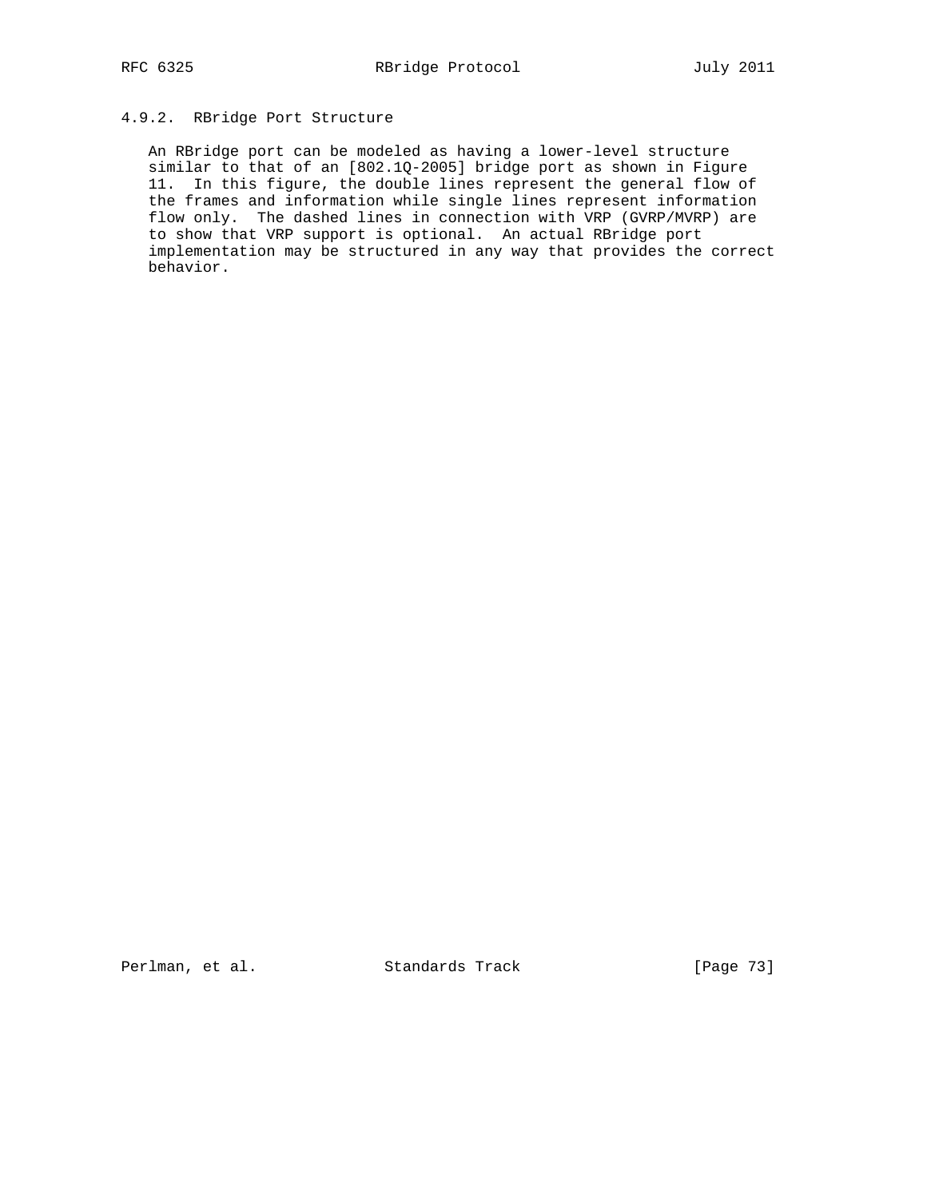### 4.9.2. RBridge Port Structure

An RBridge port can be modeled as having a lower-level structure similar to that of an [802.1Q-2005] bridge port as shown in Figure 11. In this figure, the double lines represent the general flow of the frames and information while single lines represent information flow only. The dashed lines in connection with VRP (GVRP/MVRP) are to show that VRP support is optional. An actual RBridge port implementation may be structured in any way that provides the correct behavior.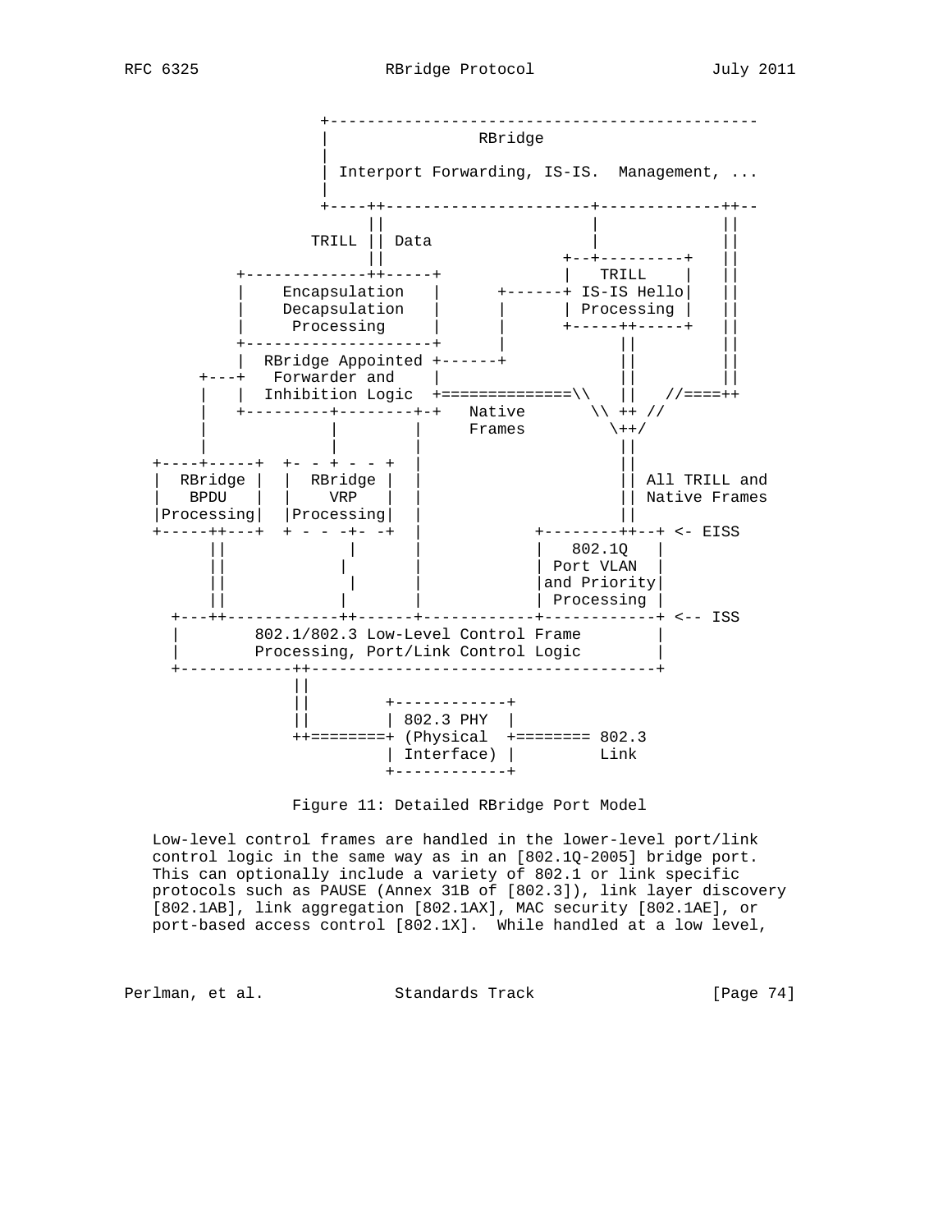```
                +--------------------------------------------
                |                RBridge
                |
                | Interport Forwarding, IS-IS.  Management, ...
                |
                +----++----------------------+-------------++--
                     ||                      |             ||
                TRILL || Data                |             ||
                     ||                   +--+---------+   ||
         +-------------++-----+           |   TRILL    |   ||
         |    Encapsulation   |      +------+ IS-IS Hello|   ||
         |    Decapsulation   |      |      | Processing |   ||
         |     Processing     |      |      +-----++-----+   ||
         +--------------------+      |            ||         ||
         |  RBridge Appointed +------+            ||         ||
     +---+   Forwarder and    |                   ||         ||
     |   |  Inhibition Logic  +==============\\   ||   //====++
     |   +---------+--------+-+   Native       \\ ++ //
     |             |        |     Frames         \++/
     |             |        |                      ||
+----+-----+  +- - + - - +  |                      ||
|  RBridge |  |  RBridge |  |                      || All TRILL and
|   BPDU   |  |    VRP   |  |                      || Native Frames
|Processing|  |Processing|  |                      ||
+-----++---+  + - - -+- -+  |           +--------++--+ <- EISS
      ||             |      |           |   802.1Q   |
      ||            |       |           | Port VLAN  |
      ||             |      |           |and Priority|
      ||            |       |           | Processing |
  +---++------------++------+-----------+------------+ <-- ISS
  |        802.1/802.3 Low-Level Control Frame        |
  |        Processing, Port/Link Control Logic        |
  +------------++-------------------------------------+
               ||
               ||        +------------+
               ||        | 802.3 PHY  |
               ++========+ (Physical  +======== 802.3
                         | Interface) |         Link
                         +------------+
```

Figure 11: Detailed RBridge Port Model

Low-level control frames are handled in the lower-level port/link control logic in the same way as in an [802.1Q-2005] bridge port. This can optionally include a variety of 802.1 or link specific protocols such as PAUSE (Annex 31B of [802.3]), link layer discovery [802.1AB], link aggregation [802.1AX], MAC security [802.1AE], or port-based access control [802.1X]. While handled at a low level,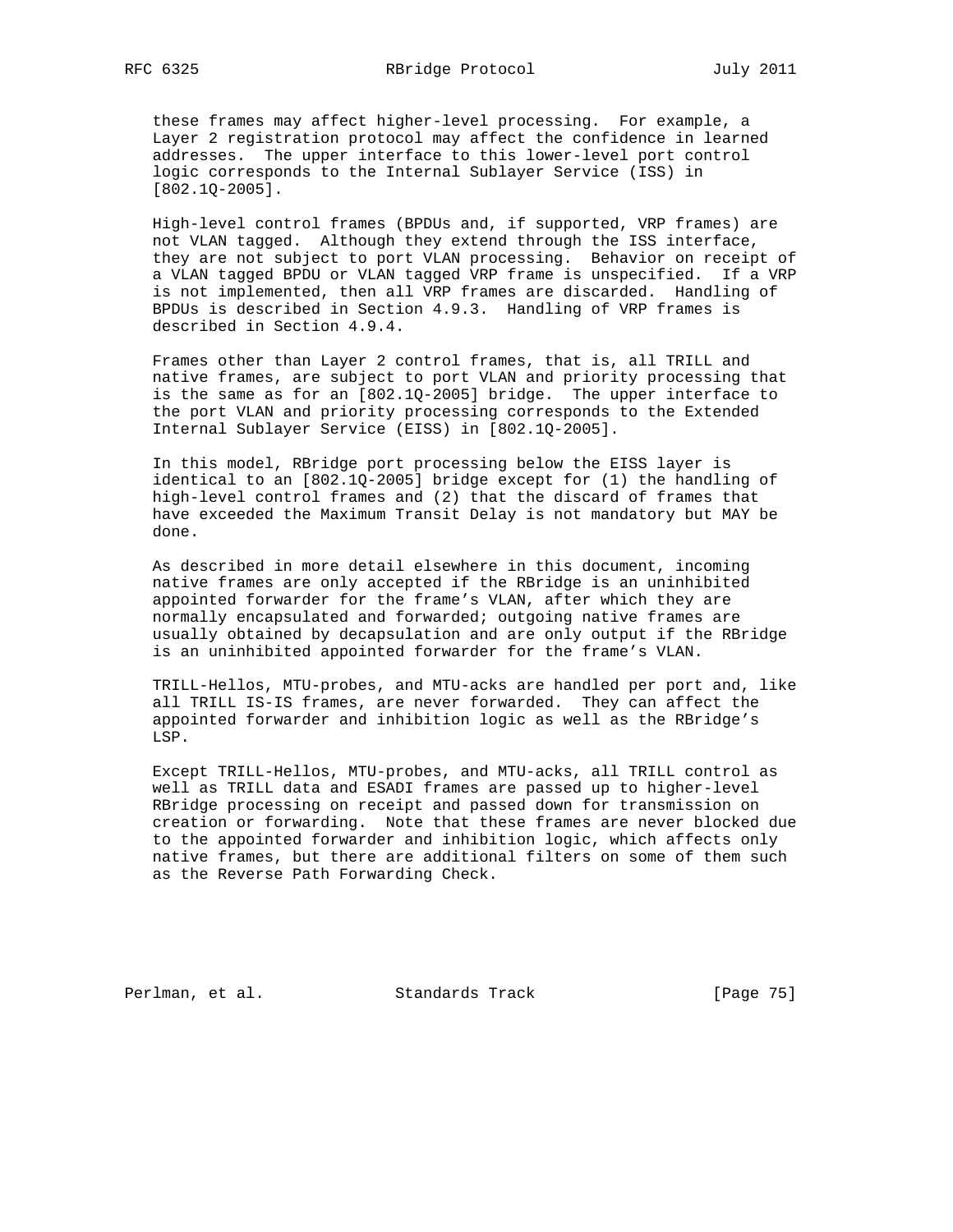these frames may affect higher-level processing. For example, a Layer 2 registration protocol may affect the confidence in learned addresses. The upper interface to this lower-level port control logic corresponds to the Internal Sublayer Service (ISS) in [802.1Q-2005].

High-level control frames (BPDUs and, if supported, VRP frames) are not VLAN tagged. Although they extend through the ISS interface, they are not subject to port VLAN processing. Behavior on receipt of a VLAN tagged BPDU or VLAN tagged VRP frame is unspecified. If a VRP is not implemented, then all VRP frames are discarded. Handling of BPDUs is described in Section 4.9.3. Handling of VRP frames is described in Section 4.9.4.

Frames other than Layer 2 control frames, that is, all TRILL and native frames, are subject to port VLAN and priority processing that is the same as for an [802.1Q-2005] bridge. The upper interface to the port VLAN and priority processing corresponds to the Extended Internal Sublayer Service (EISS) in [802.1Q-2005].

In this model, RBridge port processing below the EISS layer is identical to an [802.1Q-2005] bridge except for (1) the handling of high-level control frames and (2) that the discard of frames that have exceeded the Maximum Transit Delay is not mandatory but MAY be done.

As described in more detail elsewhere in this document, incoming native frames are only accepted if the RBridge is an uninhibited appointed forwarder for the frame's VLAN, after which they are normally encapsulated and forwarded; outgoing native frames are usually obtained by decapsulation and are only output if the RBridge is an uninhibited appointed forwarder for the frame's VLAN.

TRILL-Hellos, MTU-probes, and MTU-acks are handled per port and, like all TRILL IS-IS frames, are never forwarded. They can affect the appointed forwarder and inhibition logic as well as the RBridge's LSP.

Except TRILL-Hellos, MTU-probes, and MTU-acks, all TRILL control as well as TRILL data and ESADI frames are passed up to higher-level RBridge processing on receipt and passed down for transmission on creation or forwarding. Note that these frames are never blocked due to the appointed forwarder and inhibition logic, which affects only native frames, but there are additional filters on some of them such as the Reverse Path Forwarding Check.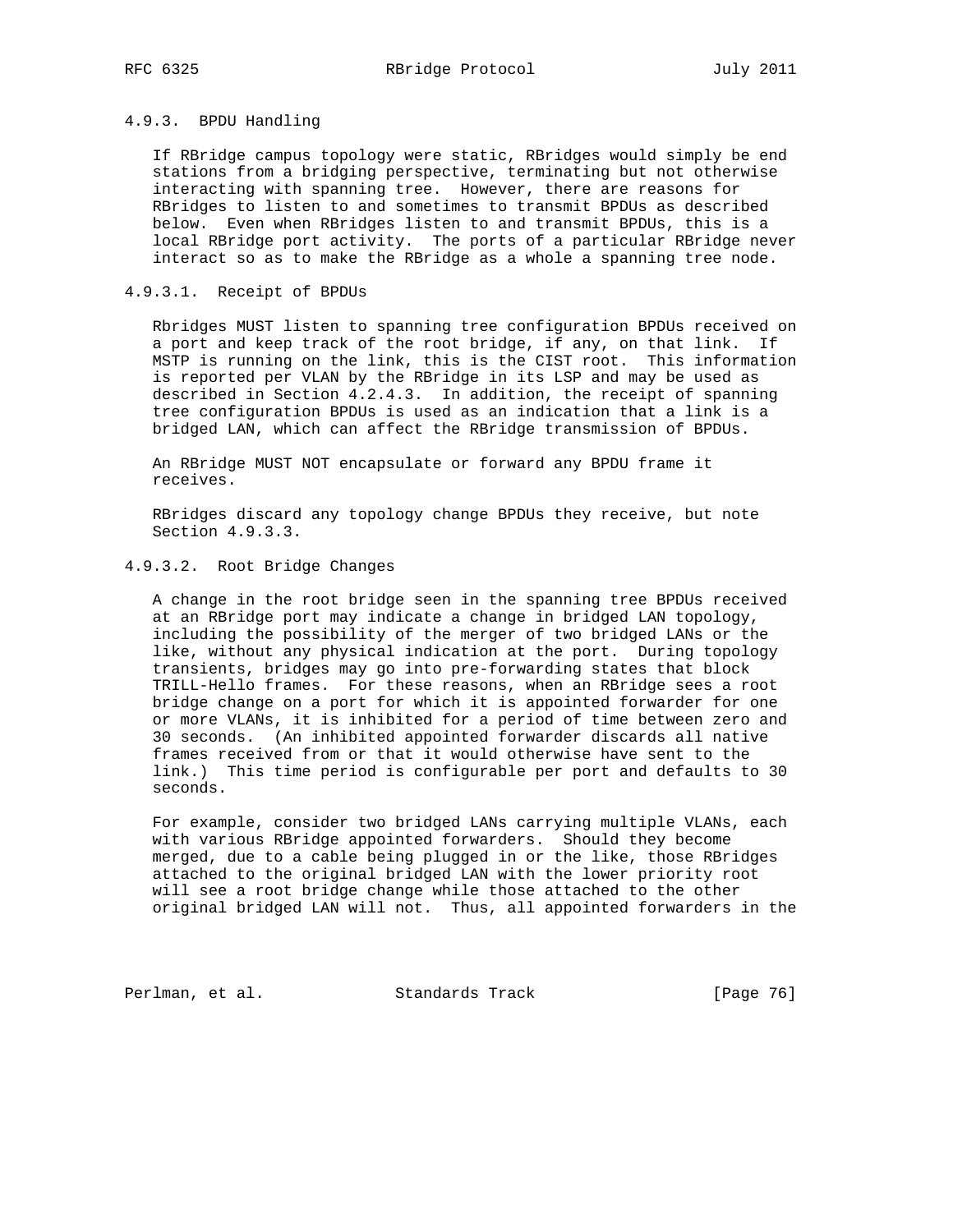#### 4.9.3. BPDU Handling

If RBridge campus topology were static, RBridges would simply be end stations from a bridging perspective, terminating but not otherwise interacting with spanning tree. However, there are reasons for RBridges to listen to and sometimes to transmit BPDUs as described below. Even when RBridges listen to and transmit BPDUs, this is a local RBridge port activity. The ports of a particular RBridge never interact so as to make the RBridge as a whole a spanning tree node.

##### 4.9.3.1. Receipt of BPDUs

Rbridges MUST listen to spanning tree configuration BPDUs received on a port and keep track of the root bridge, if any, on that link. If MSTP is running on the link, this is the CIST root. This information is reported per VLAN by the RBridge in its LSP and may be used as described in Section 4.2.4.3. In addition, the receipt of spanning tree configuration BPDUs is used as an indication that a link is a bridged LAN, which can affect the RBridge transmission of BPDUs.

An RBridge MUST NOT encapsulate or forward any BPDU frame it receives.

RBridges discard any topology change BPDUs they receive, but note Section 4.9.3.3.

##### 4.9.3.2. Root Bridge Changes

A change in the root bridge seen in the spanning tree BPDUs received at an RBridge port may indicate a change in bridged LAN topology, including the possibility of the merger of two bridged LANs or the like, without any physical indication at the port. During topology transients, bridges may go into pre-forwarding states that block TRILL-Hello frames. For these reasons, when an RBridge sees a root bridge change on a port for which it is appointed forwarder for one or more VLANs, it is inhibited for a period of time between zero and 30 seconds. (An inhibited appointed forwarder discards all native frames received from or that it would otherwise have sent to the link.) This time period is configurable per port and defaults to 30 seconds.

For example, consider two bridged LANs carrying multiple VLANs, each with various RBridge appointed forwarders. Should they become merged, due to a cable being plugged in or the like, those RBridges attached to the original bridged LAN with the lower priority root will see a root bridge change while those attached to the other original bridged LAN will not. Thus, all appointed forwarders in the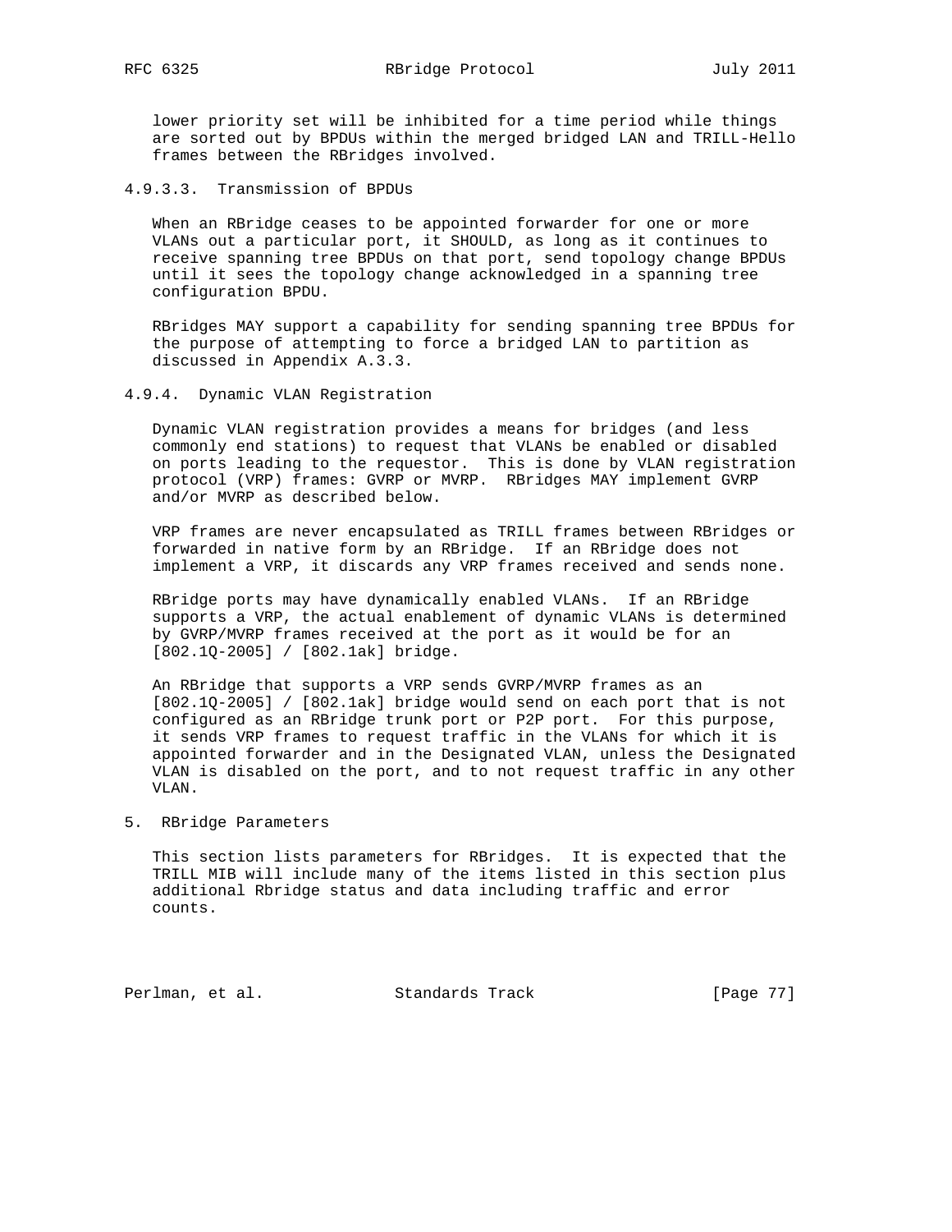lower priority set will be inhibited for a time period while things are sorted out by BPDUs within the merged bridged LAN and TRILL-Hello frames between the RBridges involved.

#### 4.9.3.3. Transmission of BPDUs

When an RBridge ceases to be appointed forwarder for one or more VLANs out a particular port, it SHOULD, as long as it continues to receive spanning tree BPDUs on that port, send topology change BPDUs until it sees the topology change acknowledged in a spanning tree configuration BPDU.

RBridges MAY support a capability for sending spanning tree BPDUs for the purpose of attempting to force a bridged LAN to partition as discussed in Appendix A.3.3.

### 4.9.4. Dynamic VLAN Registration

Dynamic VLAN registration provides a means for bridges (and less commonly end stations) to request that VLANs be enabled or disabled on ports leading to the requestor. This is done by VLAN registration protocol (VRP) frames: GVRP or MVRP. RBridges MAY implement GVRP and/or MVRP as described below.

VRP frames are never encapsulated as TRILL frames between RBridges or forwarded in native form by an RBridge. If an RBridge does not implement a VRP, it discards any VRP frames received and sends none.

RBridge ports may have dynamically enabled VLANs. If an RBridge supports a VRP, the actual enablement of dynamic VLANs is determined by GVRP/MVRP frames received at the port as it would be for an [802.1Q-2005] / [802.1ak] bridge.

An RBridge that supports a VRP sends GVRP/MVRP frames as an [802.1Q-2005] / [802.1ak] bridge would send on each port that is not configured as an RBridge trunk port or P2P port. For this purpose, it sends VRP frames to request traffic in the VLANs for which it is appointed forwarder and in the Designated VLAN, unless the Designated VLAN is disabled on the port, and to not request traffic in any other VLAN.

# 5. RBridge Parameters

This section lists parameters for RBridges. It is expected that the TRILL MIB will include many of the items listed in this section plus additional Rbridge status and data including traffic and error counts.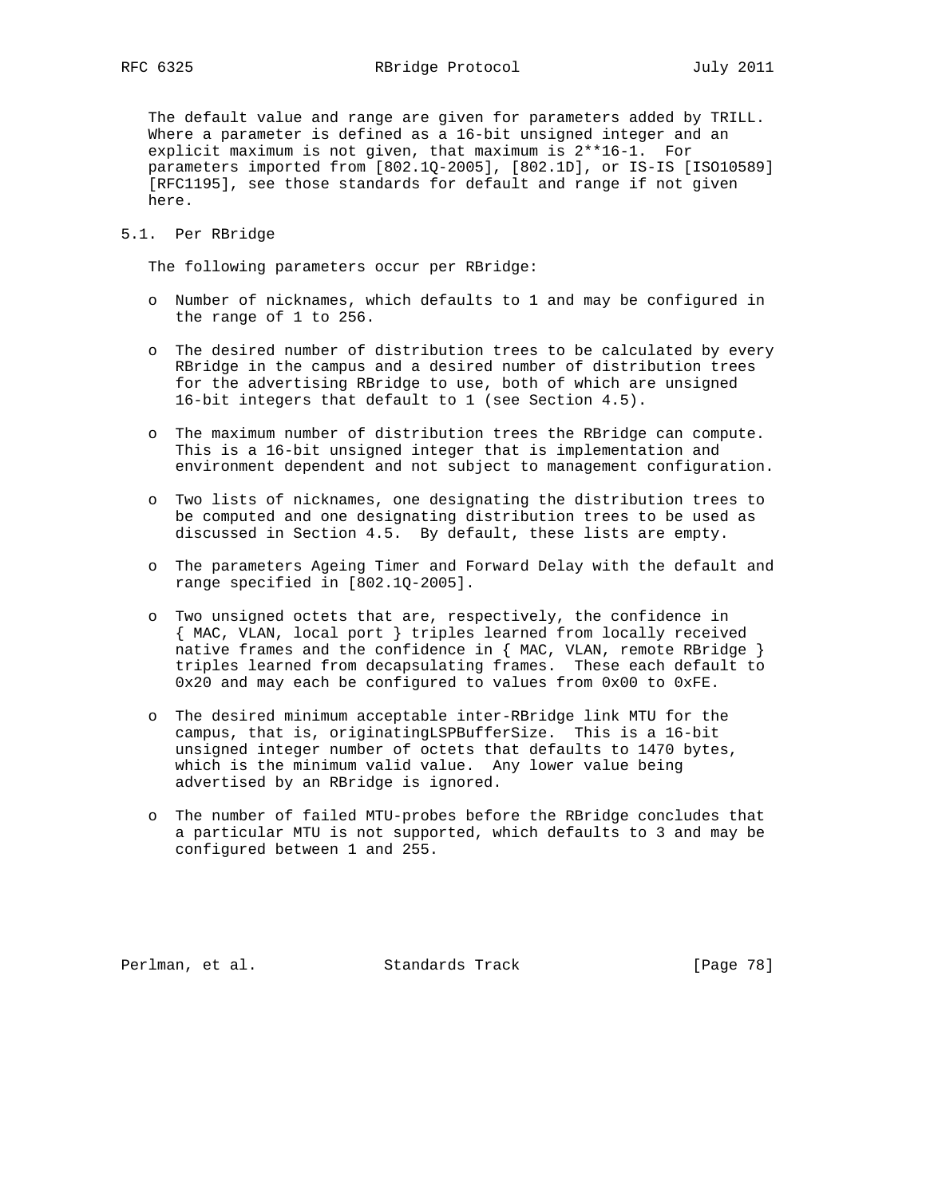The default value and range are given for parameters added by TRILL. Where a parameter is defined as a 16-bit unsigned integer and an explicit maximum is not given, that maximum is $2^{16}-1$. For parameters imported from [802.1Q-2005], [802.1D], or IS-IS [ISO10589] [RFC1195], see those standards for default and range if not given here.

## 5.1. Per RBridge

The following parameters occur per RBridge:

- Number of nicknames, which defaults to 1 and may be configured in the range of 1 to 256.
- The desired number of distribution trees to be calculated by every RBridge in the campus and a desired number of distribution trees for the advertising RBridge to use, both of which are unsigned 16-bit integers that default to 1 (see Section 4.5).
- The maximum number of distribution trees the RBridge can compute. This is a 16-bit unsigned integer that is implementation and environment dependent and not subject to management configuration.
- Two lists of nicknames, one designating the distribution trees to be computed and one designating distribution trees to be used as discussed in Section 4.5. By default, these lists are empty.
- The parameters Ageing Timer and Forward Delay with the default and range specified in [802.1Q-2005].
- Two unsigned octets that are, respectively, the confidence in { MAC, VLAN, local port } triples learned from locally received native frames and the confidence in { MAC, VLAN, remote RBridge } triples learned from decapsulating frames. These each default to 0x20 and may each be configured to values from 0x00 to 0xFE.
- The desired minimum acceptable inter-RBridge link MTU for the campus, that is, originatingLSPBufferSize. This is a 16-bit unsigned integer number of octets that defaults to 1470 bytes, which is the minimum valid value. Any lower value being advertised by an RBridge is ignored.
- The number of failed MTU-probes before the RBridge concludes that a particular MTU is not supported, which defaults to 3 and may be configured between 1 and 255.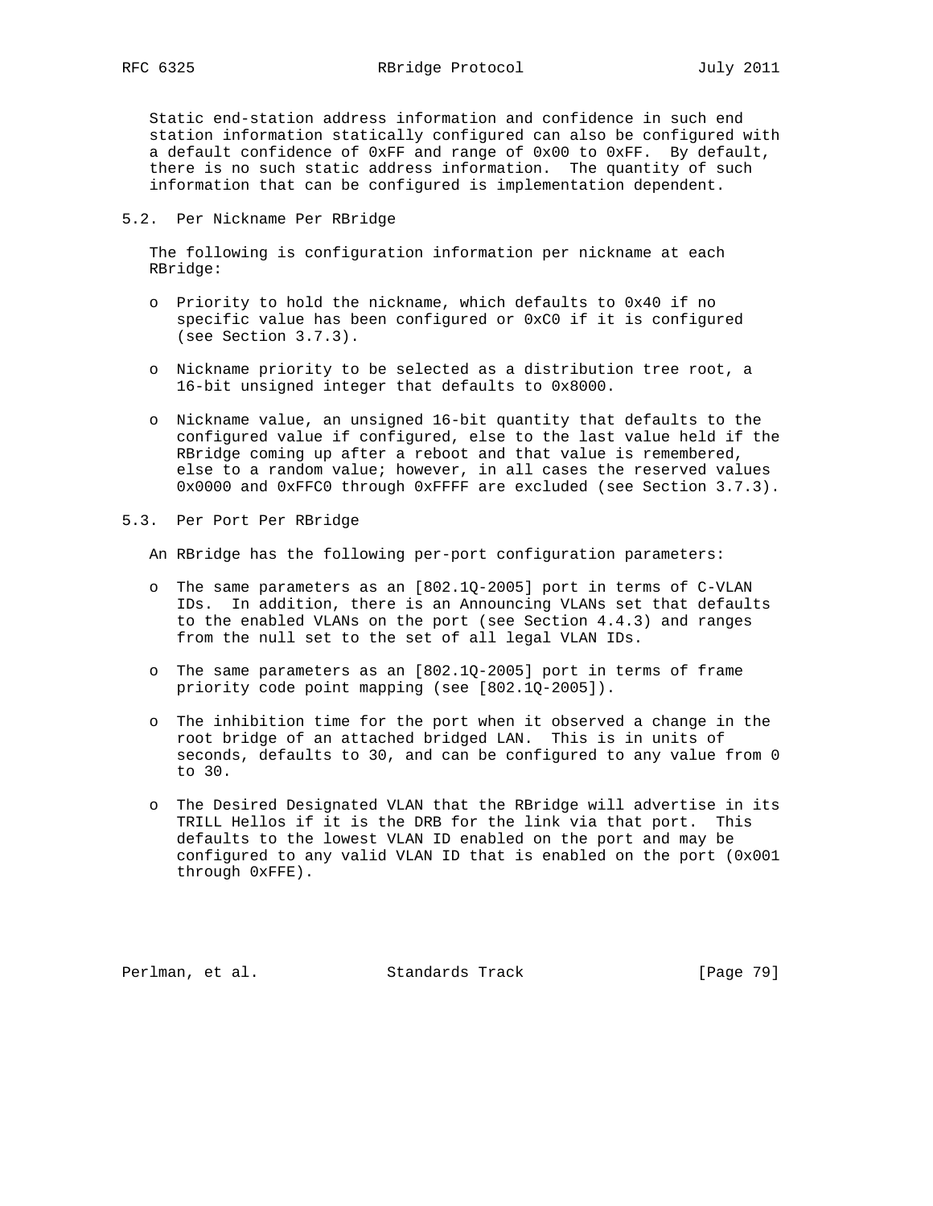Static end-station address information and confidence in such end station information statically configured can also be configured with a default confidence of 0xFF and range of 0x00 to 0xFF. By default, there is no such static address information. The quantity of such information that can be configured is implementation dependent.

## 5.2. Per Nickname Per RBridge

The following is configuration information per nickname at each RBridge:

- Priority to hold the nickname, which defaults to 0x40 if no specific value has been configured or 0xC0 if it is configured (see Section 3.7.3).

- Nickname priority to be selected as a distribution tree root, a 16-bit unsigned integer that defaults to 0x8000.

- Nickname value, an unsigned 16-bit quantity that defaults to the configured value if configured, else to the last value held if the RBridge coming up after a reboot and that value is remembered, else to a random value; however, in all cases the reserved values 0x0000 and 0xFFC0 through 0xFFFF are excluded (see Section 3.7.3).

## 5.3. Per Port Per RBridge

An RBridge has the following per-port configuration parameters:

- The same parameters as an [802.1Q-2005] port in terms of C-VLAN IDs. In addition, there is an Announcing VLANs set that defaults to the enabled VLANs on the port (see Section 4.4.3) and ranges from the null set to the set of all legal VLAN IDs.

- The same parameters as an [802.1Q-2005] port in terms of frame priority code point mapping (see [802.1Q-2005]).

- The inhibition time for the port when it observed a change in the root bridge of an attached bridged LAN. This is in units of seconds, defaults to 30, and can be configured to any value from 0 to 30.

- The Desired Designated VLAN that the RBridge will advertise in its TRILL Hellos if it is the DRB for the link via that port. This defaults to the lowest VLAN ID enabled on the port and may be configured to any valid VLAN ID that is enabled on the port (0x001 through 0xFFE).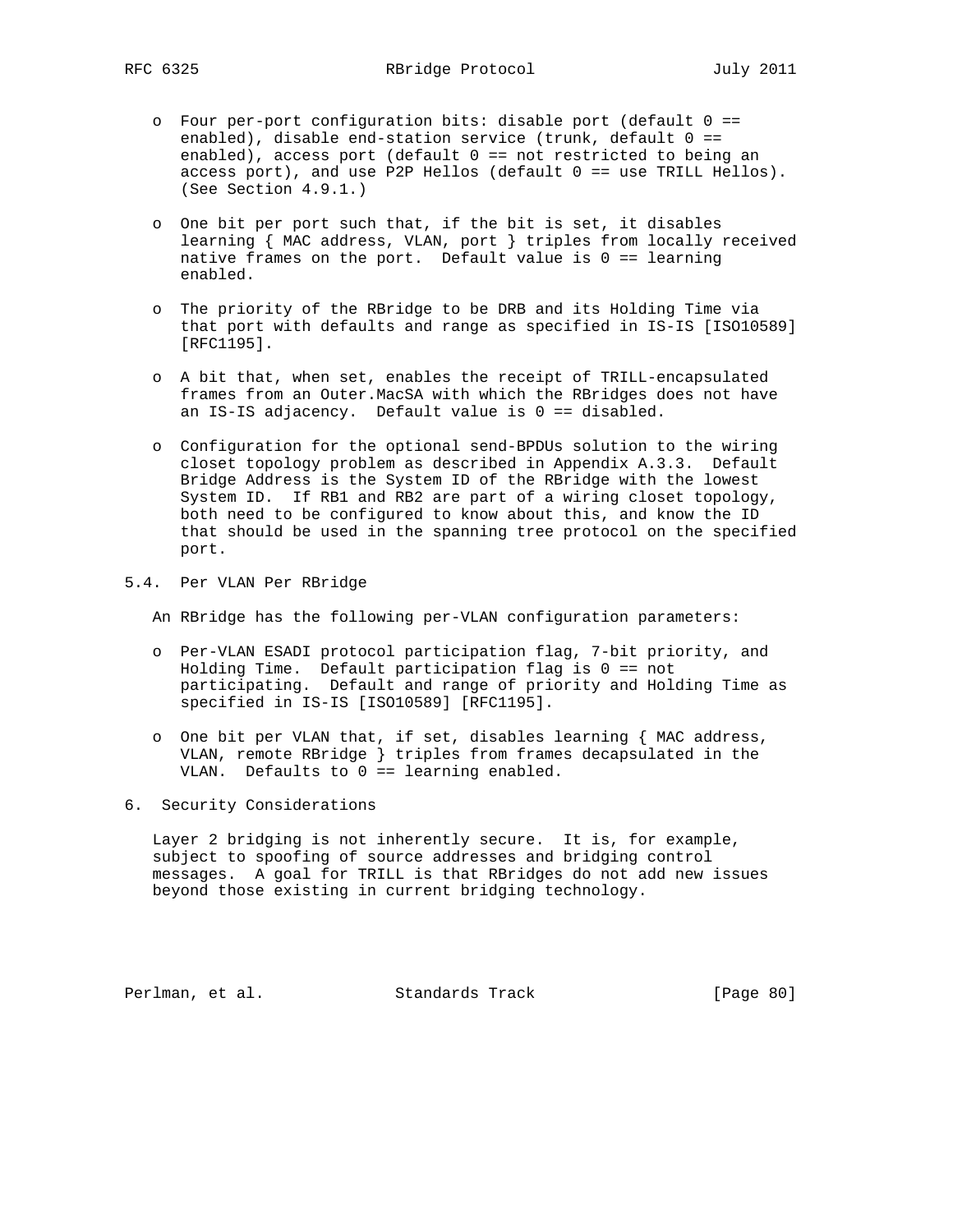- Four per-port configuration bits: disable port (default 0 == enabled), disable end-station service (trunk, default 0 == enabled), access port (default 0 == not restricted to being an access port), and use P2P Hellos (default 0 == use TRILL Hellos). (See Section 4.9.1.)

- One bit per port such that, if the bit is set, it disables learning { MAC address, VLAN, port } triples from locally received native frames on the port. Default value is 0 == learning enabled.

- The priority of the RBridge to be DRB and its Holding Time via that port with defaults and range as specified in IS-IS [ISO10589] [RFC1195].

- A bit that, when set, enables the receipt of TRILL-encapsulated frames from an Outer.MacSA with which the RBridges does not have an IS-IS adjacency. Default value is 0 == disabled.

- Configuration for the optional send-BPDUs solution to the wiring closet topology problem as described in Appendix A.3.3. Default Bridge Address is the System ID of the RBridge with the lowest System ID. If RB1 and RB2 are part of a wiring closet topology, both need to be configured to know about this, and know the ID that should be used in the spanning tree protocol on the specified port.

### 5.4. Per VLAN Per RBridge

An RBridge has the following per-VLAN configuration parameters:

- Per-VLAN ESADI protocol participation flag, 7-bit priority, and Holding Time. Default participation flag is 0 == not participating. Default and range of priority and Holding Time as specified in IS-IS [ISO10589] [RFC1195].

- One bit per VLAN that, if set, disables learning { MAC address, VLAN, remote RBridge } triples from frames decapsulated in the VLAN. Defaults to 0 == learning enabled.

## 6. Security Considerations

Layer 2 bridging is not inherently secure. It is, for example, subject to spoofing of source addresses and bridging control messages. A goal for TRILL is that RBridges do not add new issues beyond those existing in current bridging technology.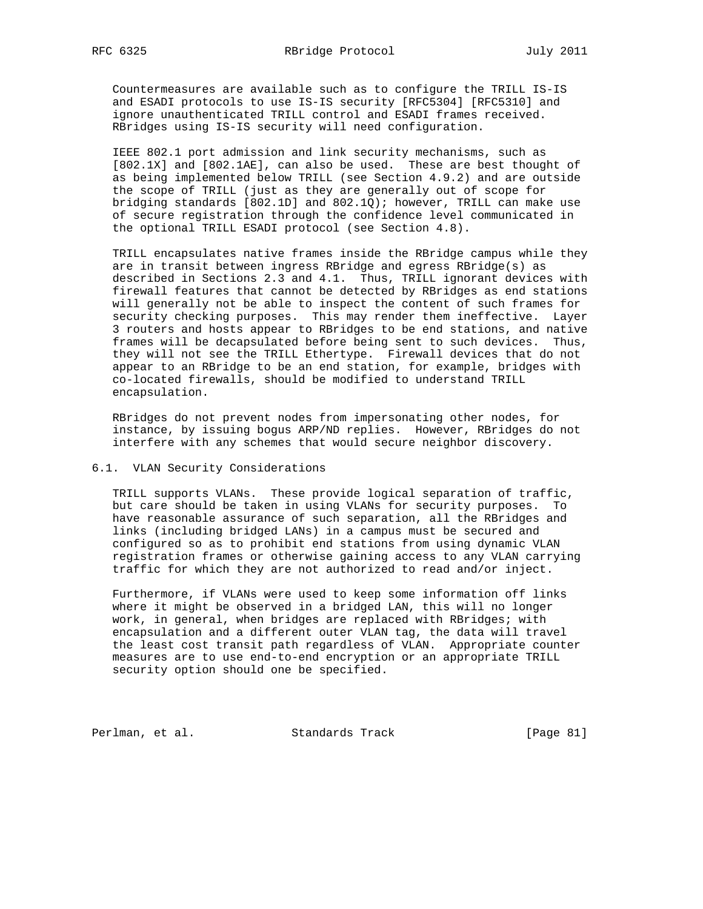Countermeasures are available such as to configure the TRILL IS-IS and ESADI protocols to use IS-IS security [RFC5304] [RFC5310] and ignore unauthenticated TRILL control and ESADI frames received. RBridges using IS-IS security will need configuration.

IEEE 802.1 port admission and link security mechanisms, such as [802.1X] and [802.1AE], can also be used. These are best thought of as being implemented below TRILL (see Section 4.9.2) and are outside the scope of TRILL (just as they are generally out of scope for bridging standards [802.1D] and 802.1Q); however, TRILL can make use of secure registration through the confidence level communicated in the optional TRILL ESADI protocol (see Section 4.8).

TRILL encapsulates native frames inside the RBridge campus while they are in transit between ingress RBridge and egress RBridge(s) as described in Sections 2.3 and 4.1. Thus, TRILL ignorant devices with firewall features that cannot be detected by RBridges as end stations will generally not be able to inspect the content of such frames for security checking purposes. This may render them ineffective. Layer 3 routers and hosts appear to RBridges to be end stations, and native frames will be decapsulated before being sent to such devices. Thus, they will not see the TRILL Ethertype. Firewall devices that do not appear to an RBridge to be an end station, for example, bridges with co-located firewalls, should be modified to understand TRILL encapsulation.

RBridges do not prevent nodes from impersonating other nodes, for instance, by issuing bogus ARP/ND replies. However, RBridges do not interfere with any schemes that would secure neighbor discovery.

## 6.1. VLAN Security Considerations

TRILL supports VLANs. These provide logical separation of traffic, but care should be taken in using VLANs for security purposes. To have reasonable assurance of such separation, all the RBridges and links (including bridged LANs) in a campus must be secured and configured so as to prohibit end stations from using dynamic VLAN registration frames or otherwise gaining access to any VLAN carrying traffic for which they are not authorized to read and/or inject.

Furthermore, if VLANs were used to keep some information off links where it might be observed in a bridged LAN, this will no longer work, in general, when bridges are replaced with RBridges; with encapsulation and a different outer VLAN tag, the data will travel the least cost transit path regardless of VLAN. Appropriate counter measures are to use end-to-end encryption or an appropriate TRILL security option should one be specified.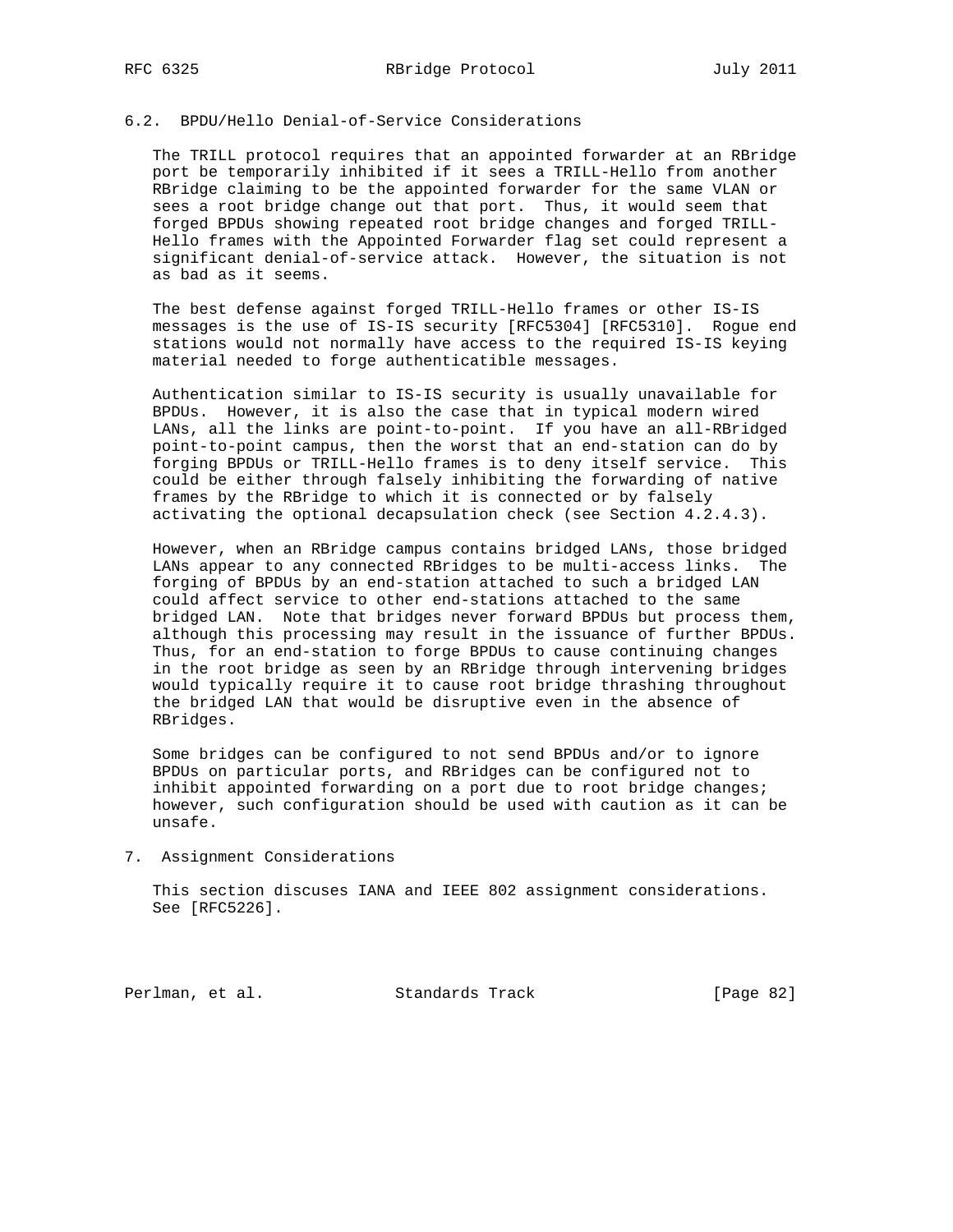## 6.2. BPDU/Hello Denial-of-Service Considerations

The TRILL protocol requires that an appointed forwarder at an RBridge port be temporarily inhibited if it sees a TRILL-Hello from another RBridge claiming to be the appointed forwarder for the same VLAN or sees a root bridge change out that port. Thus, it would seem that forged BPDUs showing repeated root bridge changes and forged TRILL-Hello frames with the Appointed Forwarder flag set could represent a significant denial-of-service attack. However, the situation is not as bad as it seems.

The best defense against forged TRILL-Hello frames or other IS-IS messages is the use of IS-IS security [RFC5304] [RFC5310]. Rogue end stations would not normally have access to the required IS-IS keying material needed to forge authenticatible messages.

Authentication similar to IS-IS security is usually unavailable for BPDUs. However, it is also the case that in typical modern wired LANs, all the links are point-to-point. If you have an all-RBridged point-to-point campus, then the worst that an end-station can do by forging BPDUs or TRILL-Hello frames is to deny itself service. This could be either through falsely inhibiting the forwarding of native frames by the RBridge to which it is connected or by falsely activating the optional decapsulation check (see Section 4.2.4.3).

However, when an RBridge campus contains bridged LANs, those bridged LANs appear to any connected RBridges to be multi-access links. The forging of BPDUs by an end-station attached to such a bridged LAN could affect service to other end-stations attached to the same bridged LAN. Note that bridges never forward BPDUs but process them, although this processing may result in the issuance of further BPDUs. Thus, for an end-station to forge BPDUs to cause continuing changes in the root bridge as seen by an RBridge through intervening bridges would typically require it to cause root bridge thrashing throughout the bridged LAN that would be disruptive even in the absence of RBridges.

Some bridges can be configured to not send BPDUs and/or to ignore BPDUs on particular ports, and RBridges can be configured not to inhibit appointed forwarding on a port due to root bridge changes; however, such configuration should be used with caution as it can be unsafe.

# 7. Assignment Considerations

This section discuses IANA and IEEE 802 assignment considerations. See [RFC5226].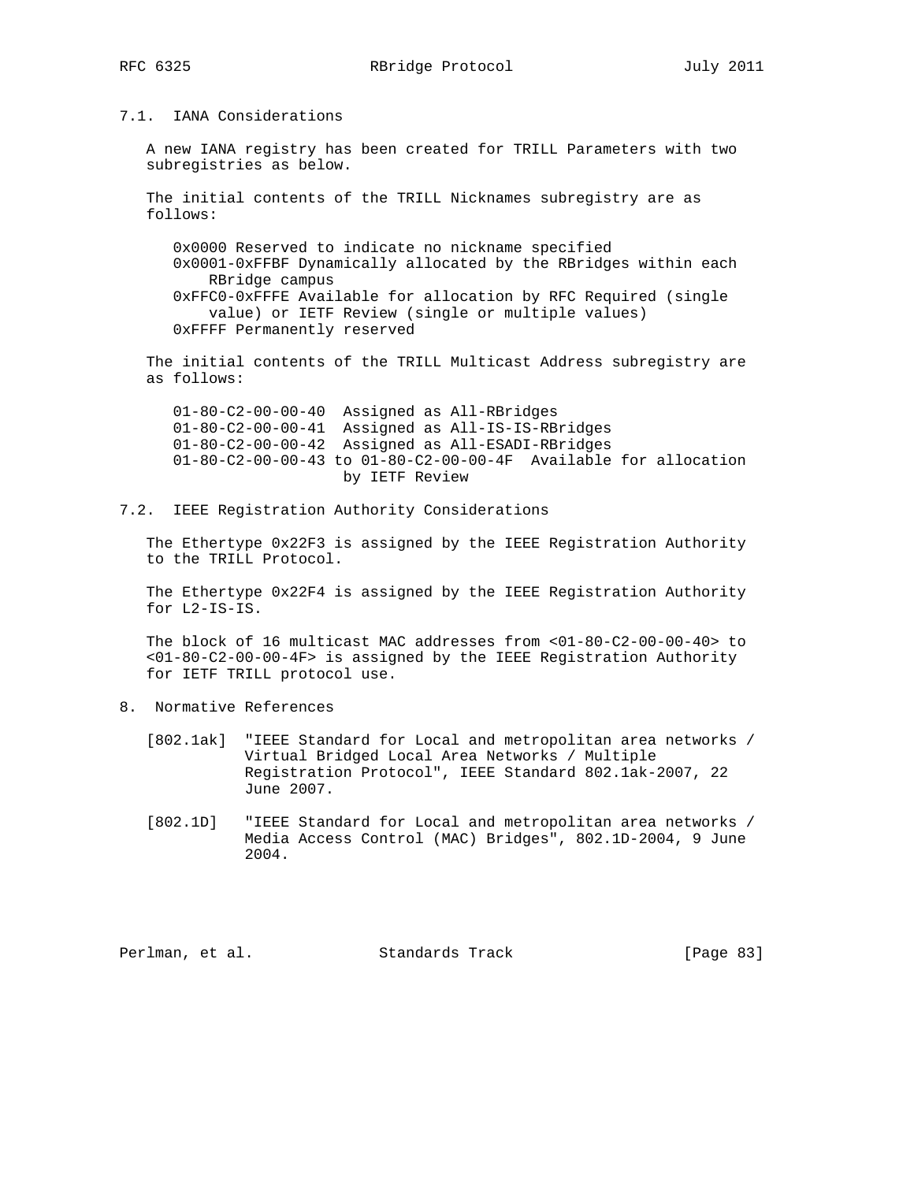## 7.1. IANA Considerations

A new IANA registry has been created for TRILL Parameters with two subregistries as below.

The initial contents of the TRILL Nicknames subregistry are as follows:

```
0x0000 Reserved to indicate no nickname specified
0x0001-0xFFBF Dynamically allocated by the RBridges within each
    RBridge campus
0xFFC0-0xFFFE Available for allocation by RFC Required (single
    value) or IETF Review (single or multiple values)
0xFFFF Permanently reserved
```

The initial contents of the TRILL Multicast Address subregistry are as follows:

```
01-80-C2-00-00-40  Assigned as All-RBridges
01-80-C2-00-00-41  Assigned as All-IS-IS-RBridges
01-80-C2-00-00-42  Assigned as All-ESADI-RBridges
01-80-C2-00-00-43 to 01-80-C2-00-00-4F  Available for allocation
                   by IETF Review
```

## 7.2. IEEE Registration Authority Considerations

The Ethertype 0x22F3 is assigned by the IEEE Registration Authority to the TRILL Protocol.

The Ethertype 0x22F4 is assigned by the IEEE Registration Authority for L2-IS-IS.

The block of 16 multicast MAC addresses from <01-80-C2-00-00-40> to <01-80-C2-00-00-4F> is assigned by the IEEE Registration Authority for IETF TRILL protocol use.

# 8. Normative References

[802.1ak] "IEEE Standard for Local and metropolitan area networks / Virtual Bridged Local Area Networks / Multiple Registration Protocol", IEEE Standard 802.1ak-2007, 22 June 2007.

[802.1D] "IEEE Standard for Local and metropolitan area networks / Media Access Control (MAC) Bridges", 802.1D-2004, 9 June 2004.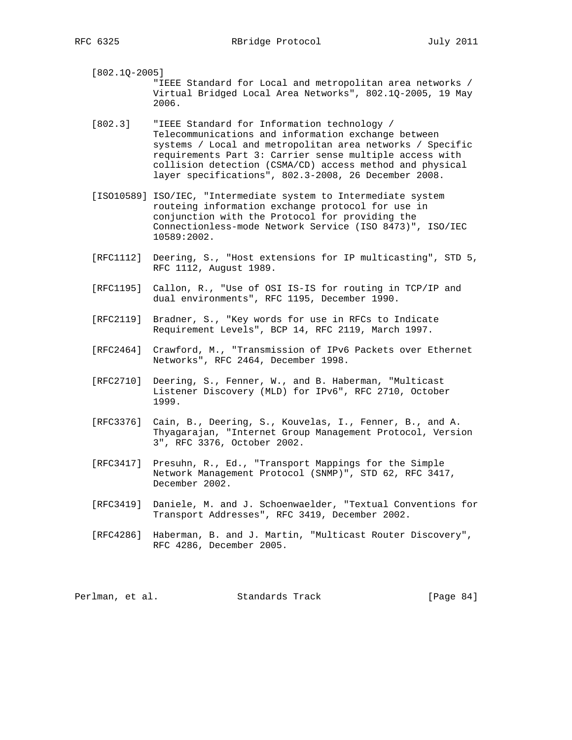[802.1Q-2005]
"IEEE Standard for Local and metropolitan area networks / Virtual Bridged Local Area Networks", 802.1Q-2005, 19 May 2006.

[802.3] "IEEE Standard for Information technology / Telecommunications and information exchange between systems / Local and metropolitan area networks / Specific requirements Part 3: Carrier sense multiple access with collision detection (CSMA/CD) access method and physical layer specifications", 802.3-2008, 26 December 2008.

[ISO10589] ISO/IEC, "Intermediate system to Intermediate system routeing information exchange protocol for use in conjunction with the Protocol for providing the Connectionless-mode Network Service (ISO 8473)", ISO/IEC 10589:2002.

[RFC1112] Deering, S., "Host extensions for IP multicasting", STD 5, RFC 1112, August 1989.

[RFC1195] Callon, R., "Use of OSI IS-IS for routing in TCP/IP and dual environments", RFC 1195, December 1990.

[RFC2119] Bradner, S., "Key words for use in RFCs to Indicate Requirement Levels", BCP 14, RFC 2119, March 1997.

[RFC2464] Crawford, M., "Transmission of IPv6 Packets over Ethernet Networks", RFC 2464, December 1998.

[RFC2710] Deering, S., Fenner, W., and B. Haberman, "Multicast Listener Discovery (MLD) for IPv6", RFC 2710, October 1999.

[RFC3376] Cain, B., Deering, S., Kouvelas, I., Fenner, B., and A. Thyagarajan, "Internet Group Management Protocol, Version 3", RFC 3376, October 2002.

[RFC3417] Presuhn, R., Ed., "Transport Mappings for the Simple Network Management Protocol (SNMP)", STD 62, RFC 3417, December 2002.

[RFC3419] Daniele, M. and J. Schoenwaelder, "Textual Conventions for Transport Addresses", RFC 3419, December 2002.

[RFC4286] Haberman, B. and J. Martin, "Multicast Router Discovery", RFC 4286, December 2005.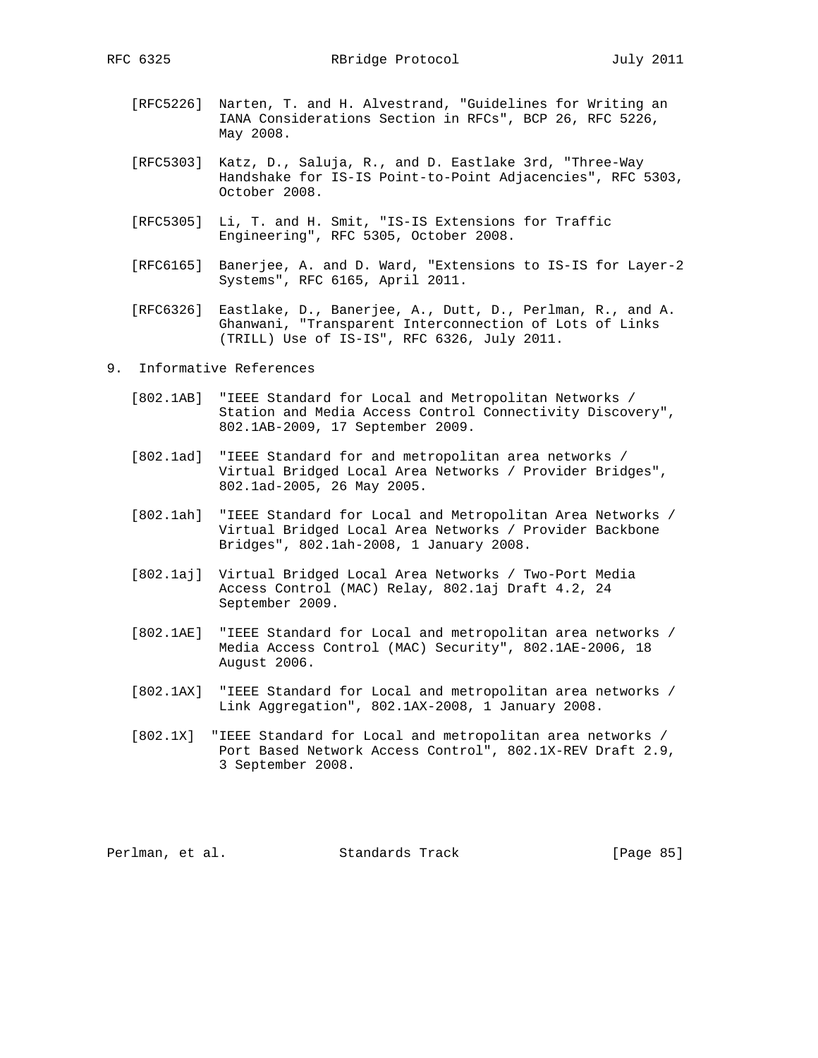[RFC5226] Narten, T. and H. Alvestrand, "Guidelines for Writing an IANA Considerations Section in RFCs", BCP 26, RFC 5226, May 2008.

[RFC5303] Katz, D., Saluja, R., and D. Eastlake 3rd, "Three-Way Handshake for IS-IS Point-to-Point Adjacencies", RFC 5303, October 2008.

[RFC5305] Li, T. and H. Smit, "IS-IS Extensions for Traffic Engineering", RFC 5305, October 2008.

[RFC6165] Banerjee, A. and D. Ward, "Extensions to IS-IS for Layer-2 Systems", RFC 6165, April 2011.

[RFC6326] Eastlake, D., Banerjee, A., Dutt, D., Perlman, R., and A. Ghanwani, "Transparent Interconnection of Lots of Links (TRILL) Use of IS-IS", RFC 6326, July 2011.

## 9. Informative References

[802.1AB] "IEEE Standard for Local and Metropolitan Networks / Station and Media Access Control Connectivity Discovery", 802.1AB-2009, 17 September 2009.

[802.1ad] "IEEE Standard for and metropolitan area networks / Virtual Bridged Local Area Networks / Provider Bridges", 802.1ad-2005, 26 May 2005.

[802.1ah] "IEEE Standard for Local and Metropolitan Area Networks / Virtual Bridged Local Area Networks / Provider Backbone Bridges", 802.1ah-2008, 1 January 2008.

[802.1aj] Virtual Bridged Local Area Networks / Two-Port Media Access Control (MAC) Relay, 802.1aj Draft 4.2, 24 September 2009.

[802.1AE] "IEEE Standard for Local and metropolitan area networks / Media Access Control (MAC) Security", 802.1AE-2006, 18 August 2006.

[802.1AX] "IEEE Standard for Local and metropolitan area networks / Link Aggregation", 802.1AX-2008, 1 January 2008.

[802.1X] "IEEE Standard for Local and metropolitan area networks / Port Based Network Access Control", 802.1X-REV Draft 2.9, 3 September 2008.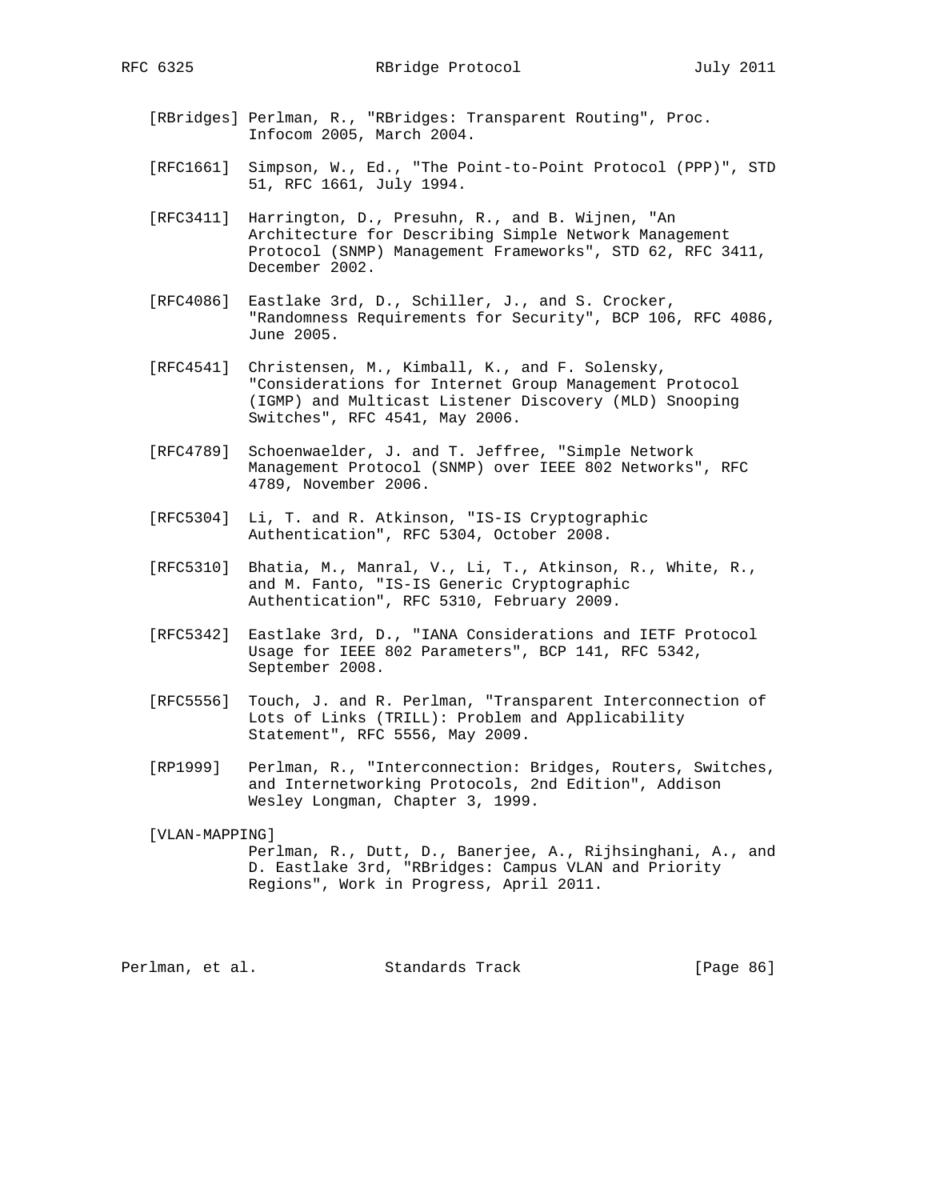[RBridges] Perlman, R., "RBridges: Transparent Routing", Proc. Infocom 2005, March 2004.

[RFC1661] Simpson, W., Ed., "The Point-to-Point Protocol (PPP)", STD 51, RFC 1661, July 1994.

[RFC3411] Harrington, D., Presuhn, R., and B. Wijnen, "An Architecture for Describing Simple Network Management Protocol (SNMP) Management Frameworks", STD 62, RFC 3411, December 2002.

[RFC4086] Eastlake 3rd, D., Schiller, J., and S. Crocker, "Randomness Requirements for Security", BCP 106, RFC 4086, June 2005.

[RFC4541] Christensen, M., Kimball, K., and F. Solensky, "Considerations for Internet Group Management Protocol (IGMP) and Multicast Listener Discovery (MLD) Snooping Switches", RFC 4541, May 2006.

[RFC4789] Schoenwaelder, J. and T. Jeffree, "Simple Network Management Protocol (SNMP) over IEEE 802 Networks", RFC 4789, November 2006.

[RFC5304] Li, T. and R. Atkinson, "IS-IS Cryptographic Authentication", RFC 5304, October 2008.

[RFC5310] Bhatia, M., Manral, V., Li, T., Atkinson, R., White, R., and M. Fanto, "IS-IS Generic Cryptographic Authentication", RFC 5310, February 2009.

[RFC5342] Eastlake 3rd, D., "IANA Considerations and IETF Protocol Usage for IEEE 802 Parameters", BCP 141, RFC 5342, September 2008.

[RFC5556] Touch, J. and R. Perlman, "Transparent Interconnection of Lots of Links (TRILL): Problem and Applicability Statement", RFC 5556, May 2009.

[RP1999] Perlman, R., "Interconnection: Bridges, Routers, Switches, and Internetworking Protocols, 2nd Edition", Addison Wesley Longman, Chapter 3, 1999.

[VLAN-MAPPING]
Perlman, R., Dutt, D., Banerjee, A., Rijhsinghani, A., and D. Eastlake 3rd, "RBridges: Campus VLAN and Priority Regions", Work in Progress, April 2011.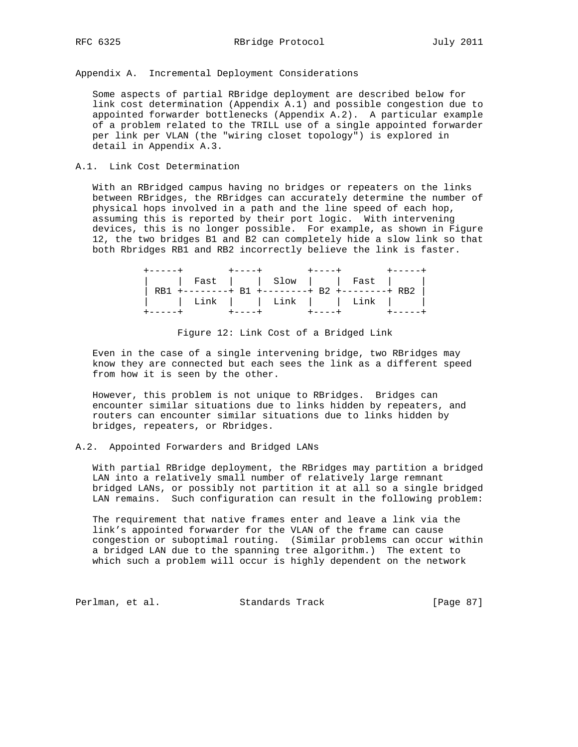## Appendix A. Incremental Deployment Considerations

Some aspects of partial RBridge deployment are described below for link cost determination (Appendix A.1) and possible congestion due to appointed forwarder bottlenecks (Appendix A.2). A particular example of a problem related to the TRILL use of a single appointed forwarder per link per VLAN (the "wiring closet topology") is explored in detail in Appendix A.3.

### A.1. Link Cost Determination

With an RBridged campus having no bridges or repeaters on the links between RBridges, the RBridges can accurately determine the number of physical hops involved in a path and the line speed of each hop, assuming this is reported by their port logic. With intervening devices, this is no longer possible. For example, as shown in Figure 12, the two bridges B1 and B2 can completely hide a slow link so that both Rbridges RB1 and RB2 incorrectly believe the link is faster.

```
+-----+        +----+        +----+        +-----+
|     |  Fast  |    |  Slow  |    |  Fast  |     |
| RB1 +--------+ B1 +--------+ B2 +--------+ RB2 |
|     |  Link  |    |  Link  |    |  Link  |     |
+-----+        +----+        +----+        +-----+
```

Figure 12: Link Cost of a Bridged Link

Even in the case of a single intervening bridge, two RBridges may know they are connected but each sees the link as a different speed from how it is seen by the other.

However, this problem is not unique to RBridges. Bridges can encounter similar situations due to links hidden by repeaters, and routers can encounter similar situations due to links hidden by bridges, repeaters, or Rbridges.

### A.2. Appointed Forwarders and Bridged LANs

With partial RBridge deployment, the RBridges may partition a bridged LAN into a relatively small number of relatively large remnant bridged LANs, or possibly not partition it at all so a single bridged LAN remains. Such configuration can result in the following problem:

The requirement that native frames enter and leave a link via the link's appointed forwarder for the VLAN of the frame can cause congestion or suboptimal routing. (Similar problems can occur within a bridged LAN due to the spanning tree algorithm.) The extent to which such a problem will occur is highly dependent on the network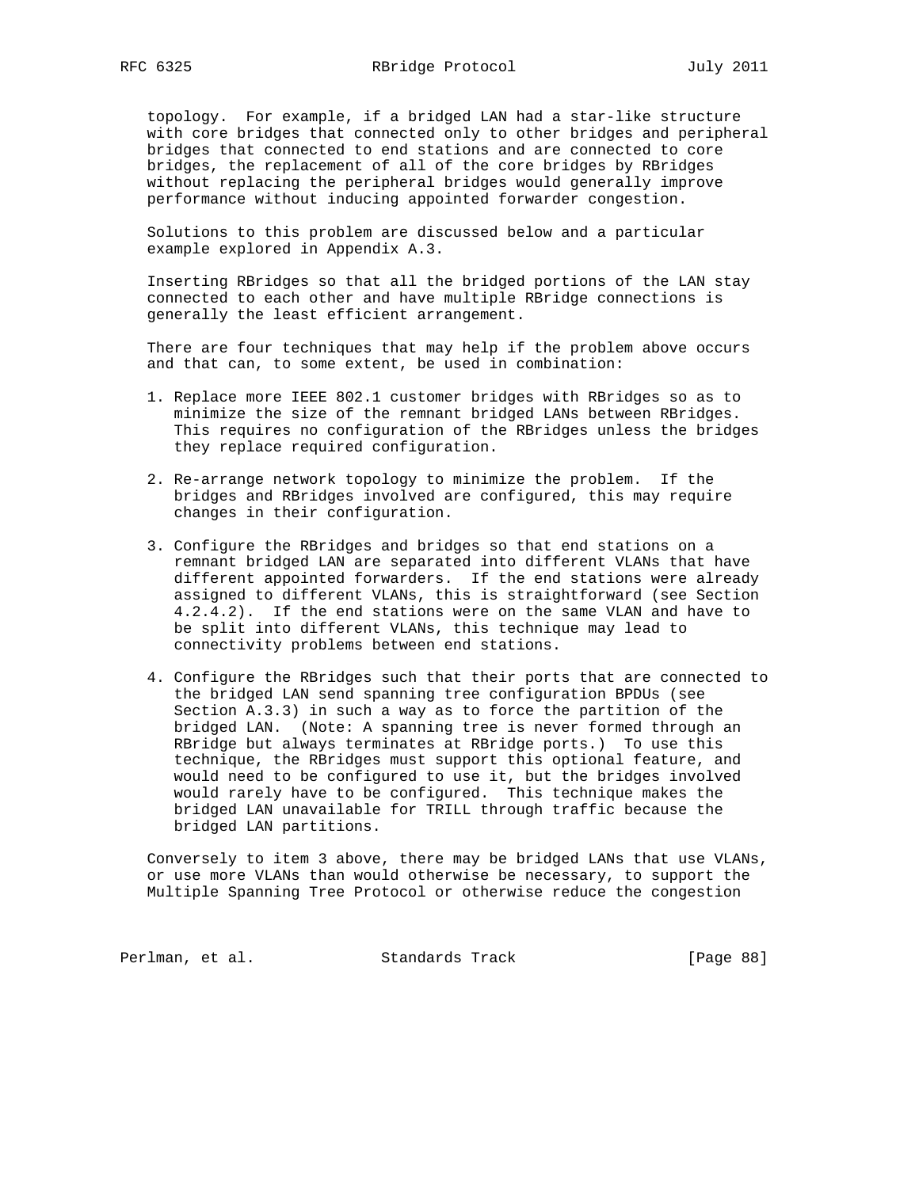topology. For example, if a bridged LAN had a star-like structure with core bridges that connected only to other bridges and peripheral bridges that connected to end stations and are connected to core bridges, the replacement of all of the core bridges by RBridges without replacing the peripheral bridges would generally improve performance without inducing appointed forwarder congestion.

Solutions to this problem are discussed below and a particular example explored in Appendix A.3.

Inserting RBridges so that all the bridged portions of the LAN stay connected to each other and have multiple RBridge connections is generally the least efficient arrangement.

There are four techniques that may help if the problem above occurs and that can, to some extent, be used in combination:

1. Replace more IEEE 802.1 customer bridges with RBridges so as to minimize the size of the remnant bridged LANs between RBridges. This requires no configuration of the RBridges unless the bridges they replace required configuration.

2. Re-arrange network topology to minimize the problem. If the bridges and RBridges involved are configured, this may require changes in their configuration.

3. Configure the RBridges and bridges so that end stations on a remnant bridged LAN are separated into different VLANs that have different appointed forwarders. If the end stations were already assigned to different VLANs, this is straightforward (see Section 4.2.4.2). If the end stations were on the same VLAN and have to be split into different VLANs, this technique may lead to connectivity problems between end stations.

4. Configure the RBridges such that their ports that are connected to the bridged LAN send spanning tree configuration BPDUs (see Section A.3.3) in such a way as to force the partition of the bridged LAN. (Note: A spanning tree is never formed through an RBridge but always terminates at RBridge ports.) To use this technique, the RBridges must support this optional feature, and would need to be configured to use it, but the bridges involved would rarely have to be configured. This technique makes the bridged LAN unavailable for TRILL through traffic because the bridged LAN partitions.

Conversely to item 3 above, there may be bridged LANs that use VLANs, or use more VLANs than would otherwise be necessary, to support the Multiple Spanning Tree Protocol or otherwise reduce the congestion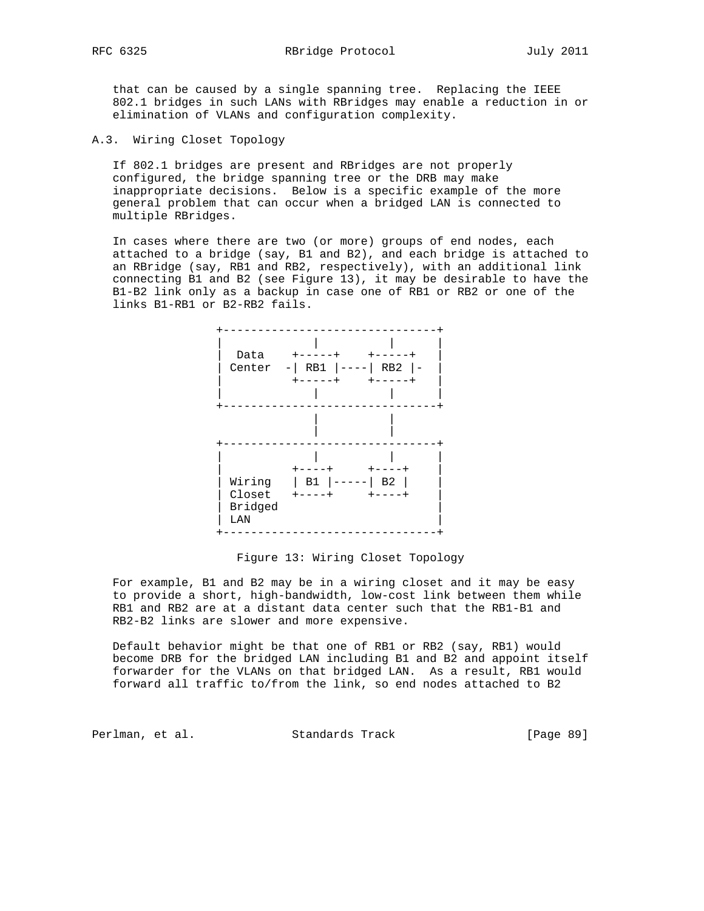that can be caused by a single spanning tree. Replacing the IEEE 802.1 bridges in such LANs with RBridges may enable a reduction in or elimination of VLANs and configuration complexity.

## A.3. Wiring Closet Topology

If 802.1 bridges are present and RBridges are not properly configured, the bridge spanning tree or the DRB may make inappropriate decisions. Below is a specific example of the more general problem that can occur when a bridged LAN is connected to multiple RBridges.

In cases where there are two (or more) groups of end nodes, each attached to a bridge (say, B1 and B2), and each bridge is attached to an RBridge (say, RB1 and RB2, respectively), with an additional link connecting B1 and B2 (see Figure 13), it may be desirable to have the B1-B2 link only as a backup in case one of RB1 or RB2 or one of the links B1-RB1 or B2-RB2 fails.

```
+--------------------------------+
|            |          |        |
|  Data    +-----+    +-----+    |
| Center  -| RB1 |----| RB2 |-   |
|          +-----+    +-----+    |
|            |          |        |
+--------------------------------+
             |          |
             |          |
+--------------------------------+
|            |          |        |
|          +----+     +----+     |
| Wiring   | B1 |-----| B2 |     |
| Closet   +----+     +----+     |
| Bridged                        |
| LAN                            |
+--------------------------------+
```

Figure 13: Wiring Closet Topology

For example, B1 and B2 may be in a wiring closet and it may be easy to provide a short, high-bandwidth, low-cost link between them while RB1 and RB2 are at a distant data center such that the RB1-B1 and RB2-B2 links are slower and more expensive.

Default behavior might be that one of RB1 or RB2 (say, RB1) would become DRB for the bridged LAN including B1 and B2 and appoint itself forwarder for the VLANs on that bridged LAN. As a result, RB1 would forward all traffic to/from the link, so end nodes attached to B2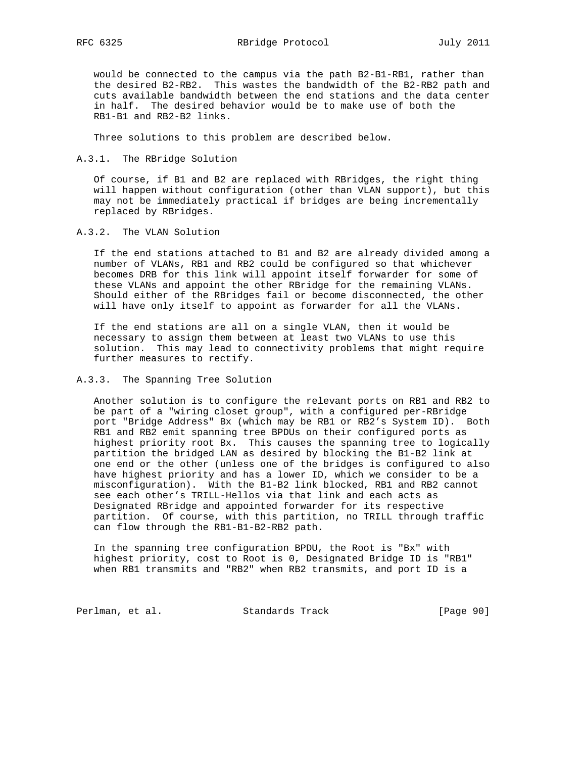would be connected to the campus via the path B2-B1-RB1, rather than the desired B2-RB2. This wastes the bandwidth of the B2-RB2 path and cuts available bandwidth between the end stations and the data center in half. The desired behavior would be to make use of both the RB1-B1 and RB2-B2 links.

Three solutions to this problem are described below.

### A.3.1. The RBridge Solution

Of course, if B1 and B2 are replaced with RBridges, the right thing will happen without configuration (other than VLAN support), but this may not be immediately practical if bridges are being incrementally replaced by RBridges.

### A.3.2. The VLAN Solution

If the end stations attached to B1 and B2 are already divided among a number of VLANs, RB1 and RB2 could be configured so that whichever becomes DRB for this link will appoint itself forwarder for some of these VLANs and appoint the other RBridge for the remaining VLANs. Should either of the RBridges fail or become disconnected, the other will have only itself to appoint as forwarder for all the VLANs.

If the end stations are all on a single VLAN, then it would be necessary to assign them between at least two VLANs to use this solution. This may lead to connectivity problems that might require further measures to rectify.

### A.3.3. The Spanning Tree Solution

Another solution is to configure the relevant ports on RB1 and RB2 to be part of a "wiring closet group", with a configured per-RBridge port "Bridge Address" Bx (which may be RB1 or RB2's System ID). Both RB1 and RB2 emit spanning tree BPDUs on their configured ports as highest priority root Bx. This causes the spanning tree to logically partition the bridged LAN as desired by blocking the B1-B2 link at one end or the other (unless one of the bridges is configured to also have highest priority and has a lower ID, which we consider to be a misconfiguration). With the B1-B2 link blocked, RB1 and RB2 cannot see each other's TRILL-Hellos via that link and each acts as Designated RBridge and appointed forwarder for its respective partition. Of course, with this partition, no TRILL through traffic can flow through the RB1-B1-B2-RB2 path.

In the spanning tree configuration BPDU, the Root is "Bx" with highest priority, cost to Root is 0, Designated Bridge ID is "RB1" when RB1 transmits and "RB2" when RB2 transmits, and port ID is a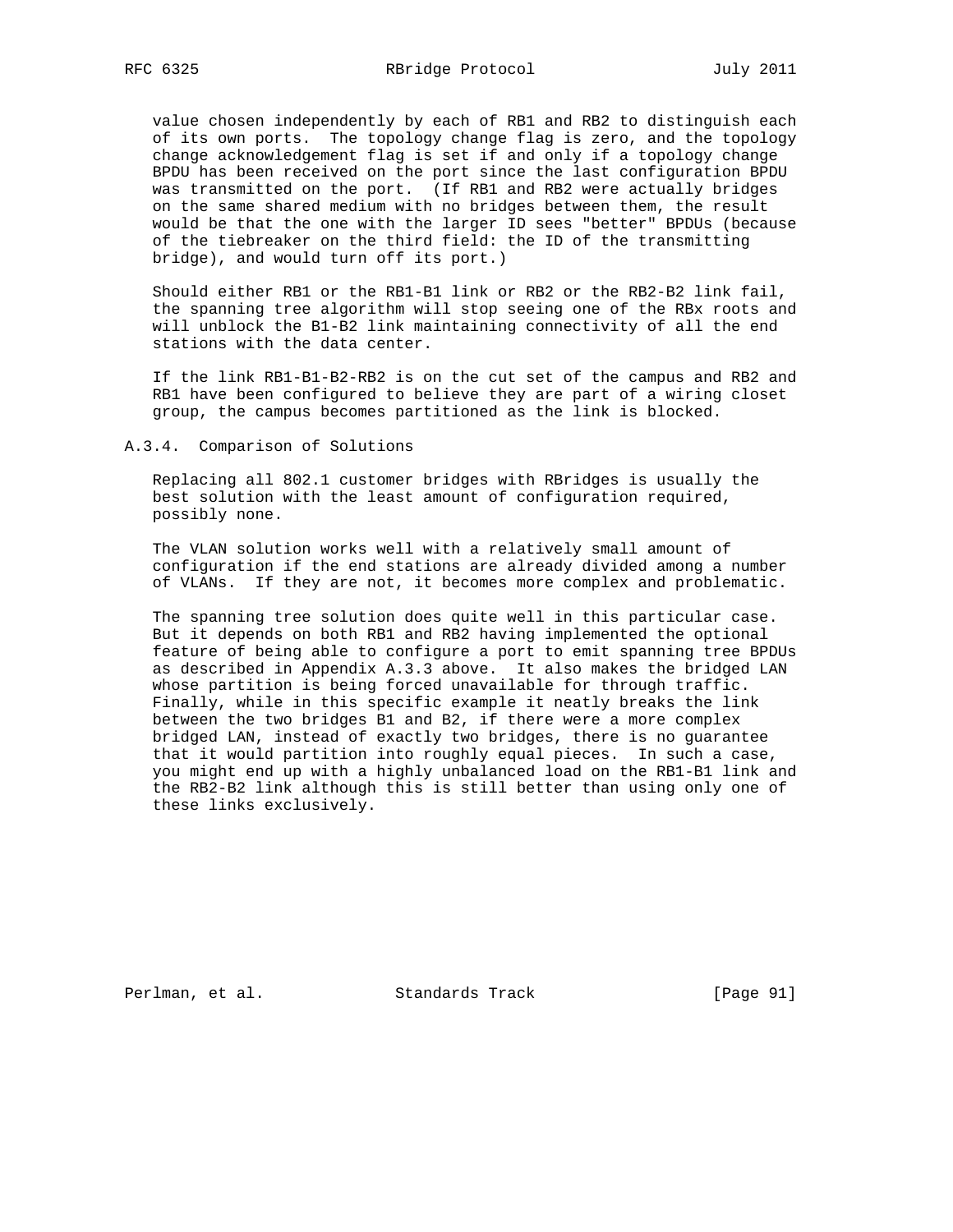value chosen independently by each of RB1 and RB2 to distinguish each of its own ports. The topology change flag is zero, and the topology change acknowledgement flag is set if and only if a topology change BPDU has been received on the port since the last configuration BPDU was transmitted on the port. (If RB1 and RB2 were actually bridges on the same shared medium with no bridges between them, the result would be that the one with the larger ID sees "better" BPDUs (because of the tiebreaker on the third field: the ID of the transmitting bridge), and would turn off its port.)

Should either RB1 or the RB1-B1 link or RB2 or the RB2-B2 link fail, the spanning tree algorithm will stop seeing one of the RBx roots and will unblock the B1-B2 link maintaining connectivity of all the end stations with the data center.

If the link RB1-B1-B2-RB2 is on the cut set of the campus and RB2 and RB1 have been configured to believe they are part of a wiring closet group, the campus becomes partitioned as the link is blocked.

### A.3.4. Comparison of Solutions

Replacing all 802.1 customer bridges with RBridges is usually the best solution with the least amount of configuration required, possibly none.

The VLAN solution works well with a relatively small amount of configuration if the end stations are already divided among a number of VLANs. If they are not, it becomes more complex and problematic.

The spanning tree solution does quite well in this particular case. But it depends on both RB1 and RB2 having implemented the optional feature of being able to configure a port to emit spanning tree BPDUs as described in Appendix A.3.3 above. It also makes the bridged LAN whose partition is being forced unavailable for through traffic. Finally, while in this specific example it neatly breaks the link between the two bridges B1 and B2, if there were a more complex bridged LAN, instead of exactly two bridges, there is no guarantee that it would partition into roughly equal pieces. In such a case, you might end up with a highly unbalanced load on the RB1-B1 link and the RB2-B2 link although this is still better than using only one of these links exclusively.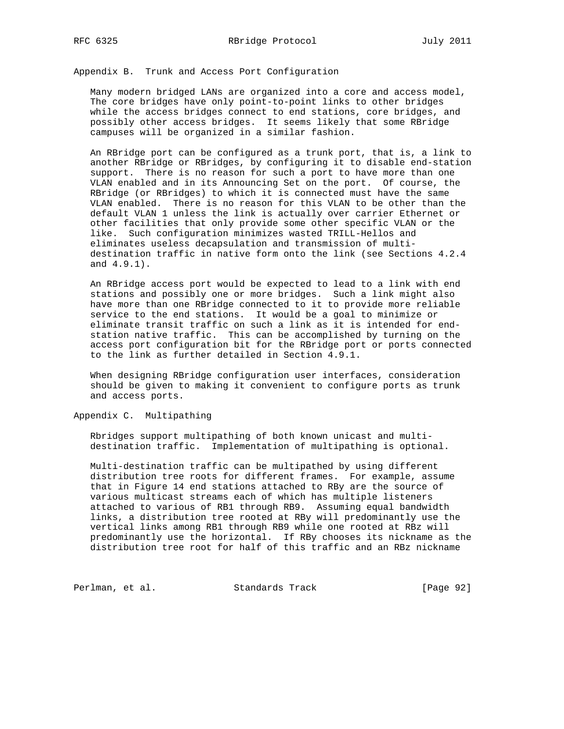## Appendix B. Trunk and Access Port Configuration

Many modern bridged LANs are organized into a core and access model, The core bridges have only point-to-point links to other bridges while the access bridges connect to end stations, core bridges, and possibly other access bridges. It seems likely that some RBridge campuses will be organized in a similar fashion.

An RBridge port can be configured as a trunk port, that is, a link to another RBridge or RBridges, by configuring it to disable end-station support. There is no reason for such a port to have more than one VLAN enabled and in its Announcing Set on the port. Of course, the RBridge (or RBridges) to which it is connected must have the same VLAN enabled. There is no reason for this VLAN to be other than the default VLAN 1 unless the link is actually over carrier Ethernet or other facilities that only provide some other specific VLAN or the like. Such configuration minimizes wasted TRILL-Hellos and eliminates useless decapsulation and transmission of multi-destination traffic in native form onto the link (see Sections 4.2.4 and 4.9.1).

An RBridge access port would be expected to lead to a link with end stations and possibly one or more bridges. Such a link might also have more than one RBridge connected to it to provide more reliable service to the end stations. It would be a goal to minimize or eliminate transit traffic on such a link as it is intended for end-station native traffic. This can be accomplished by turning on the access port configuration bit for the RBridge port or ports connected to the link as further detailed in Section 4.9.1.

When designing RBridge configuration user interfaces, consideration should be given to making it convenient to configure ports as trunk and access ports.

## Appendix C. Multipathing

Rbridges support multipathing of both known unicast and multi-destination traffic. Implementation of multipathing is optional.

Multi-destination traffic can be multipathed by using different distribution tree roots for different frames. For example, assume that in Figure 14 end stations attached to RBy are the source of various multicast streams each of which has multiple listeners attached to various of RB1 through RB9. Assuming equal bandwidth links, a distribution tree rooted at RBy will predominantly use the vertical links among RB1 through RB9 while one rooted at RBz will predominantly use the horizontal. If RBy chooses its nickname as the distribution tree root for half of this traffic and an RBz nickname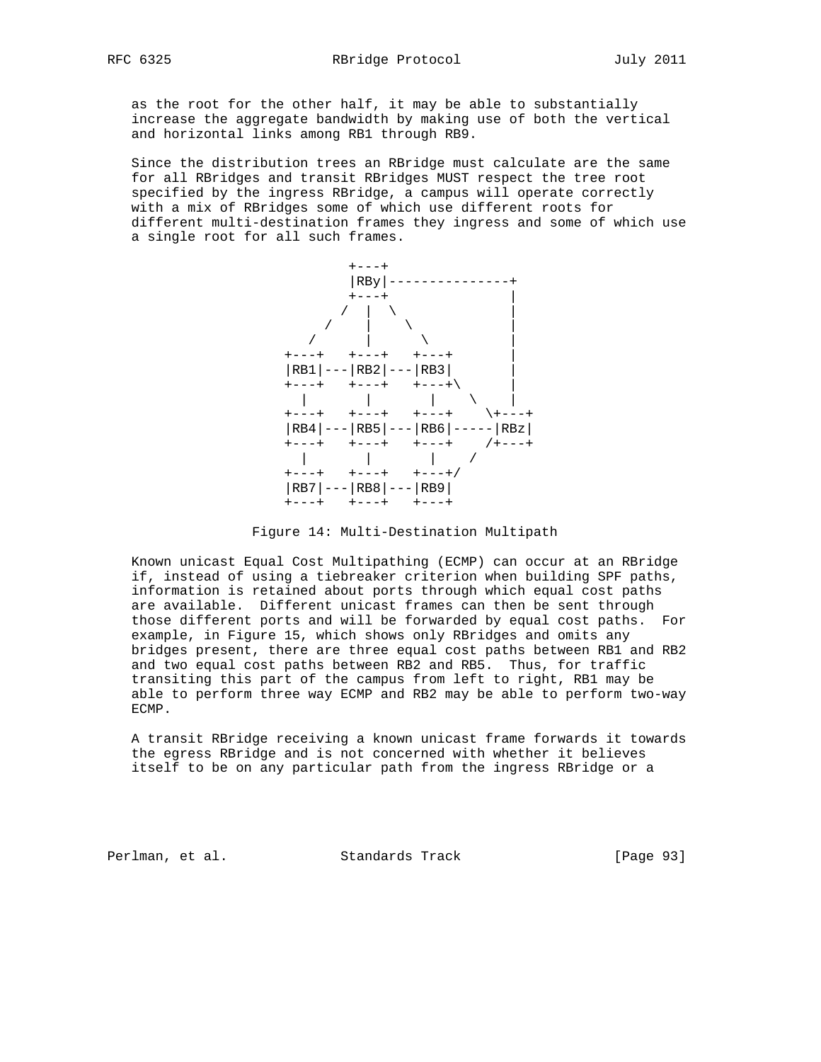as the root for the other half, it may be able to substantially increase the aggregate bandwidth by making use of both the vertical and horizontal links among RB1 through RB9.

Since the distribution trees an RBridge must calculate are the same for all RBridges and transit RBridges MUST respect the tree root specified by the ingress RBridge, a campus will operate correctly with a mix of RBridges some of which use different roots for different multi-destination frames they ingress and some of which use a single root for all such frames.

```
              +---+
              |RBy|---------------+
              +---+               |
             /  |  \              |
           /    |    \            |
         /      |      \          |
    +---+   +---+   +---+         |
    |RB1|---|RB2|---|RB3|         |
    +---+   +---+   +---+\        |
      |       |       |    \      |
    +---+   +---+   +---+    \+---+
    |RB4|---|RB5|---|RB6|-----|RBz|
    +---+   +---+   +---+    /+---+
      |       |       |    /
    +---+   +---+   +---+/
    |RB7|---|RB8|---|RB9|
    +---+   +---+   +---+
```

Figure 14: Multi-Destination Multipath

Known unicast Equal Cost Multipathing (ECMP) can occur at an RBridge if, instead of using a tiebreaker criterion when building SPF paths, information is retained about ports through which equal cost paths are available. Different unicast frames can then be sent through those different ports and will be forwarded by equal cost paths. For example, in Figure 15, which shows only RBridges and omits any bridges present, there are three equal cost paths between RB1 and RB2 and two equal cost paths between RB2 and RB5. Thus, for traffic transiting this part of the campus from left to right, RB1 may be able to perform three way ECMP and RB2 may be able to perform two-way ECMP.

A transit RBridge receiving a known unicast frame forwards it towards the egress RBridge and is not concerned with whether it believes itself to be on any particular path from the ingress RBridge or a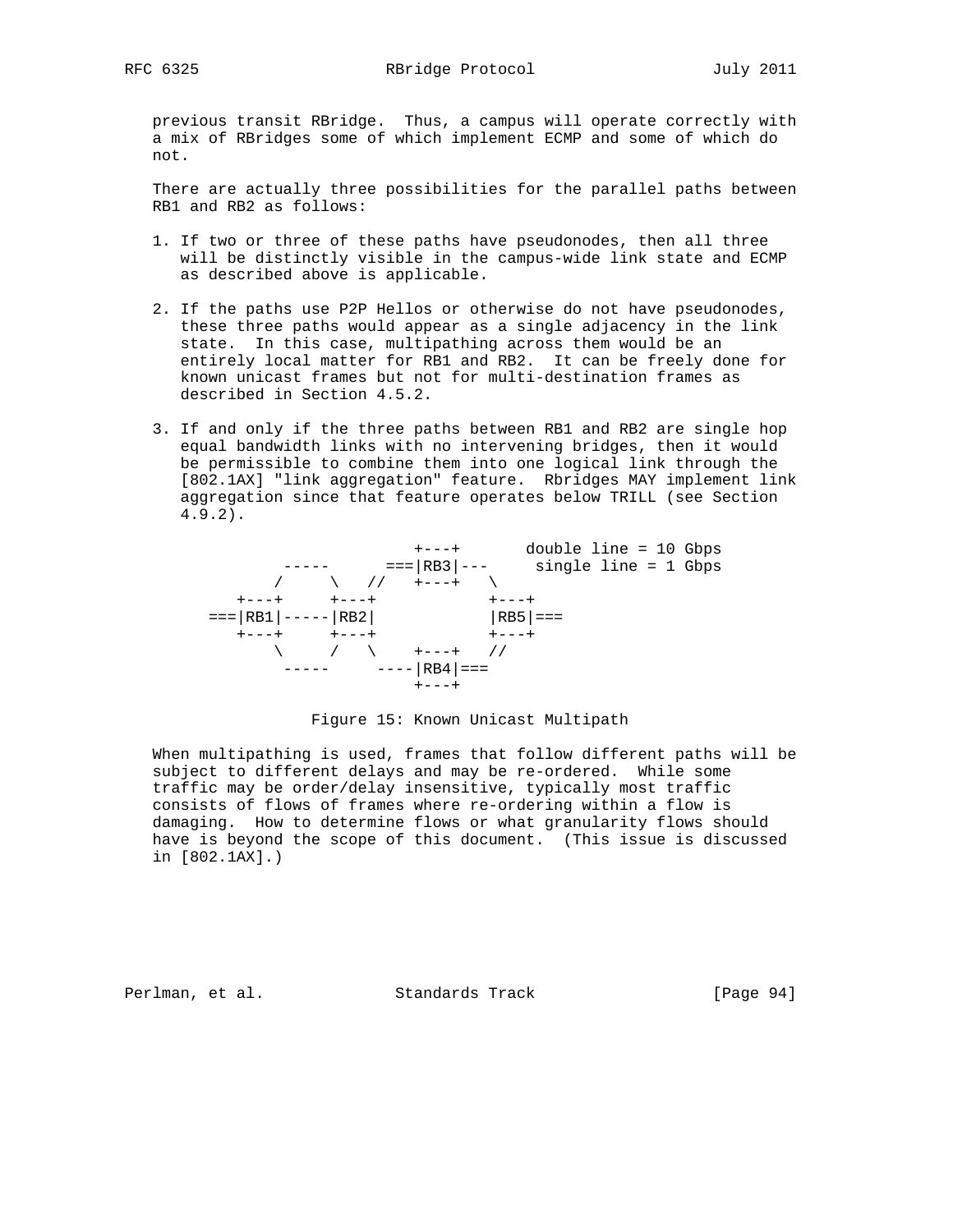previous transit RBridge. Thus, a campus will operate correctly with a mix of RBridges some of which implement ECMP and some of which do not.

There are actually three possibilities for the parallel paths between RB1 and RB2 as follows:

1. If two or three of these paths have pseudonodes, then all three will be distinctly visible in the campus-wide link state and ECMP as described above is applicable.

2. If the paths use P2P Hellos or otherwise do not have pseudonodes, these three paths would appear as a single adjacency in the link state. In this case, multipathing across them would be an entirely local matter for RB1 and RB2. It can be freely done for known unicast frames but not for multi-destination frames as described in Section 4.5.2.

3. If and only if the three paths between RB1 and RB2 are single hop equal bandwidth links with no intervening bridges, then it would be permissible to combine them into one logical link through the [802.1AX] "link aggregation" feature. Rbridges MAY implement link aggregation since that feature operates below TRILL (see Section 4.9.2).

```
                       +---+       double line = 10 Gbps
         -----      ===|RB3|---     single line = 1 Gbps
        /     \   //   +---+   \
     +---+     +---+            +---+
  ===|RB1|-----|RB2|            |RB5|===
     +---+     +---+            +---+
        \     /   \    +---+   //
         -----     ----|RB4|===
                       +---+
```

Figure 15: Known Unicast Multipath

When multipathing is used, frames that follow different paths will be subject to different delays and may be re-ordered. While some traffic may be order/delay insensitive, typically most traffic consists of flows of frames where re-ordering within a flow is damaging. How to determine flows or what granularity flows should have is beyond the scope of this document. (This issue is discussed in [802.1AX].)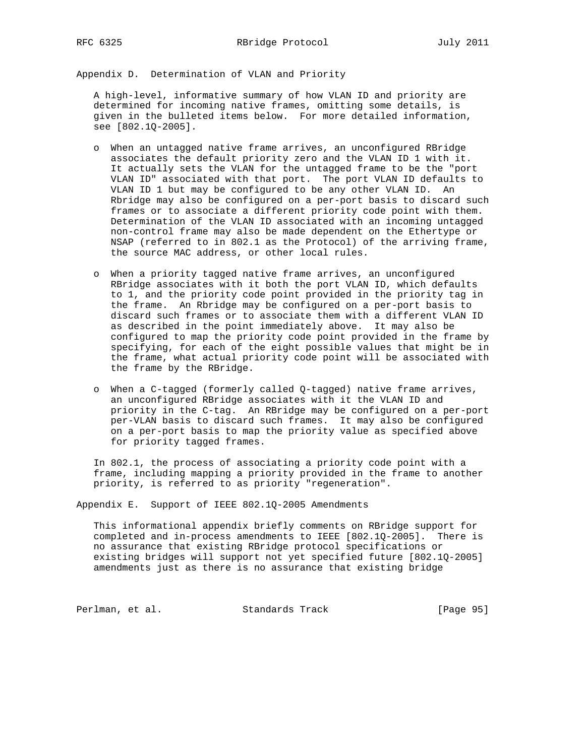## Appendix D. Determination of VLAN and Priority

A high-level, informative summary of how VLAN ID and priority are determined for incoming native frames, omitting some details, is given in the bulleted items below. For more detailed information, see [802.1Q-2005].

- When an untagged native frame arrives, an unconfigured RBridge associates the default priority zero and the VLAN ID 1 with it. It actually sets the VLAN for the untagged frame to be the "port VLAN ID" associated with that port. The port VLAN ID defaults to VLAN ID 1 but may be configured to be any other VLAN ID. An Rbridge may also be configured on a per-port basis to discard such frames or to associate a different priority code point with them. Determination of the VLAN ID associated with an incoming untagged non-control frame may also be made dependent on the Ethertype or NSAP (referred to in 802.1 as the Protocol) of the arriving frame, the source MAC address, or other local rules.

- When a priority tagged native frame arrives, an unconfigured RBridge associates with it both the port VLAN ID, which defaults to 1, and the priority code point provided in the priority tag in the frame. An Rbridge may be configured on a per-port basis to discard such frames or to associate them with a different VLAN ID as described in the point immediately above. It may also be configured to map the priority code point provided in the frame by specifying, for each of the eight possible values that might be in the frame, what actual priority code point will be associated with the frame by the RBridge.

- When a C-tagged (formerly called Q-tagged) native frame arrives, an unconfigured RBridge associates with it the VLAN ID and priority in the C-tag. An RBridge may be configured on a per-port per-VLAN basis to discard such frames. It may also be configured on a per-port basis to map the priority value as specified above for priority tagged frames.

In 802.1, the process of associating a priority code point with a frame, including mapping a priority provided in the frame to another priority, is referred to as priority "regeneration".

## Appendix E. Support of IEEE 802.1Q-2005 Amendments

This informational appendix briefly comments on RBridge support for completed and in-process amendments to IEEE [802.1Q-2005]. There is no assurance that existing RBridge protocol specifications or existing bridges will support not yet specified future [802.1Q-2005] amendments just as there is no assurance that existing bridge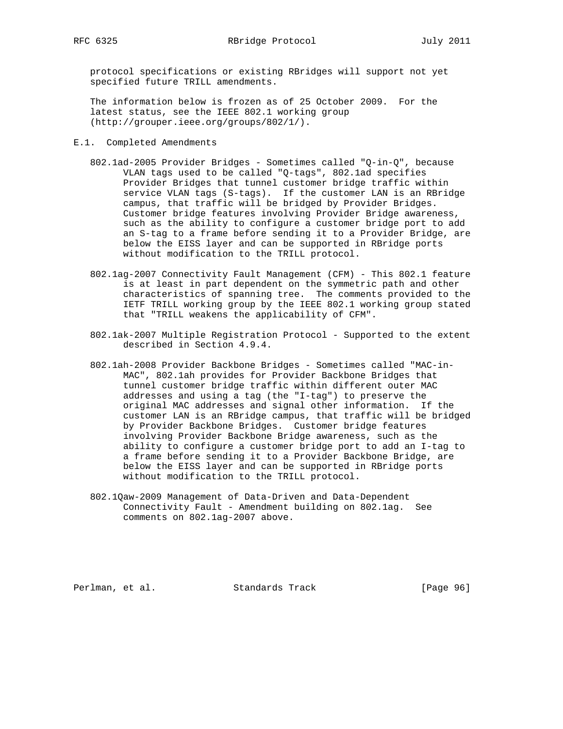protocol specifications or existing RBridges will support not yet specified future TRILL amendments.

The information below is frozen as of 25 October 2009. For the latest status, see the IEEE 802.1 working group (http://grouper.ieee.org/groups/802/1/).

## E.1. Completed Amendments

802.1ad-2005 Provider Bridges - Sometimes called "Q-in-Q", because VLAN tags used to be called "Q-tags", 802.1ad specifies Provider Bridges that tunnel customer bridge traffic within service VLAN tags (S-tags). If the customer LAN is an RBridge campus, that traffic will be bridged by Provider Bridges. Customer bridge features involving Provider Bridge awareness, such as the ability to configure a customer bridge port to add an S-tag to a frame before sending it to a Provider Bridge, are below the EISS layer and can be supported in RBridge ports without modification to the TRILL protocol.

802.1ag-2007 Connectivity Fault Management (CFM) - This 802.1 feature is at least in part dependent on the symmetric path and other characteristics of spanning tree. The comments provided to the IETF TRILL working group by the IEEE 802.1 working group stated that "TRILL weakens the applicability of CFM".

802.1ak-2007 Multiple Registration Protocol - Supported to the extent described in Section 4.9.4.

802.1ah-2008 Provider Backbone Bridges - Sometimes called "MAC-in-MAC", 802.1ah provides for Provider Backbone Bridges that tunnel customer bridge traffic within different outer MAC addresses and using a tag (the "I-tag") to preserve the original MAC addresses and signal other information. If the customer LAN is an RBridge campus, that traffic will be bridged by Provider Backbone Bridges. Customer bridge features involving Provider Backbone Bridge awareness, such as the ability to configure a customer bridge port to add an I-tag to a frame before sending it to a Provider Backbone Bridge, are below the EISS layer and can be supported in RBridge ports without modification to the TRILL protocol.

802.1Qaw-2009 Management of Data-Driven and Data-Dependent Connectivity Fault - Amendment building on 802.1ag. See comments on 802.1ag-2007 above.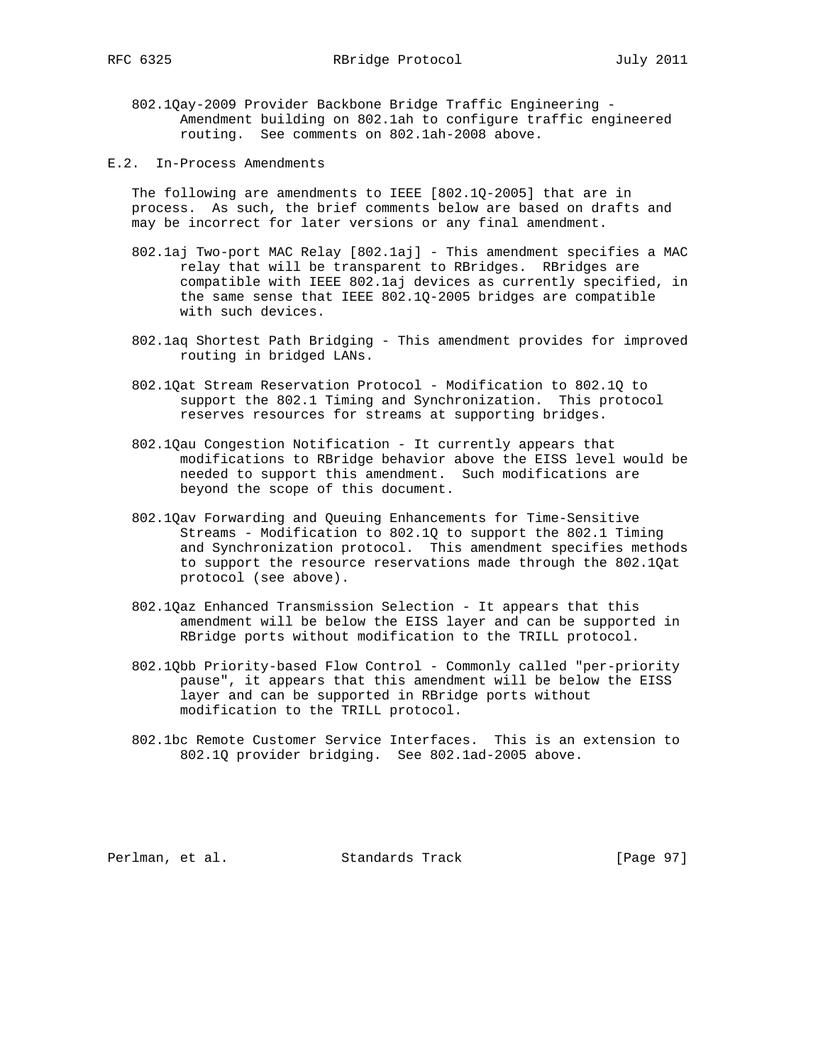802.1Qay-2009 Provider Backbone Bridge Traffic Engineering - Amendment building on 802.1ah to configure traffic engineered routing. See comments on 802.1ah-2008 above.

## E.2. In-Process Amendments

The following are amendments to IEEE [802.1Q-2005] that are in process. As such, the brief comments below are based on drafts and may be incorrect for later versions or any final amendment.

802.1aj Two-port MAC Relay [802.1aj] - This amendment specifies a MAC relay that will be transparent to RBridges. RBridges are compatible with IEEE 802.1aj devices as currently specified, in the same sense that IEEE 802.1Q-2005 bridges are compatible with such devices.

802.1aq Shortest Path Bridging - This amendment provides for improved routing in bridged LANs.

802.1Qat Stream Reservation Protocol - Modification to 802.1Q to support the 802.1 Timing and Synchronization. This protocol reserves resources for streams at supporting bridges.

802.1Qau Congestion Notification - It currently appears that modifications to RBridge behavior above the EISS level would be needed to support this amendment. Such modifications are beyond the scope of this document.

802.1Qav Forwarding and Queuing Enhancements for Time-Sensitive Streams - Modification to 802.1Q to support the 802.1 Timing and Synchronization protocol. This amendment specifies methods to support the resource reservations made through the 802.1Qat protocol (see above).

802.1Qaz Enhanced Transmission Selection - It appears that this amendment will be below the EISS layer and can be supported in RBridge ports without modification to the TRILL protocol.

802.1Qbb Priority-based Flow Control - Commonly called "per-priority pause", it appears that this amendment will be below the EISS layer and can be supported in RBridge ports without modification to the TRILL protocol.

802.1bc Remote Customer Service Interfaces. This is an extension to 802.1Q provider bridging. See 802.1ad-2005 above.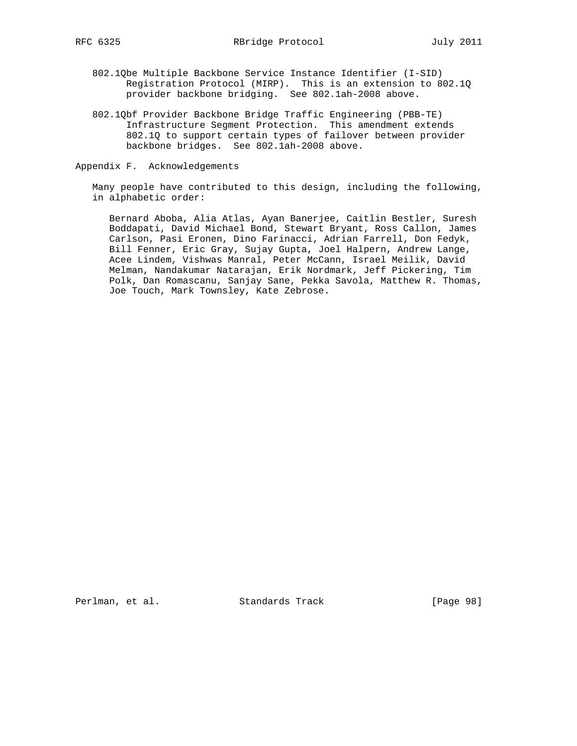802.1Qbe Multiple Backbone Service Instance Identifier (I-SID) Registration Protocol (MIRP). This is an extension to 802.1Q provider backbone bridging. See 802.1ah-2008 above.

802.1Qbf Provider Backbone Bridge Traffic Engineering (PBB-TE) Infrastructure Segment Protection. This amendment extends 802.1Q to support certain types of failover between provider backbone bridges. See 802.1ah-2008 above.

## Appendix F. Acknowledgements

Many people have contributed to this design, including the following, in alphabetic order:

Bernard Aboba, Alia Atlas, Ayan Banerjee, Caitlin Bestler, Suresh Boddapati, David Michael Bond, Stewart Bryant, Ross Callon, James Carlson, Pasi Eronen, Dino Farinacci, Adrian Farrell, Don Fedyk, Bill Fenner, Eric Gray, Sujay Gupta, Joel Halpern, Andrew Lange, Acee Lindem, Vishwas Manral, Peter McCann, Israel Meilik, David Melman, Nandakumar Natarajan, Erik Nordmark, Jeff Pickering, Tim Polk, Dan Romascanu, Sanjay Sane, Pekka Savola, Matthew R. Thomas, Joe Touch, Mark Townsley, Kate Zebrose.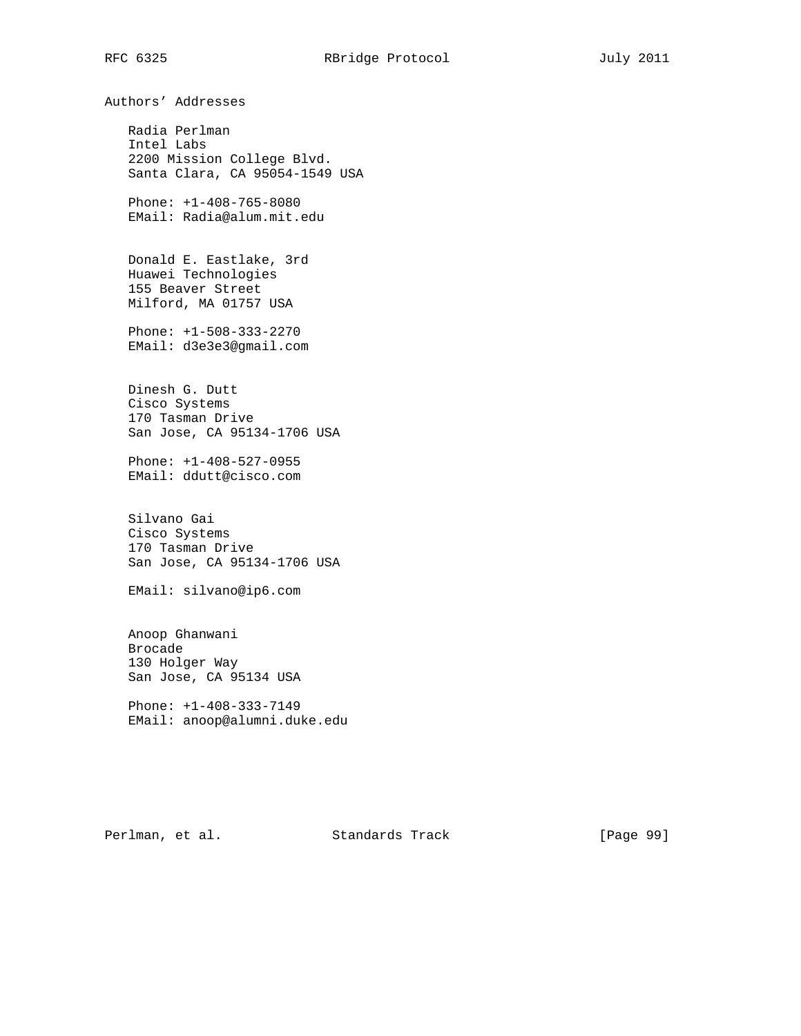## Authors' Addresses

Radia Perlman
Intel Labs
2200 Mission College Blvd.
Santa Clara, CA 95054-1549 USA

Phone: +1-408-765-8080
EMail: Radia@alum.mit.edu

Donald E. Eastlake, 3rd
Huawei Technologies
155 Beaver Street
Milford, MA 01757 USA

Phone: +1-508-333-2270
EMail: d3e3e3@gmail.com

Dinesh G. Dutt
Cisco Systems
170 Tasman Drive
San Jose, CA 95134-1706 USA

Phone: +1-408-527-0955
EMail: ddutt@cisco.com

Silvano Gai
Cisco Systems
170 Tasman Drive
San Jose, CA 95134-1706 USA

EMail: silvano@ip6.com

Anoop Ghanwani
Brocade
130 Holger Way
San Jose, CA 95134 USA

Phone: +1-408-333-7149
EMail: anoop@alumni.duke.edu